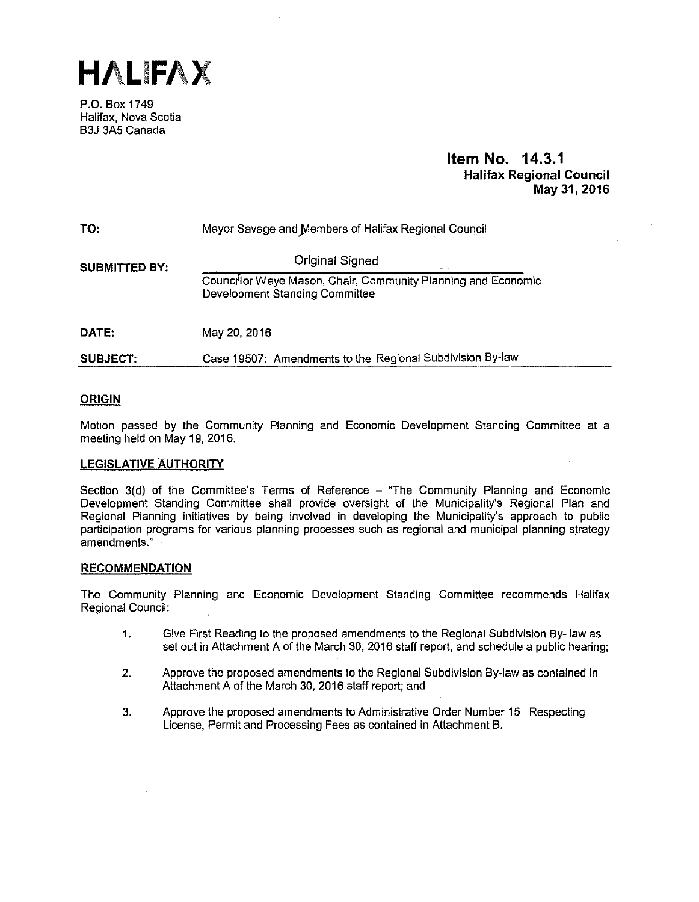# HALIFAX

P.O. Box 1749
Halifax, Nova Scotia
B3J 3A5 Canada

**Item No. 14.3.1**
**Halifax Regional Council**
**May 31, 2016**

**TO:** Mayor Savage and Members of Halifax Regional Council

**SUBMITTED BY:** Original Signed

Councillor Waye Mason, Chair, Community Planning and Economic Development Standing Committee

**DATE:** May 20, 2016

**SUBJECT:** Case 19507: Amendments to the Regional Subdivision By-law

## ORIGIN

Motion passed by the Community Planning and Economic Development Standing Committee at a meeting held on May 19, 2016.

## LEGISLATIVE AUTHORITY

Section 3(d) of the Committee's Terms of Reference – "The Community Planning and Economic Development Standing Committee shall provide oversight of the Municipality's Regional Plan and Regional Planning initiatives by being involved in developing the Municipality's approach to public participation programs for various planning processes such as regional and municipal planning strategy amendments."

## RECOMMENDATION

The Community Planning and Economic Development Standing Committee recommends Halifax Regional Council:

1. Give First Reading to the proposed amendments to the Regional Subdivision By- law as set out in Attachment A of the March 30, 2016 staff report, and schedule a public hearing;
2. Approve the proposed amendments to the Regional Subdivision By-law as contained in Attachment A of the March 30, 2016 staff report; and
3. Approve the proposed amendments to Administrative Order Number 15 Respecting License, Permit and Processing Fees as contained in Attachment B.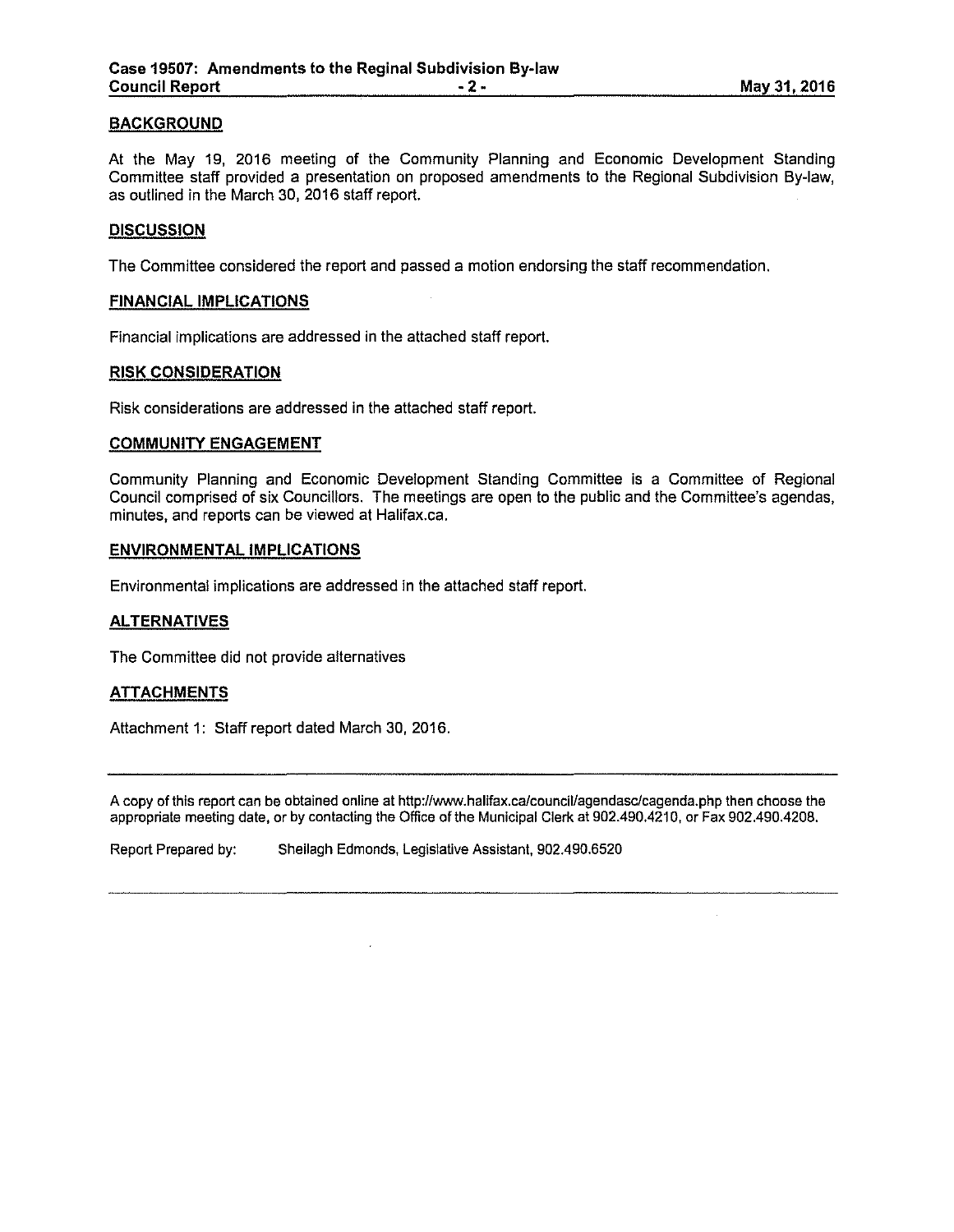## BACKGROUND

At the May 19, 2016 meeting of the Community Planning and Economic Development Standing Committee staff provided a presentation on proposed amendments to the Regional Subdivision By-law, as outlined in the March 30, 2016 staff report.

## DISCUSSION

The Committee considered the report and passed a motion endorsing the staff recommendation.

## FINANCIAL IMPLICATIONS

Financial implications are addressed in the attached staff report.

## RISK CONSIDERATION

Risk considerations are addressed in the attached staff report.

## COMMUNITY ENGAGEMENT

Community Planning and Economic Development Standing Committee is a Committee of Regional Council comprised of six Councillors. The meetings are open to the public and the Committee's agendas, minutes, and reports can be viewed at Halifax.ca.

## ENVIRONMENTAL IMPLICATIONS

Environmental implications are addressed in the attached staff report.

## ALTERNATIVES

The Committee did not provide alternatives

## ATTACHMENTS

Attachment 1: Staff report dated March 30, 2016.

---

A copy of this report can be obtained online at http://www.halifax.ca/council/agendasc/cagenda.php then choose the appropriate meeting date, or by contacting the Office of the Municipal Clerk at 902.490.4210, or Fax 902.490.4208.

Report Prepared by: Sheilagh Edmonds, Legislative Assistant, 902.490.6520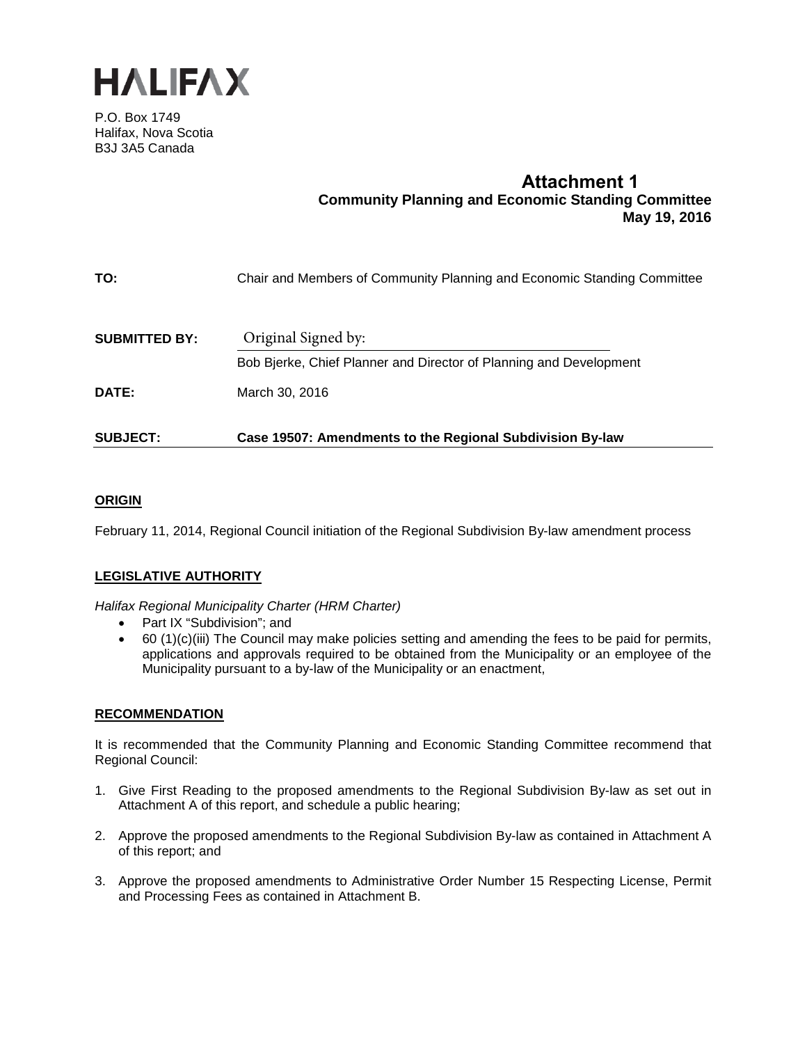HALIFAX

P.O. Box 1749
Halifax, Nova Scotia
B3J 3A5 Canada

**Attachment 1**
**Community Planning and Economic Standing Committee**
**May 19, 2016**

**TO:** Chair and Members of Community Planning and Economic Standing Committee

**SUBMITTED BY:** Original Signed by:

Bob Bjerke, Chief Planner and Director of Planning and Development

**DATE:** March 30, 2016

**SUBJECT:** **Case 19507: Amendments to the Regional Subdivision By-law**

## ORIGIN

February 11, 2014, Regional Council initiation of the Regional Subdivision By-law amendment process

## LEGISLATIVE AUTHORITY

*Halifax Regional Municipality Charter (HRM Charter)*

- Part IX "Subdivision"; and
- 60 (1)(c)(iii) The Council may make policies setting and amending the fees to be paid for permits, applications and approvals required to be obtained from the Municipality or an employee of the Municipality pursuant to a by-law of the Municipality or an enactment,

## RECOMMENDATION

It is recommended that the Community Planning and Economic Standing Committee recommend that Regional Council:

1. Give First Reading to the proposed amendments to the Regional Subdivision By-law as set out in Attachment A of this report, and schedule a public hearing;
2. Approve the proposed amendments to the Regional Subdivision By-law as contained in Attachment A of this report; and
3. Approve the proposed amendments to Administrative Order Number 15 Respecting License, Permit and Processing Fees as contained in Attachment B.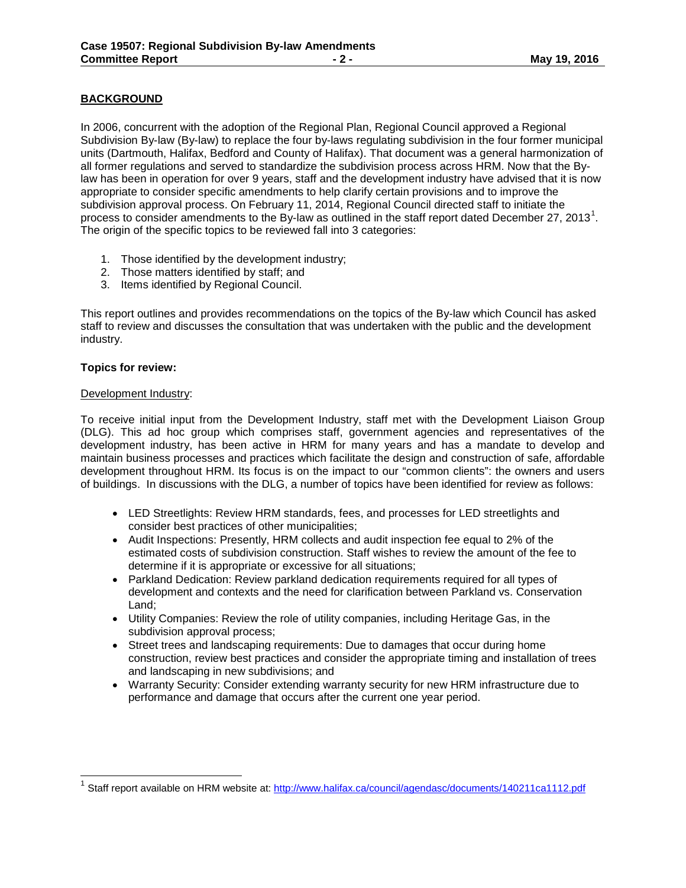## BACKGROUND

In 2006, concurrent with the adoption of the Regional Plan, Regional Council approved a Regional Subdivision By-law (By-law) to replace the four by-laws regulating subdivision in the four former municipal units (Dartmouth, Halifax, Bedford and County of Halifax). That document was a general harmonization of all former regulations and served to standardize the subdivision process across HRM. Now that the By-law has been in operation for over 9 years, staff and the development industry have advised that it is now appropriate to consider specific amendments to help clarify certain provisions and to improve the subdivision approval process. On February 11, 2014, Regional Council directed staff to initiate the process to consider amendments to the By-law as outlined in the staff report dated December 27, 2013[1]. The origin of the specific topics to be reviewed fall into 3 categories:

1. Those identified by the development industry;
2. Those matters identified by staff; and
3. Items identified by Regional Council.

This report outlines and provides recommendations on the topics of the By-law which Council has asked staff to review and discusses the consultation that was undertaken with the public and the development industry.

**Topics for review:**

Development Industry:

To receive initial input from the Development Industry, staff met with the Development Liaison Group (DLG). This ad hoc group which comprises staff, government agencies and representatives of the development industry, has been active in HRM for many years and has a mandate to develop and maintain business processes and practices which facilitate the design and construction of safe, affordable development throughout HRM. Its focus is on the impact to our "common clients": the owners and users of buildings. In discussions with the DLG, a number of topics have been identified for review as follows:

- LED Streetlights: Review HRM standards, fees, and processes for LED streetlights and consider best practices of other municipalities;
- Audit Inspections: Presently, HRM collects and audit inspection fee equal to 2% of the estimated costs of subdivision construction. Staff wishes to review the amount of the fee to determine if it is appropriate or excessive for all situations;
- Parkland Dedication: Review parkland dedication requirements required for all types of development and contexts and the need for clarification between Parkland vs. Conservation Land;
- Utility Companies: Review the role of utility companies, including Heritage Gas, in the subdivision approval process;
- Street trees and landscaping requirements: Due to damages that occur during home construction, review best practices and consider the appropriate timing and installation of trees and landscaping in new subdivisions; and
- Warranty Security: Consider extending warranty security for new HRM infrastructure due to performance and damage that occurs after the current one year period.

[1] Staff report available on HRM website at: http://www.halifax.ca/council/agendasc/documents/140211ca1112.pdf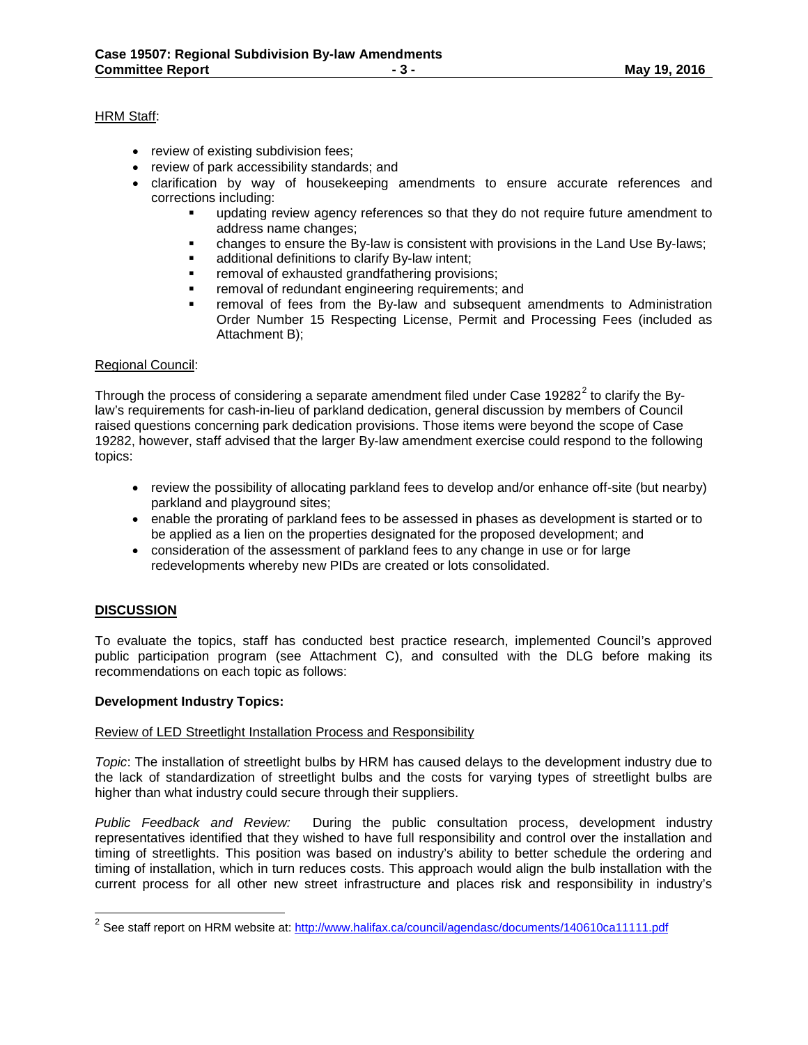HRM Staff:

- review of existing subdivision fees;
- review of park accessibility standards; and
- clarification by way of housekeeping amendments to ensure accurate references and corrections including:
  - updating review agency references so that they do not require future amendment to address name changes;
  - changes to ensure the By-law is consistent with provisions in the Land Use By-laws;
  - additional definitions to clarify By-law intent;
  - removal of exhausted grandfathering provisions;
  - removal of redundant engineering requirements; and
  - removal of fees from the By-law and subsequent amendments to Administration Order Number 15 Respecting License, Permit and Processing Fees (included as Attachment B);

Regional Council:

Through the process of considering a separate amendment filed under Case 19282[2] to clarify the By-law's requirements for cash-in-lieu of parkland dedication, general discussion by members of Council raised questions concerning park dedication provisions. Those items were beyond the scope of Case 19282, however, staff advised that the larger By-law amendment exercise could respond to the following topics:

- review the possibility of allocating parkland fees to develop and/or enhance off-site (but nearby) parkland and playground sites;
- enable the prorating of parkland fees to be assessed in phases as development is started or to be applied as a lien on the properties designated for the proposed development; and
- consideration of the assessment of parkland fees to any change in use or for large redevelopments whereby new PIDs are created or lots consolidated.

## DISCUSSION

To evaluate the topics, staff has conducted best practice research, implemented Council's approved public participation program (see Attachment C), and consulted with the DLG before making its recommendations on each topic as follows:

**Development Industry Topics:**

Review of LED Streetlight Installation Process and Responsibility

*Topic*: The installation of streetlight bulbs by HRM has caused delays to the development industry due to the lack of standardization of streetlight bulbs and the costs for varying types of streetlight bulbs are higher than what industry could secure through their suppliers.

*Public Feedback and Review:* During the public consultation process, development industry representatives identified that they wished to have full responsibility and control over the installation and timing of streetlights. This position was based on industry's ability to better schedule the ordering and timing of installation, which in turn reduces costs. This approach would align the bulb installation with the current process for all other new street infrastructure and places risk and responsibility in industry's

[2] See staff report on HRM website at: http://www.halifax.ca/council/agendasc/documents/140610ca11111.pdf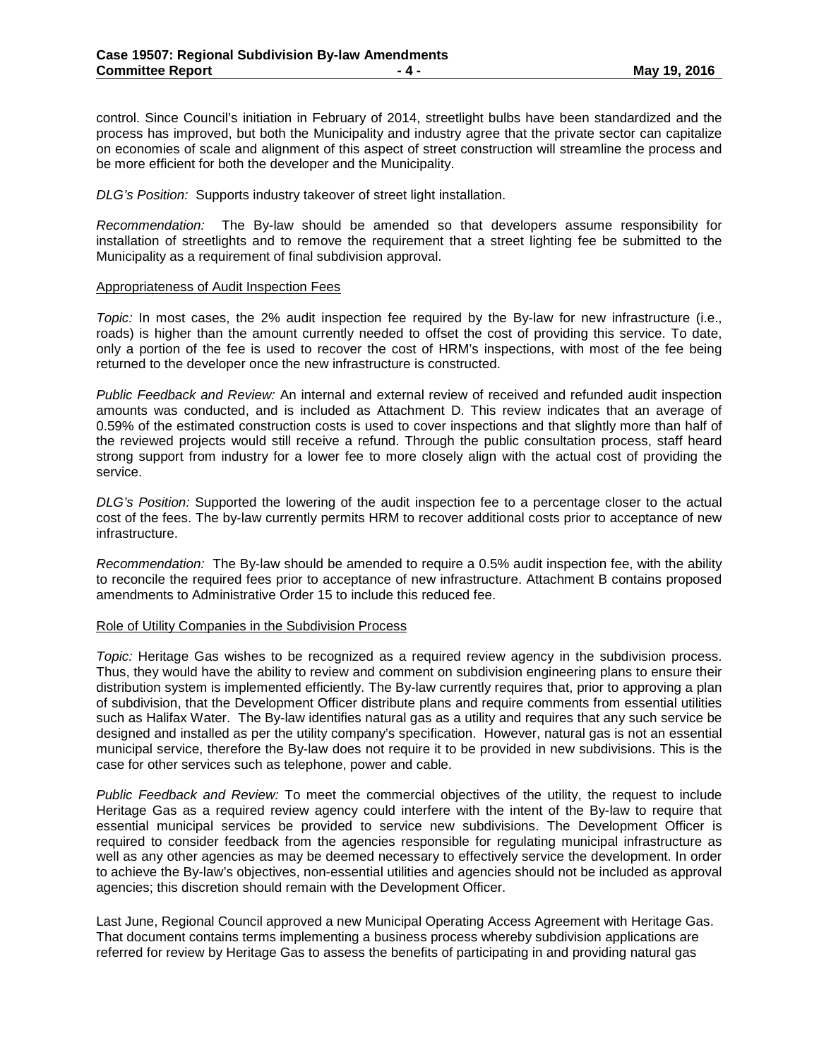control. Since Council's initiation in February of 2014, streetlight bulbs have been standardized and the process has improved, but both the Municipality and industry agree that the private sector can capitalize on economies of scale and alignment of this aspect of street construction will streamline the process and be more efficient for both the developer and the Municipality.

*DLG's Position:* Supports industry takeover of street light installation.

*Recommendation:* The By-law should be amended so that developers assume responsibility for installation of streetlights and to remove the requirement that a street lighting fee be submitted to the Municipality as a requirement of final subdivision approval.

Appropriateness of Audit Inspection Fees

*Topic:* In most cases, the 2% audit inspection fee required by the By-law for new infrastructure (i.e., roads) is higher than the amount currently needed to offset the cost of providing this service. To date, only a portion of the fee is used to recover the cost of HRM's inspections, with most of the fee being returned to the developer once the new infrastructure is constructed.

*Public Feedback and Review:* An internal and external review of received and refunded audit inspection amounts was conducted, and is included as Attachment D. This review indicates that an average of 0.59% of the estimated construction costs is used to cover inspections and that slightly more than half of the reviewed projects would still receive a refund. Through the public consultation process, staff heard strong support from industry for a lower fee to more closely align with the actual cost of providing the service.

*DLG's Position:* Supported the lowering of the audit inspection fee to a percentage closer to the actual cost of the fees. The by-law currently permits HRM to recover additional costs prior to acceptance of new infrastructure.

*Recommendation:* The By-law should be amended to require a 0.5% audit inspection fee, with the ability to reconcile the required fees prior to acceptance of new infrastructure. Attachment B contains proposed amendments to Administrative Order 15 to include this reduced fee.

Role of Utility Companies in the Subdivision Process

*Topic:* Heritage Gas wishes to be recognized as a required review agency in the subdivision process. Thus, they would have the ability to review and comment on subdivision engineering plans to ensure their distribution system is implemented efficiently. The By-law currently requires that, prior to approving a plan of subdivision, that the Development Officer distribute plans and require comments from essential utilities such as Halifax Water. The By-law identifies natural gas as a utility and requires that any such service be designed and installed as per the utility company's specification. However, natural gas is not an essential municipal service, therefore the By-law does not require it to be provided in new subdivisions. This is the case for other services such as telephone, power and cable.

*Public Feedback and Review:* To meet the commercial objectives of the utility, the request to include Heritage Gas as a required review agency could interfere with the intent of the By-law to require that essential municipal services be provided to service new subdivisions. The Development Officer is required to consider feedback from the agencies responsible for regulating municipal infrastructure as well as any other agencies as may be deemed necessary to effectively service the development. In order to achieve the By-law's objectives, non-essential utilities and agencies should not be included as approval agencies; this discretion should remain with the Development Officer.

Last June, Regional Council approved a new Municipal Operating Access Agreement with Heritage Gas. That document contains terms implementing a business process whereby subdivision applications are referred for review by Heritage Gas to assess the benefits of participating in and providing natural gas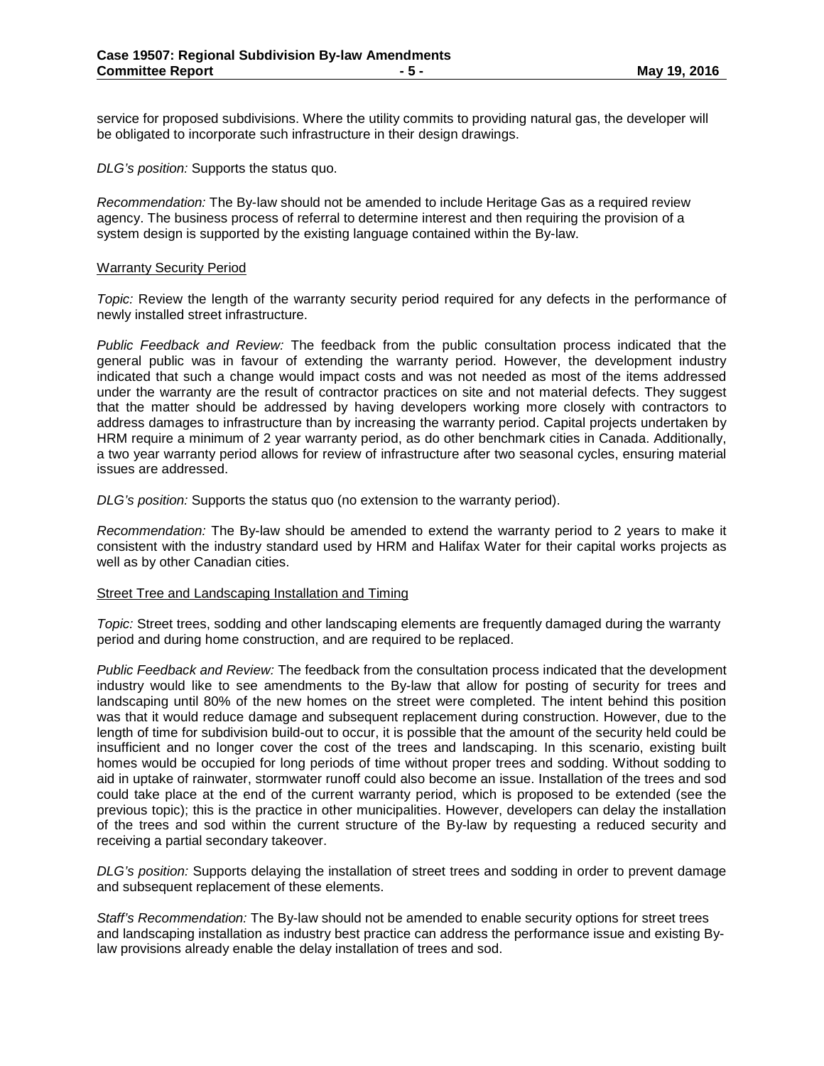service for proposed subdivisions. Where the utility commits to providing natural gas, the developer will be obligated to incorporate such infrastructure in their design drawings.

*DLG's position:* Supports the status quo.

*Recommendation:* The By-law should not be amended to include Heritage Gas as a required review agency. The business process of referral to determine interest and then requiring the provision of a system design is supported by the existing language contained within the By-law.

Warranty Security Period

*Topic:* Review the length of the warranty security period required for any defects in the performance of newly installed street infrastructure.

*Public Feedback and Review:* The feedback from the public consultation process indicated that the general public was in favour of extending the warranty period. However, the development industry indicated that such a change would impact costs and was not needed as most of the items addressed under the warranty are the result of contractor practices on site and not material defects. They suggest that the matter should be addressed by having developers working more closely with contractors to address damages to infrastructure than by increasing the warranty period. Capital projects undertaken by HRM require a minimum of 2 year warranty period, as do other benchmark cities in Canada. Additionally, a two year warranty period allows for review of infrastructure after two seasonal cycles, ensuring material issues are addressed.

*DLG's position:* Supports the status quo (no extension to the warranty period).

*Recommendation:* The By-law should be amended to extend the warranty period to 2 years to make it consistent with the industry standard used by HRM and Halifax Water for their capital works projects as well as by other Canadian cities.

Street Tree and Landscaping Installation and Timing

*Topic:* Street trees, sodding and other landscaping elements are frequently damaged during the warranty period and during home construction, and are required to be replaced.

*Public Feedback and Review:* The feedback from the consultation process indicated that the development industry would like to see amendments to the By-law that allow for posting of security for trees and landscaping until 80% of the new homes on the street were completed. The intent behind this position was that it would reduce damage and subsequent replacement during construction. However, due to the length of time for subdivision build-out to occur, it is possible that the amount of the security held could be insufficient and no longer cover the cost of the trees and landscaping. In this scenario, existing built homes would be occupied for long periods of time without proper trees and sodding. Without sodding to aid in uptake of rainwater, stormwater runoff could also become an issue. Installation of the trees and sod could take place at the end of the current warranty period, which is proposed to be extended (see the previous topic); this is the practice in other municipalities. However, developers can delay the installation of the trees and sod within the current structure of the By-law by requesting a reduced security and receiving a partial secondary takeover.

*DLG's position:* Supports delaying the installation of street trees and sodding in order to prevent damage and subsequent replacement of these elements.

*Staff's Recommendation:* The By-law should not be amended to enable security options for street trees and landscaping installation as industry best practice can address the performance issue and existing By-law provisions already enable the delay installation of trees and sod.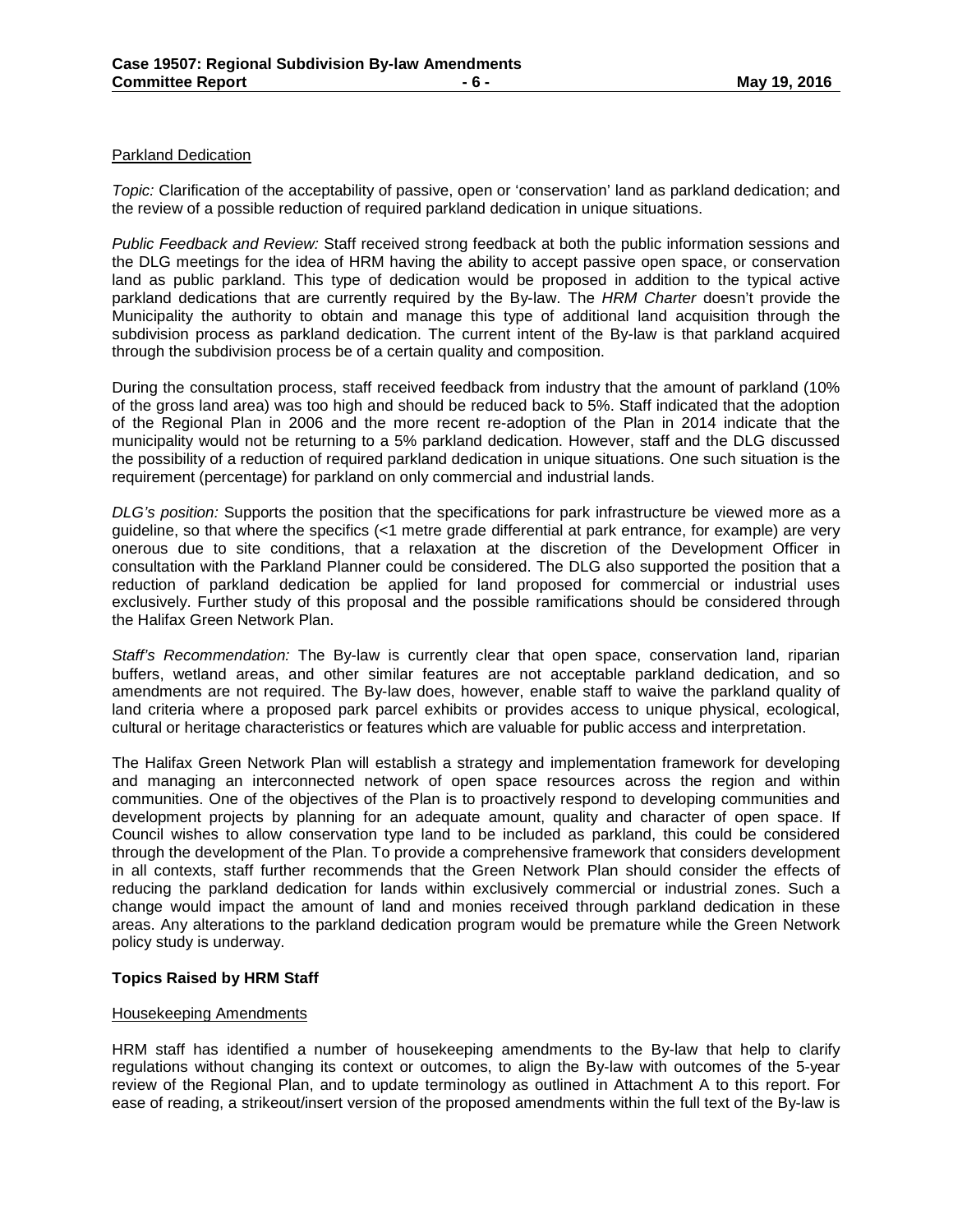Parkland Dedication

*Topic:* Clarification of the acceptability of passive, open or 'conservation' land as parkland dedication; and the review of a possible reduction of required parkland dedication in unique situations.

*Public Feedback and Review:* Staff received strong feedback at both the public information sessions and the DLG meetings for the idea of HRM having the ability to accept passive open space, or conservation land as public parkland. This type of dedication would be proposed in addition to the typical active parkland dedications that are currently required by the By-law. The *HRM Charter* doesn't provide the Municipality the authority to obtain and manage this type of additional land acquisition through the subdivision process as parkland dedication. The current intent of the By-law is that parkland acquired through the subdivision process be of a certain quality and composition.

During the consultation process, staff received feedback from industry that the amount of parkland (10% of the gross land area) was too high and should be reduced back to 5%. Staff indicated that the adoption of the Regional Plan in 2006 and the more recent re-adoption of the Plan in 2014 indicate that the municipality would not be returning to a 5% parkland dedication. However, staff and the DLG discussed the possibility of a reduction of required parkland dedication in unique situations. One such situation is the requirement (percentage) for parkland on only commercial and industrial lands.

*DLG's position:* Supports the position that the specifications for park infrastructure be viewed more as a guideline, so that where the specifics (<1 metre grade differential at park entrance, for example) are very onerous due to site conditions, that a relaxation at the discretion of the Development Officer in consultation with the Parkland Planner could be considered. The DLG also supported the position that a reduction of parkland dedication be applied for land proposed for commercial or industrial uses exclusively. Further study of this proposal and the possible ramifications should be considered through the Halifax Green Network Plan.

*Staff's Recommendation:* The By-law is currently clear that open space, conservation land, riparian buffers, wetland areas, and other similar features are not acceptable parkland dedication, and so amendments are not required. The By-law does, however, enable staff to waive the parkland quality of land criteria where a proposed park parcel exhibits or provides access to unique physical, ecological, cultural or heritage characteristics or features which are valuable for public access and interpretation.

The Halifax Green Network Plan will establish a strategy and implementation framework for developing and managing an interconnected network of open space resources across the region and within communities. One of the objectives of the Plan is to proactively respond to developing communities and development projects by planning for an adequate amount, quality and character of open space. If Council wishes to allow conservation type land to be included as parkland, this could be considered through the development of the Plan. To provide a comprehensive framework that considers development in all contexts, staff further recommends that the Green Network Plan should consider the effects of reducing the parkland dedication for lands within exclusively commercial or industrial zones. Such a change would impact the amount of land and monies received through parkland dedication in these areas. Any alterations to the parkland dedication program would be premature while the Green Network policy study is underway.

**Topics Raised by HRM Staff**

Housekeeping Amendments

HRM staff has identified a number of housekeeping amendments to the By-law that help to clarify regulations without changing its context or outcomes, to align the By-law with outcomes of the 5-year review of the Regional Plan, and to update terminology as outlined in Attachment A to this report. For ease of reading, a strikeout/insert version of the proposed amendments within the full text of the By-law is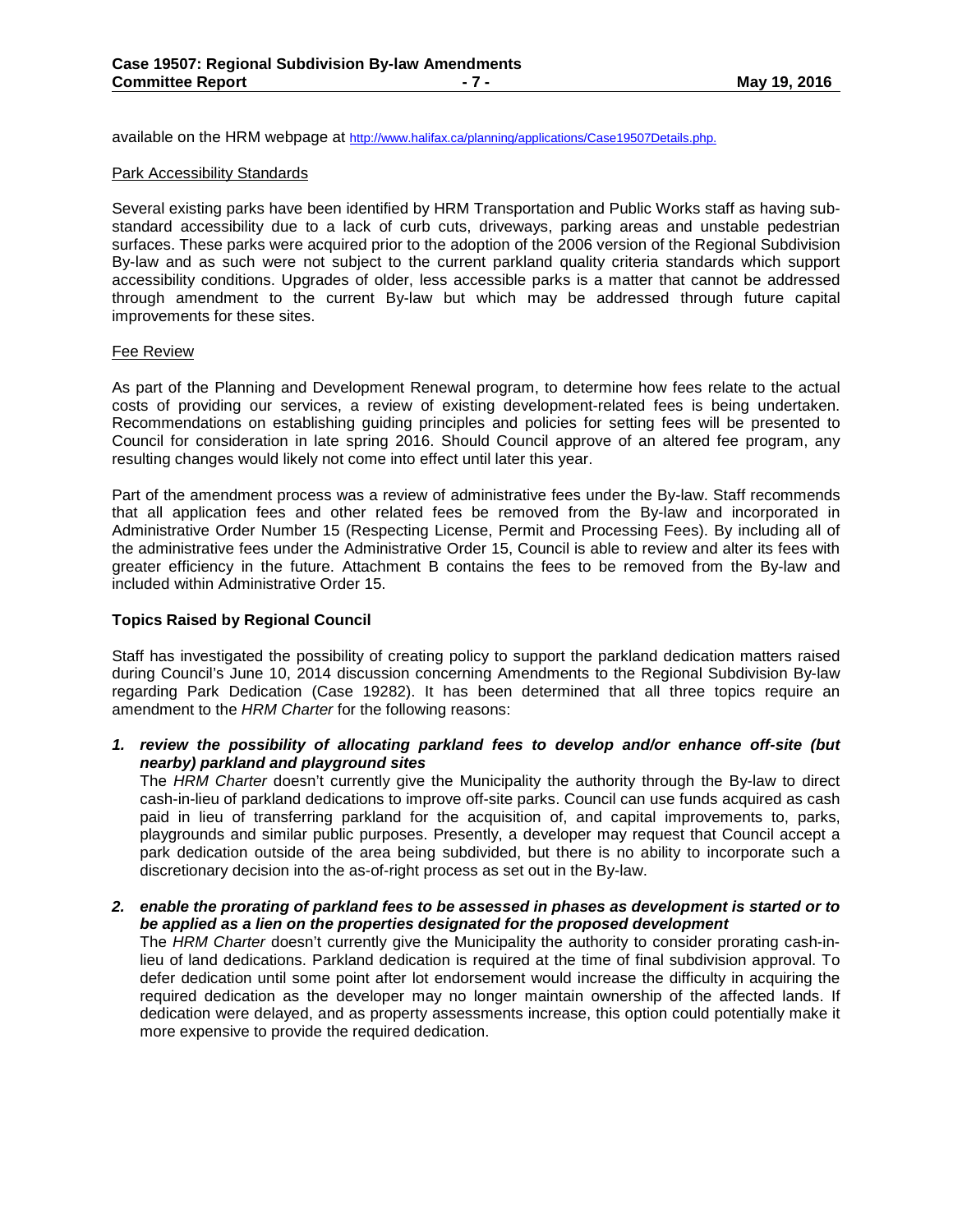available on the HRM webpage at http://www.halifax.ca/planning/applications/Case19507Details.php.

Park Accessibility Standards

Several existing parks have been identified by HRM Transportation and Public Works staff as having sub-standard accessibility due to a lack of curb cuts, driveways, parking areas and unstable pedestrian surfaces. These parks were acquired prior to the adoption of the 2006 version of the Regional Subdivision By-law and as such were not subject to the current parkland quality criteria standards which support accessibility conditions. Upgrades of older, less accessible parks is a matter that cannot be addressed through amendment to the current By-law but which may be addressed through future capital improvements for these sites.

Fee Review

As part of the Planning and Development Renewal program, to determine how fees relate to the actual costs of providing our services, a review of existing development-related fees is being undertaken. Recommendations on establishing guiding principles and policies for setting fees will be presented to Council for consideration in late spring 2016. Should Council approve of an altered fee program, any resulting changes would likely not come into effect until later this year.

Part of the amendment process was a review of administrative fees under the By-law. Staff recommends that all application fees and other related fees be removed from the By-law and incorporated in Administrative Order Number 15 (Respecting License, Permit and Processing Fees). By including all of the administrative fees under the Administrative Order 15, Council is able to review and alter its fees with greater efficiency in the future. Attachment B contains the fees to be removed from the By-law and included within Administrative Order 15.

**Topics Raised by Regional Council**

Staff has investigated the possibility of creating policy to support the parkland dedication matters raised during Council's June 10, 2014 discussion concerning Amendments to the Regional Subdivision By-law regarding Park Dedication (Case 19282). It has been determined that all three topics require an amendment to the *HRM Charter* for the following reasons:

1. ***review the possibility of allocating parkland fees to develop and/or enhance off-site (but nearby) parkland and playground sites***
   The *HRM Charter* doesn't currently give the Municipality the authority through the By-law to direct cash-in-lieu of parkland dedications to improve off-site parks. Council can use funds acquired as cash paid in lieu of transferring parkland for the acquisition of, and capital improvements to, parks, playgrounds and similar public purposes. Presently, a developer may request that Council accept a park dedication outside of the area being subdivided, but there is no ability to incorporate such a discretionary decision into the as-of-right process as set out in the By-law.

2. ***enable the prorating of parkland fees to be assessed in phases as development is started or to be applied as a lien on the properties designated for the proposed development***
   The *HRM Charter* doesn't currently give the Municipality the authority to consider prorating cash-in-lieu of land dedications. Parkland dedication is required at the time of final subdivision approval. To defer dedication until some point after lot endorsement would increase the difficulty in acquiring the required dedication as the developer may no longer maintain ownership of the affected lands. If dedication were delayed, and as property assessments increase, this option could potentially make it more expensive to provide the required dedication.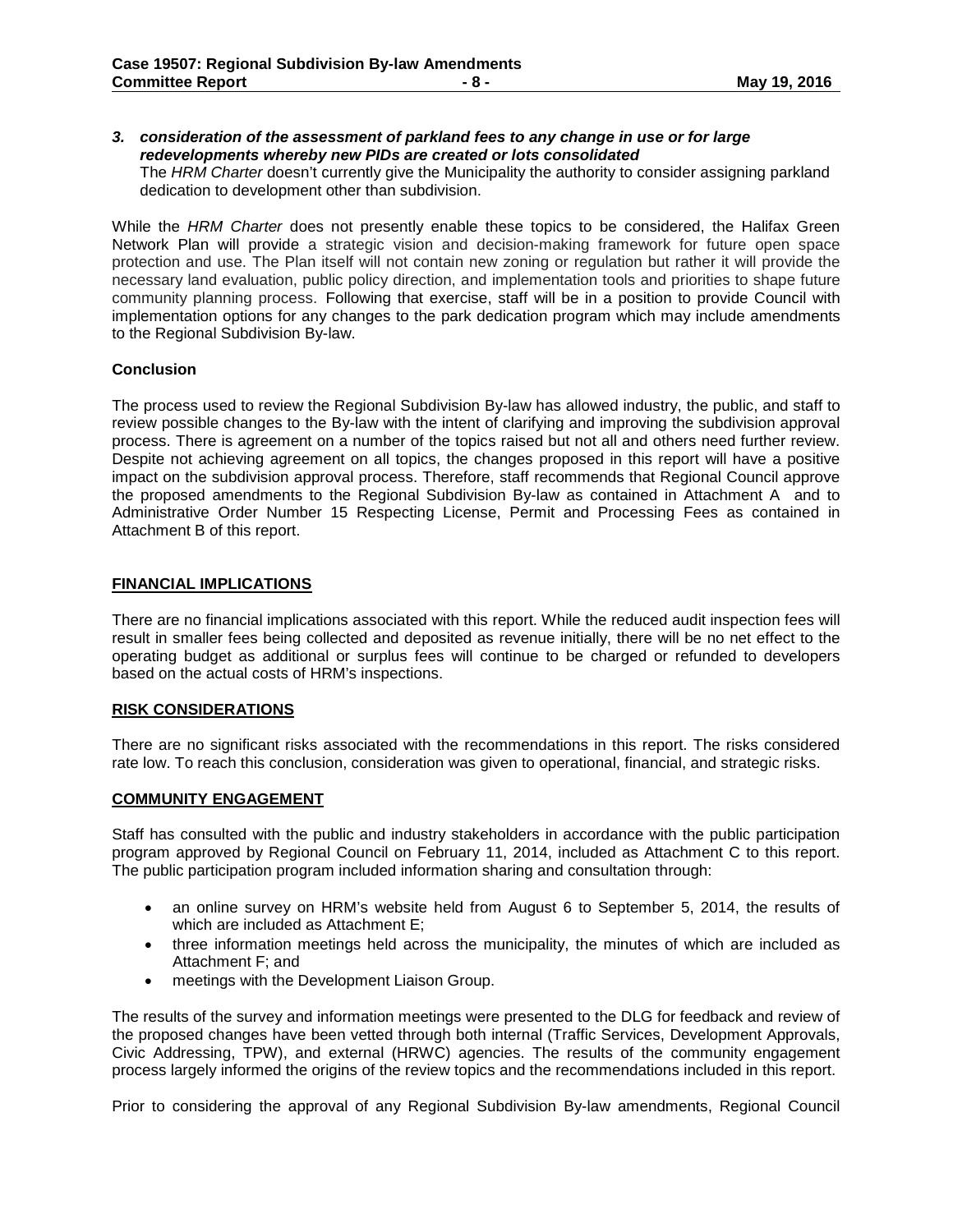***3. consideration of the assessment of parkland fees to any change in use or for large redevelopments whereby new PIDs are created or lots consolidated***

The *HRM Charter* doesn't currently give the Municipality the authority to consider assigning parkland dedication to development other than subdivision.

While the *HRM Charter* does not presently enable these topics to be considered, the Halifax Green Network Plan will provide a strategic vision and decision-making framework for future open space protection and use. The Plan itself will not contain new zoning or regulation but rather it will provide the necessary land evaluation, public policy direction, and implementation tools and priorities to shape future community planning process. Following that exercise, staff will be in a position to provide Council with implementation options for any changes to the park dedication program which may include amendments to the Regional Subdivision By-law.

**Conclusion**

The process used to review the Regional Subdivision By-law has allowed industry, the public, and staff to review possible changes to the By-law with the intent of clarifying and improving the subdivision approval process. There is agreement on a number of the topics raised but not all and others need further review. Despite not achieving agreement on all topics, the changes proposed in this report will have a positive impact on the subdivision approval process. Therefore, staff recommends that Regional Council approve the proposed amendments to the Regional Subdivision By-law as contained in Attachment A and to Administrative Order Number 15 Respecting License, Permit and Processing Fees as contained in Attachment B of this report.

## FINANCIAL IMPLICATIONS

There are no financial implications associated with this report. While the reduced audit inspection fees will result in smaller fees being collected and deposited as revenue initially, there will be no net effect to the operating budget as additional or surplus fees will continue to be charged or refunded to developers based on the actual costs of HRM's inspections.

## RISK CONSIDERATIONS

There are no significant risks associated with the recommendations in this report. The risks considered rate low. To reach this conclusion, consideration was given to operational, financial, and strategic risks.

## COMMUNITY ENGAGEMENT

Staff has consulted with the public and industry stakeholders in accordance with the public participation program approved by Regional Council on February 11, 2014, included as Attachment C to this report. The public participation program included information sharing and consultation through:

- an online survey on HRM's website held from August 6 to September 5, 2014, the results of which are included as Attachment E;
- three information meetings held across the municipality, the minutes of which are included as Attachment F; and
- meetings with the Development Liaison Group.

The results of the survey and information meetings were presented to the DLG for feedback and review of the proposed changes have been vetted through both internal (Traffic Services, Development Approvals, Civic Addressing, TPW), and external (HRWC) agencies. The results of the community engagement process largely informed the origins of the review topics and the recommendations included in this report.

Prior to considering the approval of any Regional Subdivision By-law amendments, Regional Council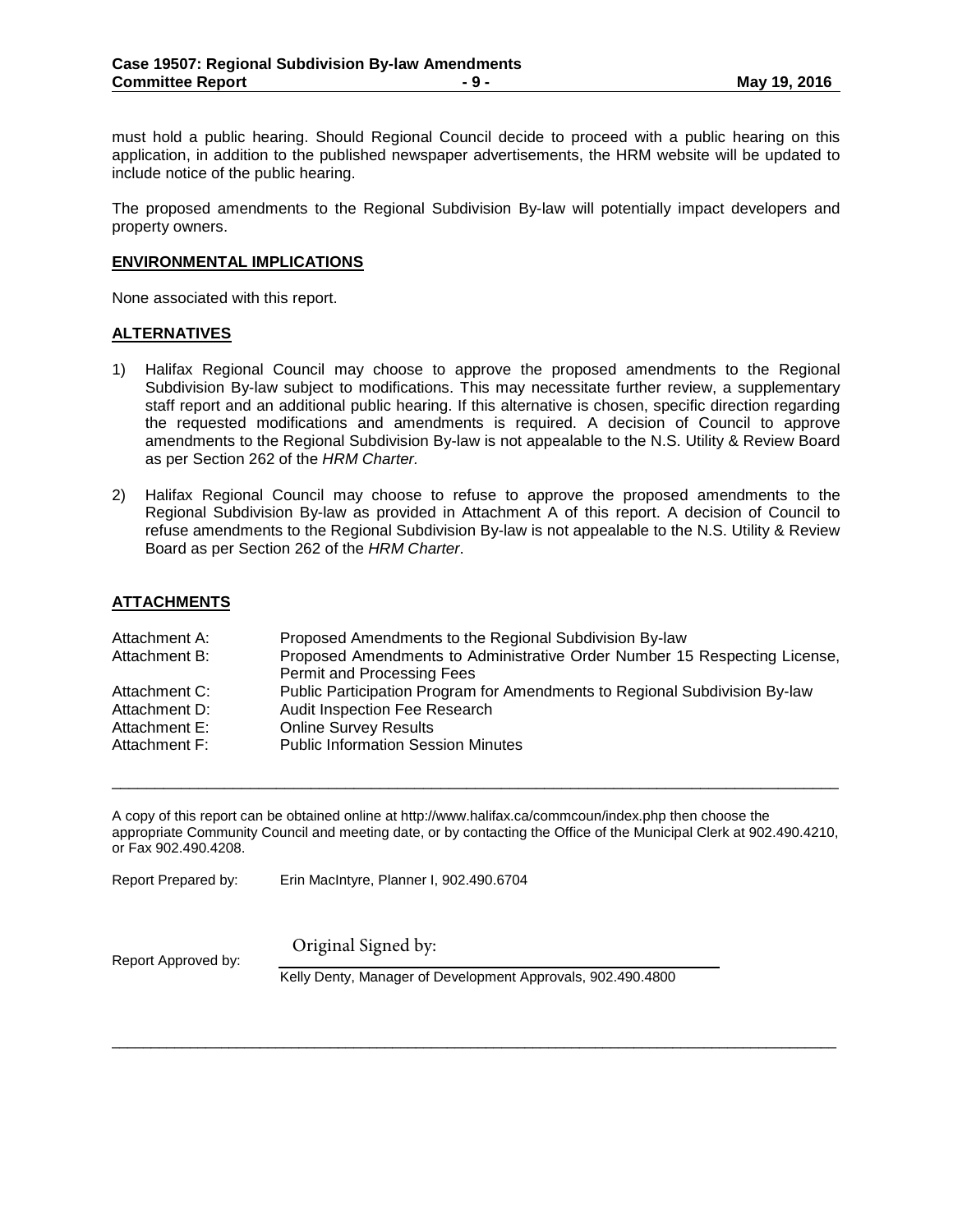must hold a public hearing. Should Regional Council decide to proceed with a public hearing on this application, in addition to the published newspaper advertisements, the HRM website will be updated to include notice of the public hearing.

The proposed amendments to the Regional Subdivision By-law will potentially impact developers and property owners.

## ENVIRONMENTAL IMPLICATIONS

None associated with this report.

## ALTERNATIVES

1) Halifax Regional Council may choose to approve the proposed amendments to the Regional Subdivision By-law subject to modifications. This may necessitate further review, a supplementary staff report and an additional public hearing. If this alternative is chosen, specific direction regarding the requested modifications and amendments is required. A decision of Council to approve amendments to the Regional Subdivision By-law is not appealable to the N.S. Utility & Review Board as per Section 262 of the *HRM Charter.*

2) Halifax Regional Council may choose to refuse to approve the proposed amendments to the Regional Subdivision By-law as provided in Attachment A of this report. A decision of Council to refuse amendments to the Regional Subdivision By-law is not appealable to the N.S. Utility & Review Board as per Section 262 of the *HRM Charter*.

## ATTACHMENTS

| | |
|---|---|
| Attachment A: | Proposed Amendments to the Regional Subdivision By-law |
| Attachment B: | Proposed Amendments to Administrative Order Number 15 Respecting License, Permit and Processing Fees |
| Attachment C: | Public Participation Program for Amendments to Regional Subdivision By-law |
| Attachment D: | Audit Inspection Fee Research |
| Attachment E: | Online Survey Results |
| Attachment F: | Public Information Session Minutes |

---

A copy of this report can be obtained online at http://www.halifax.ca/commcoun/index.php then choose the appropriate Community Council and meeting date, or by contacting the Office of the Municipal Clerk at 902.490.4210, or Fax 902.490.4208.

Report Prepared by: Erin MacIntyre, Planner I, 902.490.6704

Report Approved by: Original Signed by:
Kelly Denty, Manager of Development Approvals, 902.490.4800

---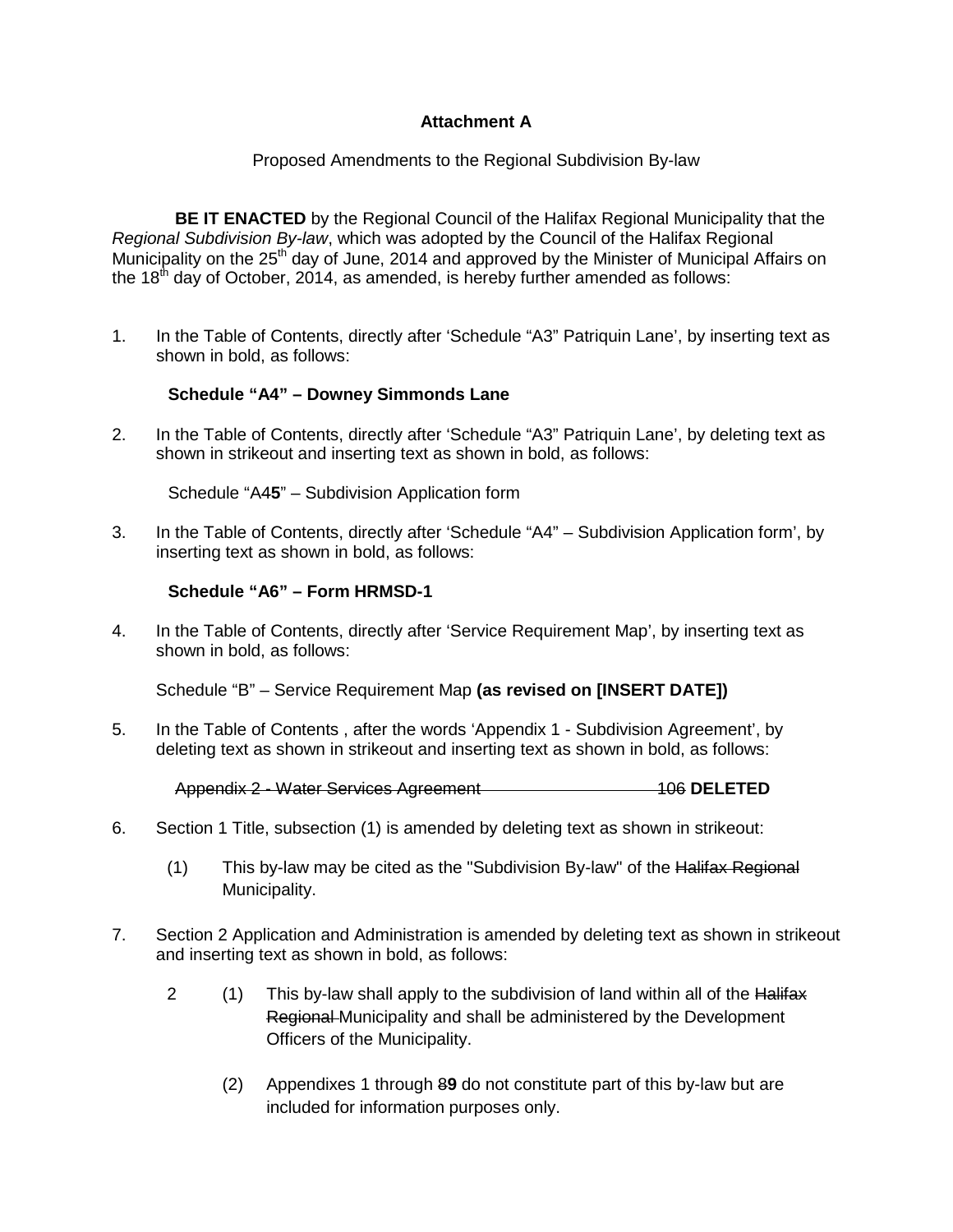**Attachment A**

Proposed Amendments to the Regional Subdivision By-law

**BE IT ENACTED** by the Regional Council of the Halifax Regional Municipality that the *Regional Subdivision By-law*, which was adopted by the Council of the Halifax Regional Municipality on the 25th day of June, 2014 and approved by the Minister of Municipal Affairs on the 18th day of October, 2014, as amended, is hereby further amended as follows:

1. In the Table of Contents, directly after 'Schedule "A3" Patriquin Lane', by inserting text as shown in bold, as follows:

   **Schedule "A4" – Downey Simmonds Lane**

2. In the Table of Contents, directly after 'Schedule "A3" Patriquin Lane', by deleting text as shown in strikeout and inserting text as shown in bold, as follows:

   Schedule "A~~4~~**5**" – Subdivision Application form

3. In the Table of Contents, directly after 'Schedule "A4" – Subdivision Application form', by inserting text as shown in bold, as follows:

   **Schedule "A6" – Form HRMSD-1**

4. In the Table of Contents, directly after 'Service Requirement Map', by inserting text as shown in bold, as follows:

   Schedule "B" – Service Requirement Map **(as revised on [INSERT DATE])**

5. In the Table of Contents , after the words 'Appendix 1 - Subdivision Agreement', by deleting text as shown in strikeout and inserting text as shown in bold, as follows:

   ~~Appendix 2 - Water Services Agreement 106~~ **DELETED**

6. Section 1 Title, subsection (1) is amended by deleting text as shown in strikeout:

   (1) This by-law may be cited as the "Subdivision By-law" of the ~~Halifax Regional~~ Municipality.

7. Section 2 Application and Administration is amended by deleting text as shown in strikeout and inserting text as shown in bold, as follows:

   2 (1) This by-law shall apply to the subdivision of land within all of the ~~Halifax Regional~~ Municipality and shall be administered by the Development Officers of the Municipality.

   (2) Appendixes 1 through ~~8~~**9** do not constitute part of this by-law but are included for information purposes only.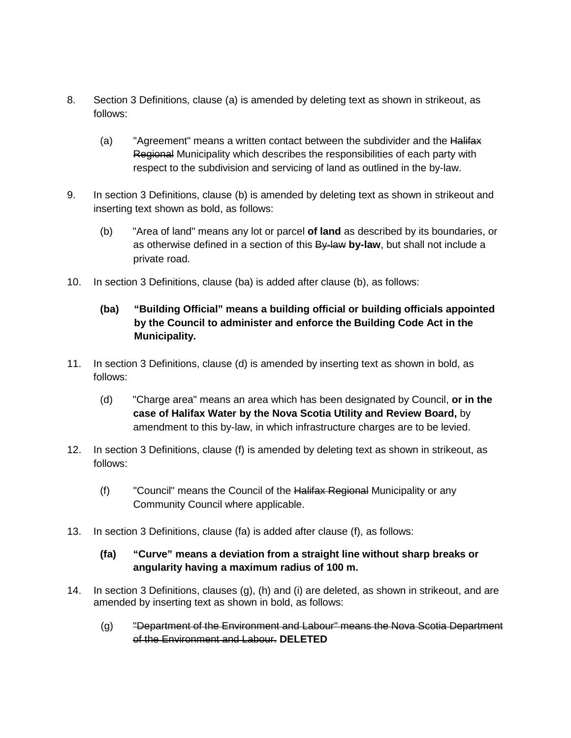8. Section 3 Definitions, clause (a) is amended by deleting text as shown in strikeout, as follows:

   (a) "Agreement" means a written contact between the subdivider and the ~~Halifax Regional~~ Municipality which describes the responsibilities of each party with respect to the subdivision and servicing of land as outlined in the by-law.

9. In section 3 Definitions, clause (b) is amended by deleting text as shown in strikeout and inserting text shown as bold, as follows:

   (b) "Area of land" means any lot or parcel **of land** as described by its boundaries, or as otherwise defined in a section of this ~~By-law~~ **by-law**, but shall not include a private road.

10. In section 3 Definitions, clause (ba) is added after clause (b), as follows:

    **(ba) "Building Official" means a building official or building officials appointed by the Council to administer and enforce the Building Code Act in the Municipality.**

11. In section 3 Definitions, clause (d) is amended by inserting text as shown in bold, as follows:

    (d) "Charge area" means an area which has been designated by Council, **or in the case of Halifax Water by the Nova Scotia Utility and Review Board,** by amendment to this by-law, in which infrastructure charges are to be levied.

12. In section 3 Definitions, clause (f) is amended by deleting text as shown in strikeout, as follows:

    (f) "Council" means the Council of the ~~Halifax Regional~~ Municipality or any Community Council where applicable.

13. In section 3 Definitions, clause (fa) is added after clause (f), as follows:

    **(fa) "Curve" means a deviation from a straight line without sharp breaks or angularity having a maximum radius of 100 m.**

14. In section 3 Definitions, clauses (g), (h) and (i) are deleted, as shown in strikeout, and are amended by inserting text as shown in bold, as follows:

    (g) ~~"Department of the Environment and Labour" means the Nova Scotia Department of the Environment and Labour.~~ **DELETED**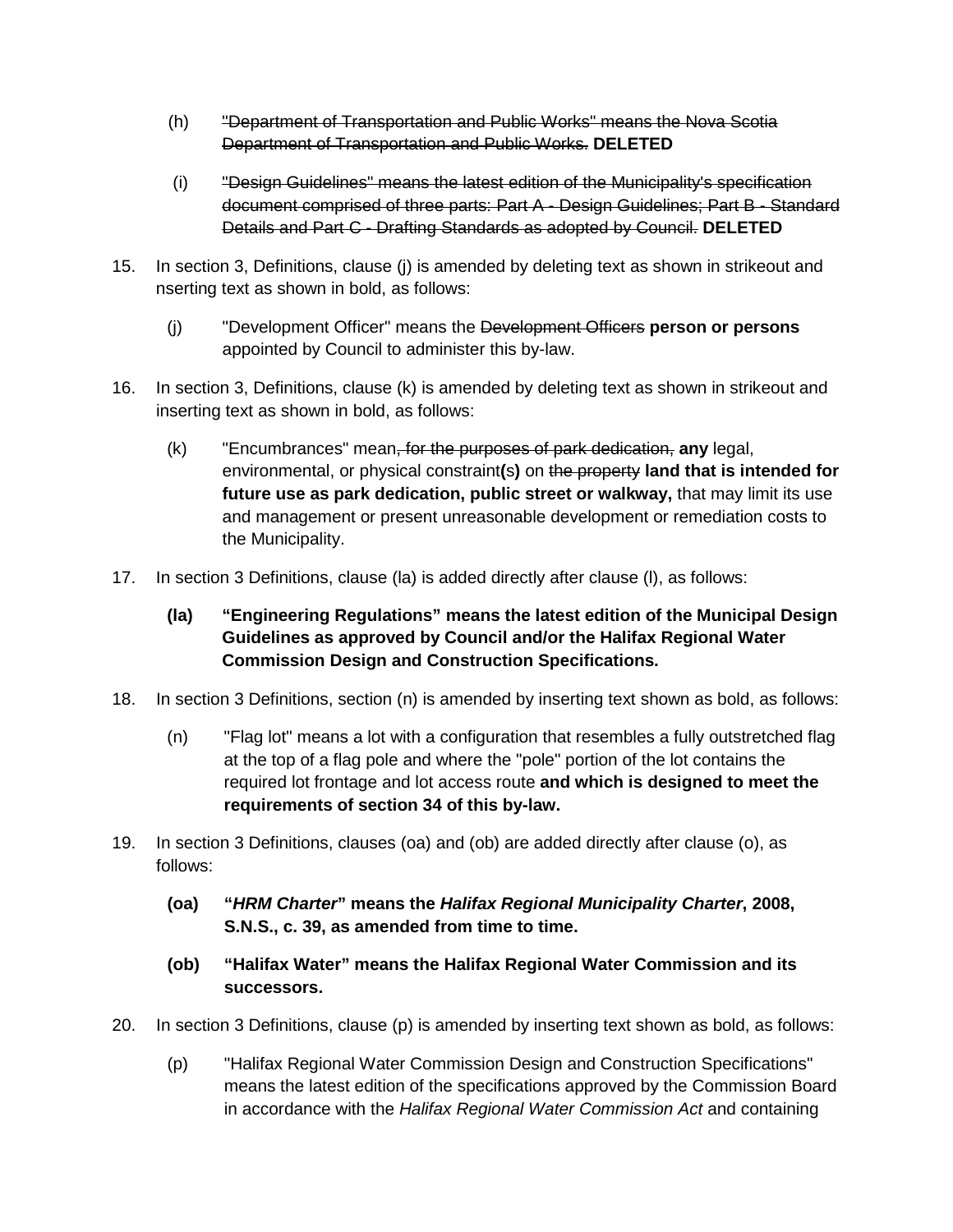(h) ~~"Department of Transportation and Public Works" means the Nova Scotia Department of Transportation and Public Works.~~ **DELETED**

(i) ~~"Design Guidelines" means the latest edition of the Municipality's specification document comprised of three parts: Part A - Design Guidelines; Part B - Standard Details and Part C - Drafting Standards as adopted by Council.~~ **DELETED**

15. In section 3, Definitions, clause (j) is amended by deleting text as shown in strikeout and nserting text as shown in bold, as follows:

    (j) "Development Officer" means the ~~Development Officers~~ **person or persons** appointed by Council to administer this by-law.

16. In section 3, Definitions, clause (k) is amended by deleting text as shown in strikeout and inserting text as shown in bold, as follows:

    (k) "Encumbrances" mean~~, for the purposes of park dedication,~~ **any** legal, environmental, or physical constraint**(s)** on ~~the property~~ **land that is intended for future use as park dedication, public street or walkway,** that may limit its use and management or present unreasonable development or remediation costs to the Municipality.

17. In section 3 Definitions, clause (la) is added directly after clause (l), as follows:

    **(la) "Engineering Regulations" means the latest edition of the Municipal Design Guidelines as approved by Council and/or the Halifax Regional Water Commission Design and Construction Specifications.**

18. In section 3 Definitions, section (n) is amended by inserting text shown as bold, as follows:

    (n) "Flag lot" means a lot with a configuration that resembles a fully outstretched flag at the top of a flag pole and where the "pole" portion of the lot contains the required lot frontage and lot access route **and which is designed to meet the requirements of section 34 of this by-law.**

19. In section 3 Definitions, clauses (oa) and (ob) are added directly after clause (o), as follows:

    **(oa) "*HRM Charter*" means the *Halifax Regional Municipality Charter*, 2008, S.N.S., c. 39, as amended from time to time.**

    **(ob) "Halifax Water" means the Halifax Regional Water Commission and its successors.**

20. In section 3 Definitions, clause (p) is amended by inserting text shown as bold, as follows:

    (p) "Halifax Regional Water Commission Design and Construction Specifications" means the latest edition of the specifications approved by the Commission Board in accordance with the *Halifax Regional Water Commission Act* and containing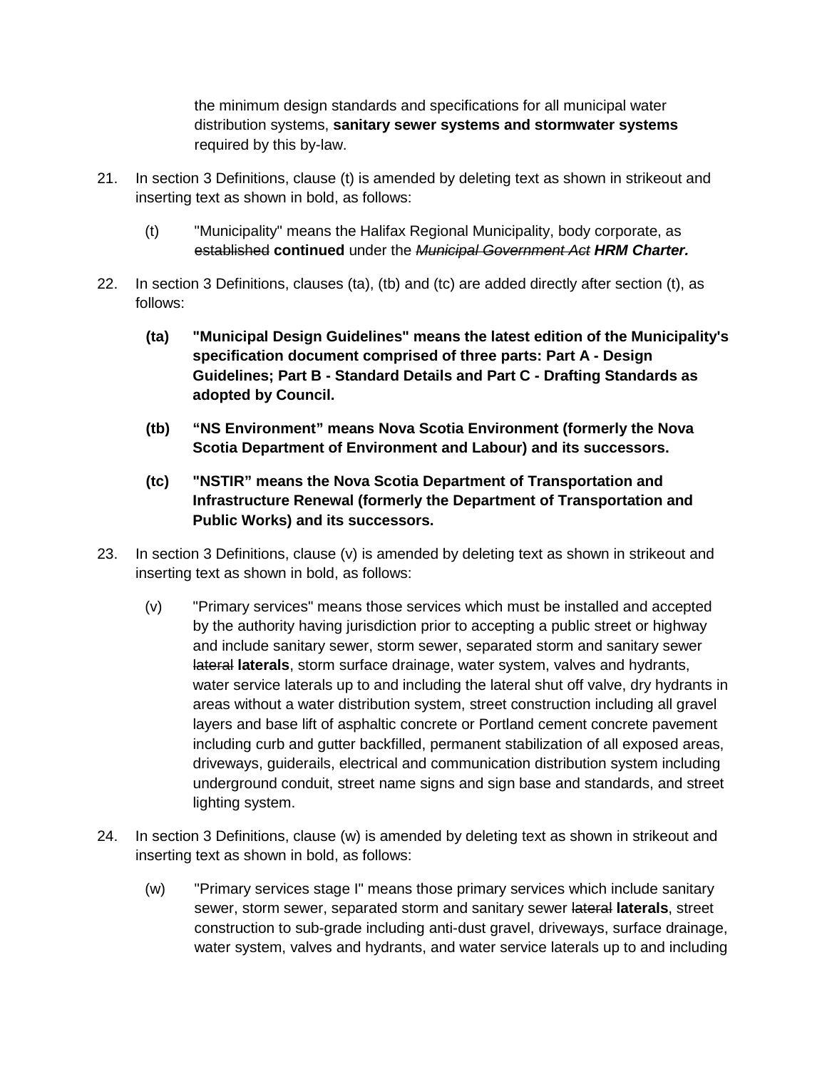the minimum design standards and specifications for all municipal water distribution systems, **sanitary sewer systems and stormwater systems** required by this by-law.

21. In section 3 Definitions, clause (t) is amended by deleting text as shown in strikeout and inserting text as shown in bold, as follows:

    (t) "Municipality" means the Halifax Regional Municipality, body corporate, as ~~established~~ **continued** under the ~~*Municipal Government Act*~~ ***HRM Charter.***

22. In section 3 Definitions, clauses (ta), (tb) and (tc) are added directly after section (t), as follows:

    **(ta) "Municipal Design Guidelines" means the latest edition of the Municipality's specification document comprised of three parts: Part A - Design Guidelines; Part B - Standard Details and Part C - Drafting Standards as adopted by Council.**

    **(tb) "NS Environment" means Nova Scotia Environment (formerly the Nova Scotia Department of Environment and Labour) and its successors.**

    **(tc) "NSTIR" means the Nova Scotia Department of Transportation and Infrastructure Renewal (formerly the Department of Transportation and Public Works) and its successors.**

23. In section 3 Definitions, clause (v) is amended by deleting text as shown in strikeout and inserting text as shown in bold, as follows:

    (v) "Primary services" means those services which must be installed and accepted by the authority having jurisdiction prior to accepting a public street or highway and include sanitary sewer, storm sewer, separated storm and sanitary sewer ~~lateral~~ **laterals**, storm surface drainage, water system, valves and hydrants, water service laterals up to and including the lateral shut off valve, dry hydrants in areas without a water distribution system, street construction including all gravel layers and base lift of asphaltic concrete or Portland cement concrete pavement including curb and gutter backfilled, permanent stabilization of all exposed areas, driveways, guiderails, electrical and communication distribution system including underground conduit, street name signs and sign base and standards, and street lighting system.

24. In section 3 Definitions, clause (w) is amended by deleting text as shown in strikeout and inserting text as shown in bold, as follows:

    (w) "Primary services stage I" means those primary services which include sanitary sewer, storm sewer, separated storm and sanitary sewer ~~lateral~~ **laterals**, street construction to sub-grade including anti-dust gravel, driveways, surface drainage, water system, valves and hydrants, and water service laterals up to and including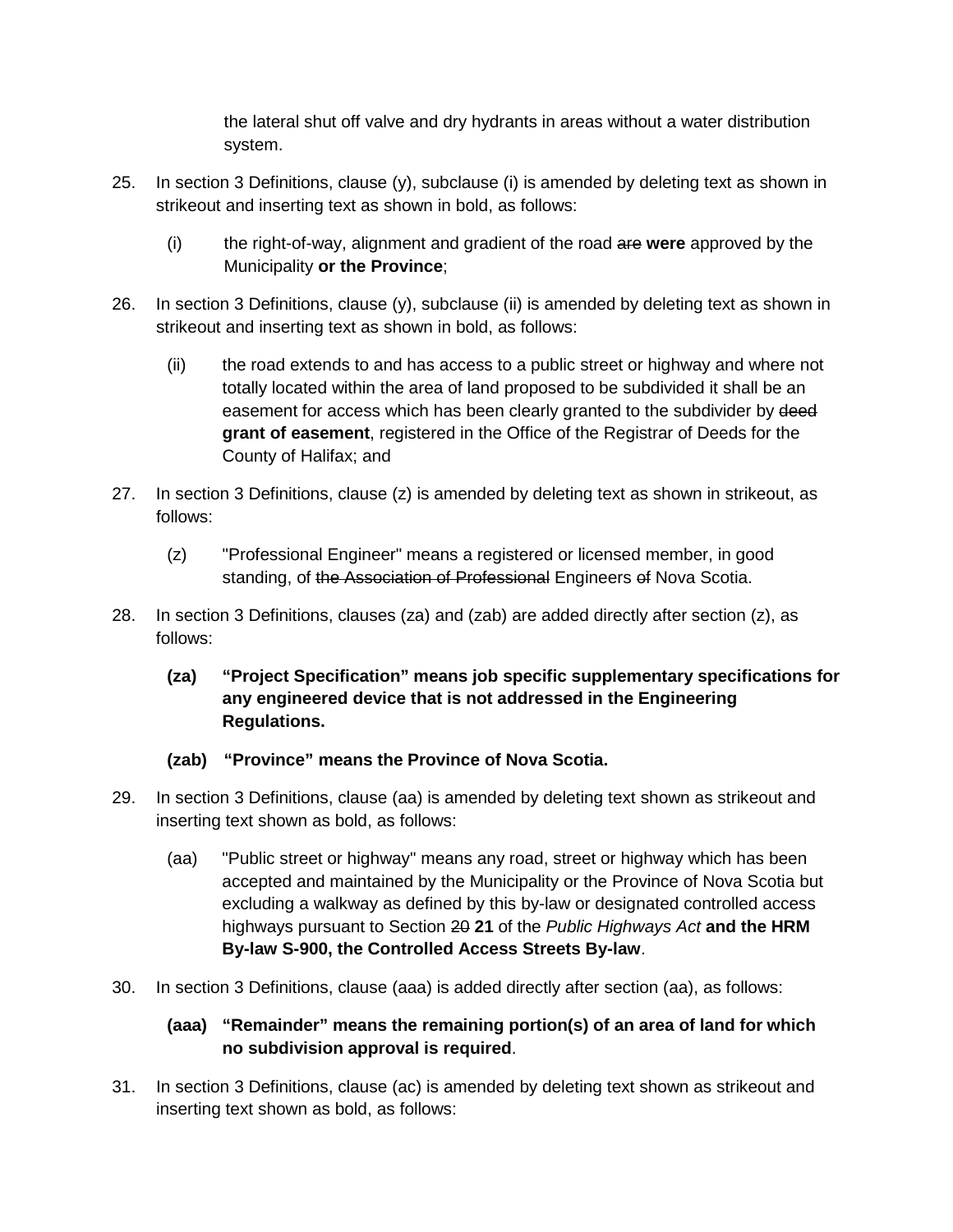the lateral shut off valve and dry hydrants in areas without a water distribution system.

25. In section 3 Definitions, clause (y), subclause (i) is amended by deleting text as shown in strikeout and inserting text as shown in bold, as follows:

    (i) the right-of-way, alignment and gradient of the road ~~are~~ **were** approved by the Municipality **or the Province**;

26. In section 3 Definitions, clause (y), subclause (ii) is amended by deleting text as shown in strikeout and inserting text as shown in bold, as follows:

    (ii) the road extends to and has access to a public street or highway and where not totally located within the area of land proposed to be subdivided it shall be an easement for access which has been clearly granted to the subdivider by ~~deed~~ **grant of easement**, registered in the Office of the Registrar of Deeds for the County of Halifax; and

27. In section 3 Definitions, clause (z) is amended by deleting text as shown in strikeout, as follows:

    (z) "Professional Engineer" means a registered or licensed member, in good standing, of ~~the Association of Professional~~ Engineers ~~of~~ Nova Scotia.

28. In section 3 Definitions, clauses (za) and (zab) are added directly after section (z), as follows:

    **(za) "Project Specification" means job specific supplementary specifications for any engineered device that is not addressed in the Engineering Regulations.**

    **(zab) "Province" means the Province of Nova Scotia.**

29. In section 3 Definitions, clause (aa) is amended by deleting text shown as strikeout and inserting text shown as bold, as follows:

    (aa) "Public street or highway" means any road, street or highway which has been accepted and maintained by the Municipality or the Province of Nova Scotia but excluding a walkway as defined by this by-law or designated controlled access highways pursuant to Section ~~20~~ **21** of the *Public Highways Act* **and the HRM By-law S-900, the Controlled Access Streets By-law**.

30. In section 3 Definitions, clause (aaa) is added directly after section (aa), as follows:

    **(aaa) "Remainder" means the remaining portion(s) of an area of land for which no subdivision approval is required**.

31. In section 3 Definitions, clause (ac) is amended by deleting text shown as strikeout and inserting text shown as bold, as follows: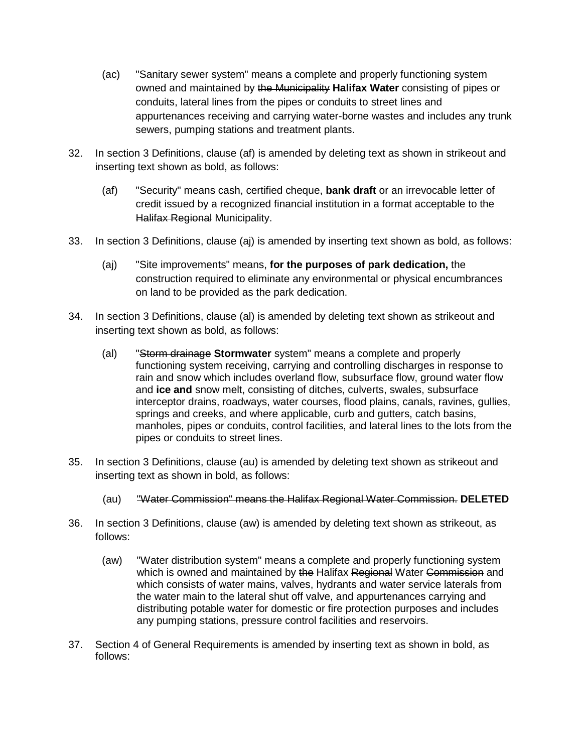(ac) "Sanitary sewer system" means a complete and properly functioning system owned and maintained by ~~the Municipality~~ **Halifax Water** consisting of pipes or conduits, lateral lines from the pipes or conduits to street lines and appurtenances receiving and carrying water-borne wastes and includes any trunk sewers, pumping stations and treatment plants.

32. In section 3 Definitions, clause (af) is amended by deleting text as shown in strikeout and inserting text shown as bold, as follows:

    (af) "Security" means cash, certified cheque, **bank draft** or an irrevocable letter of credit issued by a recognized financial institution in a format acceptable to the ~~Halifax Regional~~ Municipality.

33. In section 3 Definitions, clause (aj) is amended by inserting text shown as bold, as follows:

    (aj) "Site improvements" means, **for the purposes of park dedication,** the construction required to eliminate any environmental or physical encumbrances on land to be provided as the park dedication.

34. In section 3 Definitions, clause (al) is amended by deleting text shown as strikeout and inserting text shown as bold, as follows:

    (al) "~~Storm drainage~~ **Stormwater** system" means a complete and properly functioning system receiving, carrying and controlling discharges in response to rain and snow which includes overland flow, subsurface flow, ground water flow and **ice and** snow melt, consisting of ditches, culverts, swales, subsurface interceptor drains, roadways, water courses, flood plains, canals, ravines, gullies, springs and creeks, and where applicable, curb and gutters, catch basins, manholes, pipes or conduits, control facilities, and lateral lines to the lots from the pipes or conduits to street lines.

35. In section 3 Definitions, clause (au) is amended by deleting text shown as strikeout and inserting text as shown in bold, as follows:

    (au) ~~"Water Commission" means the Halifax Regional Water Commission.~~ **DELETED**

36. In section 3 Definitions, clause (aw) is amended by deleting text shown as strikeout, as follows:

    (aw) "Water distribution system" means a complete and properly functioning system which is owned and maintained by ~~the~~ Halifax ~~Regional~~ Water ~~Commission~~ and which consists of water mains, valves, hydrants and water service laterals from the water main to the lateral shut off valve, and appurtenances carrying and distributing potable water for domestic or fire protection purposes and includes any pumping stations, pressure control facilities and reservoirs.

37. Section 4 of General Requirements is amended by inserting text as shown in bold, as follows: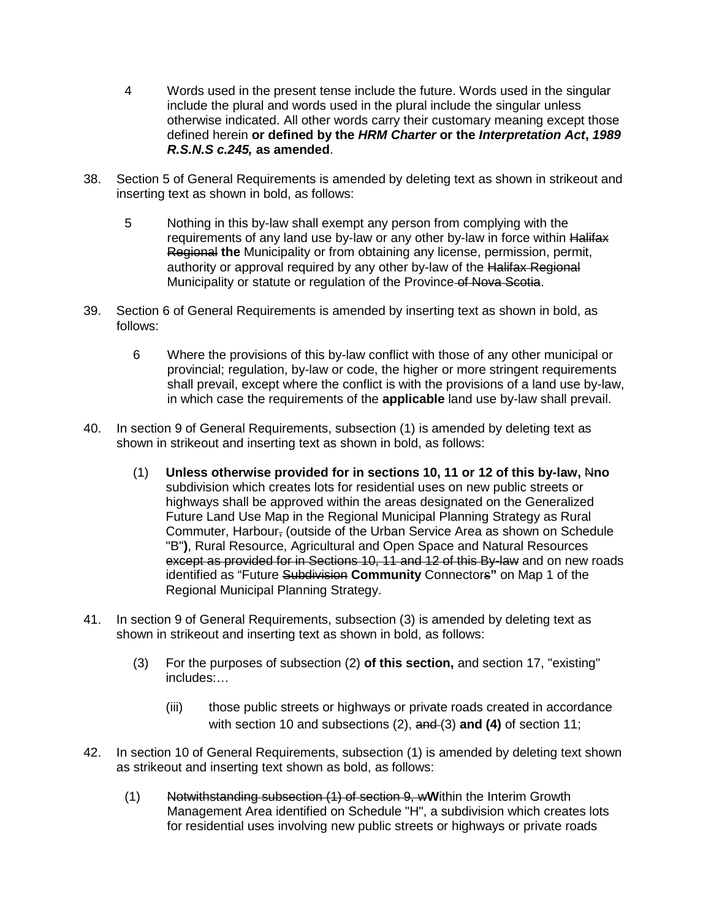4 Words used in the present tense include the future. Words used in the singular include the plural and words used in the plural include the singular unless otherwise indicated. All other words carry their customary meaning except those defined herein **or defined by the *HRM Charter* or the *Interpretation Act*, *1989 R.S.N.S c.245,* as amended**.

38. Section 5 of General Requirements is amended by deleting text as shown in strikeout and inserting text as shown in bold, as follows:

5 Nothing in this by-law shall exempt any person from complying with the requirements of any land use by-law or any other by-law in force within ~~Halifax Regional~~ **the** Municipality or from obtaining any license, permission, permit, authority or approval required by any other by-law of the ~~Halifax Regional~~ Municipality or statute or regulation of the Province~~ of Nova Scotia~~.

39. Section 6 of General Requirements is amended by inserting text as shown in bold, as follows:

6 Where the provisions of this by-law conflict with those of any other municipal or provincial; regulation, by-law or code, the higher or more stringent requirements shall prevail, except where the conflict is with the provisions of a land use by-law, in which case the requirements of the **applicable** land use by-law shall prevail.

40. In section 9 of General Requirements, subsection (1) is amended by deleting text as shown in strikeout and inserting text as shown in bold, as follows:

(1) **Unless otherwise provided for in sections 10, 11 or 12 of this by-law,** ~~N~~**no** subdivision which creates lots for residential uses on new public streets or highways shall be approved within the areas designated on the Generalized Future Land Use Map in the Regional Municipal Planning Strategy as Rural Commuter, Harbour~~,~~ (outside of the Urban Service Area as shown on Schedule "B"**)**, Rural Resource, Agricultural and Open Space and Natural Resources ~~except as provided for in Sections 10, 11 and 12 of this By-law~~ and on new roads identified as "Future ~~Subdivision~~ **Community** Connector~~s~~**"** on Map 1 of the Regional Municipal Planning Strategy.

41. In section 9 of General Requirements, subsection (3) is amended by deleting text as shown in strikeout and inserting text as shown in bold, as follows:

(3) For the purposes of subsection (2) **of this section,** and section 17, "existing" includes:…

(iii) those public streets or highways or private roads created in accordance with section 10 and subsections (2), ~~and~~ (3) **and (4)** of section 11;

42. In section 10 of General Requirements, subsection (1) is amended by deleting text shown as strikeout and inserting text shown as bold, as follows:

(1) ~~Notwithstanding subsection (1) of section 9, w~~**W**ithin the Interim Growth Management Area identified on Schedule "H", a subdivision which creates lots for residential uses involving new public streets or highways or private roads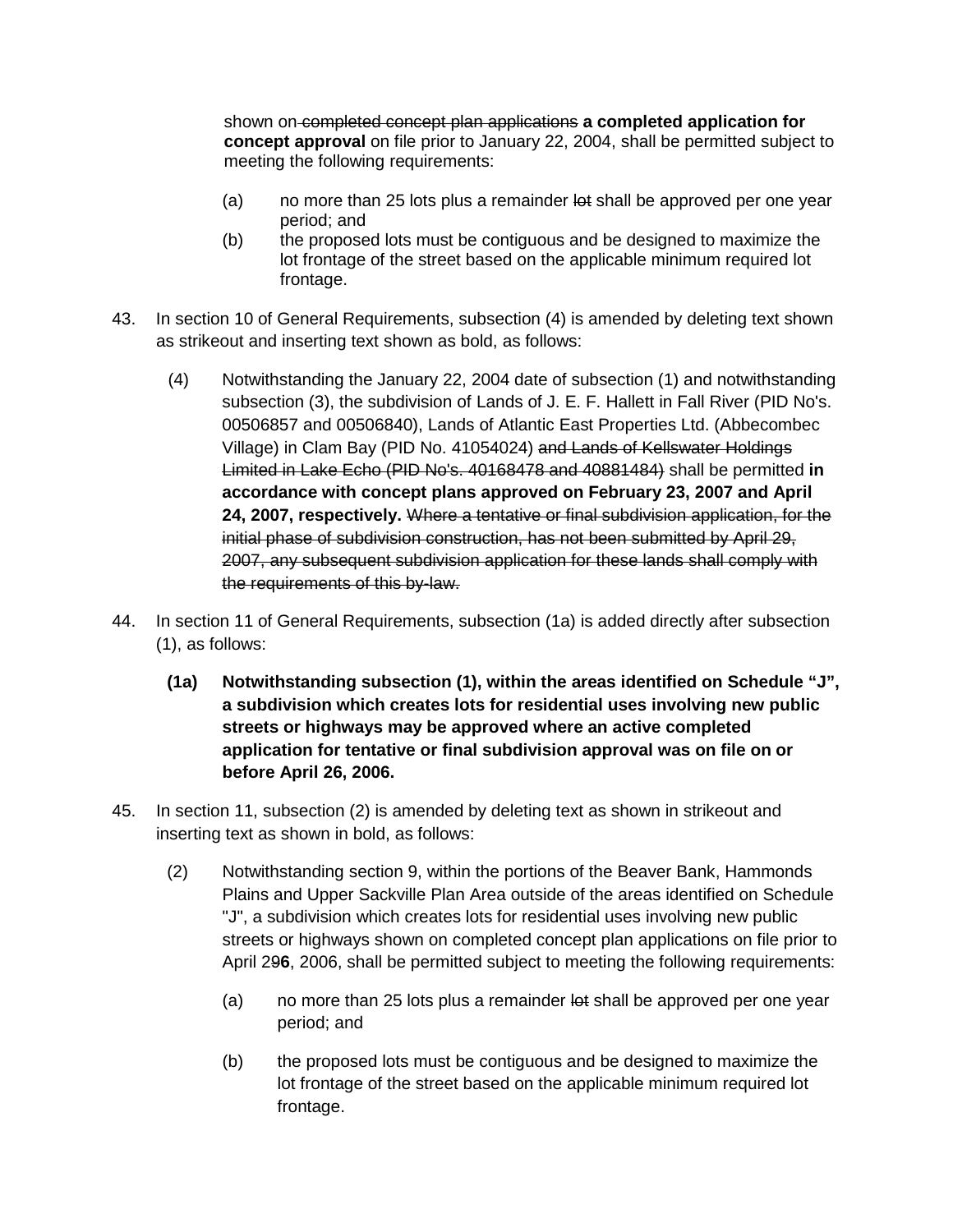shown on ~~completed concept plan applications~~ **a completed application for concept approval** on file prior to January 22, 2004, shall be permitted subject to meeting the following requirements:

(a) no more than 25 lots plus a remainder ~~lot~~ shall be approved per one year period; and

(b) the proposed lots must be contiguous and be designed to maximize the lot frontage of the street based on the applicable minimum required lot frontage.

43. In section 10 of General Requirements, subsection (4) is amended by deleting text shown as strikeout and inserting text shown as bold, as follows:

(4) Notwithstanding the January 22, 2004 date of subsection (1) and notwithstanding subsection (3), the subdivision of Lands of J. E. F. Hallett in Fall River (PID No's. 00506857 and 00506840), Lands of Atlantic East Properties Ltd. (Abbecombec Village) in Clam Bay (PID No. 41054024) ~~and Lands of Kellswater Holdings Limited in Lake Echo (PID No's. 40168478 and 40881484)~~ shall be permitted **in accordance with concept plans approved on February 23, 2007 and April 24, 2007, respectively.** ~~Where a tentative or final subdivision application, for the initial phase of subdivision construction, has not been submitted by April 29, 2007, any subsequent subdivision application for these lands shall comply with the requirements of this by-law.~~

44. In section 11 of General Requirements, subsection (1a) is added directly after subsection (1), as follows:

**(1a) Notwithstanding subsection (1), within the areas identified on Schedule "J", a subdivision which creates lots for residential uses involving new public streets or highways may be approved where an active completed application for tentative or final subdivision approval was on file on or before April 26, 2006.**

45. In section 11, subsection (2) is amended by deleting text as shown in strikeout and inserting text as shown in bold, as follows:

(2) Notwithstanding section 9, within the portions of the Beaver Bank, Hammonds Plains and Upper Sackville Plan Area outside of the areas identified on Schedule "J", a subdivision which creates lots for residential uses involving new public streets or highways shown on completed concept plan applications on file prior to April 2~~9~~**6**, 2006, shall be permitted subject to meeting the following requirements:

(a) no more than 25 lots plus a remainder ~~lot~~ shall be approved per one year period; and

(b) the proposed lots must be contiguous and be designed to maximize the lot frontage of the street based on the applicable minimum required lot frontage.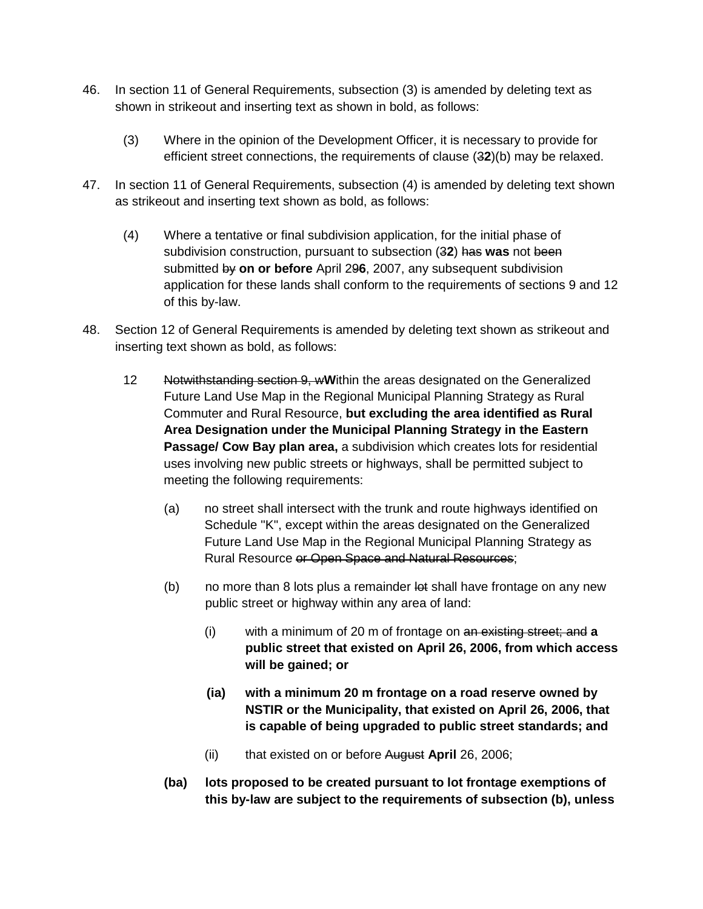46. In section 11 of General Requirements, subsection (3) is amended by deleting text as shown in strikeout and inserting text as shown in bold, as follows:

    (3) Where in the opinion of the Development Officer, it is necessary to provide for efficient street connections, the requirements of clause (~~3~~**2**)(b) may be relaxed.

47. In section 11 of General Requirements, subsection (4) is amended by deleting text shown as strikeout and inserting text shown as bold, as follows:

    (4) Where a tentative or final subdivision application, for the initial phase of subdivision construction, pursuant to subsection (~~3~~**2**) ~~has~~ **was** not ~~been~~ submitted ~~by~~ **on or before** April 2~~9~~**6**, 2007, any subsequent subdivision application for these lands shall conform to the requirements of sections 9 and 12 of this by-law.

48. Section 12 of General Requirements is amended by deleting text shown as strikeout and inserting text shown as bold, as follows:

    12 ~~Notwithstanding section 9, w~~**W**ithin the areas designated on the Generalized Future Land Use Map in the Regional Municipal Planning Strategy as Rural Commuter and Rural Resource, **but excluding the area identified as Rural Area Designation under the Municipal Planning Strategy in the Eastern Passage/ Cow Bay plan area,** a subdivision which creates lots for residential uses involving new public streets or highways, shall be permitted subject to meeting the following requirements:

    (a) no street shall intersect with the trunk and route highways identified on Schedule "K", except within the areas designated on the Generalized Future Land Use Map in the Regional Municipal Planning Strategy as Rural Resource ~~or Open Space and Natural Resources~~;

    (b) no more than 8 lots plus a remainder ~~lot~~ shall have frontage on any new public street or highway within any area of land:

        (i) with a minimum of 20 m of frontage on ~~an existing street; and~~ **a public street that existed on April 26, 2006, from which access will be gained; or**

        **(ia) with a minimum 20 m frontage on a road reserve owned by NSTIR or the Municipality, that existed on April 26, 2006, that is capable of being upgraded to public street standards; and**

        (ii) that existed on or before ~~August~~ **April** 26, 2006;

    **(ba) lots proposed to be created pursuant to lot frontage exemptions of this by-law are subject to the requirements of subsection (b), unless**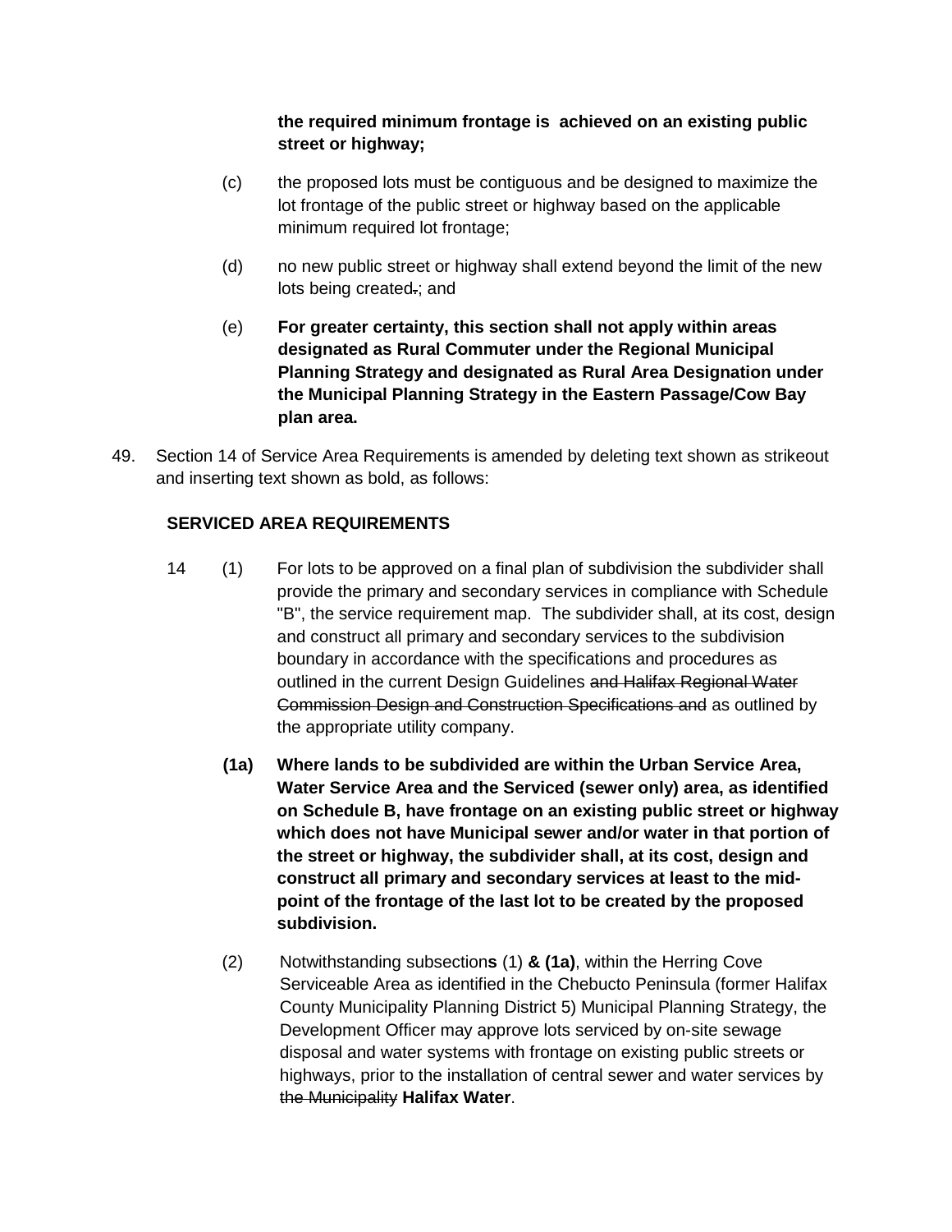**the required minimum frontage is achieved on an existing public street or highway;**

(c) the proposed lots must be contiguous and be designed to maximize the lot frontage of the public street or highway based on the applicable minimum required lot frontage;

(d) no new public street or highway shall extend beyond the limit of the new lots being created~~.~~; and

(e) **For greater certainty, this section shall not apply within areas designated as Rural Commuter under the Regional Municipal Planning Strategy and designated as Rural Area Designation under the Municipal Planning Strategy in the Eastern Passage/Cow Bay plan area.**

49. Section 14 of Service Area Requirements is amended by deleting text shown as strikeout and inserting text shown as bold, as follows:

**SERVICED AREA REQUIREMENTS**

14 (1) For lots to be approved on a final plan of subdivision the subdivider shall provide the primary and secondary services in compliance with Schedule "B", the service requirement map. The subdivider shall, at its cost, design and construct all primary and secondary services to the subdivision boundary in accordance with the specifications and procedures as outlined in the current Design Guidelines ~~and Halifax Regional Water Commission Design and Construction Specifications and~~ as outlined by the appropriate utility company.

**(1a) Where lands to be subdivided are within the Urban Service Area, Water Service Area and the Serviced (sewer only) area, as identified on Schedule B, have frontage on an existing public street or highway which does not have Municipal sewer and/or water in that portion of the street or highway, the subdivider shall, at its cost, design and construct all primary and secondary services at least to the mid-point of the frontage of the last lot to be created by the proposed subdivision.**

(2) Notwithstanding subsection**s** (1) **& (1a)**, within the Herring Cove Serviceable Area as identified in the Chebucto Peninsula (former Halifax County Municipality Planning District 5) Municipal Planning Strategy, the Development Officer may approve lots serviced by on-site sewage disposal and water systems with frontage on existing public streets or highways, prior to the installation of central sewer and water services by ~~the Municipality~~ **Halifax Water**.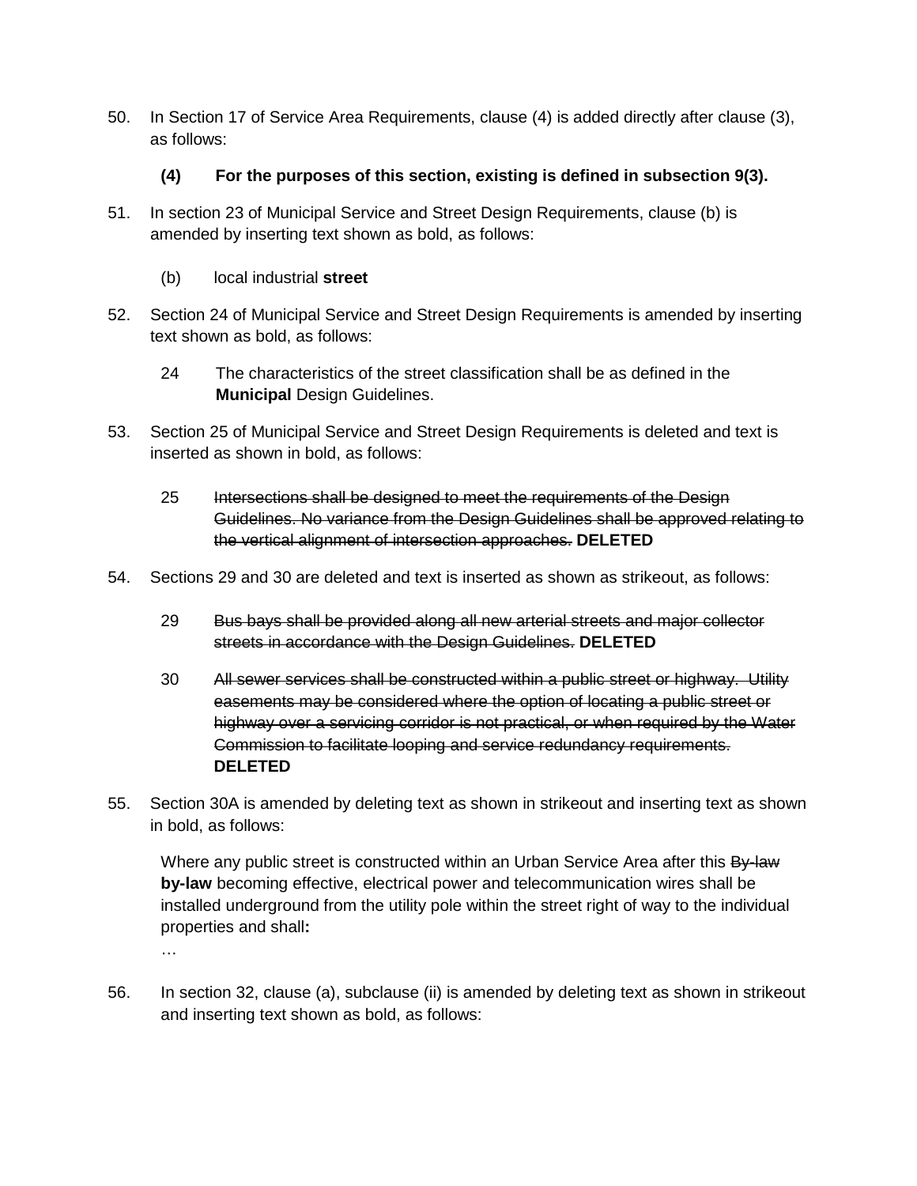50. In Section 17 of Service Area Requirements, clause (4) is added directly after clause (3), as follows:

    **(4) For the purposes of this section, existing is defined in subsection 9(3).**

51. In section 23 of Municipal Service and Street Design Requirements, clause (b) is amended by inserting text shown as bold, as follows:

    (b) local industrial **street**

52. Section 24 of Municipal Service and Street Design Requirements is amended by inserting text shown as bold, as follows:

    24 The characteristics of the street classification shall be as defined in the **Municipal** Design Guidelines.

53. Section 25 of Municipal Service and Street Design Requirements is deleted and text is inserted as shown in bold, as follows:

    25 ~~Intersections shall be designed to meet the requirements of the Design Guidelines. No variance from the Design Guidelines shall be approved relating to the vertical alignment of intersection approaches.~~ **DELETED**

54. Sections 29 and 30 are deleted and text is inserted as shown as strikeout, as follows:

    29 ~~Bus bays shall be provided along all new arterial streets and major collector streets in accordance with the Design Guidelines.~~ **DELETED**

    30 ~~All sewer services shall be constructed within a public street or highway. Utility easements may be considered where the option of locating a public street or highway over a servicing corridor is not practical, or when required by the Water Commission to facilitate looping and service redundancy requirements.~~ **DELETED**

55. Section 30A is amended by deleting text as shown in strikeout and inserting text as shown in bold, as follows:

    Where any public street is constructed within an Urban Service Area after this ~~By-law~~ **by-law** becoming effective, electrical power and telecommunication wires shall be installed underground from the utility pole within the street right of way to the individual properties and shall**:**
    …

56. In section 32, clause (a), subclause (ii) is amended by deleting text as shown in strikeout and inserting text shown as bold, as follows: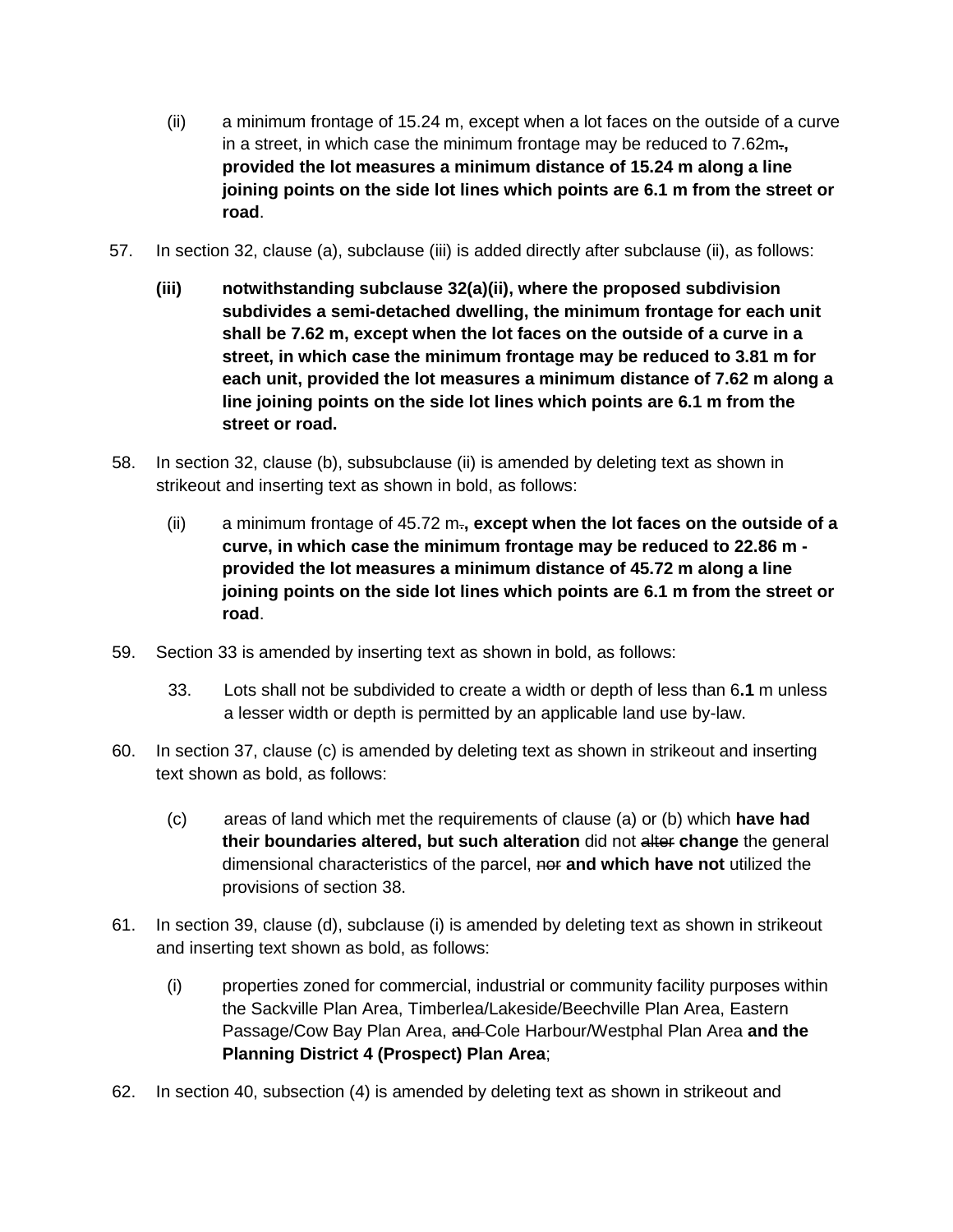(ii) a minimum frontage of 15.24 m, except when a lot faces on the outside of a curve in a street, in which case the minimum frontage may be reduced to 7.62m~~.~~**, provided the lot measures a minimum distance of 15.24 m along a line joining points on the side lot lines which points are 6.1 m from the street or road**.

57. In section 32, clause (a), subclause (iii) is added directly after subclause (ii), as follows:

**(iii) notwithstanding subclause 32(a)(ii), where the proposed subdivision subdivides a semi-detached dwelling, the minimum frontage for each unit shall be 7.62 m, except when the lot faces on the outside of a curve in a street, in which case the minimum frontage may be reduced to 3.81 m for each unit, provided the lot measures a minimum distance of 7.62 m along a line joining points on the side lot lines which points are 6.1 m from the street or road.**

58. In section 32, clause (b), subsubclause (ii) is amended by deleting text as shown in strikeout and inserting text as shown in bold, as follows:

(ii) a minimum frontage of 45.72 m~~.~~**, except when the lot faces on the outside of a curve, in which case the minimum frontage may be reduced to 22.86 m - provided the lot measures a minimum distance of 45.72 m along a line joining points on the side lot lines which points are 6.1 m from the street or road**.

59. Section 33 is amended by inserting text as shown in bold, as follows:

33. Lots shall not be subdivided to create a width or depth of less than 6**.1** m unless a lesser width or depth is permitted by an applicable land use by-law.

60. In section 37, clause (c) is amended by deleting text as shown in strikeout and inserting text shown as bold, as follows:

(c) areas of land which met the requirements of clause (a) or (b) which **have had their boundaries altered, but such alteration** did not ~~alter~~ **change** the general dimensional characteristics of the parcel, ~~nor~~ **and which have not** utilized the provisions of section 38.

61. In section 39, clause (d), subclause (i) is amended by deleting text as shown in strikeout and inserting text shown as bold, as follows:

(i) properties zoned for commercial, industrial or community facility purposes within the Sackville Plan Area, Timberlea/Lakeside/Beechville Plan Area, Eastern Passage/Cow Bay Plan Area, ~~and~~ Cole Harbour/Westphal Plan Area **and the Planning District 4 (Prospect) Plan Area**;

62. In section 40, subsection (4) is amended by deleting text as shown in strikeout and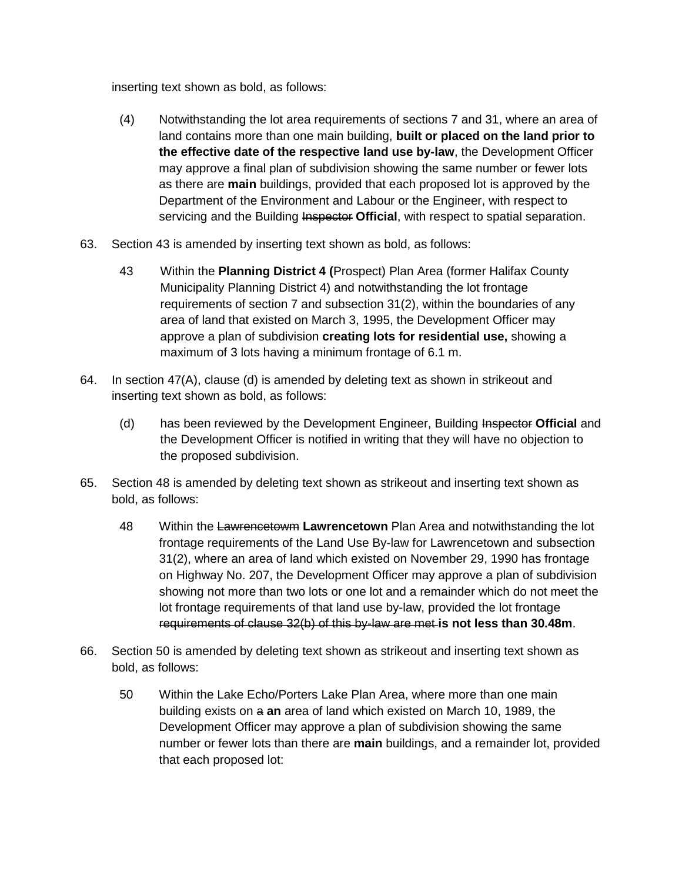inserting text shown as bold, as follows:

(4) Notwithstanding the lot area requirements of sections 7 and 31, where an area of land contains more than one main building, **built or placed on the land prior to the effective date of the respective land use by-law**, the Development Officer may approve a final plan of subdivision showing the same number or fewer lots as there are **main** buildings, provided that each proposed lot is approved by the Department of the Environment and Labour or the Engineer, with respect to servicing and the Building ~~Inspector~~ **Official**, with respect to spatial separation.

63. Section 43 is amended by inserting text shown as bold, as follows:

43 Within the **Planning District 4 (**Prospect) Plan Area (former Halifax County Municipality Planning District 4) and notwithstanding the lot frontage requirements of section 7 and subsection 31(2), within the boundaries of any area of land that existed on March 3, 1995, the Development Officer may approve a plan of subdivision **creating lots for residential use,** showing a maximum of 3 lots having a minimum frontage of 6.1 m.

64. In section 47(A), clause (d) is amended by deleting text as shown in strikeout and inserting text shown as bold, as follows:

(d) has been reviewed by the Development Engineer, Building ~~Inspector~~ **Official** and the Development Officer is notified in writing that they will have no objection to the proposed subdivision.

65. Section 48 is amended by deleting text shown as strikeout and inserting text shown as bold, as follows:

48 Within the ~~Lawrencetowm~~ **Lawrencetown** Plan Area and notwithstanding the lot frontage requirements of the Land Use By-law for Lawrencetown and subsection 31(2), where an area of land which existed on November 29, 1990 has frontage on Highway No. 207, the Development Officer may approve a plan of subdivision showing not more than two lots or one lot and a remainder which do not meet the lot frontage requirements of that land use by-law, provided the lot frontage ~~requirements of clause 32(b) of this by-law are met~~ **is not less than 30.48m**.

66. Section 50 is amended by deleting text shown as strikeout and inserting text shown as bold, as follows:

50 Within the Lake Echo/Porters Lake Plan Area, where more than one main building exists on ~~a~~ **an** area of land which existed on March 10, 1989, the Development Officer may approve a plan of subdivision showing the same number or fewer lots than there are **main** buildings, and a remainder lot, provided that each proposed lot: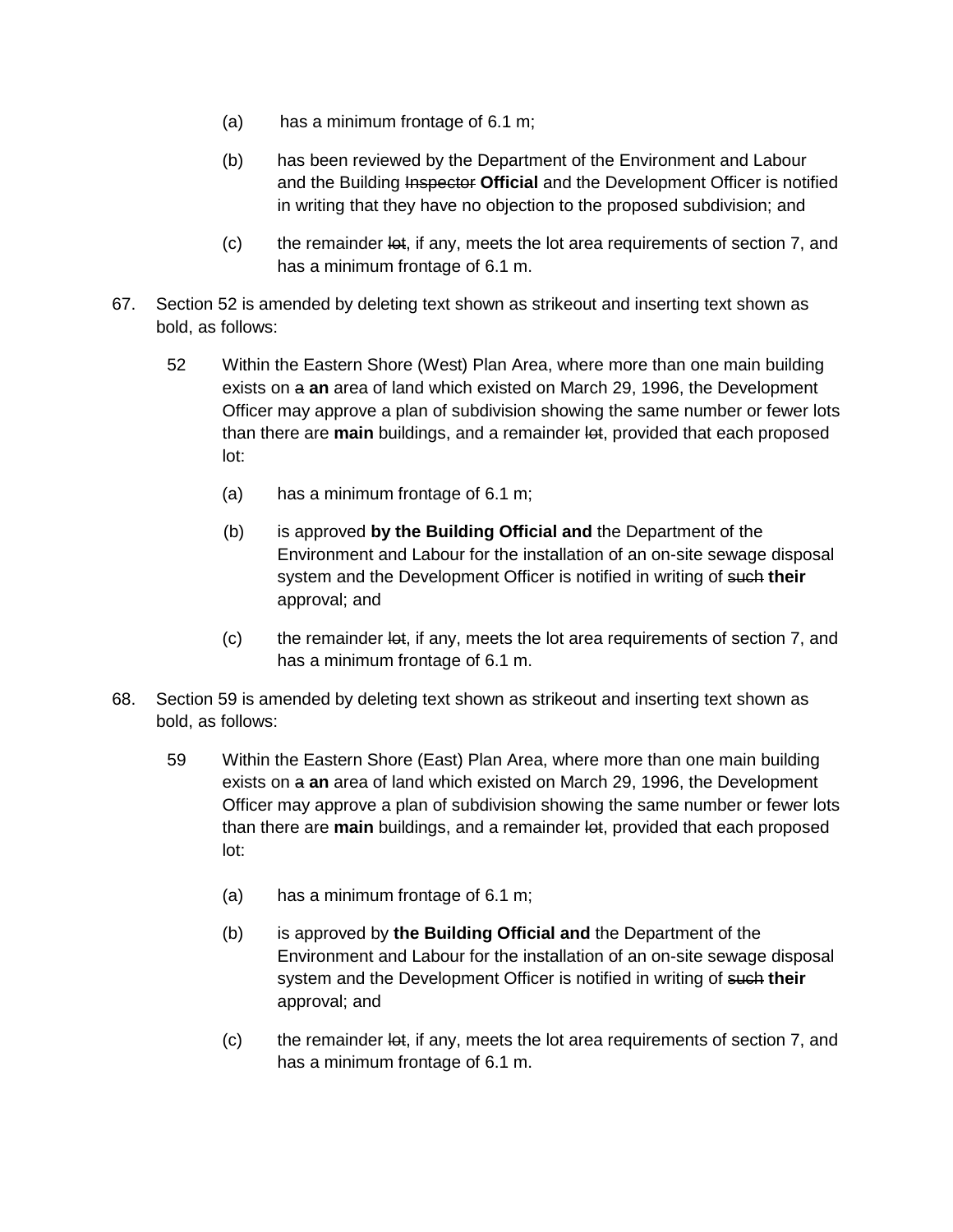(a) has a minimum frontage of 6.1 m;

(b) has been reviewed by the Department of the Environment and Labour and the Building ~~Inspector~~ **Official** and the Development Officer is notified in writing that they have no objection to the proposed subdivision; and

(c) the remainder ~~lot~~, if any, meets the lot area requirements of section 7, and has a minimum frontage of 6.1 m.

67. Section 52 is amended by deleting text shown as strikeout and inserting text shown as bold, as follows:

52 Within the Eastern Shore (West) Plan Area, where more than one main building exists on ~~a~~ **an** area of land which existed on March 29, 1996, the Development Officer may approve a plan of subdivision showing the same number or fewer lots than there are **main** buildings, and a remainder ~~lot~~, provided that each proposed lot:

(a) has a minimum frontage of 6.1 m;

(b) is approved **by the Building Official and** the Department of the Environment and Labour for the installation of an on-site sewage disposal system and the Development Officer is notified in writing of ~~such~~ **their** approval; and

(c) the remainder ~~lot~~, if any, meets the lot area requirements of section 7, and has a minimum frontage of 6.1 m.

68. Section 59 is amended by deleting text shown as strikeout and inserting text shown as bold, as follows:

59 Within the Eastern Shore (East) Plan Area, where more than one main building exists on ~~a~~ **an** area of land which existed on March 29, 1996, the Development Officer may approve a plan of subdivision showing the same number or fewer lots than there are **main** buildings, and a remainder ~~lot~~, provided that each proposed lot:

(a) has a minimum frontage of 6.1 m;

(b) is approved by **the Building Official and** the Department of the Environment and Labour for the installation of an on-site sewage disposal system and the Development Officer is notified in writing of ~~such~~ **their** approval; and

(c) the remainder ~~lot~~, if any, meets the lot area requirements of section 7, and has a minimum frontage of 6.1 m.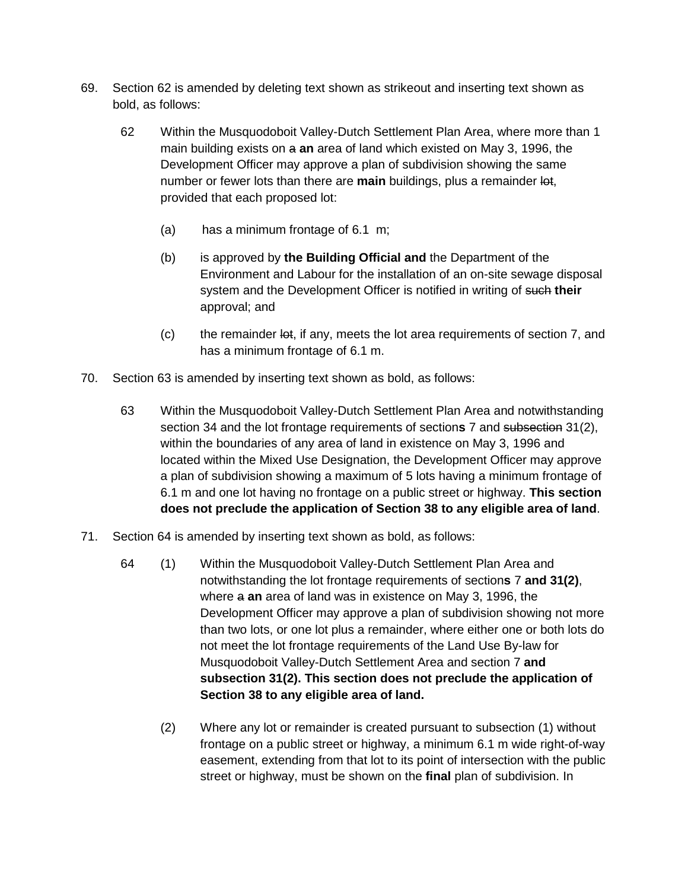69. Section 62 is amended by deleting text shown as strikeout and inserting text shown as bold, as follows:

> 62 Within the Musquodoboit Valley-Dutch Settlement Plan Area, where more than 1 main building exists on ~~a~~ **an** area of land which existed on May 3, 1996, the Development Officer may approve a plan of subdivision showing the same number or fewer lots than there are **main** buildings, plus a remainder ~~lot~~, provided that each proposed lot:
>
> (a) has a minimum frontage of 6.1 m;
>
> (b) is approved by **the Building Official and** the Department of the Environment and Labour for the installation of an on-site sewage disposal system and the Development Officer is notified in writing of ~~such~~ **their** approval; and
>
> (c) the remainder ~~lot~~, if any, meets the lot area requirements of section 7, and has a minimum frontage of 6.1 m.

70. Section 63 is amended by inserting text shown as bold, as follows:

> 63 Within the Musquodoboit Valley-Dutch Settlement Plan Area and notwithstanding section 34 and the lot frontage requirements of section**s** 7 and ~~subsection~~ 31(2), within the boundaries of any area of land in existence on May 3, 1996 and located within the Mixed Use Designation, the Development Officer may approve a plan of subdivision showing a maximum of 5 lots having a minimum frontage of 6.1 m and one lot having no frontage on a public street or highway. **This section does not preclude the application of Section 38 to any eligible area of land**.

71. Section 64 is amended by inserting text shown as bold, as follows:

> 64 (1) Within the Musquodoboit Valley-Dutch Settlement Plan Area and notwithstanding the lot frontage requirements of section**s** 7 **and 31(2)**, where ~~a~~ **an** area of land was in existence on May 3, 1996, the Development Officer may approve a plan of subdivision showing not more than two lots, or one lot plus a remainder, where either one or both lots do not meet the lot frontage requirements of the Land Use By-law for Musquodoboit Valley-Dutch Settlement Area and section 7 **and subsection 31(2). This section does not preclude the application of Section 38 to any eligible area of land.**
>
> (2) Where any lot or remainder is created pursuant to subsection (1) without frontage on a public street or highway, a minimum 6.1 m wide right-of-way easement, extending from that lot to its point of intersection with the public street or highway, must be shown on the **final** plan of subdivision. In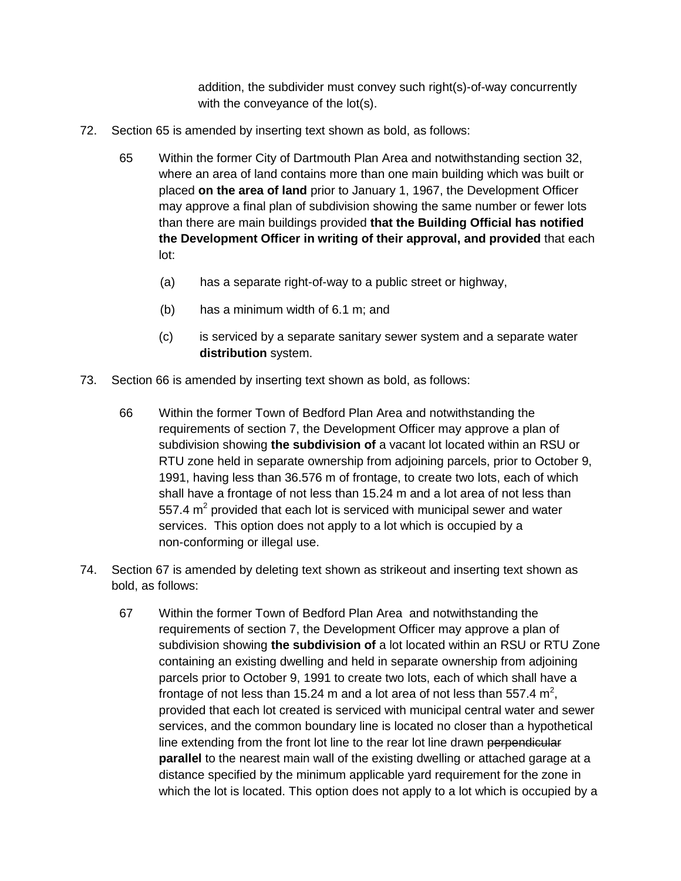addition, the subdivider must convey such right(s)-of-way concurrently with the conveyance of the lot(s).

72. Section 65 is amended by inserting text shown as bold, as follows:

65 Within the former City of Dartmouth Plan Area and notwithstanding section 32, where an area of land contains more than one main building which was built or placed **on the area of land** prior to January 1, 1967, the Development Officer may approve a final plan of subdivision showing the same number or fewer lots than there are main buildings provided **that the Building Official has notified the Development Officer in writing of their approval, and provided** that each lot:

(a) has a separate right-of-way to a public street or highway,

(b) has a minimum width of 6.1 m; and

(c) is serviced by a separate sanitary sewer system and a separate water **distribution** system.

73. Section 66 is amended by inserting text shown as bold, as follows:

66 Within the former Town of Bedford Plan Area and notwithstanding the requirements of section 7, the Development Officer may approve a plan of subdivision showing **the subdivision of** a vacant lot located within an RSU or RTU zone held in separate ownership from adjoining parcels, prior to October 9, 1991, having less than 36.576 m of frontage, to create two lots, each of which shall have a frontage of not less than 15.24 m and a lot area of not less than 557.4 m$^2$ provided that each lot is serviced with municipal sewer and water services. This option does not apply to a lot which is occupied by a non-conforming or illegal use.

74. Section 67 is amended by deleting text shown as strikeout and inserting text shown as bold, as follows:

67 Within the former Town of Bedford Plan Area and notwithstanding the requirements of section 7, the Development Officer may approve a plan of subdivision showing **the subdivision of** a lot located within an RSU or RTU Zone containing an existing dwelling and held in separate ownership from adjoining parcels prior to October 9, 1991 to create two lots, each of which shall have a frontage of not less than 15.24 m and a lot area of not less than 557.4 m$^2$, provided that each lot created is serviced with municipal central water and sewer services, and the common boundary line is located no closer than a hypothetical line extending from the front lot line to the rear lot line drawn ~~perpendicular~~ **parallel** to the nearest main wall of the existing dwelling or attached garage at a distance specified by the minimum applicable yard requirement for the zone in which the lot is located. This option does not apply to a lot which is occupied by a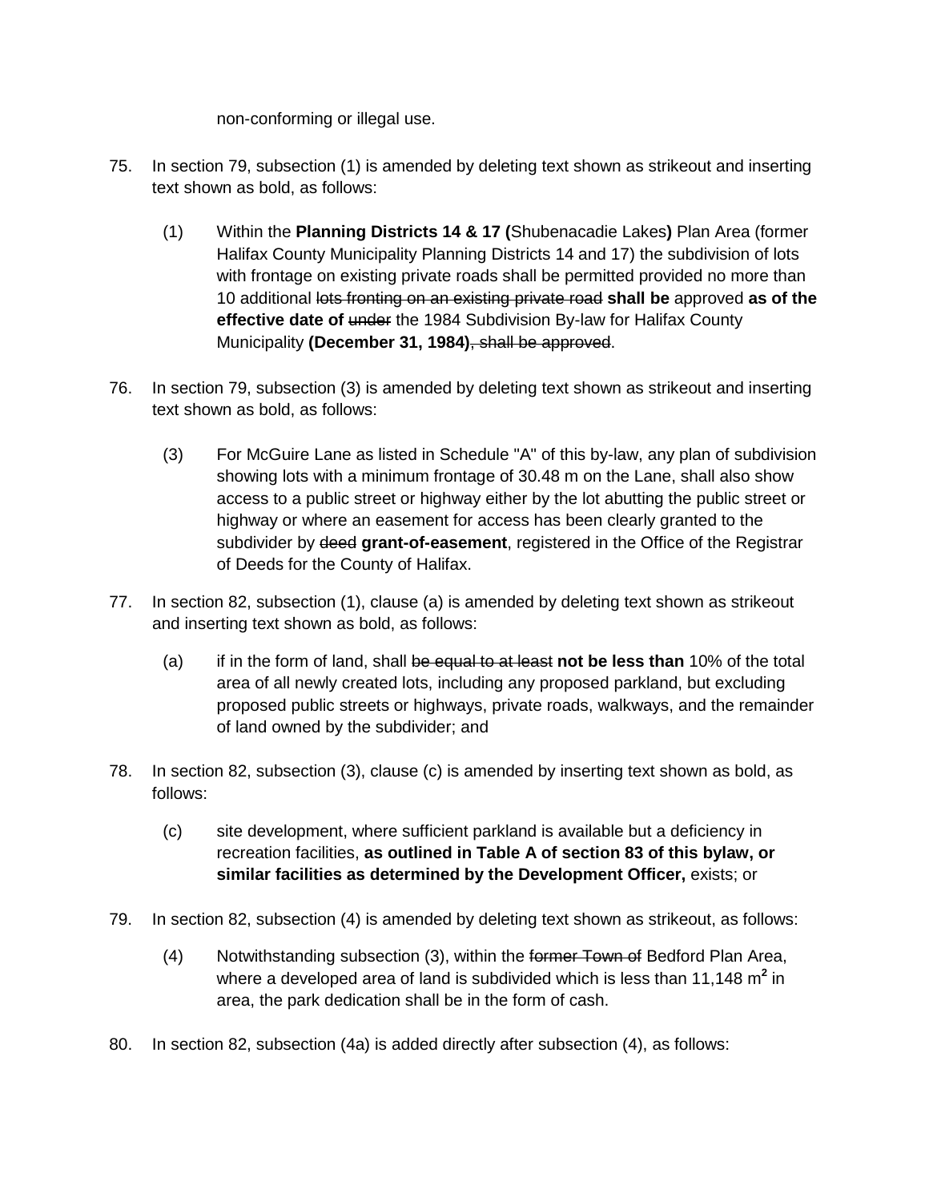non-conforming or illegal use.

75. In section 79, subsection (1) is amended by deleting text shown as strikeout and inserting text shown as bold, as follows:

    (1) Within the **Planning Districts 14 & 17 (**Shubenacadie Lakes**)** Plan Area (former Halifax County Municipality Planning Districts 14 and 17) the subdivision of lots with frontage on existing private roads shall be permitted provided no more than 10 additional ~~lots fronting on an existing private road~~ **shall be** approved **as of the effective date of** ~~under~~ the 1984 Subdivision By-law for Halifax County Municipality **(December 31, 1984)**~~, shall be approved~~.

76. In section 79, subsection (3) is amended by deleting text shown as strikeout and inserting text shown as bold, as follows:

    (3) For McGuire Lane as listed in Schedule "A" of this by-law, any plan of subdivision showing lots with a minimum frontage of 30.48 m on the Lane, shall also show access to a public street or highway either by the lot abutting the public street or highway or where an easement for access has been clearly granted to the subdivider by ~~deed~~ **grant-of-easement**, registered in the Office of the Registrar of Deeds for the County of Halifax.

77. In section 82, subsection (1), clause (a) is amended by deleting text shown as strikeout and inserting text shown as bold, as follows:

    (a) if in the form of land, shall ~~be equal to at least~~ **not be less than** 10% of the total area of all newly created lots, including any proposed parkland, but excluding proposed public streets or highways, private roads, walkways, and the remainder of land owned by the subdivider; and

78. In section 82, subsection (3), clause (c) is amended by inserting text shown as bold, as follows:

    (c) site development, where sufficient parkland is available but a deficiency in recreation facilities, **as outlined in Table A of section 83 of this bylaw, or similar facilities as determined by the Development Officer,** exists; or

79. In section 82, subsection (4) is amended by deleting text shown as strikeout, as follows:

    (4) Notwithstanding subsection (3), within the ~~former Town of~~ Bedford Plan Area, where a developed area of land is subdivided which is less than 11,148 m$^2$ in area, the park dedication shall be in the form of cash.

80. In section 82, subsection (4a) is added directly after subsection (4), as follows: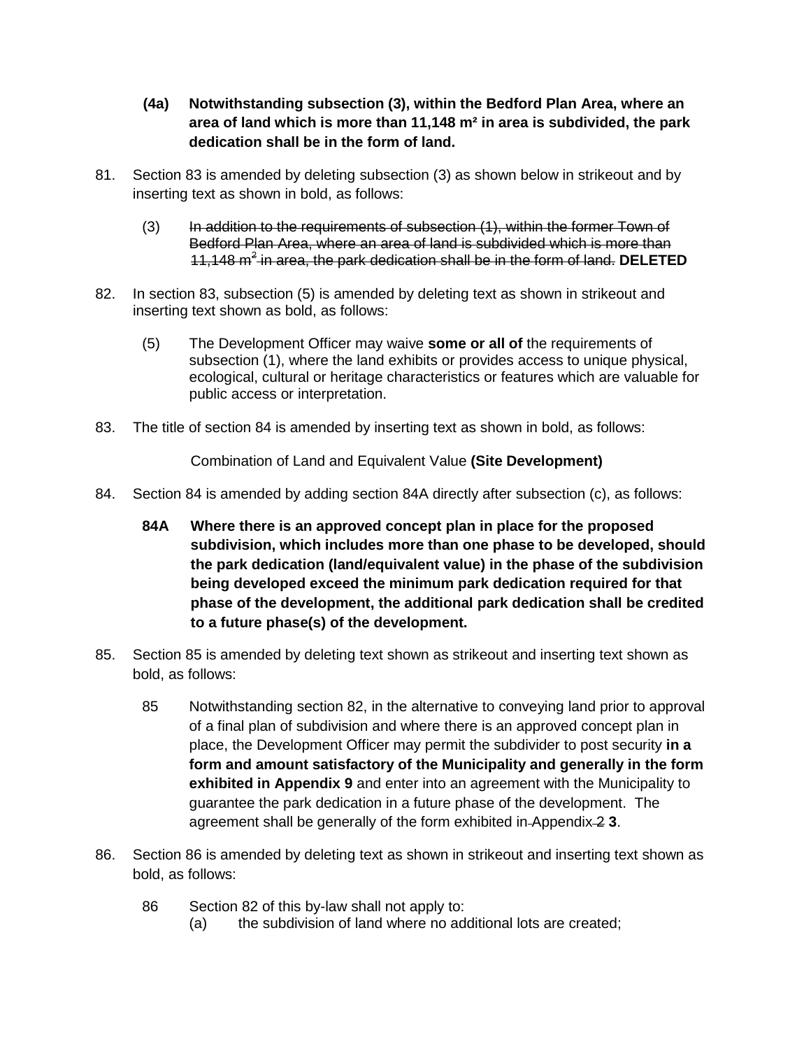**(4a) Notwithstanding subsection (3), within the Bedford Plan Area, where an area of land which is more than 11,148 m² in area is subdivided, the park dedication shall be in the form of land.**

81. Section 83 is amended by deleting subsection (3) as shown below in strikeout and by inserting text as shown in bold, as follows:

   (3) ~~In addition to the requirements of subsection (1), within the former Town of Bedford Plan Area, where an area of land is subdivided which is more than 11,148 m² in area, the park dedication shall be in the form of land.~~ **DELETED**

82. In section 83, subsection (5) is amended by deleting text as shown in strikeout and inserting text shown as bold, as follows:

   (5) The Development Officer may waive **some or all of** the requirements of subsection (1), where the land exhibits or provides access to unique physical, ecological, cultural or heritage characteristics or features which are valuable for public access or interpretation.

83. The title of section 84 is amended by inserting text as shown in bold, as follows:

   Combination of Land and Equivalent Value **(Site Development)**

84. Section 84 is amended by adding section 84A directly after subsection (c), as follows:

   **84A Where there is an approved concept plan in place for the proposed subdivision, which includes more than one phase to be developed, should the park dedication (land/equivalent value) in the phase of the subdivision being developed exceed the minimum park dedication required for that phase of the development, the additional park dedication shall be credited to a future phase(s) of the development.**

85. Section 85 is amended by deleting text shown as strikeout and inserting text shown as bold, as follows:

   85 Notwithstanding section 82, in the alternative to conveying land prior to approval of a final plan of subdivision and where there is an approved concept plan in place, the Development Officer may permit the subdivider to post security **in a form and amount satisfactory of the Municipality and generally in the form exhibited in Appendix 9** and enter into an agreement with the Municipality to guarantee the park dedication in a future phase of the development. The agreement shall be generally of the form exhibited in Appendix ~~2~~ **3**.

86. Section 86 is amended by deleting text as shown in strikeout and inserting text shown as bold, as follows:

   86 Section 82 of this by-law shall not apply to:
   
   (a) the subdivision of land where no additional lots are created;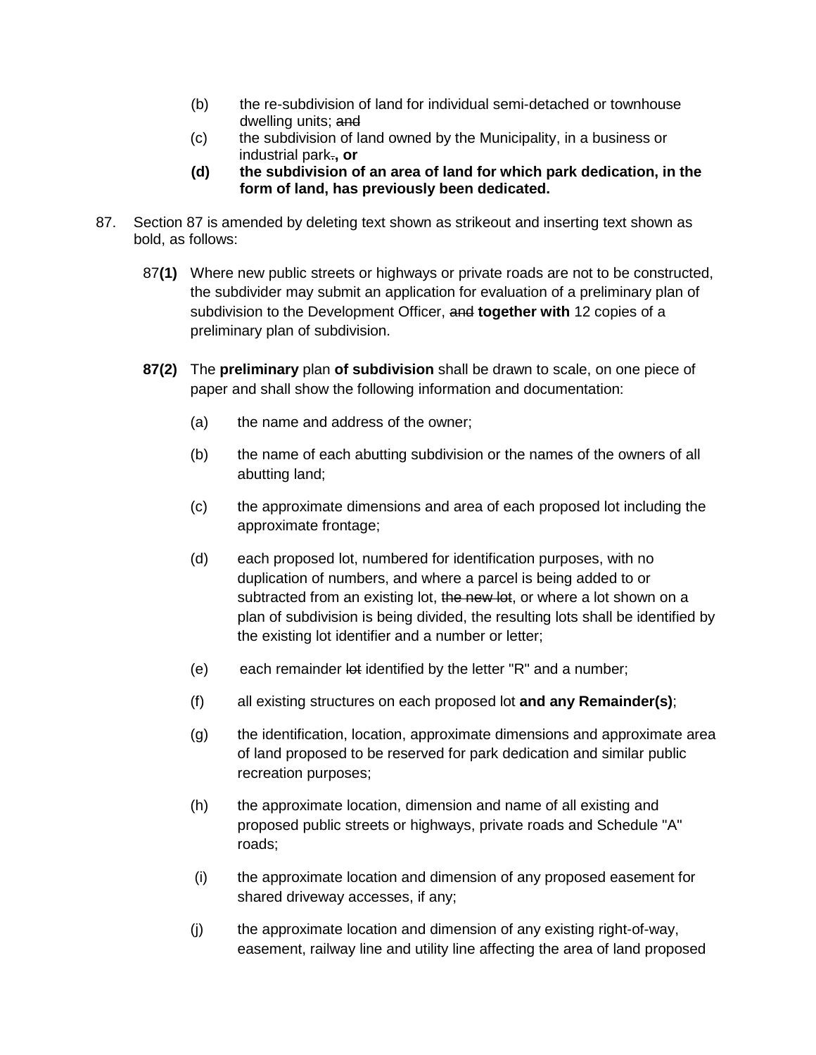(b) the re-subdivision of land for individual semi-detached or townhouse dwelling units; ~~and~~

(c) the subdivision of land owned by the Municipality, in a business or industrial park~~.~~**, or**

**(d) the subdivision of an area of land for which park dedication, in the form of land, has previously been dedicated.**

87. Section 87 is amended by deleting text shown as strikeout and inserting text shown as bold, as follows:

87**(1)** Where new public streets or highways or private roads are not to be constructed, the subdivider may submit an application for evaluation of a preliminary plan of subdivision to the Development Officer, ~~and~~ **together with** 12 copies of a preliminary plan of subdivision.

**87(2)** The **preliminary** plan **of subdivision** shall be drawn to scale, on one piece of paper and shall show the following information and documentation:

(a) the name and address of the owner;

(b) the name of each abutting subdivision or the names of the owners of all abutting land;

(c) the approximate dimensions and area of each proposed lot including the approximate frontage;

(d) each proposed lot, numbered for identification purposes, with no duplication of numbers, and where a parcel is being added to or subtracted from an existing lot, ~~the new lot~~, or where a lot shown on a plan of subdivision is being divided, the resulting lots shall be identified by the existing lot identifier and a number or letter;

(e) each remainder ~~lot~~ identified by the letter "R" and a number;

(f) all existing structures on each proposed lot **and any Remainder(s)**;

(g) the identification, location, approximate dimensions and approximate area of land proposed to be reserved for park dedication and similar public recreation purposes;

(h) the approximate location, dimension and name of all existing and proposed public streets or highways, private roads and Schedule "A" roads;

(i) the approximate location and dimension of any proposed easement for shared driveway accesses, if any;

(j) the approximate location and dimension of any existing right-of-way, easement, railway line and utility line affecting the area of land proposed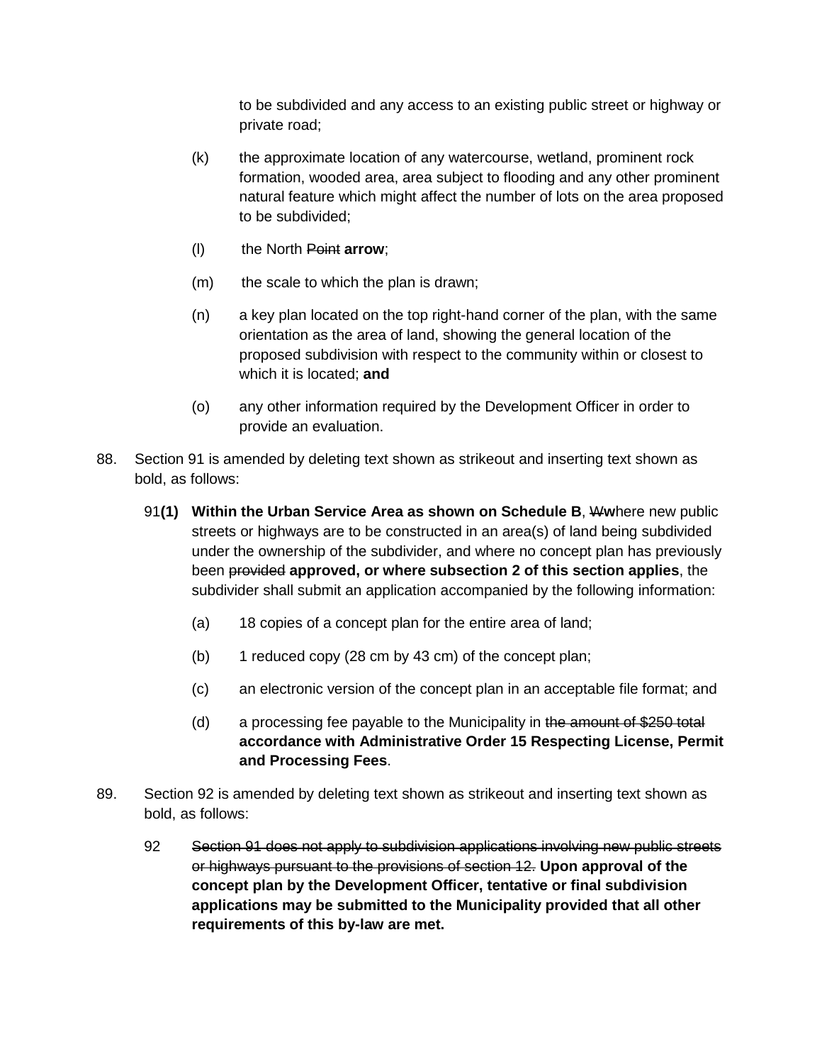to be subdivided and any access to an existing public street or highway or private road;

(k) the approximate location of any watercourse, wetland, prominent rock formation, wooded area, area subject to flooding and any other prominent natural feature which might affect the number of lots on the area proposed to be subdivided;

(l) the North ~~Point~~ **arrow**;

(m) the scale to which the plan is drawn;

(n) a key plan located on the top right-hand corner of the plan, with the same orientation as the area of land, showing the general location of the proposed subdivision with respect to the community within or closest to which it is located; **and**

(o) any other information required by the Development Officer in order to provide an evaluation.

88. Section 91 is amended by deleting text shown as strikeout and inserting text shown as bold, as follows:

91**(1)** **Within the Urban Service Area as shown on Schedule B**, ~~W~~**w**here new public streets or highways are to be constructed in an area(s) of land being subdivided under the ownership of the subdivider, and where no concept plan has previously been ~~provided~~ **approved, or where subsection 2 of this section applies**, the subdivider shall submit an application accompanied by the following information:

(a) 18 copies of a concept plan for the entire area of land;

(b) 1 reduced copy (28 cm by 43 cm) of the concept plan;

(c) an electronic version of the concept plan in an acceptable file format; and

(d) a processing fee payable to the Municipality in ~~the amount of $250 total~~ **accordance with Administrative Order 15 Respecting License, Permit and Processing Fees**.

89. Section 92 is amended by deleting text shown as strikeout and inserting text shown as bold, as follows:

92 ~~Section 91 does not apply to subdivision applications involving new public streets or highways pursuant to the provisions of section 12.~~ **Upon approval of the concept plan by the Development Officer, tentative or final subdivision applications may be submitted to the Municipality provided that all other requirements of this by-law are met.**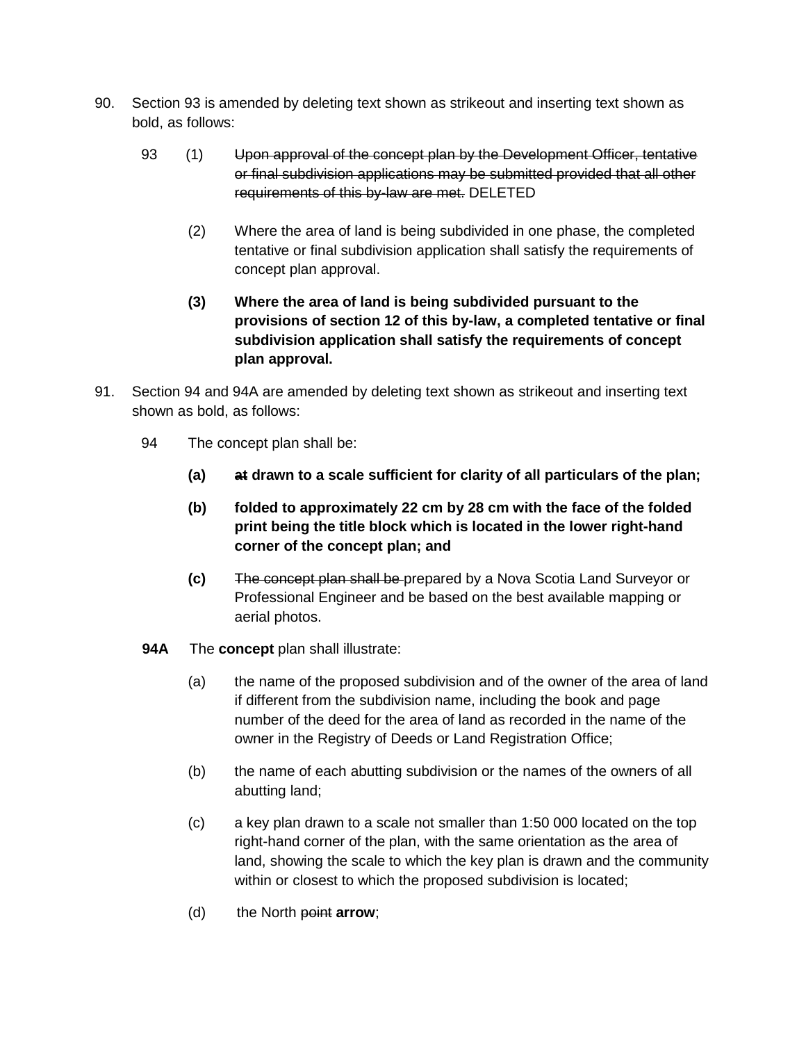90. Section 93 is amended by deleting text shown as strikeout and inserting text shown as bold, as follows:

93 (1) ~~Upon approval of the concept plan by the Development Officer, tentative or final subdivision applications may be submitted provided that all other requirements of this by-law are met.~~ DELETED

(2) Where the area of land is being subdivided in one phase, the completed tentative or final subdivision application shall satisfy the requirements of concept plan approval.

**(3) Where the area of land is being subdivided pursuant to the provisions of section 12 of this by-law, a completed tentative or final subdivision application shall satisfy the requirements of concept plan approval.**

91. Section 94 and 94A are amended by deleting text shown as strikeout and inserting text shown as bold, as follows:

94 The concept plan shall be:

**(a)** ~~at~~ **drawn to a scale sufficient for clarity of all particulars of the plan;**

**(b) folded to approximately 22 cm by 28 cm with the face of the folded print being the title block which is located in the lower right-hand corner of the concept plan; and**

**(c)** ~~The concept plan shall be~~ prepared by a Nova Scotia Land Surveyor or Professional Engineer and be based on the best available mapping or aerial photos.

**94A** The **concept** plan shall illustrate:

(a) the name of the proposed subdivision and of the owner of the area of land if different from the subdivision name, including the book and page number of the deed for the area of land as recorded in the name of the owner in the Registry of Deeds or Land Registration Office;

(b) the name of each abutting subdivision or the names of the owners of all abutting land;

(c) a key plan drawn to a scale not smaller than 1:50 000 located on the top right-hand corner of the plan, with the same orientation as the area of land, showing the scale to which the key plan is drawn and the community within or closest to which the proposed subdivision is located;

(d) the North ~~point~~ **arrow**;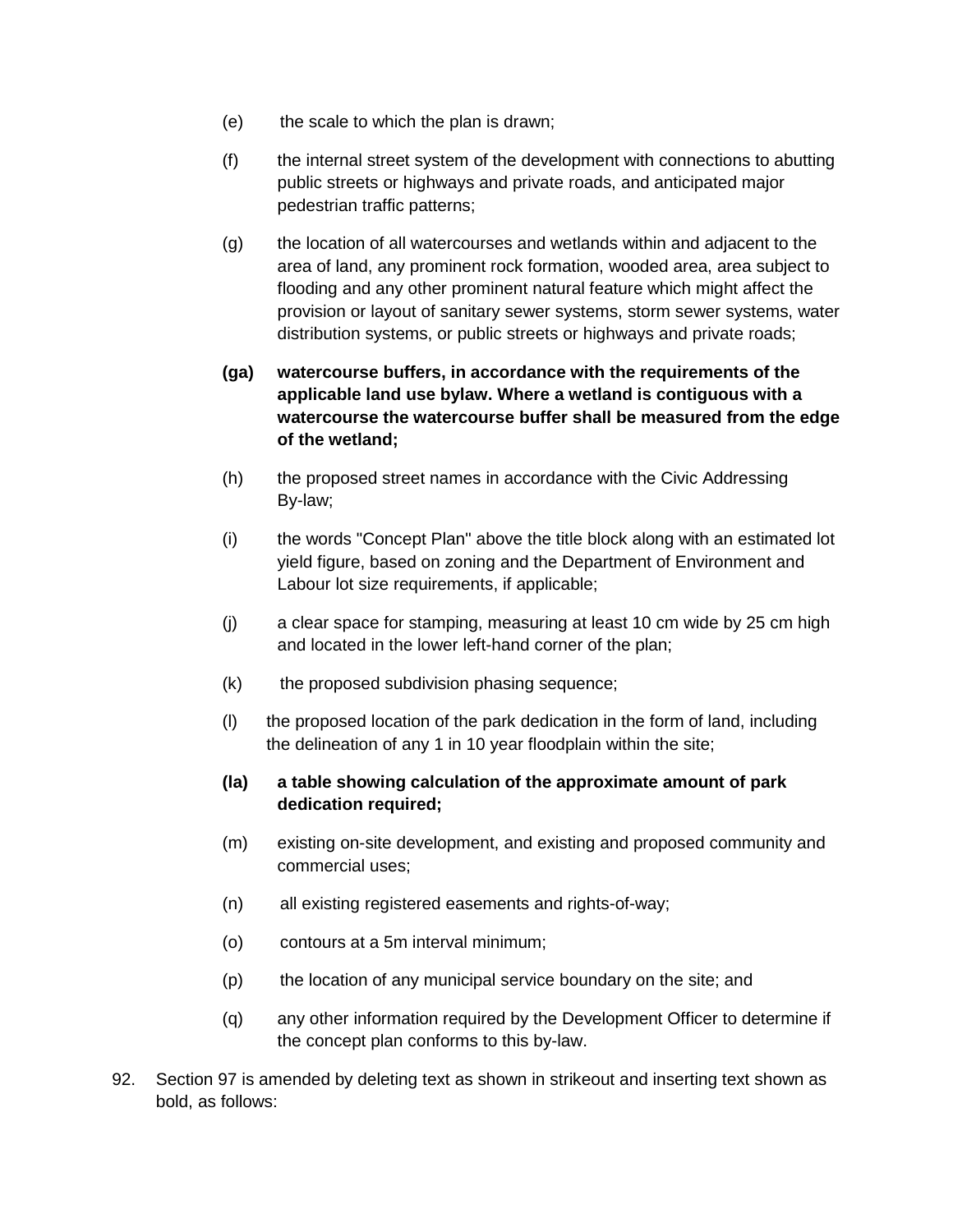(e) the scale to which the plan is drawn;

(f) the internal street system of the development with connections to abutting public streets or highways and private roads, and anticipated major pedestrian traffic patterns;

(g) the location of all watercourses and wetlands within and adjacent to the area of land, any prominent rock formation, wooded area, area subject to flooding and any other prominent natural feature which might affect the provision or layout of sanitary sewer systems, storm sewer systems, water distribution systems, or public streets or highways and private roads;

**(ga) watercourse buffers, in accordance with the requirements of the applicable land use bylaw. Where a wetland is contiguous with a watercourse the watercourse buffer shall be measured from the edge of the wetland;**

(h) the proposed street names in accordance with the Civic Addressing By-law;

(i) the words "Concept Plan" above the title block along with an estimated lot yield figure, based on zoning and the Department of Environment and Labour lot size requirements, if applicable;

(j) a clear space for stamping, measuring at least 10 cm wide by 25 cm high and located in the lower left-hand corner of the plan;

(k) the proposed subdivision phasing sequence;

(l) the proposed location of the park dedication in the form of land, including the delineation of any 1 in 10 year floodplain within the site;

**(la) a table showing calculation of the approximate amount of park dedication required;**

(m) existing on-site development, and existing and proposed community and commercial uses;

(n) all existing registered easements and rights-of-way;

(o) contours at a 5m interval minimum;

(p) the location of any municipal service boundary on the site; and

(q) any other information required by the Development Officer to determine if the concept plan conforms to this by-law.

92. Section 97 is amended by deleting text as shown in strikeout and inserting text shown as bold, as follows: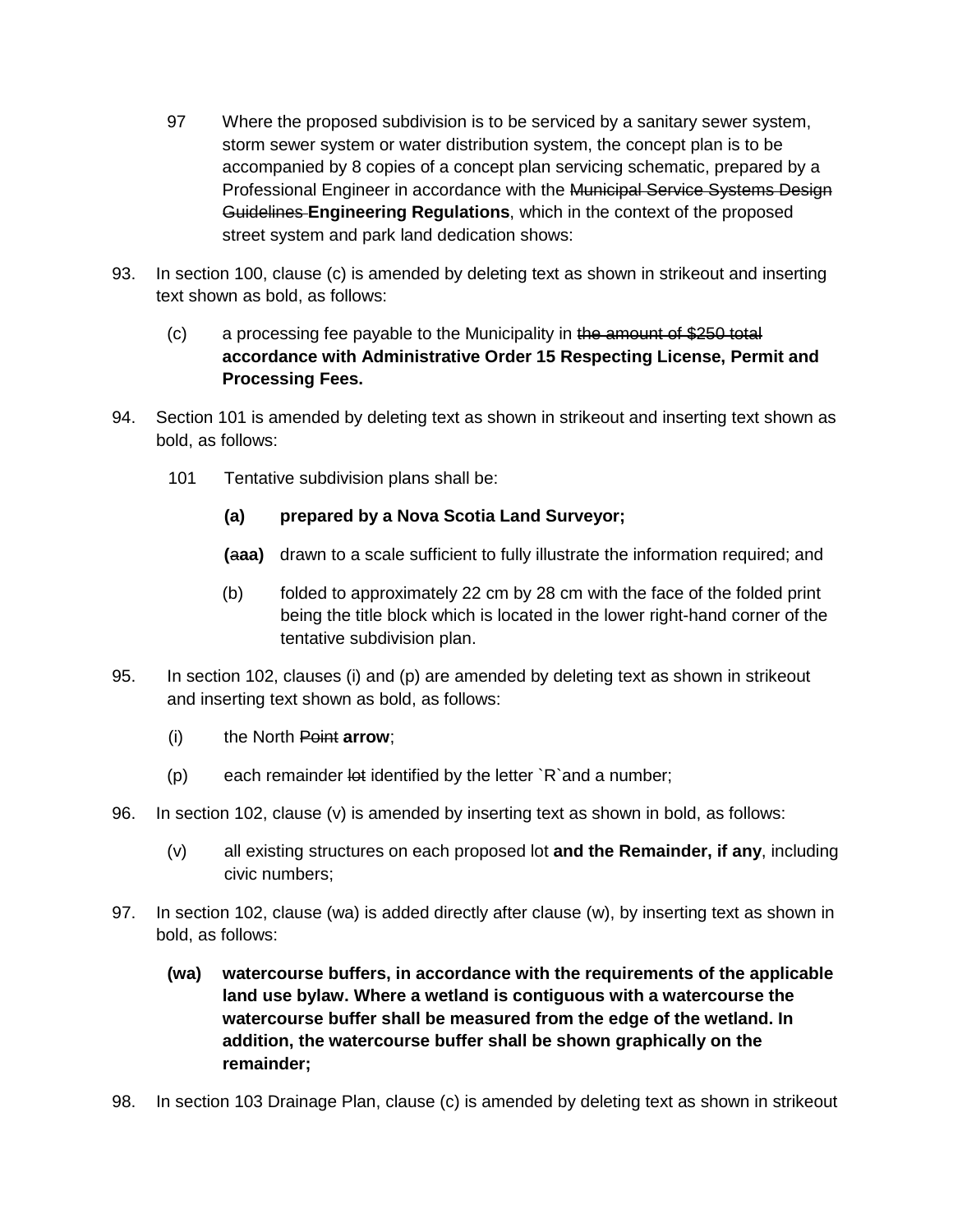97 Where the proposed subdivision is to be serviced by a sanitary sewer system, storm sewer system or water distribution system, the concept plan is to be accompanied by 8 copies of a concept plan servicing schematic, prepared by a Professional Engineer in accordance with the ~~Municipal Service Systems Design Guidelines~~ **Engineering Regulations**, which in the context of the proposed street system and park land dedication shows:

93. In section 100, clause (c) is amended by deleting text as shown in strikeout and inserting text shown as bold, as follows:

    (c) a processing fee payable to the Municipality in ~~the amount of $250 total~~ **accordance with Administrative Order 15 Respecting License, Permit and Processing Fees.**

94. Section 101 is amended by deleting text as shown in strikeout and inserting text shown as bold, as follows:

    101 Tentative subdivision plans shall be:

    **(a) prepared by a Nova Scotia Land Surveyor;**

    **(**~~a~~**aa)** drawn to a scale sufficient to fully illustrate the information required; and

    (b) folded to approximately 22 cm by 28 cm with the face of the folded print being the title block which is located in the lower right-hand corner of the tentative subdivision plan.

95. In section 102, clauses (i) and (p) are amended by deleting text as shown in strikeout and inserting text shown as bold, as follows:

    (i) the North ~~Point~~ **arrow**;

    (p) each remainder ~~lot~~ identified by the letter `R`and a number;

96. In section 102, clause (v) is amended by inserting text as shown in bold, as follows:

    (v) all existing structures on each proposed lot **and the Remainder, if any**, including civic numbers;

97. In section 102, clause (wa) is added directly after clause (w), by inserting text as shown in bold, as follows:

    **(wa) watercourse buffers, in accordance with the requirements of the applicable land use bylaw. Where a wetland is contiguous with a watercourse the watercourse buffer shall be measured from the edge of the wetland. In addition, the watercourse buffer shall be shown graphically on the remainder;**

98. In section 103 Drainage Plan, clause (c) is amended by deleting text as shown in strikeout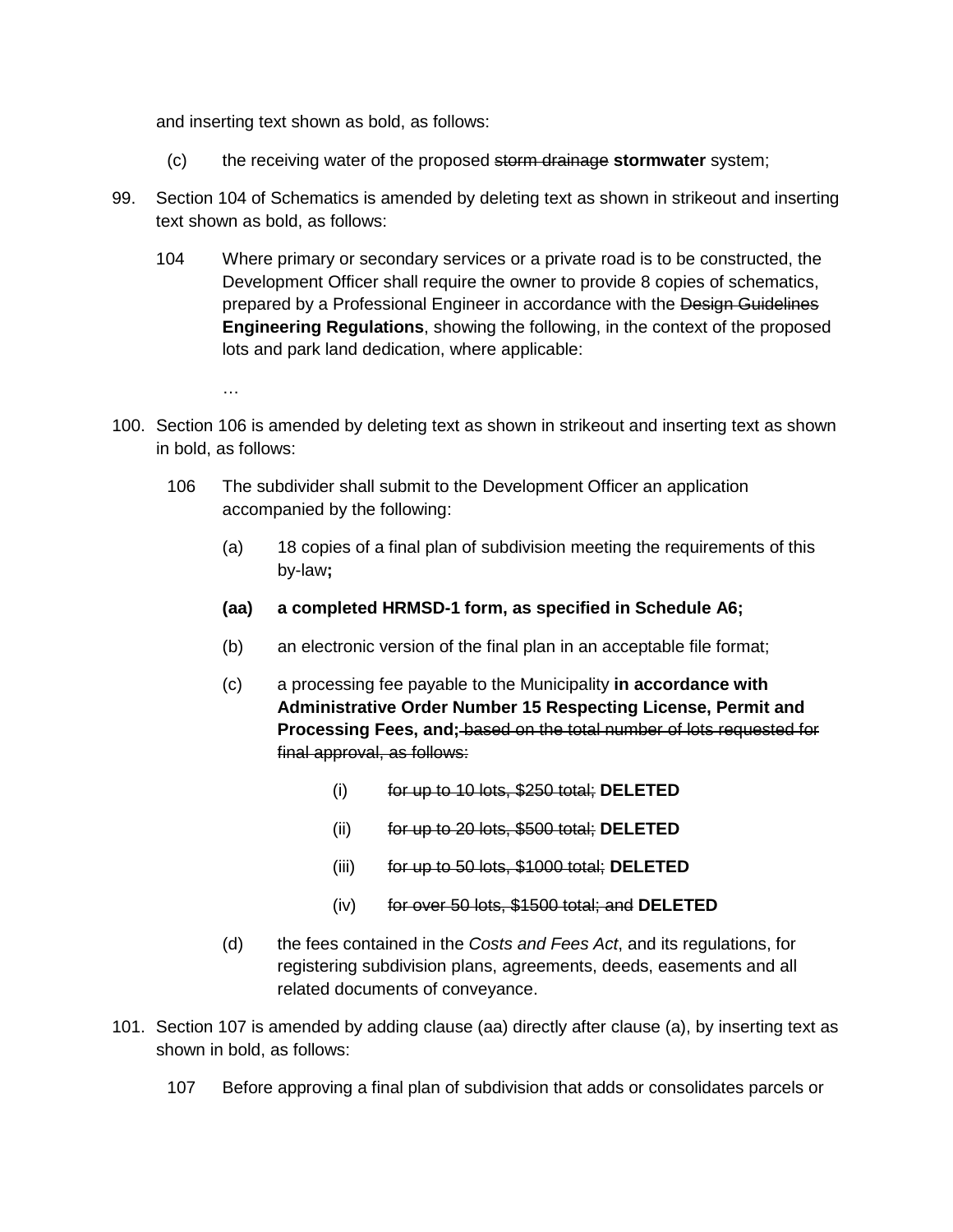and inserting text shown as bold, as follows:

(c) the receiving water of the proposed ~~storm drainage~~ **stormwater** system;

99. Section 104 of Schematics is amended by deleting text as shown in strikeout and inserting text shown as bold, as follows:

    104 Where primary or secondary services or a private road is to be constructed, the Development Officer shall require the owner to provide 8 copies of schematics, prepared by a Professional Engineer in accordance with the ~~Design Guidelines~~ **Engineering Regulations**, showing the following, in the context of the proposed lots and park land dedication, where applicable:

    …

100. Section 106 is amended by deleting text as shown in strikeout and inserting text as shown in bold, as follows:

    106 The subdivider shall submit to the Development Officer an application accompanied by the following:

    (a) 18 copies of a final plan of subdivision meeting the requirements of this by-law**;**

    **(aa) a completed HRMSD-1 form, as specified in Schedule A6;**

    (b) an electronic version of the final plan in an acceptable file format;

    (c) a processing fee payable to the Municipality **in accordance with Administrative Order Number 15 Respecting License, Permit and Processing Fees, and;** ~~based on the total number of lots requested for final approval, as follows:~~

    (i) ~~for up to 10 lots, $250 total;~~ **DELETED**

    (ii) ~~for up to 20 lots, $500 total;~~ **DELETED**

    (iii) ~~for up to 50 lots, $1000 total;~~ **DELETED**

    (iv) ~~for over 50 lots, $1500 total; and~~ **DELETED**

    (d) the fees contained in the *Costs and Fees Act*, and its regulations, for registering subdivision plans, agreements, deeds, easements and all related documents of conveyance.

101. Section 107 is amended by adding clause (aa) directly after clause (a), by inserting text as shown in bold, as follows:

    107 Before approving a final plan of subdivision that adds or consolidates parcels or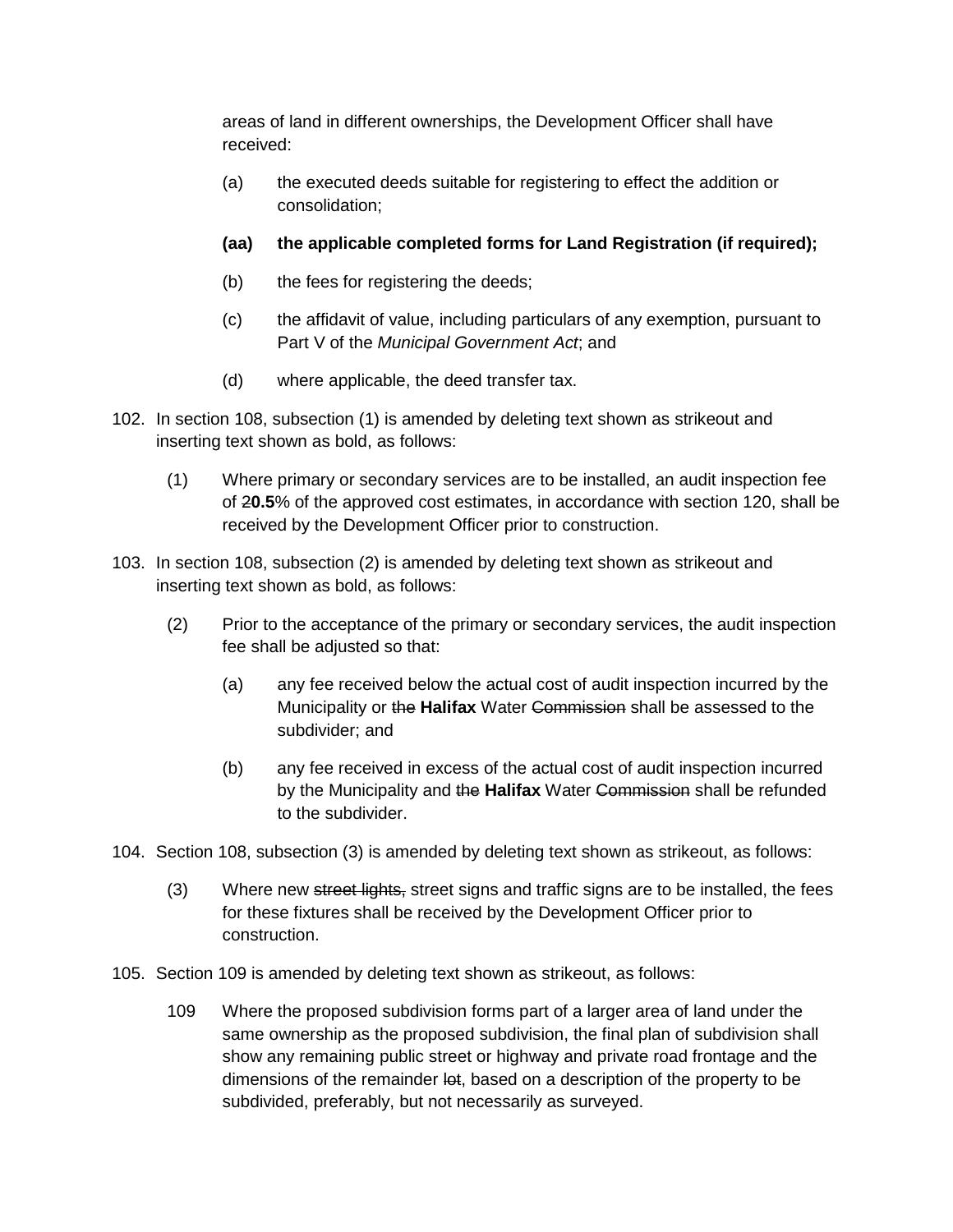areas of land in different ownerships, the Development Officer shall have received:

(a) the executed deeds suitable for registering to effect the addition or consolidation;

**(aa) the applicable completed forms for Land Registration (if required);**

(b) the fees for registering the deeds;

(c) the affidavit of value, including particulars of any exemption, pursuant to Part V of the *Municipal Government Act*; and

(d) where applicable, the deed transfer tax.

102. In section 108, subsection (1) is amended by deleting text shown as strikeout and inserting text shown as bold, as follows:

(1) Where primary or secondary services are to be installed, an audit inspection fee of ~~2~~**0.5**% of the approved cost estimates, in accordance with section 120, shall be received by the Development Officer prior to construction.

103. In section 108, subsection (2) is amended by deleting text shown as strikeout and inserting text shown as bold, as follows:

(2) Prior to the acceptance of the primary or secondary services, the audit inspection fee shall be adjusted so that:

(a) any fee received below the actual cost of audit inspection incurred by the Municipality or ~~the~~ **Halifax** Water ~~Commission~~ shall be assessed to the subdivider; and

(b) any fee received in excess of the actual cost of audit inspection incurred by the Municipality and ~~the~~ **Halifax** Water ~~Commission~~ shall be refunded to the subdivider.

104. Section 108, subsection (3) is amended by deleting text shown as strikeout, as follows:

(3) Where new ~~street lights,~~ street signs and traffic signs are to be installed, the fees for these fixtures shall be received by the Development Officer prior to construction.

105. Section 109 is amended by deleting text shown as strikeout, as follows:

109 Where the proposed subdivision forms part of a larger area of land under the same ownership as the proposed subdivision, the final plan of subdivision shall show any remaining public street or highway and private road frontage and the dimensions of the remainder ~~lot~~, based on a description of the property to be subdivided, preferably, but not necessarily as surveyed.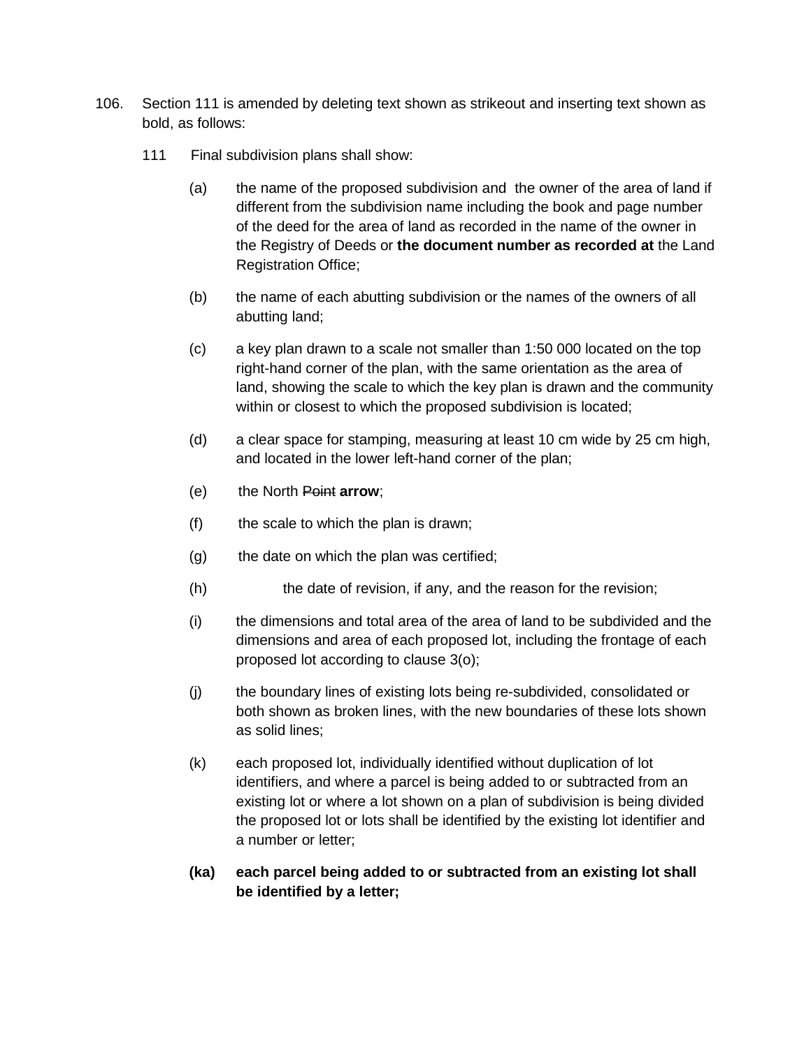106. Section 111 is amended by deleting text shown as strikeout and inserting text shown as bold, as follows:

111 Final subdivision plans shall show:

(a) the name of the proposed subdivision and the owner of the area of land if different from the subdivision name including the book and page number of the deed for the area of land as recorded in the name of the owner in the Registry of Deeds or **the document number as recorded at** the Land Registration Office;

(b) the name of each abutting subdivision or the names of the owners of all abutting land;

(c) a key plan drawn to a scale not smaller than 1:50 000 located on the top right-hand corner of the plan, with the same orientation as the area of land, showing the scale to which the key plan is drawn and the community within or closest to which the proposed subdivision is located;

(d) a clear space for stamping, measuring at least 10 cm wide by 25 cm high, and located in the lower left-hand corner of the plan;

(e) the North ~~Point~~ **arrow**;

(f) the scale to which the plan is drawn;

(g) the date on which the plan was certified;

(h) the date of revision, if any, and the reason for the revision;

(i) the dimensions and total area of the area of land to be subdivided and the dimensions and area of each proposed lot, including the frontage of each proposed lot according to clause 3(o);

(j) the boundary lines of existing lots being re-subdivided, consolidated or both shown as broken lines, with the new boundaries of these lots shown as solid lines;

(k) each proposed lot, individually identified without duplication of lot identifiers, and where a parcel is being added to or subtracted from an existing lot or where a lot shown on a plan of subdivision is being divided the proposed lot or lots shall be identified by the existing lot identifier and a number or letter;

**(ka) each parcel being added to or subtracted from an existing lot shall be identified by a letter;**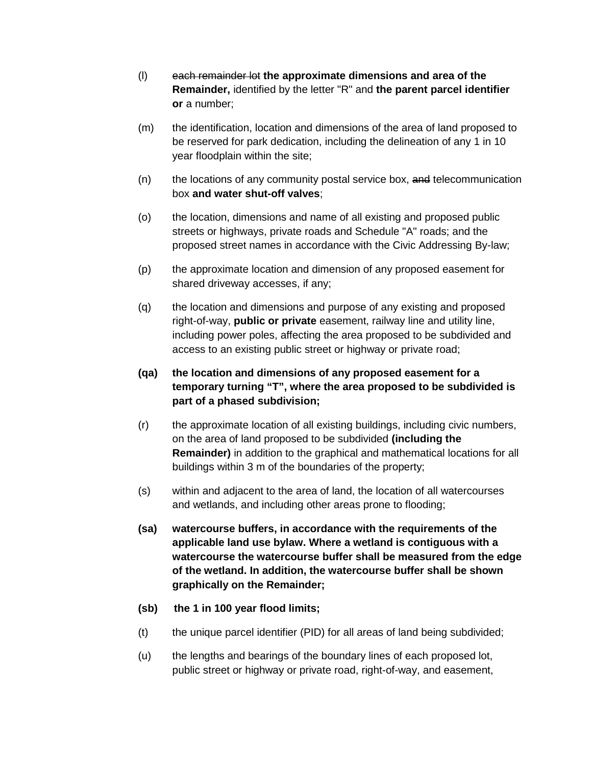(l) ~~each remainder lot~~ **the approximate dimensions and area of the Remainder,** identified by the letter "R" and **the parent parcel identifier or** a number;

(m) the identification, location and dimensions of the area of land proposed to be reserved for park dedication, including the delineation of any 1 in 10 year floodplain within the site;

(n) the locations of any community postal service box, ~~and~~ telecommunication box **and water shut-off valves**;

(o) the location, dimensions and name of all existing and proposed public streets or highways, private roads and Schedule "A" roads; and the proposed street names in accordance with the Civic Addressing By-law;

(p) the approximate location and dimension of any proposed easement for shared driveway accesses, if any;

(q) the location and dimensions and purpose of any existing and proposed right-of-way, **public or private** easement, railway line and utility line, including power poles, affecting the area proposed to be subdivided and access to an existing public street or highway or private road;

**(qa) the location and dimensions of any proposed easement for a temporary turning "T", where the area proposed to be subdivided is part of a phased subdivision;**

(r) the approximate location of all existing buildings, including civic numbers, on the area of land proposed to be subdivided **(including the Remainder)** in addition to the graphical and mathematical locations for all buildings within 3 m of the boundaries of the property;

(s) within and adjacent to the area of land, the location of all watercourses and wetlands, and including other areas prone to flooding;

**(sa) watercourse buffers, in accordance with the requirements of the applicable land use bylaw. Where a wetland is contiguous with a watercourse the watercourse buffer shall be measured from the edge of the wetland. In addition, the watercourse buffer shall be shown graphically on the Remainder;**

**(sb) the 1 in 100 year flood limits;**

(t) the unique parcel identifier (PID) for all areas of land being subdivided;

(u) the lengths and bearings of the boundary lines of each proposed lot, public street or highway or private road, right-of-way, and easement,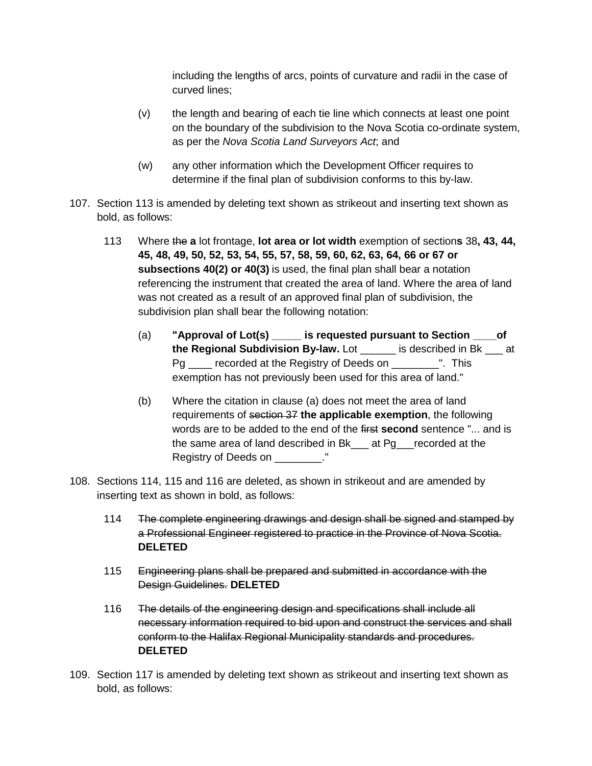including the lengths of arcs, points of curvature and radii in the case of curved lines;

(v) the length and bearing of each tie line which connects at least one point on the boundary of the subdivision to the Nova Scotia co-ordinate system, as per the *Nova Scotia Land Surveyors Act*; and

(w) any other information which the Development Officer requires to determine if the final plan of subdivision conforms to this by-law.

107. Section 113 is amended by deleting text shown as strikeout and inserting text shown as bold, as follows:

113 Where ~~the~~ **a** lot frontage, **lot area or lot width** exemption of section**s** 38**, 43, 44, 45, 48, 49, 50, 52, 53, 54, 55, 57, 58, 59, 60, 62, 63, 64, 66 or 67 or subsections 40(2) or 40(3)** is used, the final plan shall bear a notation referencing the instrument that created the area of land. Where the area of land was not created as a result of an approved final plan of subdivision, the subdivision plan shall bear the following notation:

(a) **"Approval of Lot(s) _____ is requested pursuant to Section ____of the Regional Subdivision By-law.** Lot ______ is described in Bk ___ at Pg ____ recorded at the Registry of Deeds on ________". This exemption has not previously been used for this area of land."

(b) Where the citation in clause (a) does not meet the area of land requirements of ~~section 37~~ **the applicable exemption**, the following words are to be added to the end of the ~~first~~ **second** sentence "... and is the same area of land described in Bk___ at Pg___recorded at the Registry of Deeds on ________."

108. Sections 114, 115 and 116 are deleted, as shown in strikeout and are amended by inserting text as shown in bold, as follows:

114 ~~The complete engineering drawings and design shall be signed and stamped by a Professional Engineer registered to practice in the Province of Nova Scotia.~~ **DELETED**

115 ~~Engineering plans shall be prepared and submitted in accordance with the Design Guidelines.~~ **DELETED**

116 ~~The details of the engineering design and specifications shall include all necessary information required to bid upon and construct the services and shall conform to the Halifax Regional Municipality standards and procedures.~~ **DELETED**

109. Section 117 is amended by deleting text shown as strikeout and inserting text shown as bold, as follows: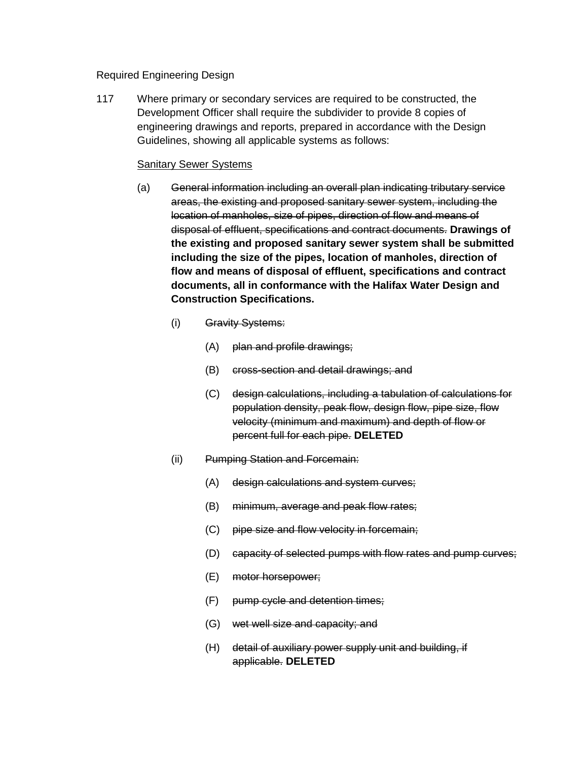Required Engineering Design

117 Where primary or secondary services are required to be constructed, the Development Officer shall require the subdivider to provide 8 copies of engineering drawings and reports, prepared in accordance with the Design Guidelines, showing all applicable systems as follows:

<u>Sanitary Sewer Systems</u>

(a) ~~General information including an overall plan indicating tributary service areas, the existing and proposed sanitary sewer system, including the location of manholes, size of pipes, direction of flow and means of disposal of effluent, specifications and contract documents.~~ **Drawings of the existing and proposed sanitary sewer system shall be submitted including the size of the pipes, location of manholes, direction of flow and means of disposal of effluent, specifications and contract documents, all in conformance with the Halifax Water Design and Construction Specifications.**

(i) ~~Gravity Systems:~~

(A) ~~plan and profile drawings;~~

(B) ~~cross-section and detail drawings; and~~

(C) ~~design calculations, including a tabulation of calculations for population density, peak flow, design flow, pipe size, flow velocity (minimum and maximum) and depth of flow or percent full for each pipe.~~ **DELETED**

(ii) ~~Pumping Station and Forcemain:~~

(A) ~~design calculations and system curves;~~

(B) ~~minimum, average and peak flow rates;~~

(C) ~~pipe size and flow velocity in forcemain;~~

(D) ~~capacity of selected pumps with flow rates and pump curves;~~

(E) ~~motor horsepower;~~

(F) ~~pump cycle and detention times;~~

(G) ~~wet well size and capacity; and~~

(H) ~~detail of auxiliary power supply unit and building, if applicable.~~ **DELETED**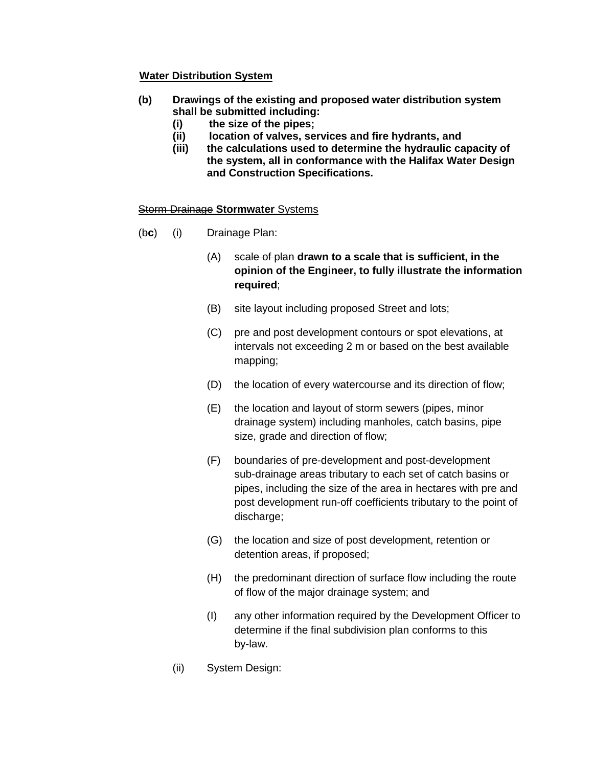<u>**Water Distribution System**</u>

**(b)** **Drawings of the existing and proposed water distribution system shall be submitted including:**

- **(i)** **the size of the pipes;**
- **(ii)** **location of valves, services and fire hydrants, and**
- **(iii)** **the calculations used to determine the hydraulic capacity of the system, all in conformance with the Halifax Water Design and Construction Specifications.**

<u>~~Storm Drainage~~ **Stormwater** Systems</u>

(~~b~~**c**) (i) Drainage Plan:

- (A) ~~scale of plan~~ **drawn to a scale that is sufficient, in the opinion of the Engineer, to fully illustrate the information required**;
- (B) site layout including proposed Street and lots;
- (C) pre and post development contours or spot elevations, at intervals not exceeding 2 m or based on the best available mapping;
- (D) the location of every watercourse and its direction of flow;
- (E) the location and layout of storm sewers (pipes, minor drainage system) including manholes, catch basins, pipe size, grade and direction of flow;
- (F) boundaries of pre-development and post-development sub-drainage areas tributary to each set of catch basins or pipes, including the size of the area in hectares with pre and post development run-off coefficients tributary to the point of discharge;
- (G) the location and size of post development, retention or detention areas, if proposed;
- (H) the predominant direction of surface flow including the route of flow of the major drainage system; and
- (I) any other information required by the Development Officer to determine if the final subdivision plan conforms to this by-law.

(ii) System Design: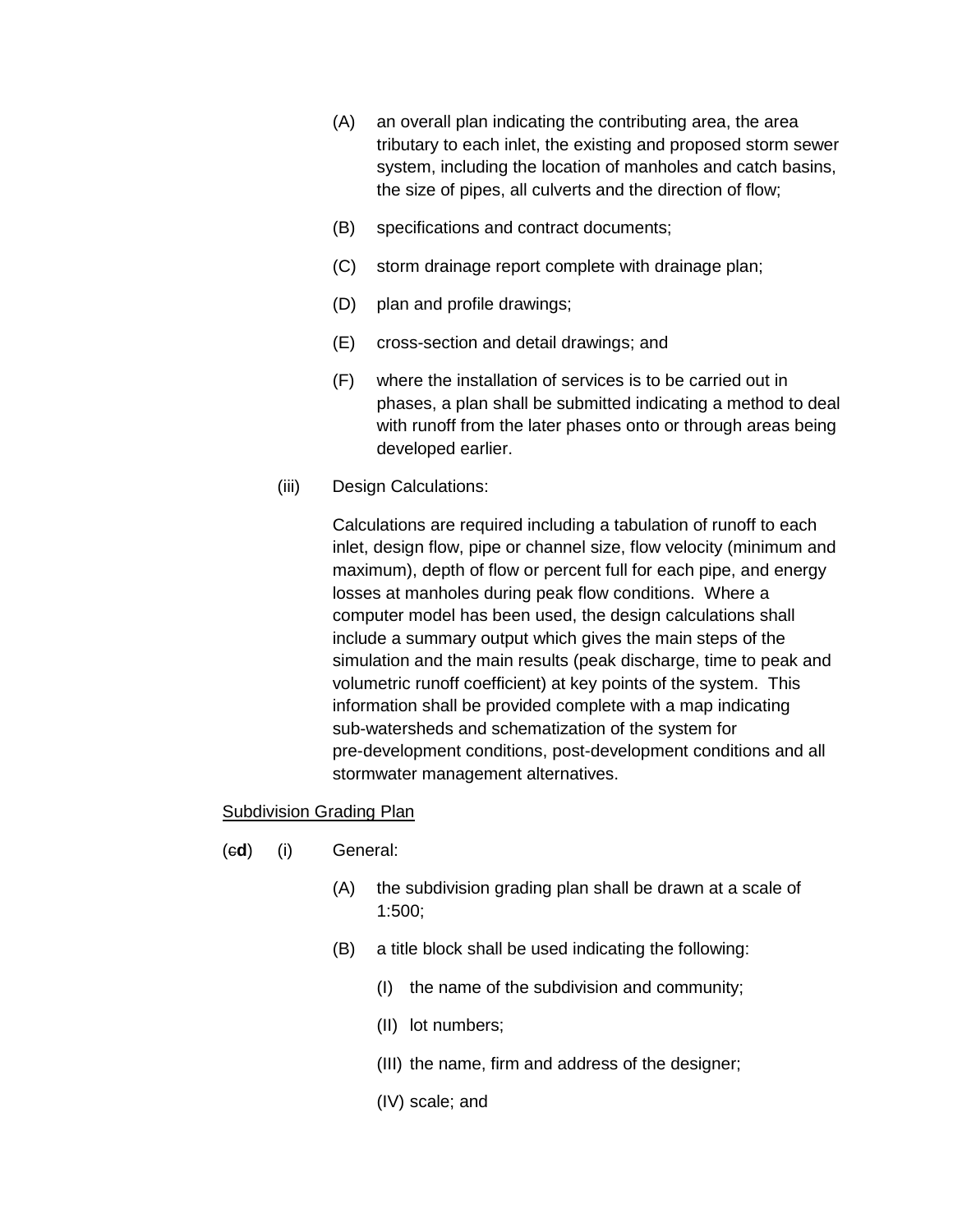(A) an overall plan indicating the contributing area, the area tributary to each inlet, the existing and proposed storm sewer system, including the location of manholes and catch basins, the size of pipes, all culverts and the direction of flow;

(B) specifications and contract documents;

(C) storm drainage report complete with drainage plan;

(D) plan and profile drawings;

(E) cross-section and detail drawings; and

(F) where the installation of services is to be carried out in phases, a plan shall be submitted indicating a method to deal with runoff from the later phases onto or through areas being developed earlier.

(iii) Design Calculations:

Calculations are required including a tabulation of runoff to each inlet, design flow, pipe or channel size, flow velocity (minimum and maximum), depth of flow or percent full for each pipe, and energy losses at manholes during peak flow conditions. Where a computer model has been used, the design calculations shall include a summary output which gives the main steps of the simulation and the main results (peak discharge, time to peak and volumetric runoff coefficient) at key points of the system. This information shall be provided complete with a map indicating sub-watersheds and schematization of the system for pre-development conditions, post-development conditions and all stormwater management alternatives.

<u>Subdivision Grading Plan</u>

(~~c~~**d**) (i) General:

(A) the subdivision grading plan shall be drawn at a scale of 1:500;

(B) a title block shall be used indicating the following:

(I) the name of the subdivision and community;

(II) lot numbers;

(III) the name, firm and address of the designer;

(IV) scale; and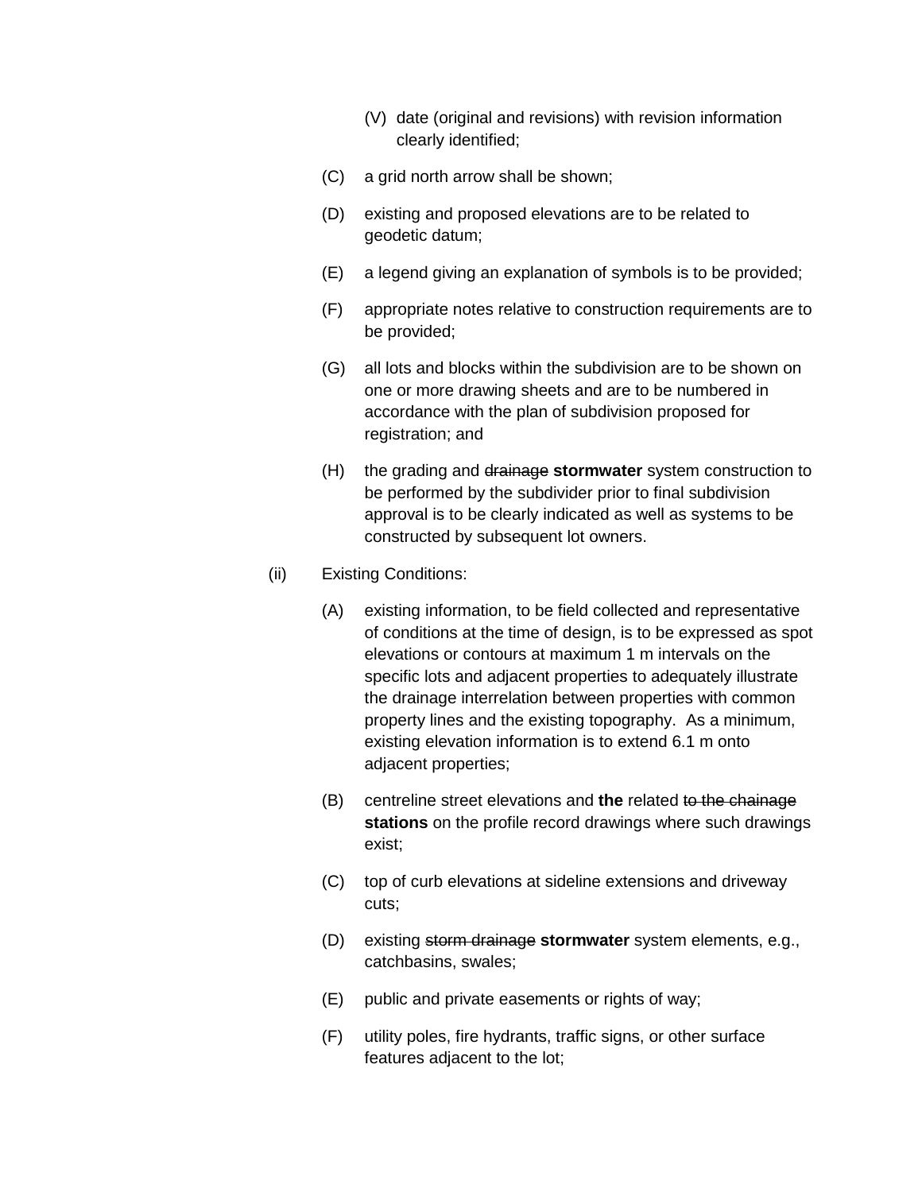(V) date (original and revisions) with revision information clearly identified;

(C) a grid north arrow shall be shown;

(D) existing and proposed elevations are to be related to geodetic datum;

(E) a legend giving an explanation of symbols is to be provided;

(F) appropriate notes relative to construction requirements are to be provided;

(G) all lots and blocks within the subdivision are to be shown on one or more drawing sheets and are to be numbered in accordance with the plan of subdivision proposed for registration; and

(H) the grading and ~~drainage~~ **stormwater** system construction to be performed by the subdivider prior to final subdivision approval is to be clearly indicated as well as systems to be constructed by subsequent lot owners.

(ii) Existing Conditions:

(A) existing information, to be field collected and representative of conditions at the time of design, is to be expressed as spot elevations or contours at maximum 1 m intervals on the specific lots and adjacent properties to adequately illustrate the drainage interrelation between properties with common property lines and the existing topography. As a minimum, existing elevation information is to extend 6.1 m onto adjacent properties;

(B) centreline street elevations and **the** related ~~to the chainage~~ **stations** on the profile record drawings where such drawings exist;

(C) top of curb elevations at sideline extensions and driveway cuts;

(D) existing ~~storm drainage~~ **stormwater** system elements, e.g., catchbasins, swales;

(E) public and private easements or rights of way;

(F) utility poles, fire hydrants, traffic signs, or other surface features adjacent to the lot;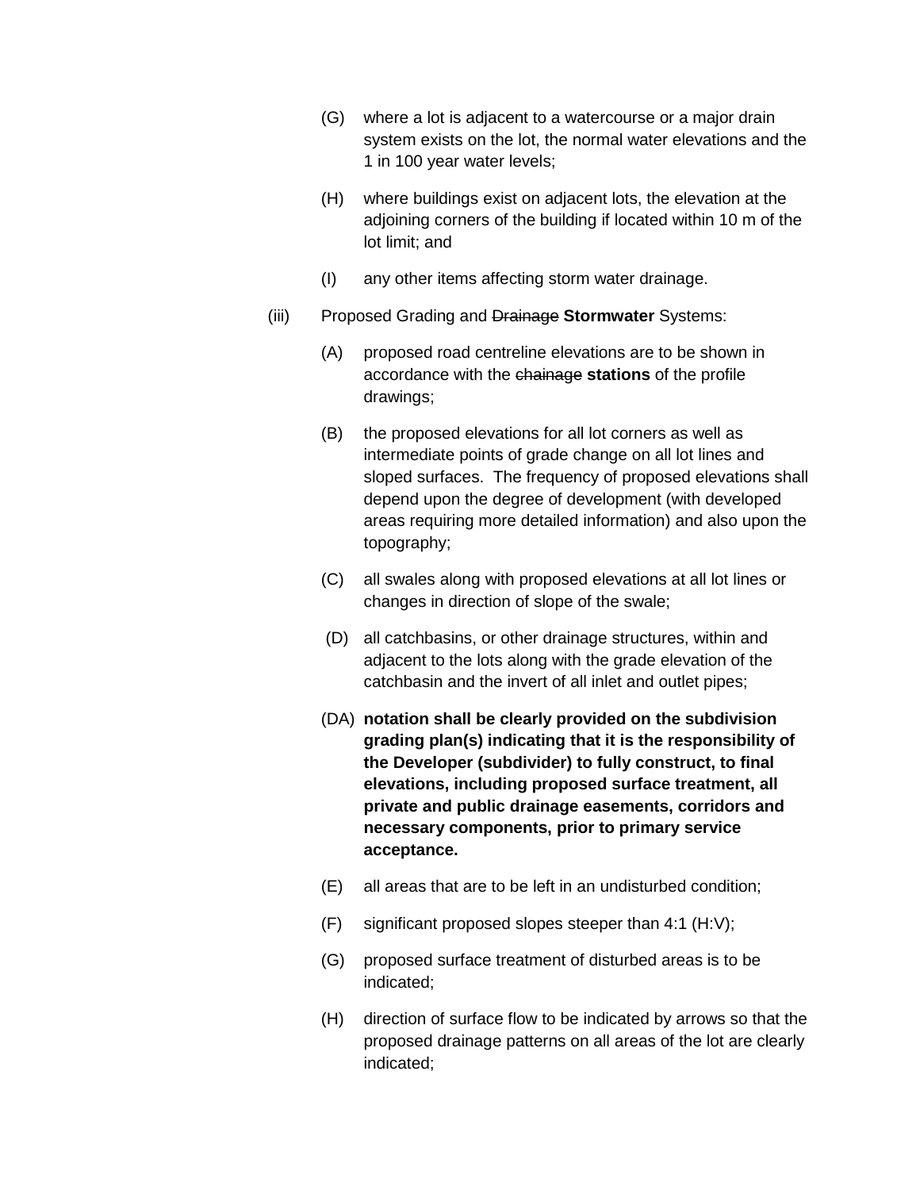(G) where a lot is adjacent to a watercourse or a major drain system exists on the lot, the normal water elevations and the 1 in 100 year water levels;

(H) where buildings exist on adjacent lots, the elevation at the adjoining corners of the building if located within 10 m of the lot limit; and

(I) any other items affecting storm water drainage.

(iii) Proposed Grading and ~~Drainage~~ **Stormwater** Systems:

(A) proposed road centreline elevations are to be shown in accordance with the ~~chainage~~ **stations** of the profile drawings;

(B) the proposed elevations for all lot corners as well as intermediate points of grade change on all lot lines and sloped surfaces. The frequency of proposed elevations shall depend upon the degree of development (with developed areas requiring more detailed information) and also upon the topography;

(C) all swales along with proposed elevations at all lot lines or changes in direction of slope of the swale;

(D) all catchbasins, or other drainage structures, within and adjacent to the lots along with the grade elevation of the catchbasin and the invert of all inlet and outlet pipes;

(DA) **notation shall be clearly provided on the subdivision grading plan(s) indicating that it is the responsibility of the Developer (subdivider) to fully construct, to final elevations, including proposed surface treatment, all private and public drainage easements, corridors and necessary components, prior to primary service acceptance.**

(E) all areas that are to be left in an undisturbed condition;

(F) significant proposed slopes steeper than 4:1 (H:V);

(G) proposed surface treatment of disturbed areas is to be indicated;

(H) direction of surface flow to be indicated by arrows so that the proposed drainage patterns on all areas of the lot are clearly indicated;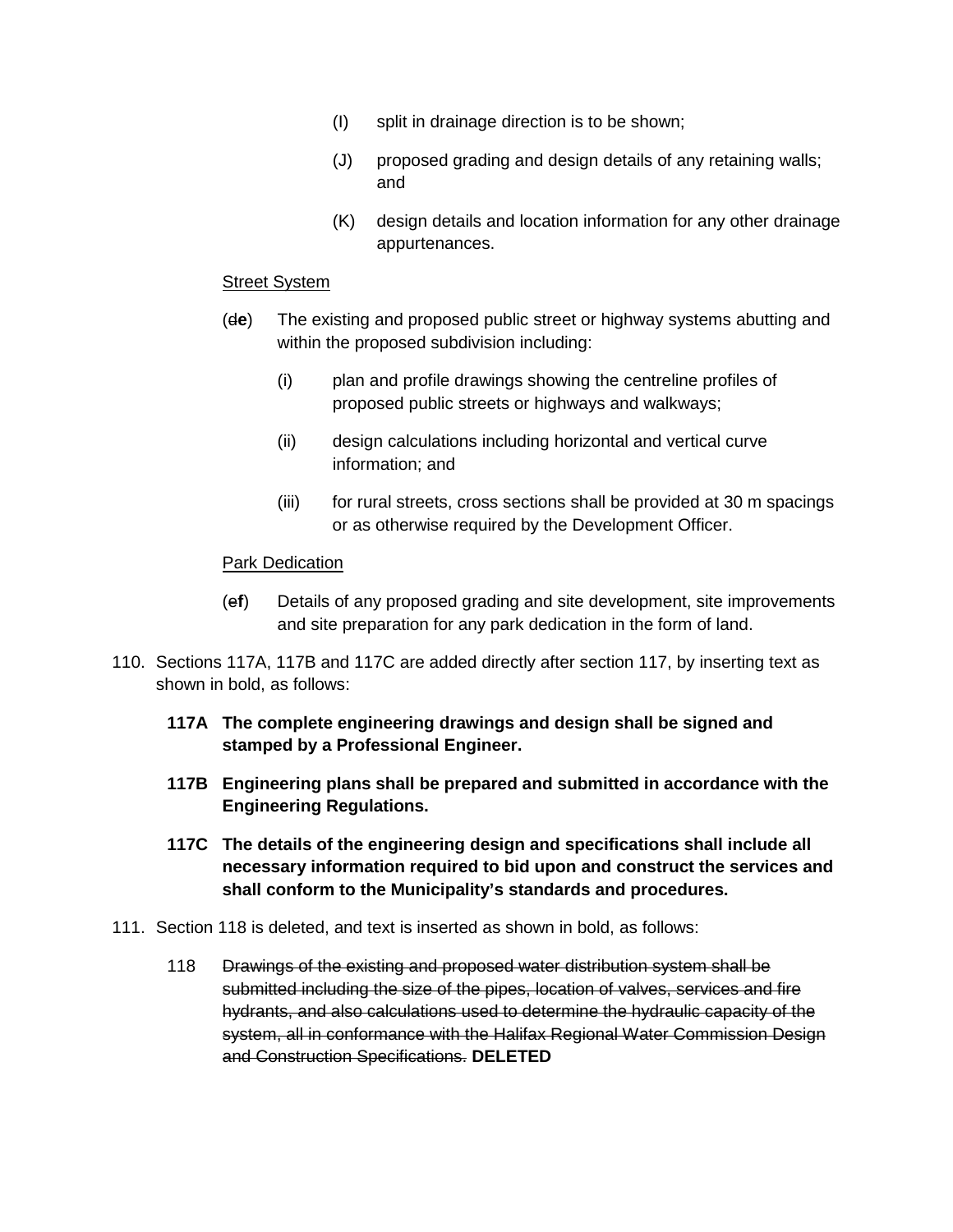(I) split in drainage direction is to be shown;

(J) proposed grading and design details of any retaining walls; and

(K) design details and location information for any other drainage appurtenances.

<u>Street System</u>

(~~d~~**e**) The existing and proposed public street or highway systems abutting and within the proposed subdivision including:

(i) plan and profile drawings showing the centreline profiles of proposed public streets or highways and walkways;

(ii) design calculations including horizontal and vertical curve information; and

(iii) for rural streets, cross sections shall be provided at 30 m spacings or as otherwise required by the Development Officer.

<u>Park Dedication</u>

(~~e~~**f**) Details of any proposed grading and site development, site improvements and site preparation for any park dedication in the form of land.

110. Sections 117A, 117B and 117C are added directly after section 117, by inserting text as shown in bold, as follows:

**117A The complete engineering drawings and design shall be signed and stamped by a Professional Engineer.**

**117B Engineering plans shall be prepared and submitted in accordance with the Engineering Regulations.**

**117C The details of the engineering design and specifications shall include all necessary information required to bid upon and construct the services and shall conform to the Municipality's standards and procedures.**

111. Section 118 is deleted, and text is inserted as shown in bold, as follows:

118 ~~Drawings of the existing and proposed water distribution system shall be submitted including the size of the pipes, location of valves, services and fire hydrants, and also calculations used to determine the hydraulic capacity of the system, all in conformance with the Halifax Regional Water Commission Design and Construction Specifications.~~ **DELETED**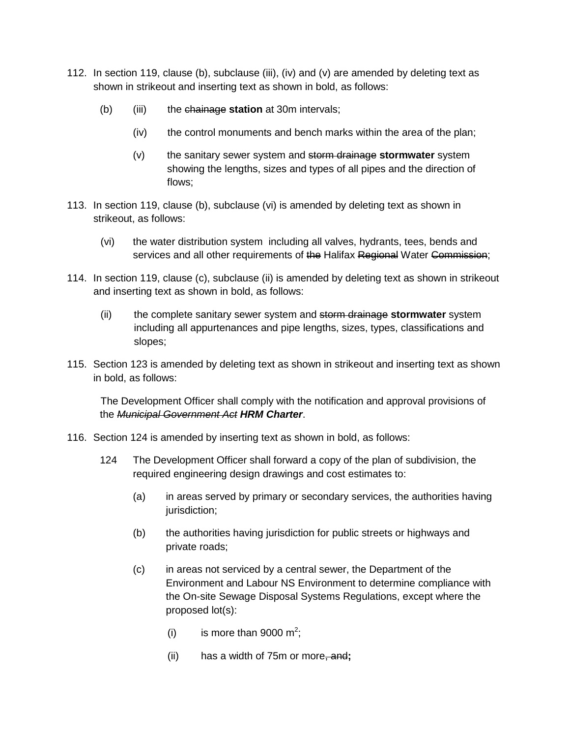112. In section 119, clause (b), subclause (iii), (iv) and (v) are amended by deleting text as shown in strikeout and inserting text as shown in bold, as follows:

    (b) (iii) the ~~chainage~~ **station** at 30m intervals;

    (iv) the control monuments and bench marks within the area of the plan;

    (v) the sanitary sewer system and ~~storm drainage~~ **stormwater** system showing the lengths, sizes and types of all pipes and the direction of flows;

113. In section 119, clause (b), subclause (vi) is amended by deleting text as shown in strikeout, as follows:

    (vi) the water distribution system including all valves, hydrants, tees, bends and services and all other requirements of ~~the~~ Halifax ~~Regional~~ Water ~~Commission~~;

114. In section 119, clause (c), subclause (ii) is amended by deleting text as shown in strikeout and inserting text as shown in bold, as follows:

    (ii) the complete sanitary sewer system and ~~storm drainage~~ **stormwater** system including all appurtenances and pipe lengths, sizes, types, classifications and slopes;

115. Section 123 is amended by deleting text as shown in strikeout and inserting text as shown in bold, as follows:

    The Development Officer shall comply with the notification and approval provisions of the ~~*Municipal Government Act*~~ ***HRM Charter***.

116. Section 124 is amended by inserting text as shown in bold, as follows:

    124 The Development Officer shall forward a copy of the plan of subdivision, the required engineering design drawings and cost estimates to:

    (a) in areas served by primary or secondary services, the authorities having jurisdiction;

    (b) the authorities having jurisdiction for public streets or highways and private roads;

    (c) in areas not serviced by a central sewer, the Department of the Environment and Labour NS Environment to determine compliance with the On-site Sewage Disposal Systems Regulations, except where the proposed lot(s):

    (i) is more than 9000 $m^2$;

    (ii) has a width of 75m or more~~, and~~**;**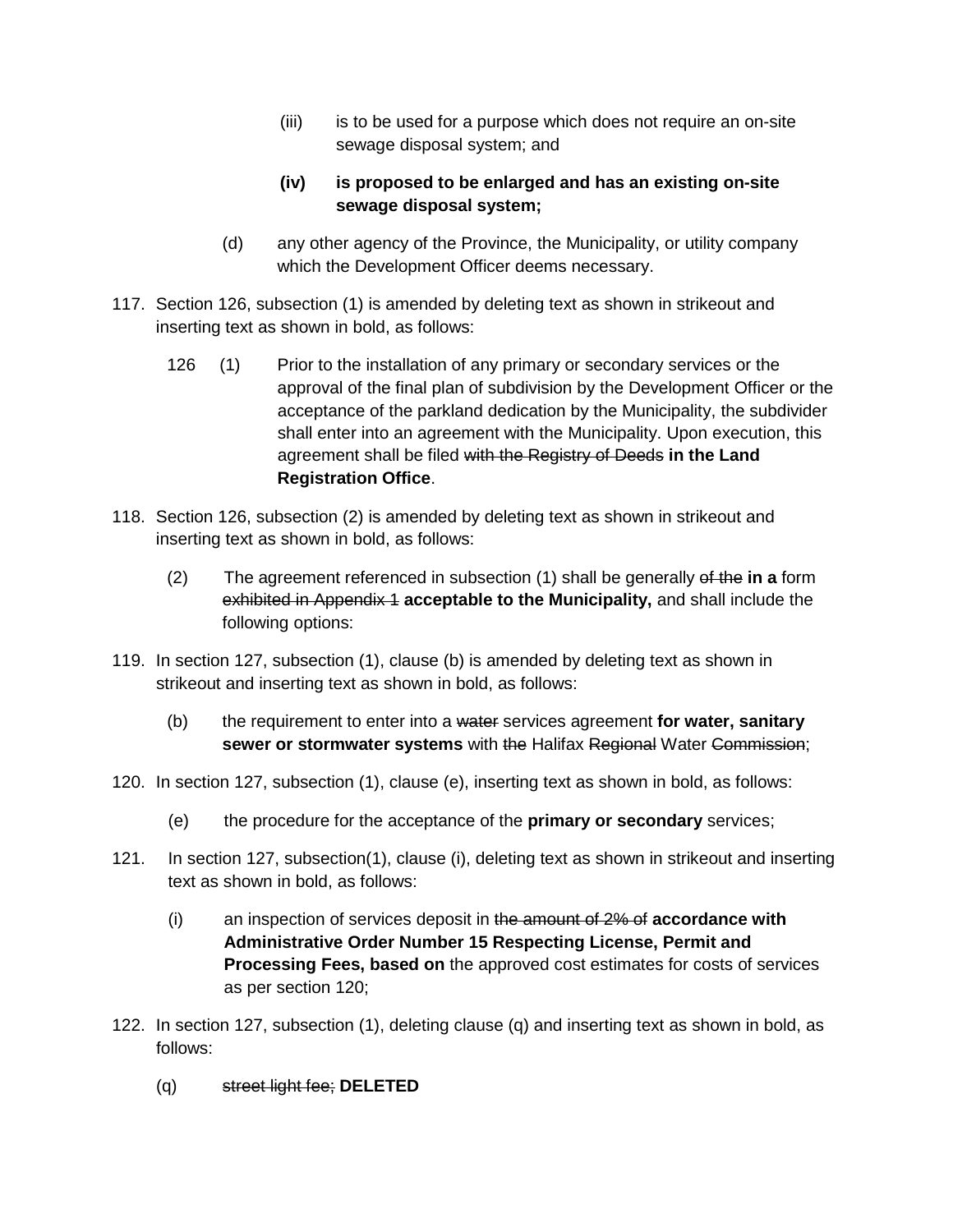(iii) is to be used for a purpose which does not require an on-site sewage disposal system; and

**(iv) is proposed to be enlarged and has an existing on-site sewage disposal system;**

(d) any other agency of the Province, the Municipality, or utility company which the Development Officer deems necessary.

117. Section 126, subsection (1) is amended by deleting text as shown in strikeout and inserting text as shown in bold, as follows:

126 (1) Prior to the installation of any primary or secondary services or the approval of the final plan of subdivision by the Development Officer or the acceptance of the parkland dedication by the Municipality, the subdivider shall enter into an agreement with the Municipality. Upon execution, this agreement shall be filed ~~with the Registry of Deeds~~ **in the Land Registration Office**.

118. Section 126, subsection (2) is amended by deleting text as shown in strikeout and inserting text as shown in bold, as follows:

(2) The agreement referenced in subsection (1) shall be generally ~~of the~~ **in a** form ~~exhibited in Appendix 1~~ **acceptable to the Municipality,** and shall include the following options:

119. In section 127, subsection (1), clause (b) is amended by deleting text as shown in strikeout and inserting text as shown in bold, as follows:

(b) the requirement to enter into a ~~water~~ services agreement **for water, sanitary sewer or stormwater systems** with ~~the~~ Halifax ~~Regional~~ Water ~~Commission~~;

120. In section 127, subsection (1), clause (e), inserting text as shown in bold, as follows:

(e) the procedure for the acceptance of the **primary or secondary** services;

121. In section 127, subsection(1), clause (i), deleting text as shown in strikeout and inserting text as shown in bold, as follows:

(i) an inspection of services deposit in ~~the amount of 2% of~~ **accordance with Administrative Order Number 15 Respecting License, Permit and Processing Fees, based on** the approved cost estimates for costs of services as per section 120;

122. In section 127, subsection (1), deleting clause (q) and inserting text as shown in bold, as follows:

(q) ~~street light fee;~~ **DELETED**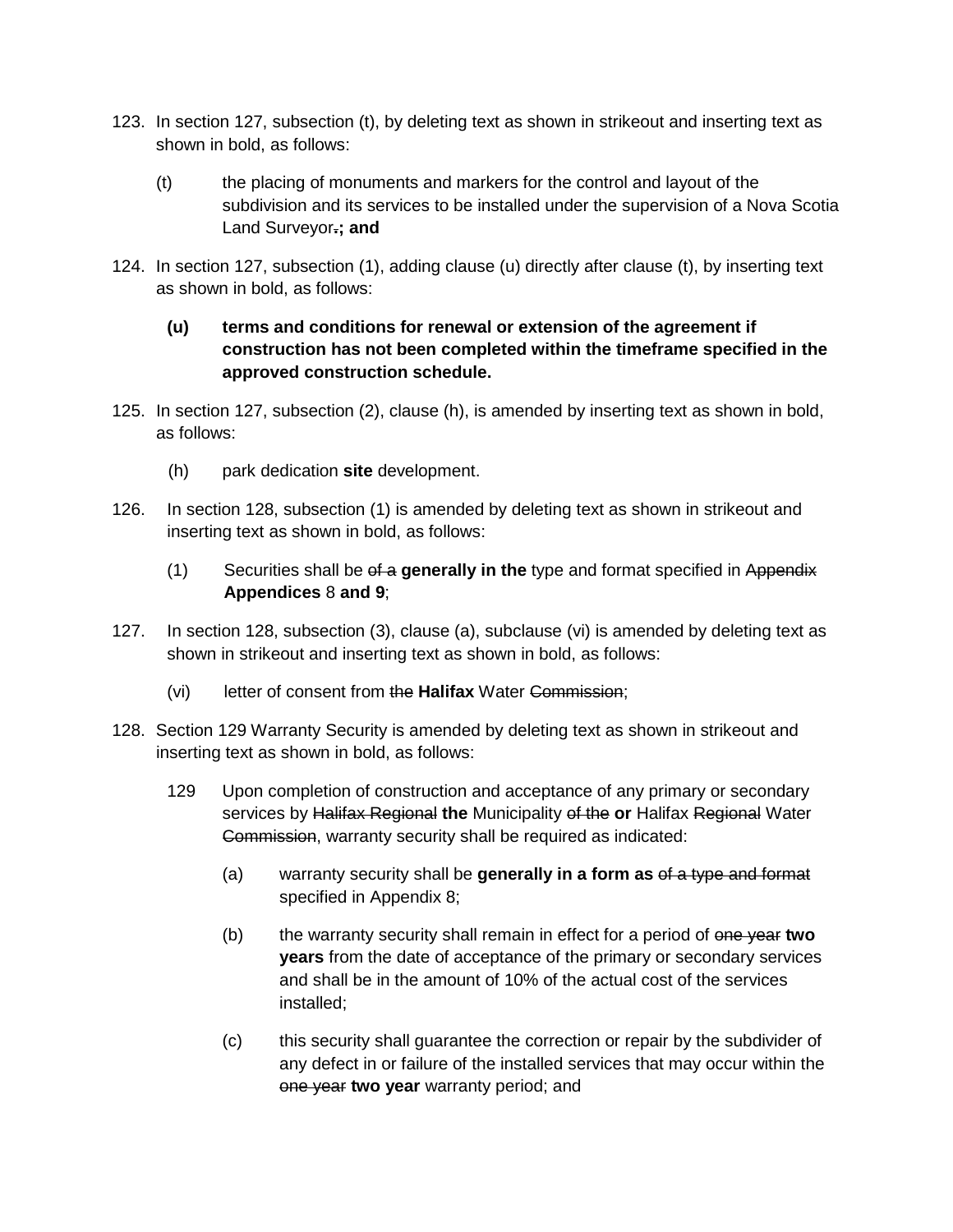123. In section 127, subsection (t), by deleting text as shown in strikeout and inserting text as shown in bold, as follows:

    (t) the placing of monuments and markers for the control and layout of the subdivision and its services to be installed under the supervision of a Nova Scotia Land Surveyor~~.~~**; and**

124. In section 127, subsection (1), adding clause (u) directly after clause (t), by inserting text as shown in bold, as follows:

    **(u) terms and conditions for renewal or extension of the agreement if construction has not been completed within the timeframe specified in the approved construction schedule.**

125. In section 127, subsection (2), clause (h), is amended by inserting text as shown in bold, as follows:

    (h) park dedication **site** development.

126. In section 128, subsection (1) is amended by deleting text as shown in strikeout and inserting text as shown in bold, as follows:

    (1) Securities shall be ~~of a~~ **generally in the** type and format specified in ~~Appendix~~ **Appendices** 8 **and 9**;

127. In section 128, subsection (3), clause (a), subclause (vi) is amended by deleting text as shown in strikeout and inserting text as shown in bold, as follows:

    (vi) letter of consent from ~~the~~ **Halifax** Water ~~Commission~~;

128. Section 129 Warranty Security is amended by deleting text as shown in strikeout and inserting text as shown in bold, as follows:

    129 Upon completion of construction and acceptance of any primary or secondary services by ~~Halifax Regional~~ **the** Municipality ~~of the~~ **or** Halifax ~~Regional~~ Water ~~Commission~~, warranty security shall be required as indicated:

    (a) warranty security shall be **generally in a form as** ~~of a type and format~~ specified in Appendix 8;

    (b) the warranty security shall remain in effect for a period of ~~one year~~ **two years** from the date of acceptance of the primary or secondary services and shall be in the amount of 10% of the actual cost of the services installed;

    (c) this security shall guarantee the correction or repair by the subdivider of any defect in or failure of the installed services that may occur within the ~~one year~~ **two year** warranty period; and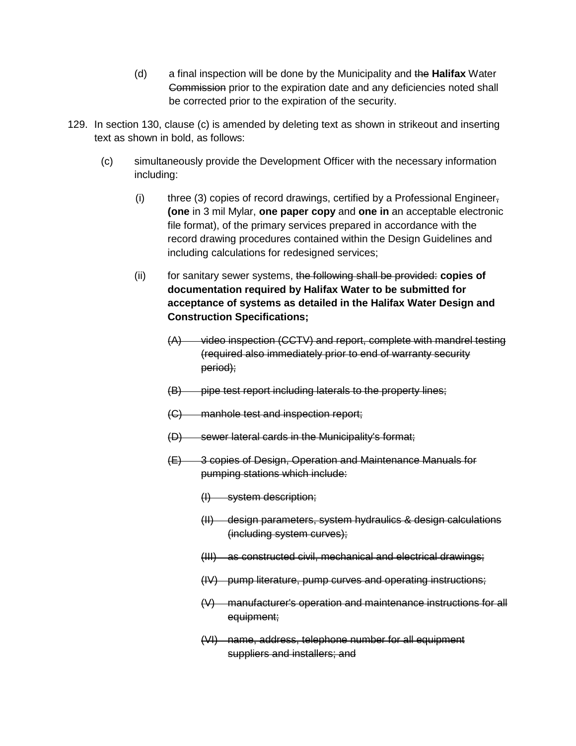(d) a final inspection will be done by the Municipality and ~~the~~ **Halifax** Water ~~Commission~~ prior to the expiration date and any deficiencies noted shall be corrected prior to the expiration of the security.

129. In section 130, clause (c) is amended by deleting text as shown in strikeout and inserting text as shown in bold, as follows:

(c) simultaneously provide the Development Officer with the necessary information including:

(i) three (3) copies of record drawings, certified by a Professional Engineer~~,~~ **(one** in 3 mil Mylar, **one paper copy** and **one in** an acceptable electronic file format), of the primary services prepared in accordance with the record drawing procedures contained within the Design Guidelines and including calculations for redesigned services;

(ii) for sanitary sewer systems, ~~the following shall be provided:~~ **copies of documentation required by Halifax Water to be submitted for acceptance of systems as detailed in the Halifax Water Design and Construction Specifications;**

~~(A) video inspection (CCTV) and report, complete with mandrel testing (required also immediately prior to end of warranty security period);~~

~~(B) pipe test report including laterals to the property lines;~~

~~(C) manhole test and inspection report;~~

~~(D) sewer lateral cards in the Municipality's format;~~

~~(E) 3 copies of Design, Operation and Maintenance Manuals for pumping stations which include:~~

~~(I) system description;~~

~~(II) design parameters, system hydraulics & design calculations (including system curves);~~

~~(III) as constructed civil, mechanical and electrical drawings;~~

~~(IV) pump literature, pump curves and operating instructions;~~

~~(V) manufacturer's operation and maintenance instructions for all equipment;~~

~~(VI) name, address, telephone number for all equipment suppliers and installers; and~~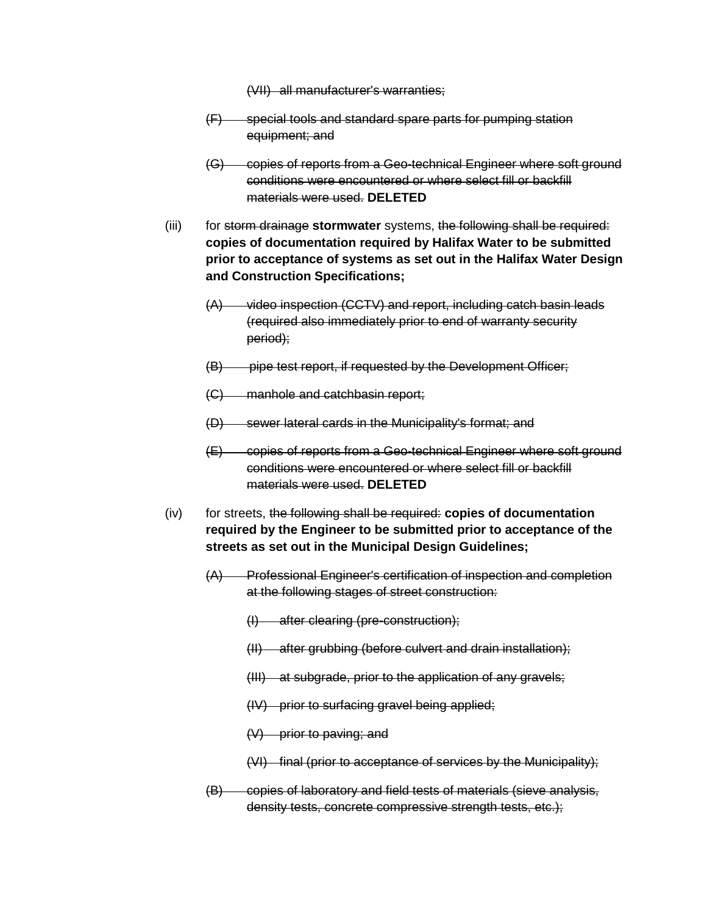~~(VII) all manufacturer's warranties;~~

~~(F) special tools and standard spare parts for pumping station equipment; and~~

~~(G) copies of reports from a Geo-technical Engineer where soft ground conditions were encountered or where select fill or backfill materials were used.~~ **DELETED**

(iii) for ~~storm drainage~~ **stormwater** systems, ~~the following shall be required:~~ **copies of documentation required by Halifax Water to be submitted prior to acceptance of systems as set out in the Halifax Water Design and Construction Specifications;**

~~(A) video inspection (CCTV) and report, including catch basin leads (required also immediately prior to end of warranty security period);~~

~~(B) pipe test report, if requested by the Development Officer;~~

~~(C) manhole and catchbasin report;~~

~~(D) sewer lateral cards in the Municipality's format; and~~

~~(E) copies of reports from a Geo-technical Engineer where soft ground conditions were encountered or where select fill or backfill materials were used.~~ **DELETED**

(iv) for streets, ~~the following shall be required:~~ **copies of documentation required by the Engineer to be submitted prior to acceptance of the streets as set out in the Municipal Design Guidelines;**

~~(A) Professional Engineer's certification of inspection and completion at the following stages of street construction:~~

~~(I) after clearing (pre-construction);~~

~~(II) after grubbing (before culvert and drain installation);~~

~~(III) at subgrade, prior to the application of any gravels;~~

~~(IV) prior to surfacing gravel being applied;~~

~~(V) prior to paving; and~~

~~(VI) final (prior to acceptance of services by the Municipality);~~

~~(B) copies of laboratory and field tests of materials (sieve analysis, density tests, concrete compressive strength tests, etc.);~~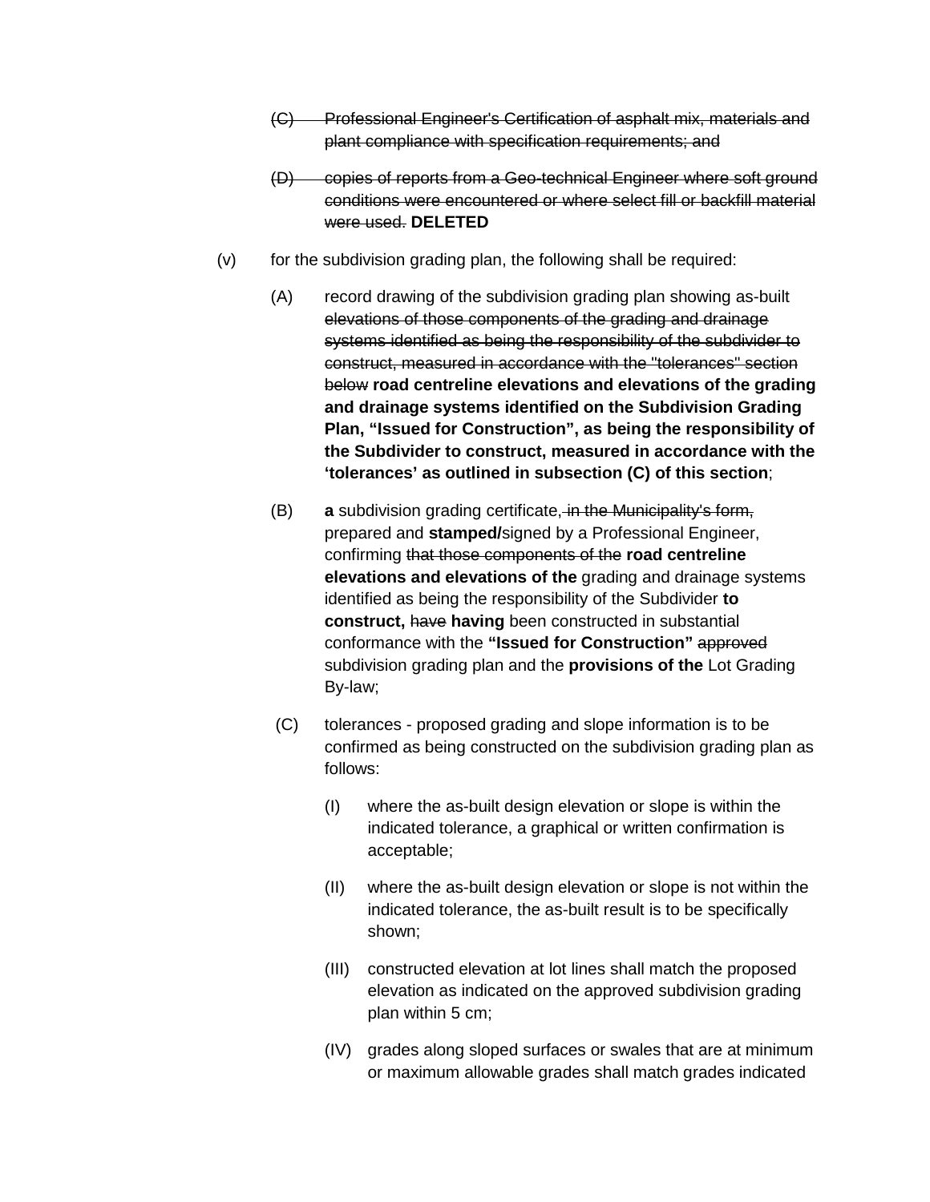(C) ~~Professional Engineer's Certification of asphalt mix, materials and plant compliance with specification requirements; and~~

(D) ~~copies of reports from a Geo-technical Engineer where soft ground conditions were encountered or where select fill or backfill material were used.~~ **DELETED**

(v) for the subdivision grading plan, the following shall be required:

(A) record drawing of the subdivision grading plan showing as-built ~~elevations of those components of the grading and drainage systems identified as being the responsibility of the subdivider to construct, measured in accordance with the "tolerances" section below~~ **road centreline elevations and elevations of the grading and drainage systems identified on the Subdivision Grading Plan, "Issued for Construction", as being the responsibility of the Subdivider to construct, measured in accordance with the 'tolerances' as outlined in subsection (C) of this section**;

(B) **a** subdivision grading certificate~~, in the Municipality's form,~~ prepared and **stamped/**signed by a Professional Engineer, confirming ~~that those components of the~~ **road centreline elevations and elevations of the** grading and drainage systems identified as being the responsibility of the Subdivider **to construct,** ~~have~~ **having** been constructed in substantial conformance with the **"Issued for Construction"** ~~approved~~ subdivision grading plan and the **provisions of the** Lot Grading By-law;

(C) tolerances - proposed grading and slope information is to be confirmed as being constructed on the subdivision grading plan as follows:

(I) where the as-built design elevation or slope is within the indicated tolerance, a graphical or written confirmation is acceptable;

(II) where the as-built design elevation or slope is not within the indicated tolerance, the as-built result is to be specifically shown;

(III) constructed elevation at lot lines shall match the proposed elevation as indicated on the approved subdivision grading plan within 5 cm;

(IV) grades along sloped surfaces or swales that are at minimum or maximum allowable grades shall match grades indicated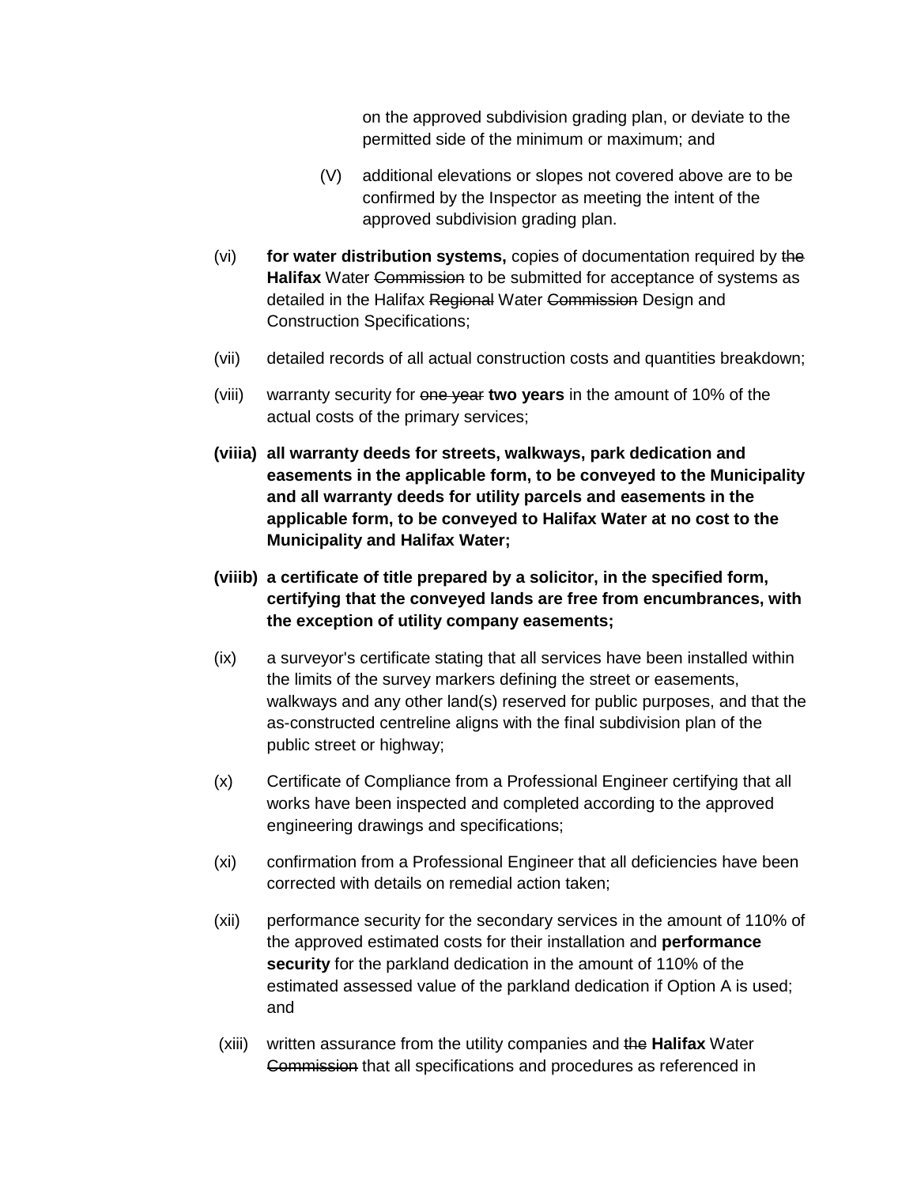on the approved subdivision grading plan, or deviate to the permitted side of the minimum or maximum; and

(V) additional elevations or slopes not covered above are to be confirmed by the Inspector as meeting the intent of the approved subdivision grading plan.

(vi) **for water distribution systems,** copies of documentation required by ~~the~~ **Halifax** Water ~~Commission~~ to be submitted for acceptance of systems as detailed in the Halifax ~~Regional~~ Water ~~Commission~~ Design and Construction Specifications;

(vii) detailed records of all actual construction costs and quantities breakdown;

(viii) warranty security for ~~one year~~ **two years** in the amount of 10% of the actual costs of the primary services;

**(viiia) all warranty deeds for streets, walkways, park dedication and easements in the applicable form, to be conveyed to the Municipality and all warranty deeds for utility parcels and easements in the applicable form, to be conveyed to Halifax Water at no cost to the Municipality and Halifax Water;**

**(viiib) a certificate of title prepared by a solicitor, in the specified form, certifying that the conveyed lands are free from encumbrances, with the exception of utility company easements;**

(ix) a surveyor's certificate stating that all services have been installed within the limits of the survey markers defining the street or easements, walkways and any other land(s) reserved for public purposes, and that the as-constructed centreline aligns with the final subdivision plan of the public street or highway;

(x) Certificate of Compliance from a Professional Engineer certifying that all works have been inspected and completed according to the approved engineering drawings and specifications;

(xi) confirmation from a Professional Engineer that all deficiencies have been corrected with details on remedial action taken;

(xii) performance security for the secondary services in the amount of 110% of the approved estimated costs for their installation and **performance security** for the parkland dedication in the amount of 110% of the estimated assessed value of the parkland dedication if Option A is used; and

(xiii) written assurance from the utility companies and ~~the~~ **Halifax** Water ~~Commission~~ that all specifications and procedures as referenced in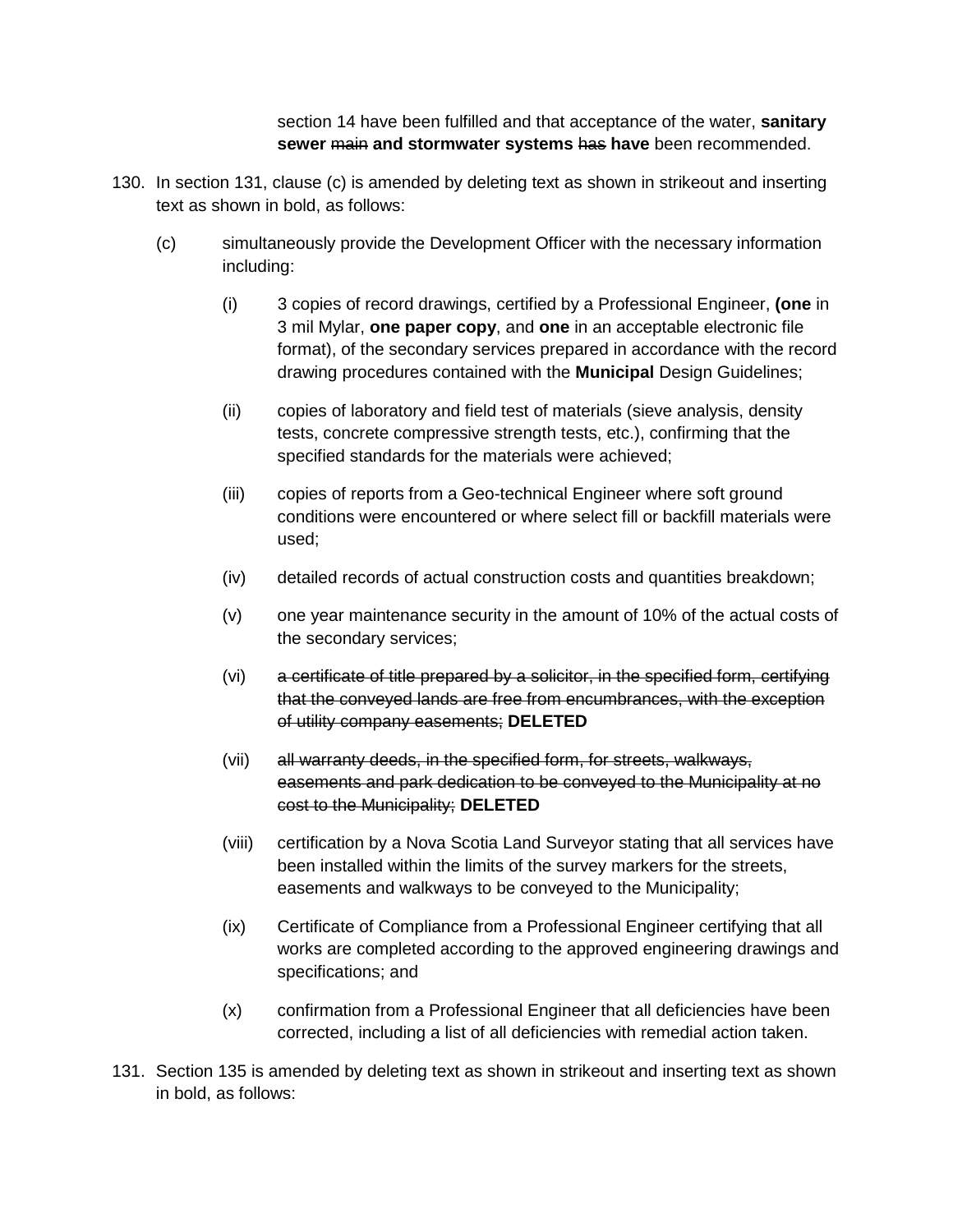section 14 have been fulfilled and that acceptance of the water, **sanitary sewer** ~~main~~ **and stormwater systems** ~~has~~ **have** been recommended.

130. In section 131, clause (c) is amended by deleting text as shown in strikeout and inserting text as shown in bold, as follows:

    (c) simultaneously provide the Development Officer with the necessary information including:

    (i) 3 copies of record drawings, certified by a Professional Engineer, **(one** in 3 mil Mylar, **one paper copy**, and **one** in an acceptable electronic file format), of the secondary services prepared in accordance with the record drawing procedures contained with the **Municipal** Design Guidelines;

    (ii) copies of laboratory and field test of materials (sieve analysis, density tests, concrete compressive strength tests, etc.), confirming that the specified standards for the materials were achieved;

    (iii) copies of reports from a Geo-technical Engineer where soft ground conditions were encountered or where select fill or backfill materials were used;

    (iv) detailed records of actual construction costs and quantities breakdown;

    (v) one year maintenance security in the amount of 10% of the actual costs of the secondary services;

    (vi) ~~a certificate of title prepared by a solicitor, in the specified form, certifying that the conveyed lands are free from encumbrances, with the exception of utility company easements;~~ **DELETED**

    (vii) ~~all warranty deeds, in the specified form, for streets, walkways, easements and park dedication to be conveyed to the Municipality at no cost to the Municipality;~~ **DELETED**

    (viii) certification by a Nova Scotia Land Surveyor stating that all services have been installed within the limits of the survey markers for the streets, easements and walkways to be conveyed to the Municipality;

    (ix) Certificate of Compliance from a Professional Engineer certifying that all works are completed according to the approved engineering drawings and specifications; and

    (x) confirmation from a Professional Engineer that all deficiencies have been corrected, including a list of all deficiencies with remedial action taken.

131. Section 135 is amended by deleting text as shown in strikeout and inserting text as shown in bold, as follows: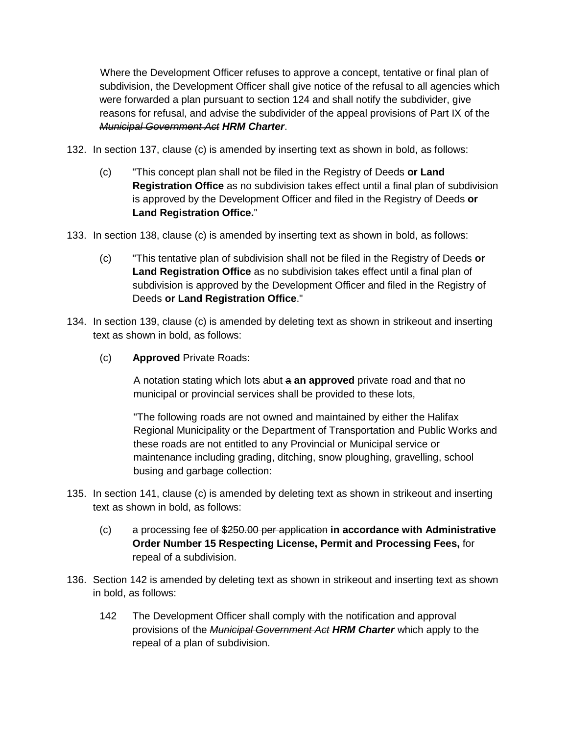Where the Development Officer refuses to approve a concept, tentative or final plan of subdivision, the Development Officer shall give notice of the refusal to all agencies which were forwarded a plan pursuant to section 124 and shall notify the subdivider, give reasons for refusal, and advise the subdivider of the appeal provisions of Part IX of the ~~*Municipal Government Act*~~ ***HRM Charter***.

132. In section 137, clause (c) is amended by inserting text as shown in bold, as follows:

    (c) "This concept plan shall not be filed in the Registry of Deeds **or Land Registration Office** as no subdivision takes effect until a final plan of subdivision is approved by the Development Officer and filed in the Registry of Deeds **or Land Registration Office.**"

133. In section 138, clause (c) is amended by inserting text as shown in bold, as follows:

    (c) "This tentative plan of subdivision shall not be filed in the Registry of Deeds **or Land Registration Office** as no subdivision takes effect until a final plan of subdivision is approved by the Development Officer and filed in the Registry of Deeds **or Land Registration Office**."

134. In section 139, clause (c) is amended by deleting text as shown in strikeout and inserting text as shown in bold, as follows:

    (c) **Approved** Private Roads:

    A notation stating which lots abut ~~a~~ **an approved** private road and that no municipal or provincial services shall be provided to these lots,

    "The following roads are not owned and maintained by either the Halifax Regional Municipality or the Department of Transportation and Public Works and these roads are not entitled to any Provincial or Municipal service or maintenance including grading, ditching, snow ploughing, gravelling, school busing and garbage collection:

135. In section 141, clause (c) is amended by deleting text as shown in strikeout and inserting text as shown in bold, as follows:

    (c) a processing fee ~~of $250.00 per application~~ **in accordance with Administrative Order Number 15 Respecting License, Permit and Processing Fees,** for repeal of a subdivision.

136. Section 142 is amended by deleting text as shown in strikeout and inserting text as shown in bold, as follows:

    142 The Development Officer shall comply with the notification and approval provisions of the ~~*Municipal Government Act*~~ ***HRM Charter*** which apply to the repeal of a plan of subdivision.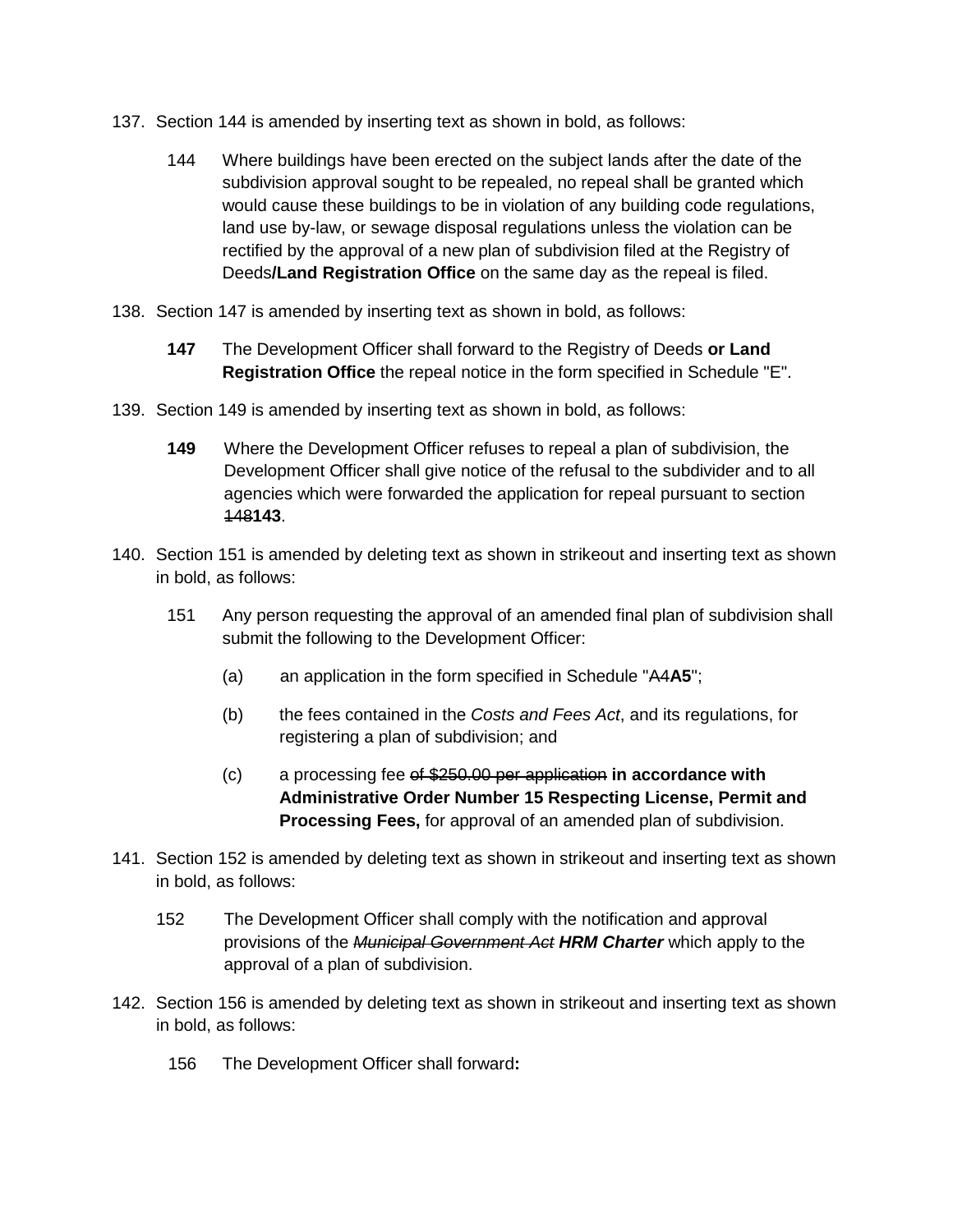137. Section 144 is amended by inserting text as shown in bold, as follows:

   144 Where buildings have been erected on the subject lands after the date of the subdivision approval sought to be repealed, no repeal shall be granted which would cause these buildings to be in violation of any building code regulations, land use by-law, or sewage disposal regulations unless the violation can be rectified by the approval of a new plan of subdivision filed at the Registry of Deeds**/Land Registration Office** on the same day as the repeal is filed.

138. Section 147 is amended by inserting text as shown in bold, as follows:

   **147** The Development Officer shall forward to the Registry of Deeds **or Land Registration Office** the repeal notice in the form specified in Schedule "E".

139. Section 149 is amended by inserting text as shown in bold, as follows:

   **149** Where the Development Officer refuses to repeal a plan of subdivision, the Development Officer shall give notice of the refusal to the subdivider and to all agencies which were forwarded the application for repeal pursuant to section ~~148~~**143**.

140. Section 151 is amended by deleting text as shown in strikeout and inserting text as shown in bold, as follows:

   151 Any person requesting the approval of an amended final plan of subdivision shall submit the following to the Development Officer:

   (a) an application in the form specified in Schedule "~~A4~~**A5**";

   (b) the fees contained in the *Costs and Fees Act*, and its regulations, for registering a plan of subdivision; and

   (c) a processing fee ~~of $250.00 per application~~ **in accordance with Administrative Order Number 15 Respecting License, Permit and Processing Fees,** for approval of an amended plan of subdivision.

141. Section 152 is amended by deleting text as shown in strikeout and inserting text as shown in bold, as follows:

   152 The Development Officer shall comply with the notification and approval provisions of the ~~*Municipal Government Act*~~ ***HRM Charter*** which apply to the approval of a plan of subdivision.

142. Section 156 is amended by deleting text as shown in strikeout and inserting text as shown in bold, as follows:

   156 The Development Officer shall forward**:**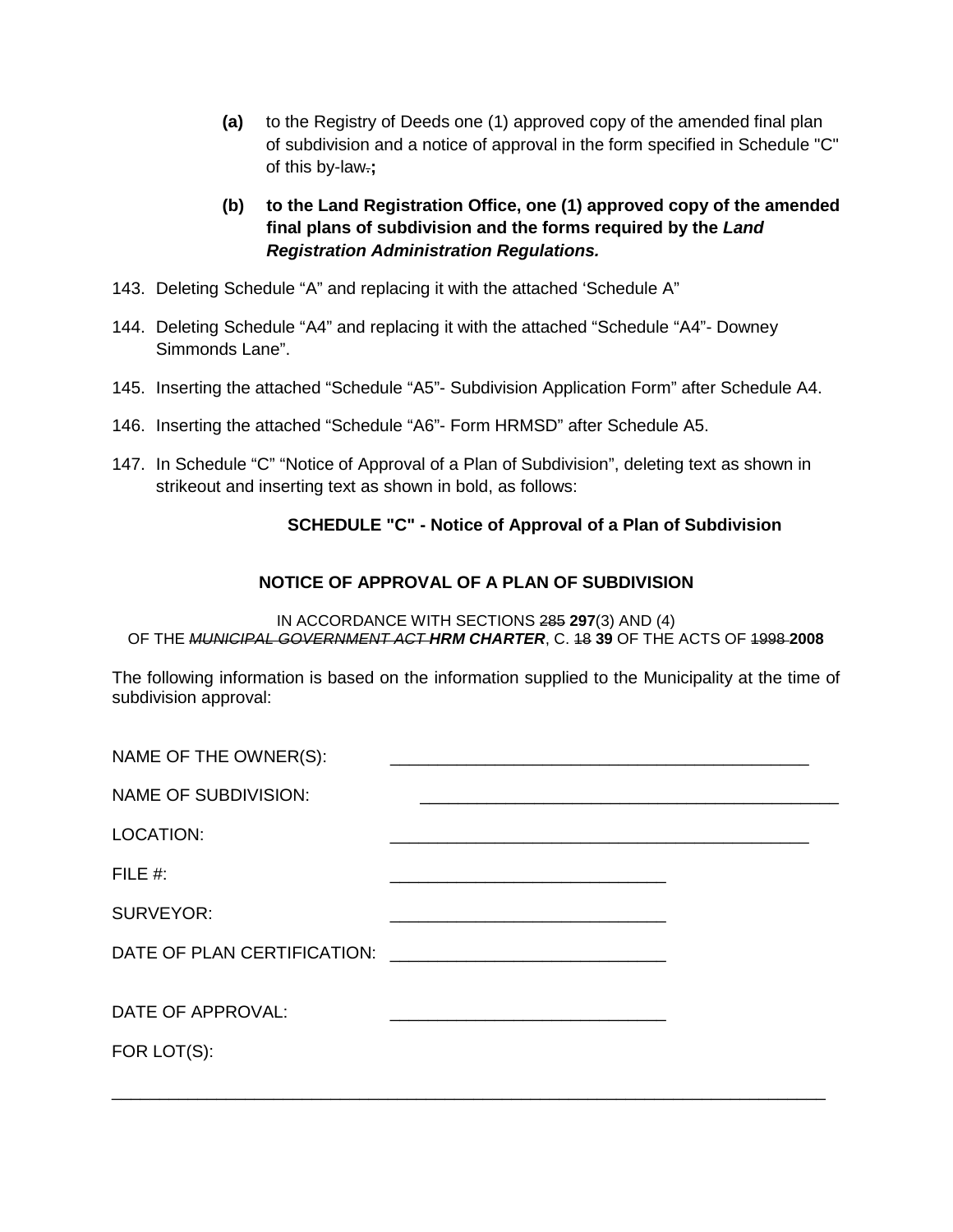**(a)** to the Registry of Deeds one (1) approved copy of the amended final plan of subdivision and a notice of approval in the form specified in Schedule "C" of this by-law~~.~~**;**

**(b) to the Land Registration Office, one (1) approved copy of the amended final plans of subdivision and the forms required by the *Land Registration Administration Regulations.***

143. Deleting Schedule "A" and replacing it with the attached 'Schedule A"

144. Deleting Schedule "A4" and replacing it with the attached "Schedule "A4"- Downey Simmonds Lane".

145. Inserting the attached "Schedule "A5"- Subdivision Application Form" after Schedule A4.

146. Inserting the attached "Schedule "A6"- Form HRMSD" after Schedule A5.

147. In Schedule "C" "Notice of Approval of a Plan of Subdivision", deleting text as shown in strikeout and inserting text as shown in bold, as follows:

**SCHEDULE "C" - Notice of Approval of a Plan of Subdivision**

**NOTICE OF APPROVAL OF A PLAN OF SUBDIVISION**

IN ACCORDANCE WITH SECTIONS ~~285~~ **297**(3) AND (4)
OF THE ~~*MUNICIPAL GOVERNMENT ACT*~~ ***HRM CHARTER***, C. ~~18~~ **39** OF THE ACTS OF ~~1998~~ **2008**

The following information is based on the information supplied to the Municipality at the time of subdivision approval:

NAME OF THE OWNER(S): _____________________________________________

NAME OF SUBDIVISION: _____________________________________________

LOCATION: _____________________________________________

FILE #: _____________________________

SURVEYOR: _____________________________

DATE OF PLAN CERTIFICATION: _____________________________

DATE OF APPROVAL: _____________________________

FOR LOT(S):

_____________________________________________________________________________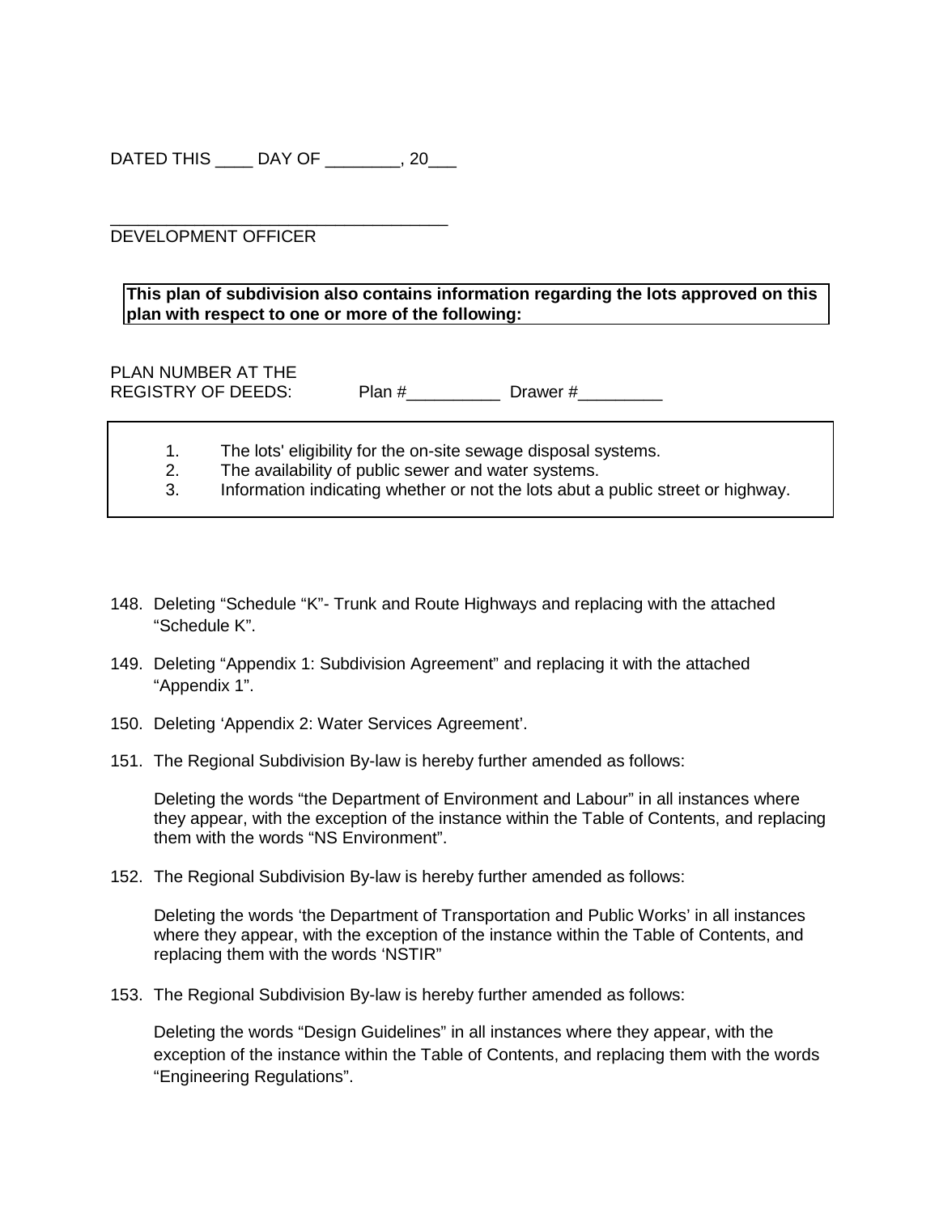DATED THIS ____ DAY OF ________, 20___

____________________________________
DEVELOPMENT OFFICER

**This plan of subdivision also contains information regarding the lots approved on this plan with respect to one or more of the following:**

PLAN NUMBER AT THE
REGISTRY OF DEEDS: Plan #__________ Drawer #_________

1. The lots' eligibility for the on-site sewage disposal systems.
2. The availability of public sewer and water systems.
3. Information indicating whether or not the lots abut a public street or highway.

148. Deleting "Schedule "K"- Trunk and Route Highways and replacing with the attached "Schedule K".

149. Deleting "Appendix 1: Subdivision Agreement" and replacing it with the attached "Appendix 1".

150. Deleting 'Appendix 2: Water Services Agreement'.

151. The Regional Subdivision By-law is hereby further amended as follows:

     Deleting the words "the Department of Environment and Labour" in all instances where they appear, with the exception of the instance within the Table of Contents, and replacing them with the words "NS Environment".

152. The Regional Subdivision By-law is hereby further amended as follows:

     Deleting the words 'the Department of Transportation and Public Works' in all instances where they appear, with the exception of the instance within the Table of Contents, and replacing them with the words 'NSTIR"

153. The Regional Subdivision By-law is hereby further amended as follows:

     Deleting the words "Design Guidelines" in all instances where they appear, with the exception of the instance within the Table of Contents, and replacing them with the words "Engineering Regulations".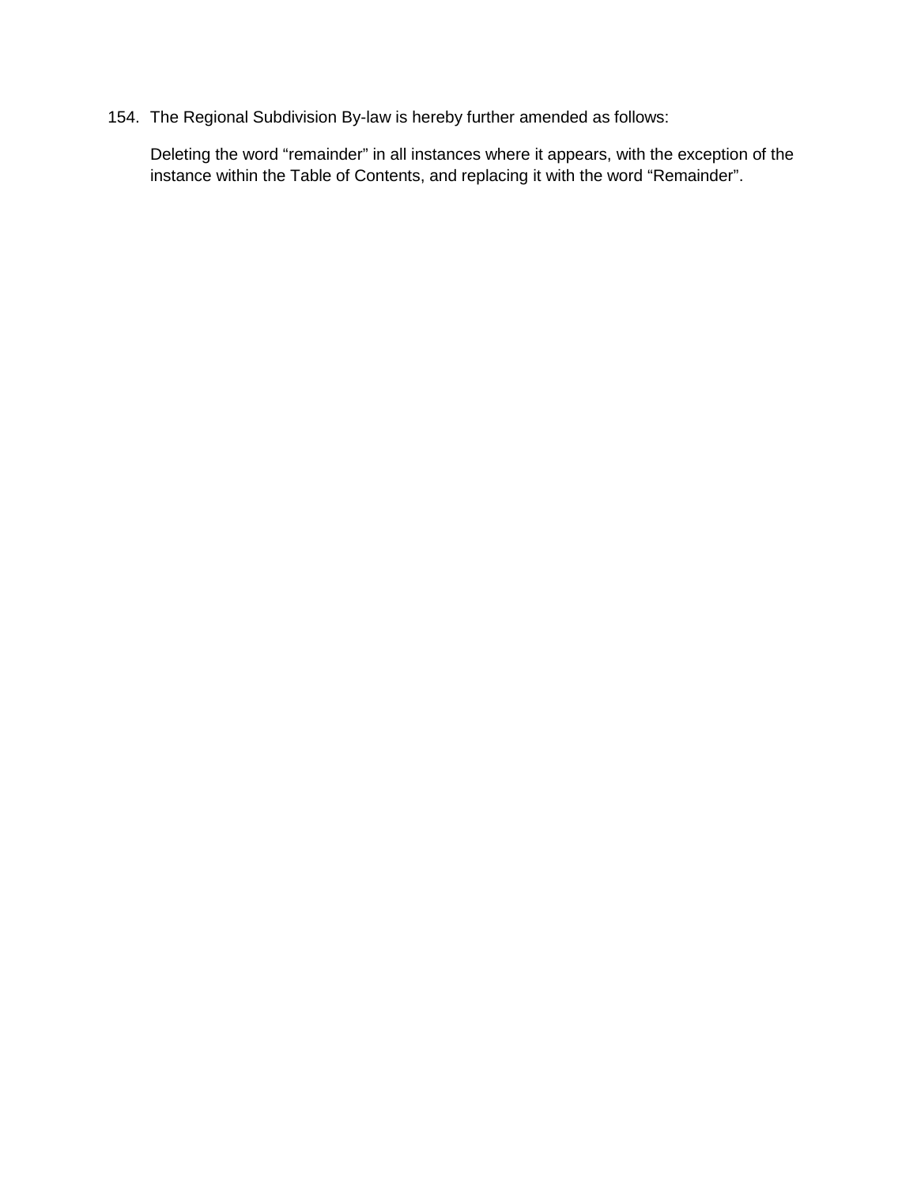154. The Regional Subdivision By-law is hereby further amended as follows:

 Deleting the word “remainder” in all instances where it appears, with the exception of the instance within the Table of Contents, and replacing it with the word “Remainder”.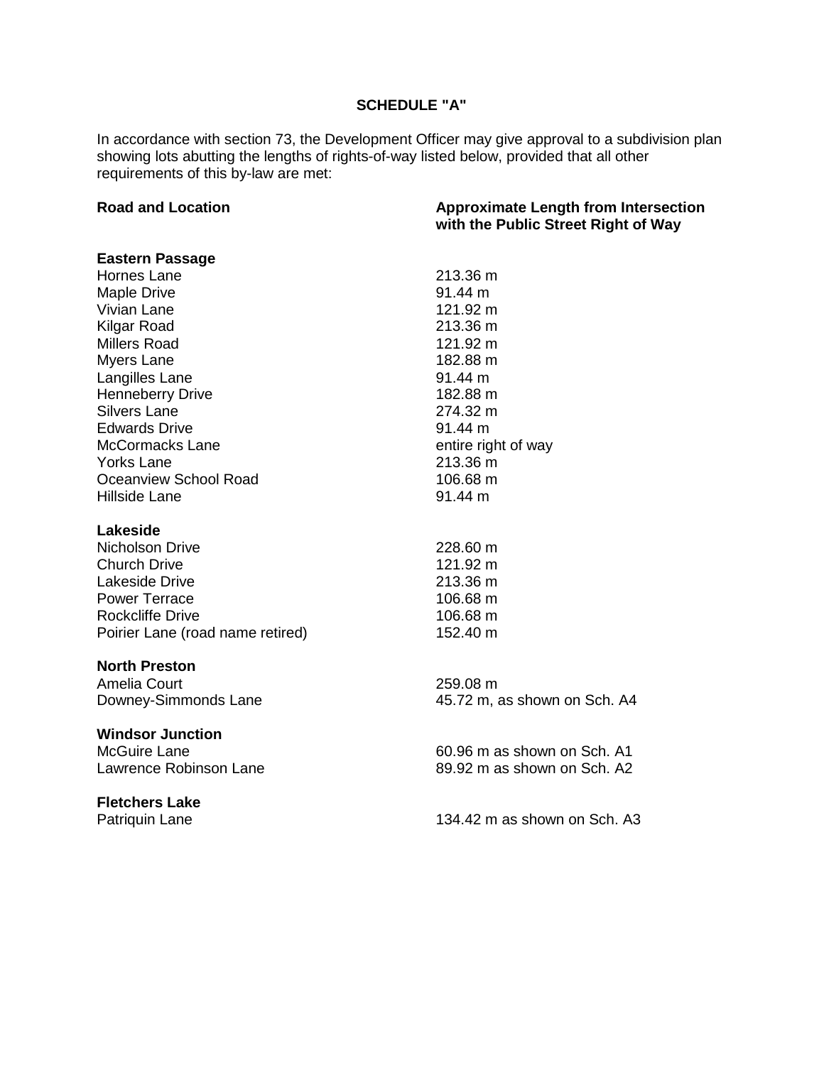## SCHEDULE "A"

In accordance with section 73, the Development Officer may give approval to a subdivision plan showing lots abutting the lengths of rights-of-way listed below, provided that all other requirements of this by-law are met:

| Road and Location | Approximate Length from Intersection with the Public Street Right of Way |
|---|---|
| **Eastern Passage** | |
| Hornes Lane | 213.36 m |
| Maple Drive | 91.44 m |
| Vivian Lane | 121.92 m |
| Kilgar Road | 213.36 m |
| Millers Road | 121.92 m |
| Myers Lane | 182.88 m |
| Langilles Lane | 91.44 m |
| Henneberry Drive | 182.88 m |
| Silvers Lane | 274.32 m |
| Edwards Drive | 91.44 m |
| McCormacks Lane | entire right of way |
| Yorks Lane | 213.36 m |
| Oceanview School Road | 106.68 m |
| Hillside Lane | 91.44 m |
| **Lakeside** | |
| Nicholson Drive | 228.60 m |
| Church Drive | 121.92 m |
| Lakeside Drive | 213.36 m |
| Power Terrace | 106.68 m |
| Rockcliffe Drive | 106.68 m |
| Poirier Lane (road name retired) | 152.40 m |
| **North Preston** | |
| Amelia Court | 259.08 m |
| Downey-Simmonds Lane | 45.72 m, as shown on Sch. A4 |
| **Windsor Junction** | |
| McGuire Lane | 60.96 m as shown on Sch. A1 |
| Lawrence Robinson Lane | 89.92 m as shown on Sch. A2 |
| **Fletchers Lake** | |
| Patriquin Lane | 134.42 m as shown on Sch. A3 |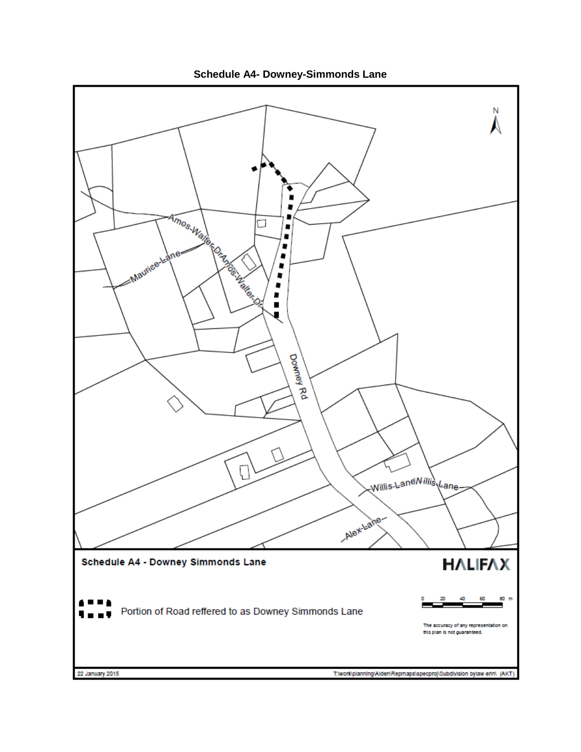# Schedule A4- Downey-Simmonds Lane

Amos-Walter-Dr

Maurice-Lane

Amos-Walter-Dr

Downey Rd

Willis-Lane

Willis-Lane

Alex-Lane

N

**Schedule A4 - Downey Simmonds Lane**

HALIFAX

Portion of Road reffered to as Downey Simmonds Lane

0 20 40 60 80 m

The accuracy of any representation on this plan is not guaranteed.

22 January 2015

T:\work\planning\Alden\Repmaps\specproj\Subdivision bylaw erin\ (AKT)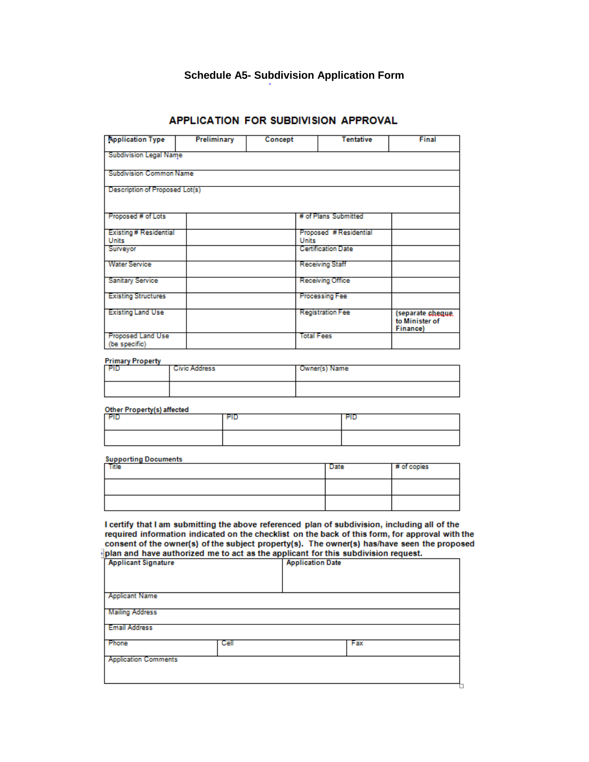# Schedule A5- Subdivision Application Form

## APPLICATION FOR SUBDIVISION APPROVAL

| Application Type | Preliminary | Concept | Tentative | Final |
|---|---|---|---|---|
| Subdivision Legal Name | | | | |
| Subdivision Common Name | | | | |
| Description of Proposed Lot(s) | | | | |

| | | | |
|---|---|---|---|
| Proposed # of Lots | | # of Plans Submitted | |
| Existing # Residential Units | | Proposed # Residential Units | |
| Surveyor | | Certification Date | |
| Water Service | | Receiving Staff | |
| Sanitary Service | | Receiving Office | |
| Existing Structures | | Processing Fee | |
| Existing Land Use | | Registration Fee | **(separate cheque to Minister of Finance)** |
| Proposed Land Use (be specific) | | Total Fees | |

**Primary Property**

| PID | Civic Address | Owner(s) Name |
|---|---|---|
| | | |

**Other Property(s) affected**

| PID | PID | PID |
|---|---|---|
| | | |

**Supporting Documents**

| Title | Date | # of copies |
|---|---|---|
| | | |
| | | |

**I certify that I am submitting the above referenced plan of subdivision, including all of the required information indicated on the checklist on the back of this form, for approval with the consent of the owner(s) of the subject property(s). The owner(s) has/have seen the proposed plan and have authorized me to act as the applicant for this subdivision request.**

| **Applicant Signature** | | **Application Date** |
|---|---|---|
| Applicant Name | | |
| Mailing Address | | |
| Email Address | | |
| Phone | Cell | Fax |
| Application Comments | | |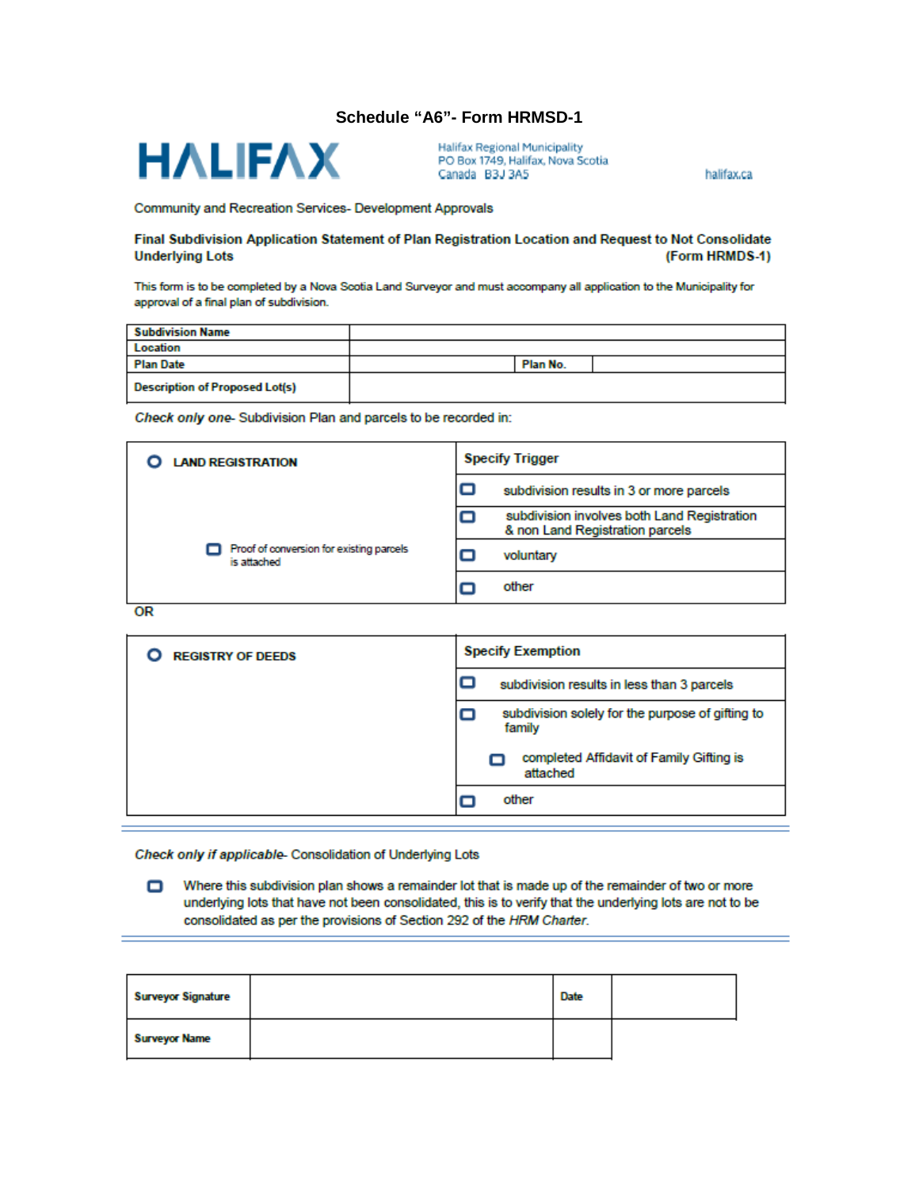# Schedule "A6"- Form HRMSD-1

**HALIFAX**

Halifax Regional Municipality
PO Box 1749, Halifax, Nova Scotia
Canada B3J 3A5

halifax.ca

Community and Recreation Services- Development Approvals

**Final Subdivision Application Statement of Plan Registration Location and Request to Not Consolidate Underlying Lots** **(Form HRMDS-1)**

This form is to be completed by a Nova Scotia Land Surveyor and must accompany all application to the Municipality for approval of a final plan of subdivision.

| **Subdivision Name** | | | |
|---|---|---|---|
| **Location** | | | |
| **Plan Date** | | **Plan No.** | |
| **Description of Proposed Lot(s)** | | | |

*Check only one*- Subdivision Plan and parcels to be recorded in:

| ○ **LAND REGISTRATION** | **Specify Trigger** |
|---|---|
| | ☐ subdivision results in 3 or more parcels |
| ☐ Proof of conversion for existing parcels is attached | ☐ subdivision involves both Land Registration & non Land Registration parcels |
| | ☐ voluntary |
| | ☐ other |

OR

| ○ **REGISTRY OF DEEDS** | **Specify Exemption** |
|---|---|
| | ☐ subdivision results in less than 3 parcels |
| | ☐ subdivision solely for the purpose of gifting to family<br>☐ completed Affidavit of Family Gifting is attached |
| | ☐ other |

---

*Check only if applicable*- Consolidation of Underlying Lots

☐ Where this subdivision plan shows a remainder lot that is made up of the remainder of two or more underlying lots that have not been consolidated, this is to verify that the underlying lots are not to be consolidated as per the provisions of Section 292 of the *HRM Charter*.

---

| **Surveyor Signature** | | **Date** | |
|---|---|---|---|
| **Surveyor Name** | | | |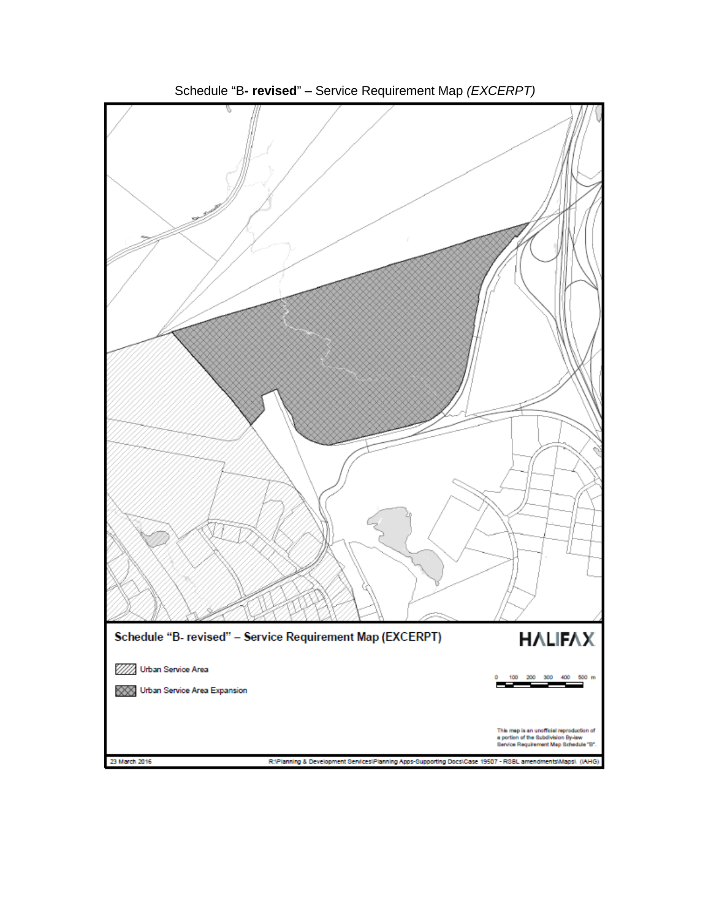Schedule "B**- revised**" – Service Requirement Map *(EXCERPT)*

**Schedule "B- revised" – Service Requirement Map (EXCERPT)**

**HALIFAX**

Urban Service Area

Urban Service Area Expansion

0 100 200 300 400 500 m

This map is an unofficial reproduction of a portion of the Subdivision By-law Service Requirement Map Schedule "B".

23 March 2016

R:\Planning & Development Services\Planning Apps-Supporting Docs\Case 19507 - RSBL amendments\Maps\ (IAHG)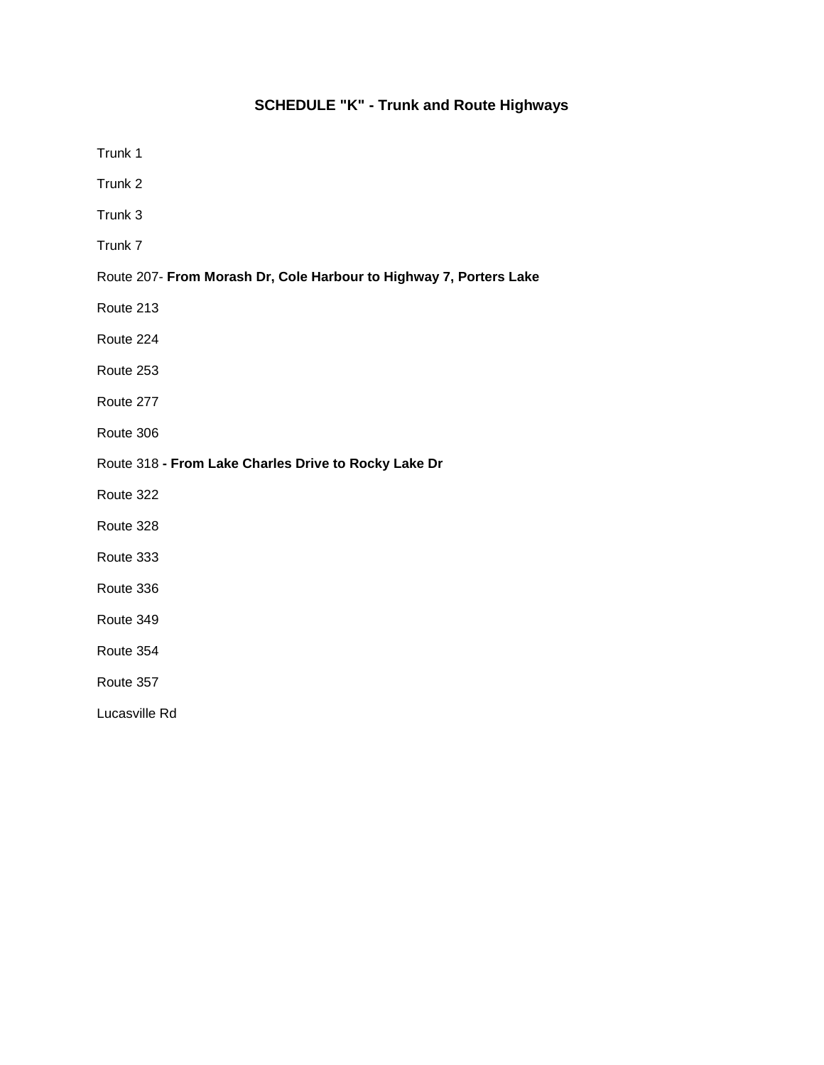# SCHEDULE "K" - Trunk and Route Highways

Trunk 1

Trunk 2

Trunk 3

Trunk 7

Route 207- **From Morash Dr, Cole Harbour to Highway 7, Porters Lake**

Route 213

Route 224

Route 253

Route 277

Route 306

Route 318 **- From Lake Charles Drive to Rocky Lake Dr**

Route 322

Route 328

Route 333

Route 336

Route 349

Route 354

Route 357

Lucasville Rd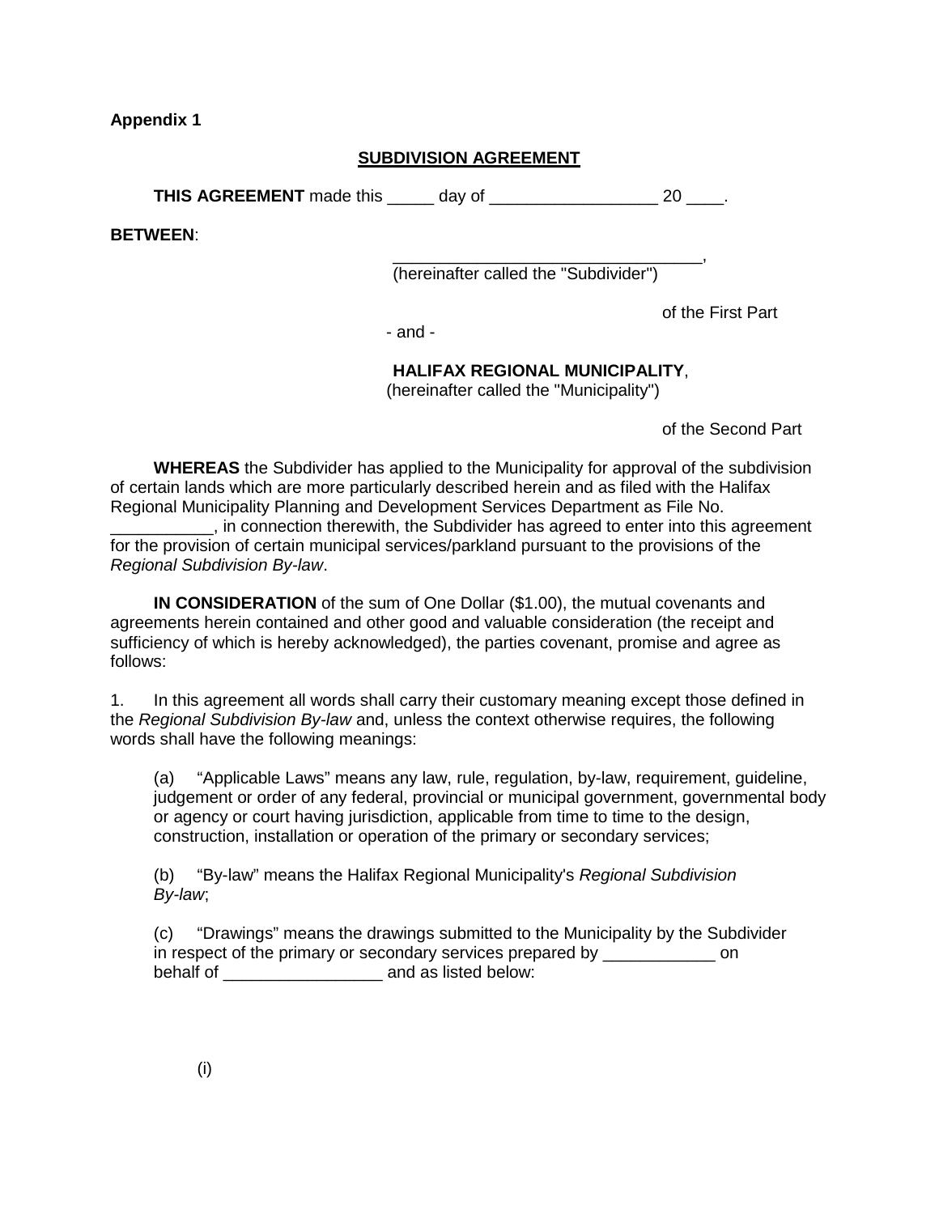**Appendix 1**

**SUBDIVISION AGREEMENT**

**THIS AGREEMENT** made this _____ day of __________________ 20 ____.

**BETWEEN**:

__________________________________,
(hereinafter called the "Subdivider")

of the First Part

\- and -

**HALIFAX REGIONAL MUNICIPALITY**,
(hereinafter called the "Municipality")

of the Second Part

**WHEREAS** the Subdivider has applied to the Municipality for approval of the subdivision of certain lands which are more particularly described herein and as filed with the Halifax Regional Municipality Planning and Development Services Department as File No. ___________, in connection therewith, the Subdivider has agreed to enter into this agreement for the provision of certain municipal services/parkland pursuant to the provisions of the *Regional Subdivision By-law*.

**IN CONSIDERATION** of the sum of One Dollar ($1.00), the mutual covenants and agreements herein contained and other good and valuable consideration (the receipt and sufficiency of which is hereby acknowledged), the parties covenant, promise and agree as follows:

1. In this agreement all words shall carry their customary meaning except those defined in the *Regional Subdivision By-law* and, unless the context otherwise requires, the following words shall have the following meanings:

   (a) “Applicable Laws” means any law, rule, regulation, by-law, requirement, guideline, judgement or order of any federal, provincial or municipal government, governmental body or agency or court having jurisdiction, applicable from time to time to the design, construction, installation or operation of the primary or secondary services;

   (b) “By-law” means the Halifax Regional Municipality's *Regional Subdivision By-law*;

   (c) “Drawings” means the drawings submitted to the Municipality by the Subdivider in respect of the primary or secondary services prepared by ____________ on behalf of _________________ and as listed below:

      (i)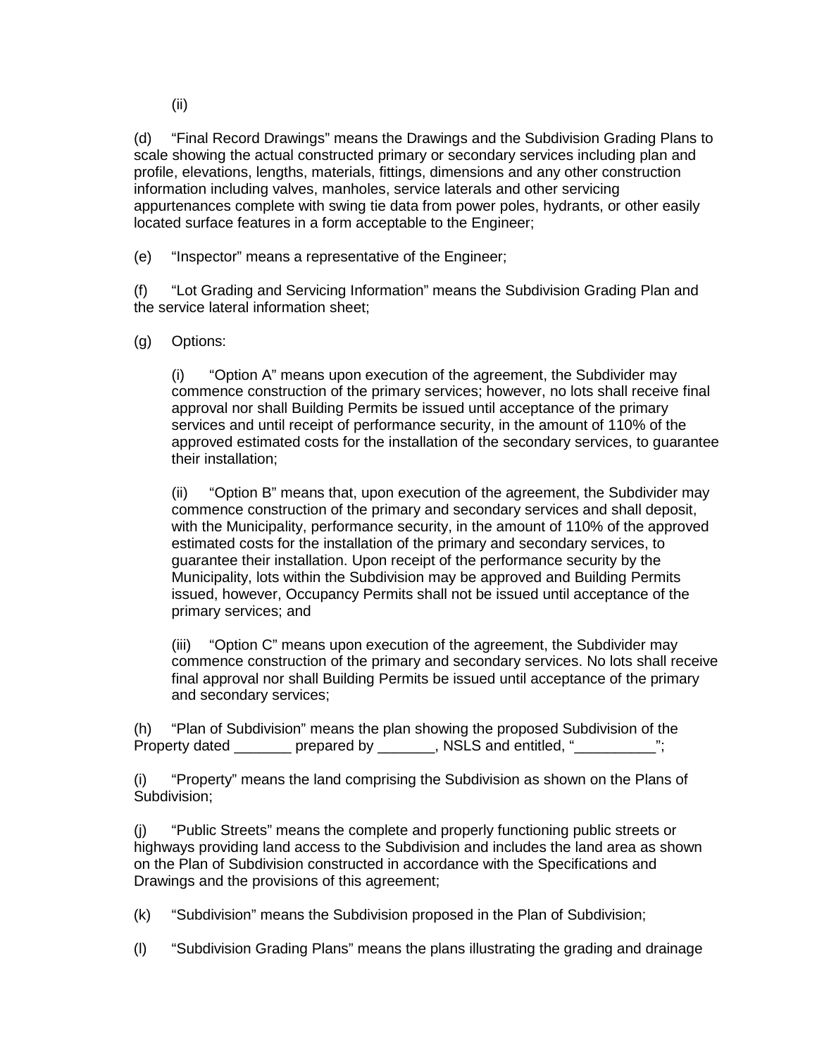(ii)

(d) “Final Record Drawings” means the Drawings and the Subdivision Grading Plans to scale showing the actual constructed primary or secondary services including plan and profile, elevations, lengths, materials, fittings, dimensions and any other construction information including valves, manholes, service laterals and other servicing appurtenances complete with swing tie data from power poles, hydrants, or other easily located surface features in a form acceptable to the Engineer;

(e) “Inspector” means a representative of the Engineer;

(f) “Lot Grading and Servicing Information” means the Subdivision Grading Plan and the service lateral information sheet;

(g) Options:

> (i) “Option A” means upon execution of the agreement, the Subdivider may commence construction of the primary services; however, no lots shall receive final approval nor shall Building Permits be issued until acceptance of the primary services and until receipt of performance security, in the amount of 110% of the approved estimated costs for the installation of the secondary services, to guarantee their installation;
>
> (ii) “Option B” means that, upon execution of the agreement, the Subdivider may commence construction of the primary and secondary services and shall deposit, with the Municipality, performance security, in the amount of 110% of the approved estimated costs for the installation of the primary and secondary services, to guarantee their installation. Upon receipt of the performance security by the Municipality, lots within the Subdivision may be approved and Building Permits issued, however, Occupancy Permits shall not be issued until acceptance of the primary services; and
>
> (iii) “Option C” means upon execution of the agreement, the Subdivider may commence construction of the primary and secondary services. No lots shall receive final approval nor shall Building Permits be issued until acceptance of the primary and secondary services;

(h) “Plan of Subdivision” means the plan showing the proposed Subdivision of the Property dated _______ prepared by _______, NSLS and entitled, “__________”;

(i) “Property” means the land comprising the Subdivision as shown on the Plans of Subdivision;

(j) “Public Streets” means the complete and properly functioning public streets or highways providing land access to the Subdivision and includes the land area as shown on the Plan of Subdivision constructed in accordance with the Specifications and Drawings and the provisions of this agreement;

(k) “Subdivision” means the Subdivision proposed in the Plan of Subdivision;

(l) “Subdivision Grading Plans” means the plans illustrating the grading and drainage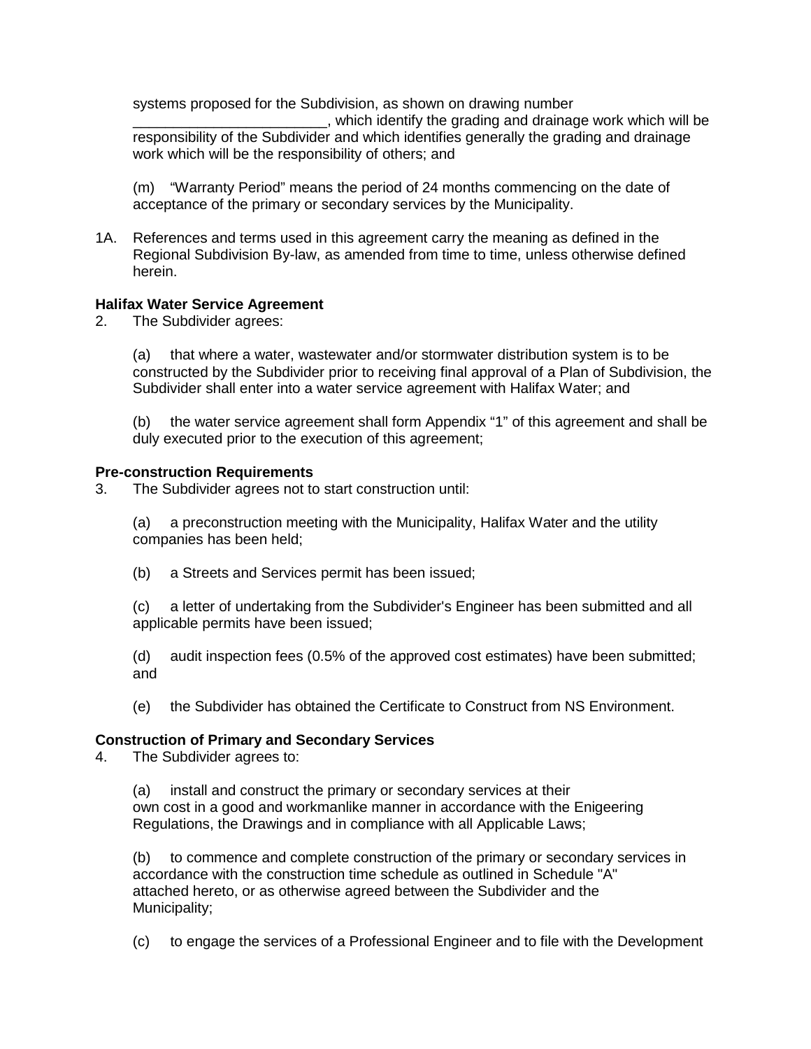systems proposed for the Subdivision, as shown on drawing number ________________________, which identify the grading and drainage work which will be responsibility of the Subdivider and which identifies generally the grading and drainage work which will be the responsibility of others; and

(m) "Warranty Period" means the period of 24 months commencing on the date of acceptance of the primary or secondary services by the Municipality.

1A. References and terms used in this agreement carry the meaning as defined in the Regional Subdivision By-law, as amended from time to time, unless otherwise defined herein.

**Halifax Water Service Agreement**

2. The Subdivider agrees:

(a) that where a water, wastewater and/or stormwater distribution system is to be constructed by the Subdivider prior to receiving final approval of a Plan of Subdivision, the Subdivider shall enter into a water service agreement with Halifax Water; and

(b) the water service agreement shall form Appendix "1" of this agreement and shall be duly executed prior to the execution of this agreement;

**Pre-construction Requirements**

3. The Subdivider agrees not to start construction until:

(a) a preconstruction meeting with the Municipality, Halifax Water and the utility companies has been held;

(b) a Streets and Services permit has been issued;

(c) a letter of undertaking from the Subdivider's Engineer has been submitted and all applicable permits have been issued;

(d) audit inspection fees (0.5% of the approved cost estimates) have been submitted; and

(e) the Subdivider has obtained the Certificate to Construct from NS Environment.

**Construction of Primary and Secondary Services**

4. The Subdivider agrees to:

(a) install and construct the primary or secondary services at their own cost in a good and workmanlike manner in accordance with the Enigeering Regulations, the Drawings and in compliance with all Applicable Laws;

(b) to commence and complete construction of the primary or secondary services in accordance with the construction time schedule as outlined in Schedule "A" attached hereto, or as otherwise agreed between the Subdivider and the Municipality;

(c) to engage the services of a Professional Engineer and to file with the Development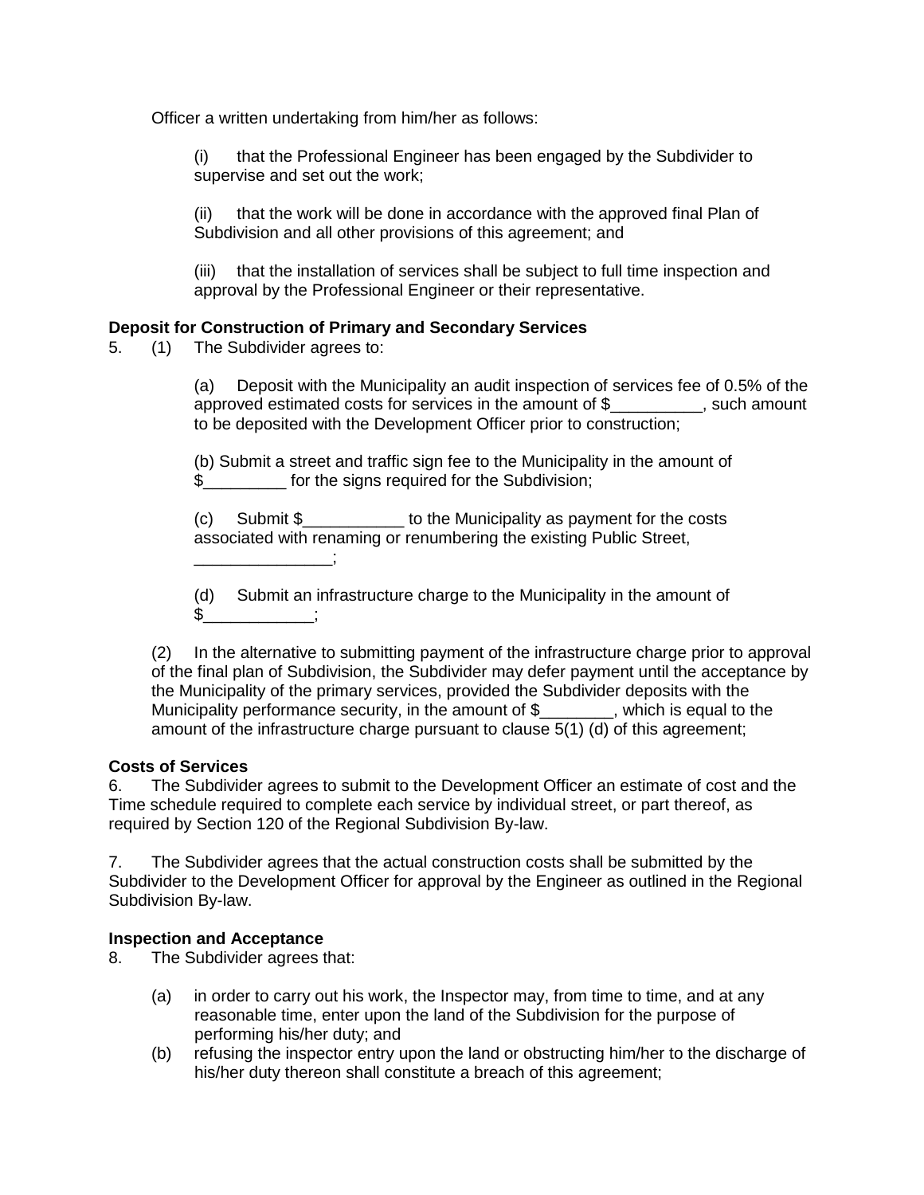Officer a written undertaking from him/her as follows:

(i) that the Professional Engineer has been engaged by the Subdivider to supervise and set out the work;

(ii) that the work will be done in accordance with the approved final Plan of Subdivision and all other provisions of this agreement; and

(iii) that the installation of services shall be subject to full time inspection and approval by the Professional Engineer or their representative.

**Deposit for Construction of Primary and Secondary Services**

5. (1) The Subdivider agrees to:

(a) Deposit with the Municipality an audit inspection of services fee of 0.5% of the approved estimated costs for services in the amount of $__________, such amount to be deposited with the Development Officer prior to construction;

(b) Submit a street and traffic sign fee to the Municipality in the amount of $_________ for the signs required for the Subdivision;

(c) Submit $___________ to the Municipality as payment for the costs associated with renaming or renumbering the existing Public Street, _______________;

(d) Submit an infrastructure charge to the Municipality in the amount of $____________;

(2) In the alternative to submitting payment of the infrastructure charge prior to approval of the final plan of Subdivision, the Subdivider may defer payment until the acceptance by the Municipality of the primary services, provided the Subdivider deposits with the Municipality performance security, in the amount of $________, which is equal to the amount of the infrastructure charge pursuant to clause 5(1) (d) of this agreement;

**Costs of Services**

6. The Subdivider agrees to submit to the Development Officer an estimate of cost and the Time schedule required to complete each service by individual street, or part thereof, as required by Section 120 of the Regional Subdivision By-law.

7. The Subdivider agrees that the actual construction costs shall be submitted by the Subdivider to the Development Officer for approval by the Engineer as outlined in the Regional Subdivision By-law.

**Inspection and Acceptance**

8. The Subdivider agrees that:

(a) in order to carry out his work, the Inspector may, from time to time, and at any reasonable time, enter upon the land of the Subdivision for the purpose of performing his/her duty; and

(b) refusing the inspector entry upon the land or obstructing him/her to the discharge of his/her duty thereon shall constitute a breach of this agreement;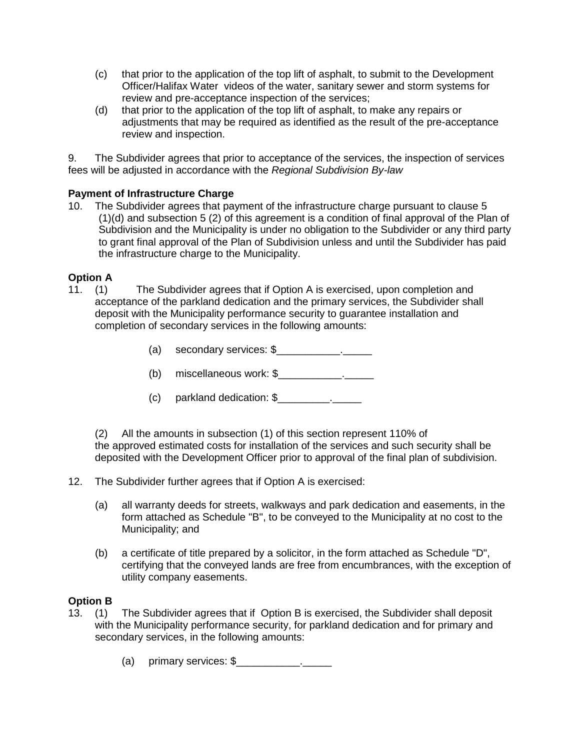(c) that prior to the application of the top lift of asphalt, to submit to the Development Officer/Halifax Water videos of the water, sanitary sewer and storm systems for review and pre-acceptance inspection of the services;

(d) that prior to the application of the top lift of asphalt, to make any repairs or adjustments that may be required as identified as the result of the pre-acceptance review and inspection.

9. The Subdivider agrees that prior to acceptance of the services, the inspection of services fees will be adjusted in accordance with the *Regional Subdivision By-law*

**Payment of Infrastructure Charge**

10. The Subdivider agrees that payment of the infrastructure charge pursuant to clause 5 (1)(d) and subsection 5 (2) of this agreement is a condition of final approval of the Plan of Subdivision and the Municipality is under no obligation to the Subdivider or any third party to grant final approval of the Plan of Subdivision unless and until the Subdivider has paid the infrastructure charge to the Municipality.

**Option A**

11. (1) The Subdivider agrees that if Option A is exercised, upon completion and acceptance of the parkland dedication and the primary services, the Subdivider shall deposit with the Municipality performance security to guarantee installation and completion of secondary services in the following amounts:

(a) secondary services: $___________._____

(b) miscellaneous work: $___________._____

(c) parkland dedication: $_________._____

(2) All the amounts in subsection (1) of this section represent 110% of the approved estimated costs for installation of the services and such security shall be deposited with the Development Officer prior to approval of the final plan of subdivision.

12. The Subdivider further agrees that if Option A is exercised:

(a) all warranty deeds for streets, walkways and park dedication and easements, in the form attached as Schedule "B", to be conveyed to the Municipality at no cost to the Municipality; and

(b) a certificate of title prepared by a solicitor, in the form attached as Schedule "D", certifying that the conveyed lands are free from encumbrances, with the exception of utility company easements.

**Option B**

13. (1) The Subdivider agrees that if Option B is exercised, the Subdivider shall deposit with the Municipality performance security, for parkland dedication and for primary and secondary services, in the following amounts:

(a) primary services: $___________._____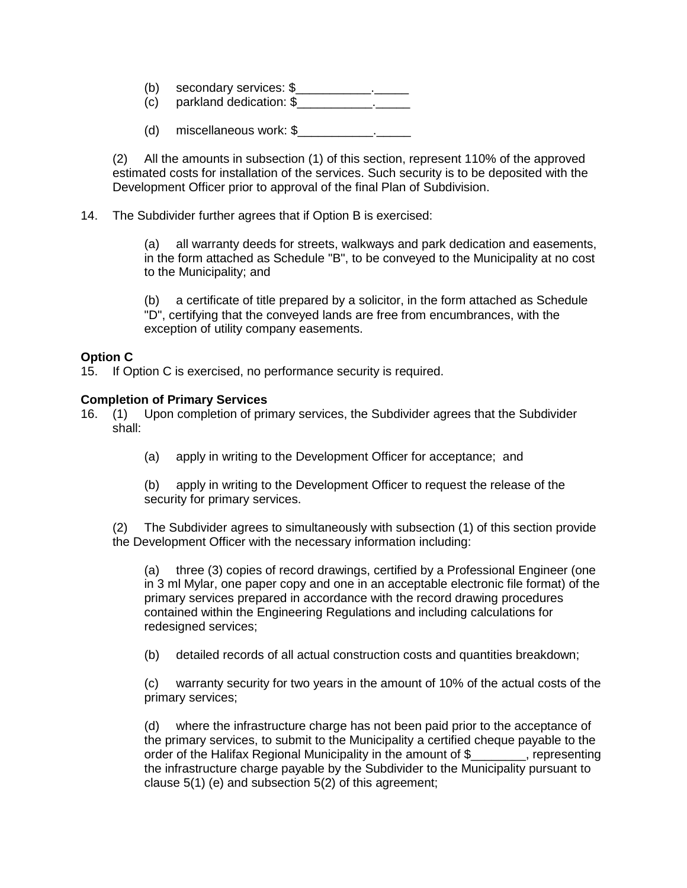(b) secondary services: $___________._____

(c) parkland dedication: $___________._____

(d) miscellaneous work: $___________._____

(2) All the amounts in subsection (1) of this section, represent 110% of the approved estimated costs for installation of the services. Such security is to be deposited with the Development Officer prior to approval of the final Plan of Subdivision.

14. The Subdivider further agrees that if Option B is exercised:

(a) all warranty deeds for streets, walkways and park dedication and easements, in the form attached as Schedule "B", to be conveyed to the Municipality at no cost to the Municipality; and

(b) a certificate of title prepared by a solicitor, in the form attached as Schedule "D", certifying that the conveyed lands are free from encumbrances, with the exception of utility company easements.

**Option C**

15. If Option C is exercised, no performance security is required.

**Completion of Primary Services**

16. (1) Upon completion of primary services, the Subdivider agrees that the Subdivider shall:

(a) apply in writing to the Development Officer for acceptance; and

(b) apply in writing to the Development Officer to request the release of the security for primary services.

(2) The Subdivider agrees to simultaneously with subsection (1) of this section provide the Development Officer with the necessary information including:

(a) three (3) copies of record drawings, certified by a Professional Engineer (one in 3 ml Mylar, one paper copy and one in an acceptable electronic file format) of the primary services prepared in accordance with the record drawing procedures contained within the Engineering Regulations and including calculations for redesigned services;

(b) detailed records of all actual construction costs and quantities breakdown;

(c) warranty security for two years in the amount of 10% of the actual costs of the primary services;

(d) where the infrastructure charge has not been paid prior to the acceptance of the primary services, to submit to the Municipality a certified cheque payable to the order of the Halifax Regional Municipality in the amount of $________, representing the infrastructure charge payable by the Subdivider to the Municipality pursuant to clause 5(1) (e) and subsection 5(2) of this agreement;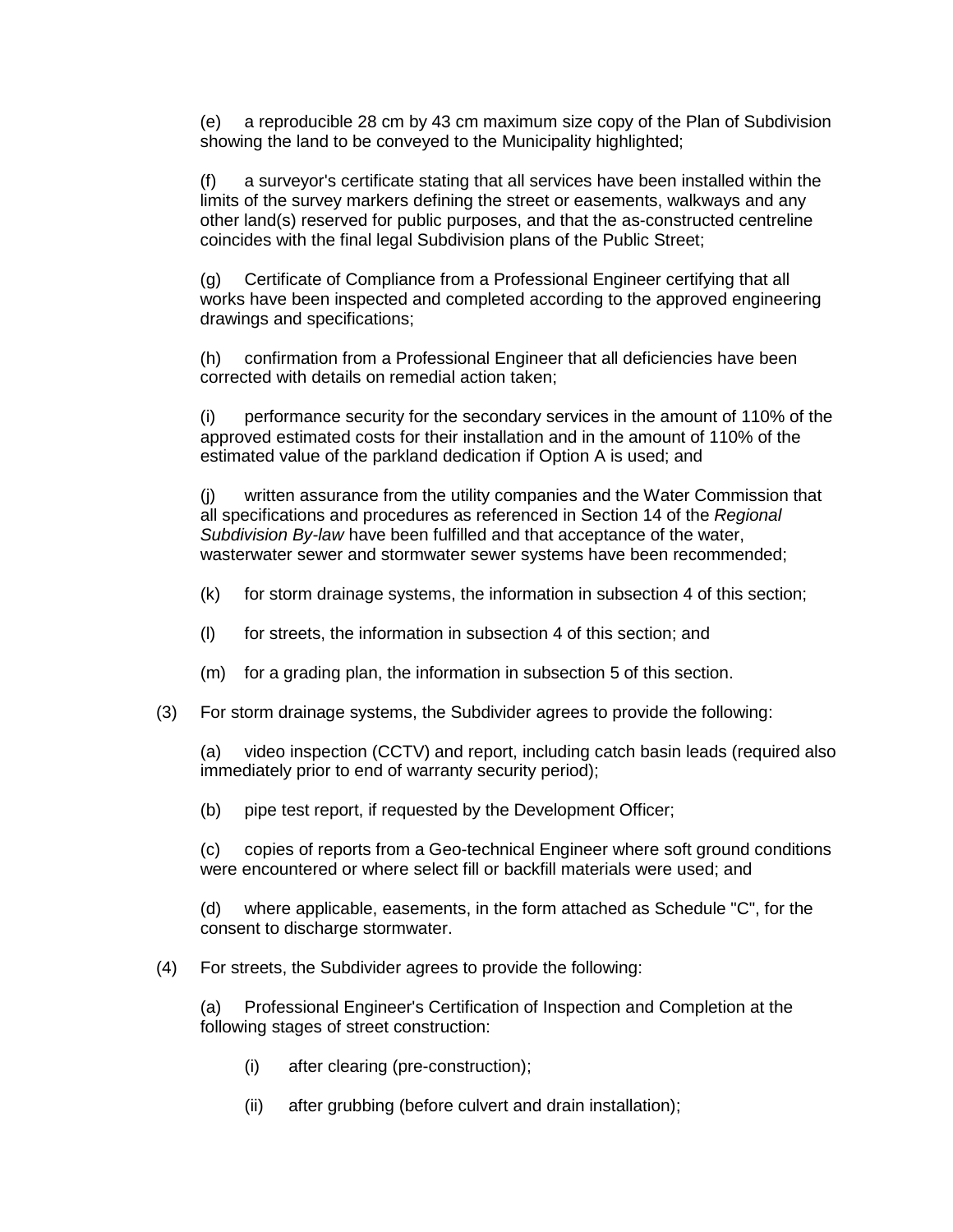(e) a reproducible 28 cm by 43 cm maximum size copy of the Plan of Subdivision showing the land to be conveyed to the Municipality highlighted;

(f) a surveyor's certificate stating that all services have been installed within the limits of the survey markers defining the street or easements, walkways and any other land(s) reserved for public purposes, and that the as-constructed centreline coincides with the final legal Subdivision plans of the Public Street;

(g) Certificate of Compliance from a Professional Engineer certifying that all works have been inspected and completed according to the approved engineering drawings and specifications;

(h) confirmation from a Professional Engineer that all deficiencies have been corrected with details on remedial action taken;

(i) performance security for the secondary services in the amount of 110% of the approved estimated costs for their installation and in the amount of 110% of the estimated value of the parkland dedication if Option A is used; and

(j) written assurance from the utility companies and the Water Commission that all specifications and procedures as referenced in Section 14 of the *Regional Subdivision By-law* have been fulfilled and that acceptance of the water, wasterwater sewer and stormwater sewer systems have been recommended;

(k) for storm drainage systems, the information in subsection 4 of this section;

(l) for streets, the information in subsection 4 of this section; and

(m) for a grading plan, the information in subsection 5 of this section.

(3) For storm drainage systems, the Subdivider agrees to provide the following:

(a) video inspection (CCTV) and report, including catch basin leads (required also immediately prior to end of warranty security period);

(b) pipe test report, if requested by the Development Officer;

(c) copies of reports from a Geo-technical Engineer where soft ground conditions were encountered or where select fill or backfill materials were used; and

(d) where applicable, easements, in the form attached as Schedule "C", for the consent to discharge stormwater.

(4) For streets, the Subdivider agrees to provide the following:

(a) Professional Engineer's Certification of Inspection and Completion at the following stages of street construction:

(i) after clearing (pre-construction);

(ii) after grubbing (before culvert and drain installation);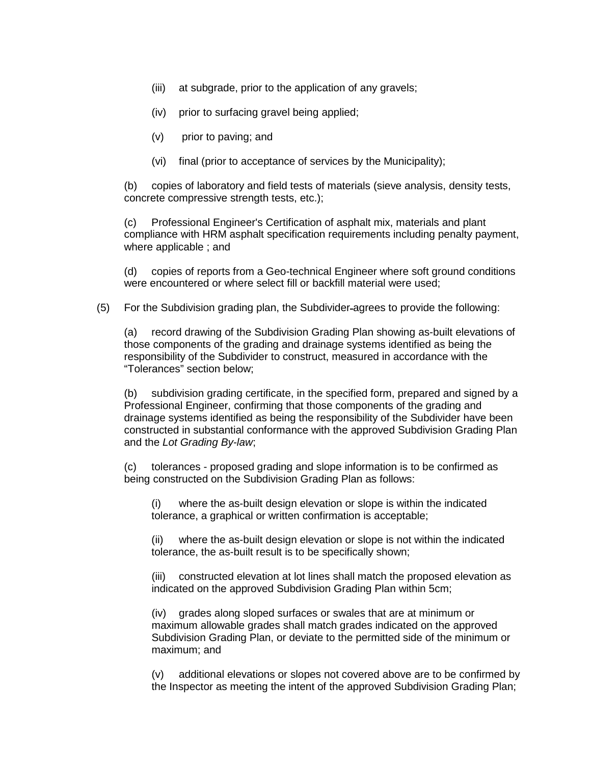(iii) at subgrade, prior to the application of any gravels;

(iv) prior to surfacing gravel being applied;

(v) prior to paving; and

(vi) final (prior to acceptance of services by the Municipality);

(b) copies of laboratory and field tests of materials (sieve analysis, density tests, concrete compressive strength tests, etc.);

(c) Professional Engineer's Certification of asphalt mix, materials and plant compliance with HRM asphalt specification requirements including penalty payment, where applicable ; and

(d) copies of reports from a Geo-technical Engineer where soft ground conditions were encountered or where select fill or backfill material were used;

(5) For the Subdivision grading plan, the Subdivider agrees to provide the following:

(a) record drawing of the Subdivision Grading Plan showing as-built elevations of those components of the grading and drainage systems identified as being the responsibility of the Subdivider to construct, measured in accordance with the "Tolerances" section below;

(b) subdivision grading certificate, in the specified form, prepared and signed by a Professional Engineer, confirming that those components of the grading and drainage systems identified as being the responsibility of the Subdivider have been constructed in substantial conformance with the approved Subdivision Grading Plan and the *Lot Grading By-law*;

(c) tolerances - proposed grading and slope information is to be confirmed as being constructed on the Subdivision Grading Plan as follows:

(i) where the as-built design elevation or slope is within the indicated tolerance, a graphical or written confirmation is acceptable;

(ii) where the as-built design elevation or slope is not within the indicated tolerance, the as-built result is to be specifically shown;

(iii) constructed elevation at lot lines shall match the proposed elevation as indicated on the approved Subdivision Grading Plan within 5cm;

(iv) grades along sloped surfaces or swales that are at minimum or maximum allowable grades shall match grades indicated on the approved Subdivision Grading Plan, or deviate to the permitted side of the minimum or maximum; and

(v) additional elevations or slopes not covered above are to be confirmed by the Inspector as meeting the intent of the approved Subdivision Grading Plan;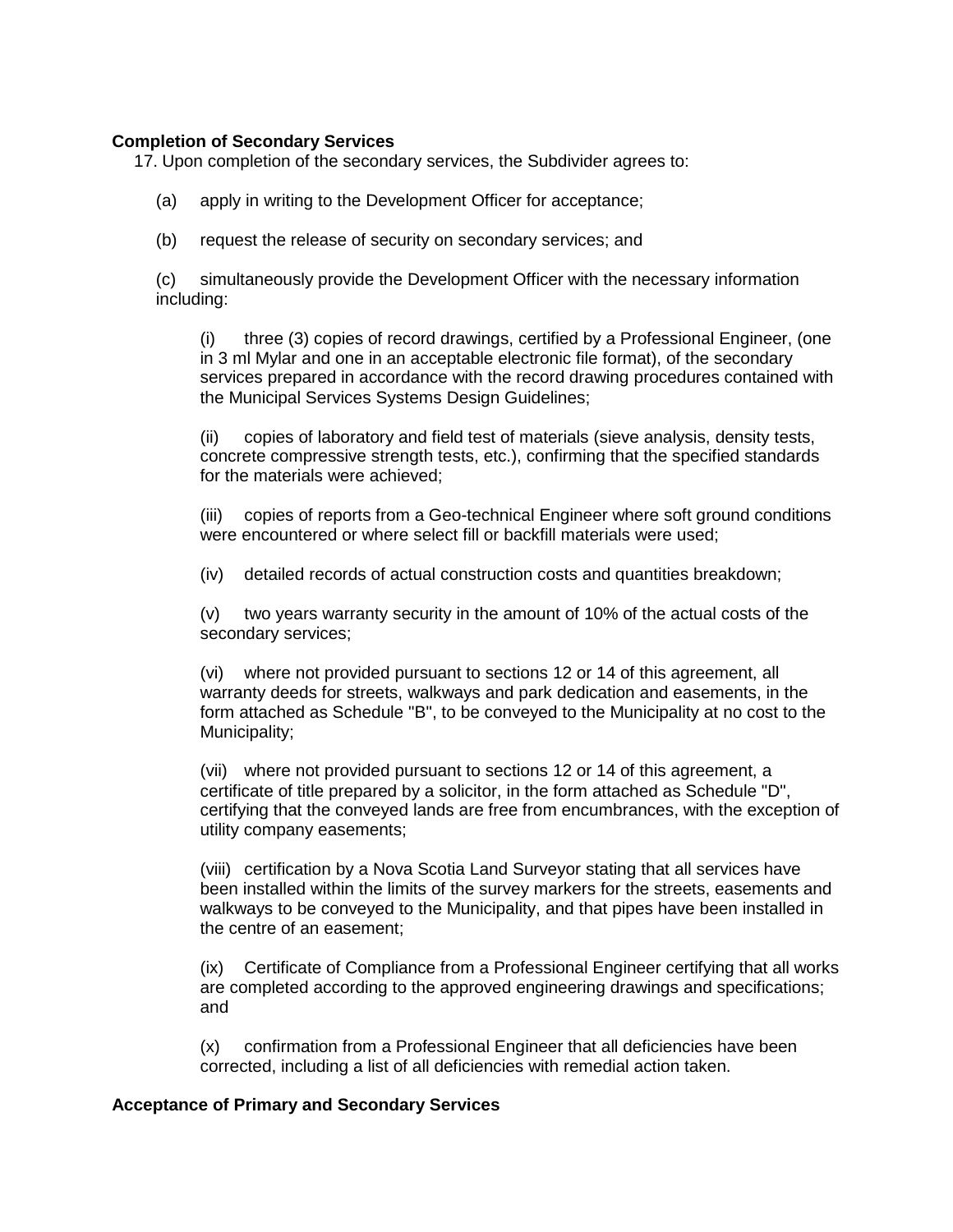**Completion of Secondary Services**

17. Upon completion of the secondary services, the Subdivider agrees to:

(a) apply in writing to the Development Officer for acceptance;

(b) request the release of security on secondary services; and

(c) simultaneously provide the Development Officer with the necessary information including:

(i) three (3) copies of record drawings, certified by a Professional Engineer, (one in 3 ml Mylar and one in an acceptable electronic file format), of the secondary services prepared in accordance with the record drawing procedures contained with the Municipal Services Systems Design Guidelines;

(ii) copies of laboratory and field test of materials (sieve analysis, density tests, concrete compressive strength tests, etc.), confirming that the specified standards for the materials were achieved;

(iii) copies of reports from a Geo-technical Engineer where soft ground conditions were encountered or where select fill or backfill materials were used;

(iv) detailed records of actual construction costs and quantities breakdown;

(v) two years warranty security in the amount of 10% of the actual costs of the secondary services;

(vi) where not provided pursuant to sections 12 or 14 of this agreement, all warranty deeds for streets, walkways and park dedication and easements, in the form attached as Schedule "B", to be conveyed to the Municipality at no cost to the Municipality;

(vii) where not provided pursuant to sections 12 or 14 of this agreement, a certificate of title prepared by a solicitor, in the form attached as Schedule "D", certifying that the conveyed lands are free from encumbrances, with the exception of utility company easements;

(viii) certification by a Nova Scotia Land Surveyor stating that all services have been installed within the limits of the survey markers for the streets, easements and walkways to be conveyed to the Municipality, and that pipes have been installed in the centre of an easement;

(ix) Certificate of Compliance from a Professional Engineer certifying that all works are completed according to the approved engineering drawings and specifications; and

(x) confirmation from a Professional Engineer that all deficiencies have been corrected, including a list of all deficiencies with remedial action taken.

**Acceptance of Primary and Secondary Services**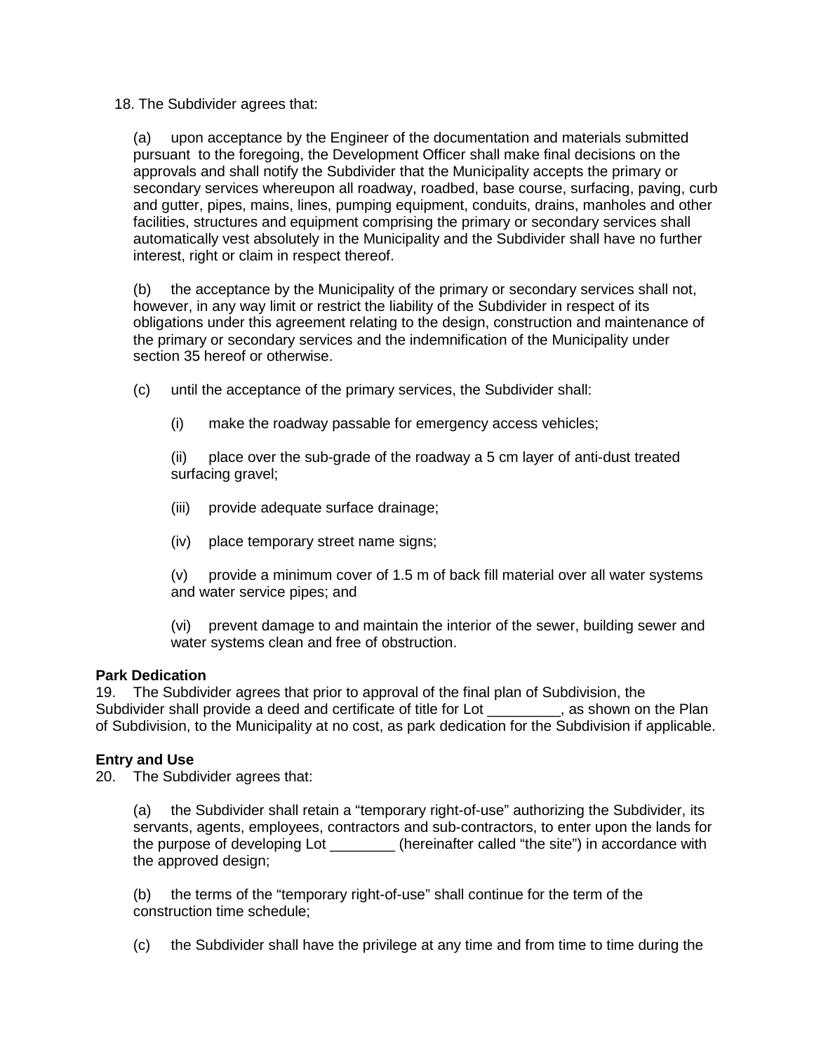18. The Subdivider agrees that:

(a) upon acceptance by the Engineer of the documentation and materials submitted pursuant to the foregoing, the Development Officer shall make final decisions on the approvals and shall notify the Subdivider that the Municipality accepts the primary or secondary services whereupon all roadway, roadbed, base course, surfacing, paving, curb and gutter, pipes, mains, lines, pumping equipment, conduits, drains, manholes and other facilities, structures and equipment comprising the primary or secondary services shall automatically vest absolutely in the Municipality and the Subdivider shall have no further interest, right or claim in respect thereof.

(b) the acceptance by the Municipality of the primary or secondary services shall not, however, in any way limit or restrict the liability of the Subdivider in respect of its obligations under this agreement relating to the design, construction and maintenance of the primary or secondary services and the indemnification of the Municipality under section 35 hereof or otherwise.

(c) until the acceptance of the primary services, the Subdivider shall:

(i) make the roadway passable for emergency access vehicles;

(ii) place over the sub-grade of the roadway a 5 cm layer of anti-dust treated surfacing gravel;

(iii) provide adequate surface drainage;

(iv) place temporary street name signs;

(v) provide a minimum cover of 1.5 m of back fill material over all water systems and water service pipes; and

(vi) prevent damage to and maintain the interior of the sewer, building sewer and water systems clean and free of obstruction.

**Park Dedication**

19. The Subdivider agrees that prior to approval of the final plan of Subdivision, the Subdivider shall provide a deed and certificate of title for Lot _________, as shown on the Plan of Subdivision, to the Municipality at no cost, as park dedication for the Subdivision if applicable.

**Entry and Use**

20. The Subdivider agrees that:

(a) the Subdivider shall retain a "temporary right-of-use" authorizing the Subdivider, its servants, agents, employees, contractors and sub-contractors, to enter upon the lands for the purpose of developing Lot ________ (hereinafter called "the site") in accordance with the approved design;

(b) the terms of the "temporary right-of-use" shall continue for the term of the construction time schedule;

(c) the Subdivider shall have the privilege at any time and from time to time during the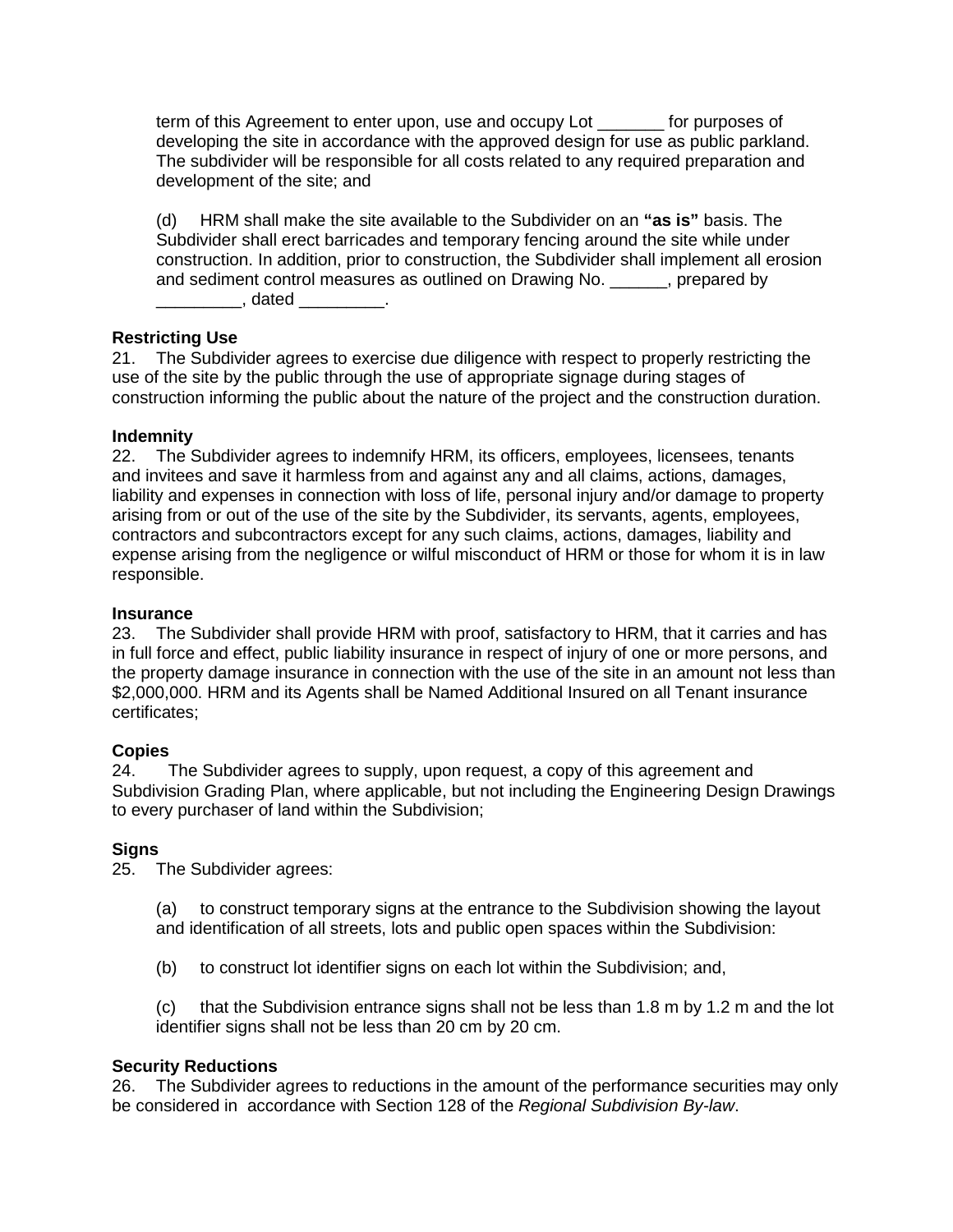term of this Agreement to enter upon, use and occupy Lot _______ for purposes of developing the site in accordance with the approved design for use as public parkland. The subdivider will be responsible for all costs related to any required preparation and development of the site; and

(d) HRM shall make the site available to the Subdivider on an **"as is"** basis. The Subdivider shall erect barricades and temporary fencing around the site while under construction. In addition, prior to construction, the Subdivider shall implement all erosion and sediment control measures as outlined on Drawing No. ______, prepared by _________, dated _________.

**Restricting Use**
21. The Subdivider agrees to exercise due diligence with respect to properly restricting the use of the site by the public through the use of appropriate signage during stages of construction informing the public about the nature of the project and the construction duration.

**Indemnity**
22. The Subdivider agrees to indemnify HRM, its officers, employees, licensees, tenants and invitees and save it harmless from and against any and all claims, actions, damages, liability and expenses in connection with loss of life, personal injury and/or damage to property arising from or out of the use of the site by the Subdivider, its servants, agents, employees, contractors and subcontractors except for any such claims, actions, damages, liability and expense arising from the negligence or wilful misconduct of HRM or those for whom it is in law responsible.

**Insurance**
23. The Subdivider shall provide HRM with proof, satisfactory to HRM, that it carries and has in full force and effect, public liability insurance in respect of injury of one or more persons, and the property damage insurance in connection with the use of the site in an amount not less than $2,000,000. HRM and its Agents shall be Named Additional Insured on all Tenant insurance certificates;

**Copies**
24. The Subdivider agrees to supply, upon request, a copy of this agreement and Subdivision Grading Plan, where applicable, but not including the Engineering Design Drawings to every purchaser of land within the Subdivision;

**Signs**
25. The Subdivider agrees:

(a) to construct temporary signs at the entrance to the Subdivision showing the layout and identification of all streets, lots and public open spaces within the Subdivision:

(b) to construct lot identifier signs on each lot within the Subdivision; and,

(c) that the Subdivision entrance signs shall not be less than 1.8 m by 1.2 m and the lot identifier signs shall not be less than 20 cm by 20 cm.

**Security Reductions**
26. The Subdivider agrees to reductions in the amount of the performance securities may only be considered in accordance with Section 128 of the *Regional Subdivision By-law*.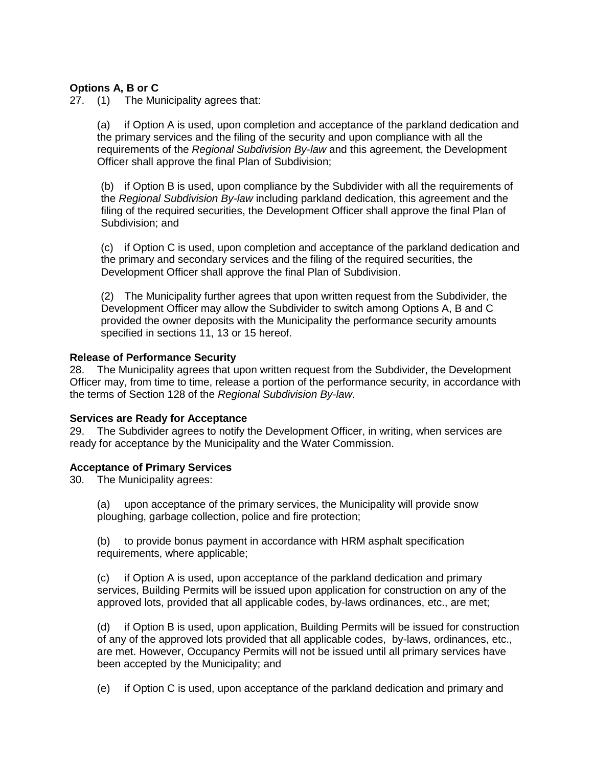**Options A, B or C**

27. (1) The Municipality agrees that:

(a) if Option A is used, upon completion and acceptance of the parkland dedication and the primary services and the filing of the security and upon compliance with all the requirements of the *Regional Subdivision By-law* and this agreement, the Development Officer shall approve the final Plan of Subdivision;

(b) if Option B is used, upon compliance by the Subdivider with all the requirements of the *Regional Subdivision By-law* including parkland dedication, this agreement and the filing of the required securities, the Development Officer shall approve the final Plan of Subdivision; and

(c) if Option C is used, upon completion and acceptance of the parkland dedication and the primary and secondary services and the filing of the required securities, the Development Officer shall approve the final Plan of Subdivision.

(2) The Municipality further agrees that upon written request from the Subdivider, the Development Officer may allow the Subdivider to switch among Options A, B and C provided the owner deposits with the Municipality the performance security amounts specified in sections 11, 13 or 15 hereof.

**Release of Performance Security**

28. The Municipality agrees that upon written request from the Subdivider, the Development Officer may, from time to time, release a portion of the performance security, in accordance with the terms of Section 128 of the *Regional Subdivision By-law*.

**Services are Ready for Acceptance**

29. The Subdivider agrees to notify the Development Officer, in writing, when services are ready for acceptance by the Municipality and the Water Commission.

**Acceptance of Primary Services**

30. The Municipality agrees:

(a) upon acceptance of the primary services, the Municipality will provide snow ploughing, garbage collection, police and fire protection;

(b) to provide bonus payment in accordance with HRM asphalt specification requirements, where applicable;

(c) if Option A is used, upon acceptance of the parkland dedication and primary services, Building Permits will be issued upon application for construction on any of the approved lots, provided that all applicable codes, by-laws ordinances, etc., are met;

(d) if Option B is used, upon application, Building Permits will be issued for construction of any of the approved lots provided that all applicable codes, by-laws, ordinances, etc., are met. However, Occupancy Permits will not be issued until all primary services have been accepted by the Municipality; and

(e) if Option C is used, upon acceptance of the parkland dedication and primary and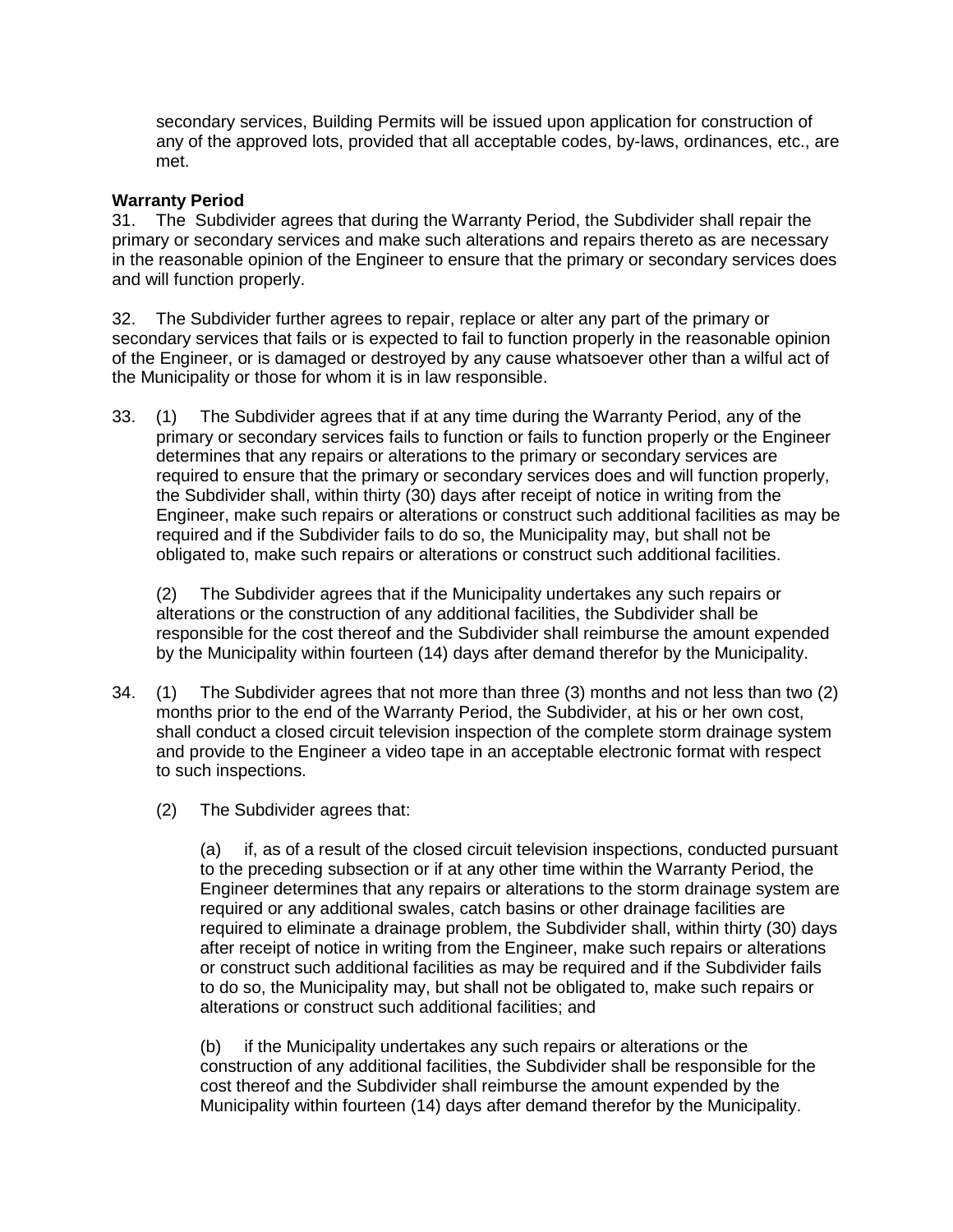secondary services, Building Permits will be issued upon application for construction of any of the approved lots, provided that all acceptable codes, by-laws, ordinances, etc., are met.

**Warranty Period**

31. The Subdivider agrees that during the Warranty Period, the Subdivider shall repair the primary or secondary services and make such alterations and repairs thereto as are necessary in the reasonable opinion of the Engineer to ensure that the primary or secondary services does and will function properly.

32. The Subdivider further agrees to repair, replace or alter any part of the primary or secondary services that fails or is expected to fail to function properly in the reasonable opinion of the Engineer, or is damaged or destroyed by any cause whatsoever other than a wilful act of the Municipality or those for whom it is in law responsible.

33. (1) The Subdivider agrees that if at any time during the Warranty Period, any of the primary or secondary services fails to function or fails to function properly or the Engineer determines that any repairs or alterations to the primary or secondary services are required to ensure that the primary or secondary services does and will function properly, the Subdivider shall, within thirty (30) days after receipt of notice in writing from the Engineer, make such repairs or alterations or construct such additional facilities as may be required and if the Subdivider fails to do so, the Municipality may, but shall not be obligated to, make such repairs or alterations or construct such additional facilities.

(2) The Subdivider agrees that if the Municipality undertakes any such repairs or alterations or the construction of any additional facilities, the Subdivider shall be responsible for the cost thereof and the Subdivider shall reimburse the amount expended by the Municipality within fourteen (14) days after demand therefor by the Municipality.

34. (1) The Subdivider agrees that not more than three (3) months and not less than two (2) months prior to the end of the Warranty Period, the Subdivider, at his or her own cost, shall conduct a closed circuit television inspection of the complete storm drainage system and provide to the Engineer a video tape in an acceptable electronic format with respect to such inspections.

(2) The Subdivider agrees that:

(a) if, as of a result of the closed circuit television inspections, conducted pursuant to the preceding subsection or if at any other time within the Warranty Period, the Engineer determines that any repairs or alterations to the storm drainage system are required or any additional swales, catch basins or other drainage facilities are required to eliminate a drainage problem, the Subdivider shall, within thirty (30) days after receipt of notice in writing from the Engineer, make such repairs or alterations or construct such additional facilities as may be required and if the Subdivider fails to do so, the Municipality may, but shall not be obligated to, make such repairs or alterations or construct such additional facilities; and

(b) if the Municipality undertakes any such repairs or alterations or the construction of any additional facilities, the Subdivider shall be responsible for the cost thereof and the Subdivider shall reimburse the amount expended by the Municipality within fourteen (14) days after demand therefor by the Municipality.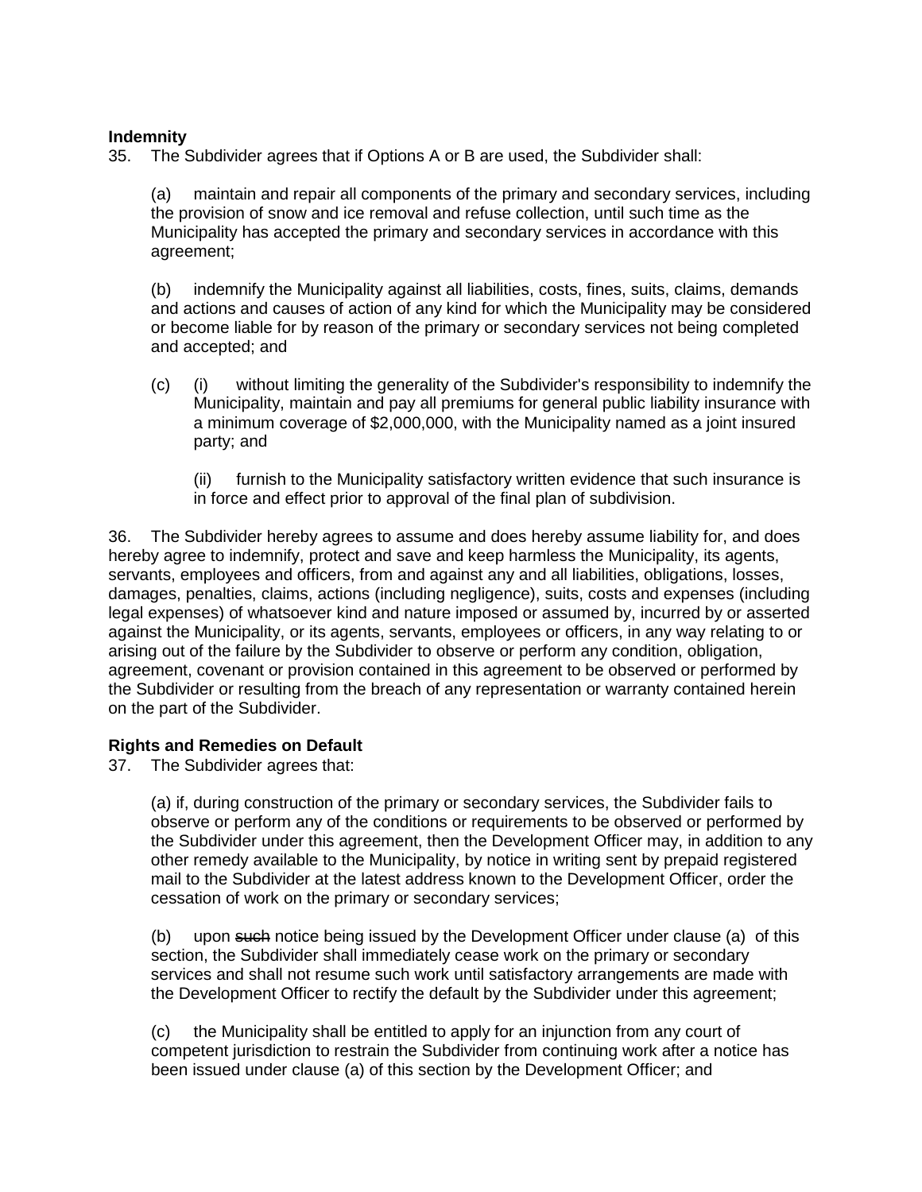**Indemnity**

35. The Subdivider agrees that if Options A or B are used, the Subdivider shall:

(a) maintain and repair all components of the primary and secondary services, including the provision of snow and ice removal and refuse collection, until such time as the Municipality has accepted the primary and secondary services in accordance with this agreement;

(b) indemnify the Municipality against all liabilities, costs, fines, suits, claims, demands and actions and causes of action of any kind for which the Municipality may be considered or become liable for by reason of the primary or secondary services not being completed and accepted; and

(c) (i) without limiting the generality of the Subdivider's responsibility to indemnify the Municipality, maintain and pay all premiums for general public liability insurance with a minimum coverage of $2,000,000, with the Municipality named as a joint insured party; and

(ii) furnish to the Municipality satisfactory written evidence that such insurance is in force and effect prior to approval of the final plan of subdivision.

36. The Subdivider hereby agrees to assume and does hereby assume liability for, and does hereby agree to indemnify, protect and save and keep harmless the Municipality, its agents, servants, employees and officers, from and against any and all liabilities, obligations, losses, damages, penalties, claims, actions (including negligence), suits, costs and expenses (including legal expenses) of whatsoever kind and nature imposed or assumed by, incurred by or asserted against the Municipality, or its agents, servants, employees or officers, in any way relating to or arising out of the failure by the Subdivider to observe or perform any condition, obligation, agreement, covenant or provision contained in this agreement to be observed or performed by the Subdivider or resulting from the breach of any representation or warranty contained herein on the part of the Subdivider.

**Rights and Remedies on Default**

37. The Subdivider agrees that:

(a) if, during construction of the primary or secondary services, the Subdivider fails to observe or perform any of the conditions or requirements to be observed or performed by the Subdivider under this agreement, then the Development Officer may, in addition to any other remedy available to the Municipality, by notice in writing sent by prepaid registered mail to the Subdivider at the latest address known to the Development Officer, order the cessation of work on the primary or secondary services;

(b) upon ~~such~~ notice being issued by the Development Officer under clause (a) of this section, the Subdivider shall immediately cease work on the primary or secondary services and shall not resume such work until satisfactory arrangements are made with the Development Officer to rectify the default by the Subdivider under this agreement;

(c) the Municipality shall be entitled to apply for an injunction from any court of competent jurisdiction to restrain the Subdivider from continuing work after a notice has been issued under clause (a) of this section by the Development Officer; and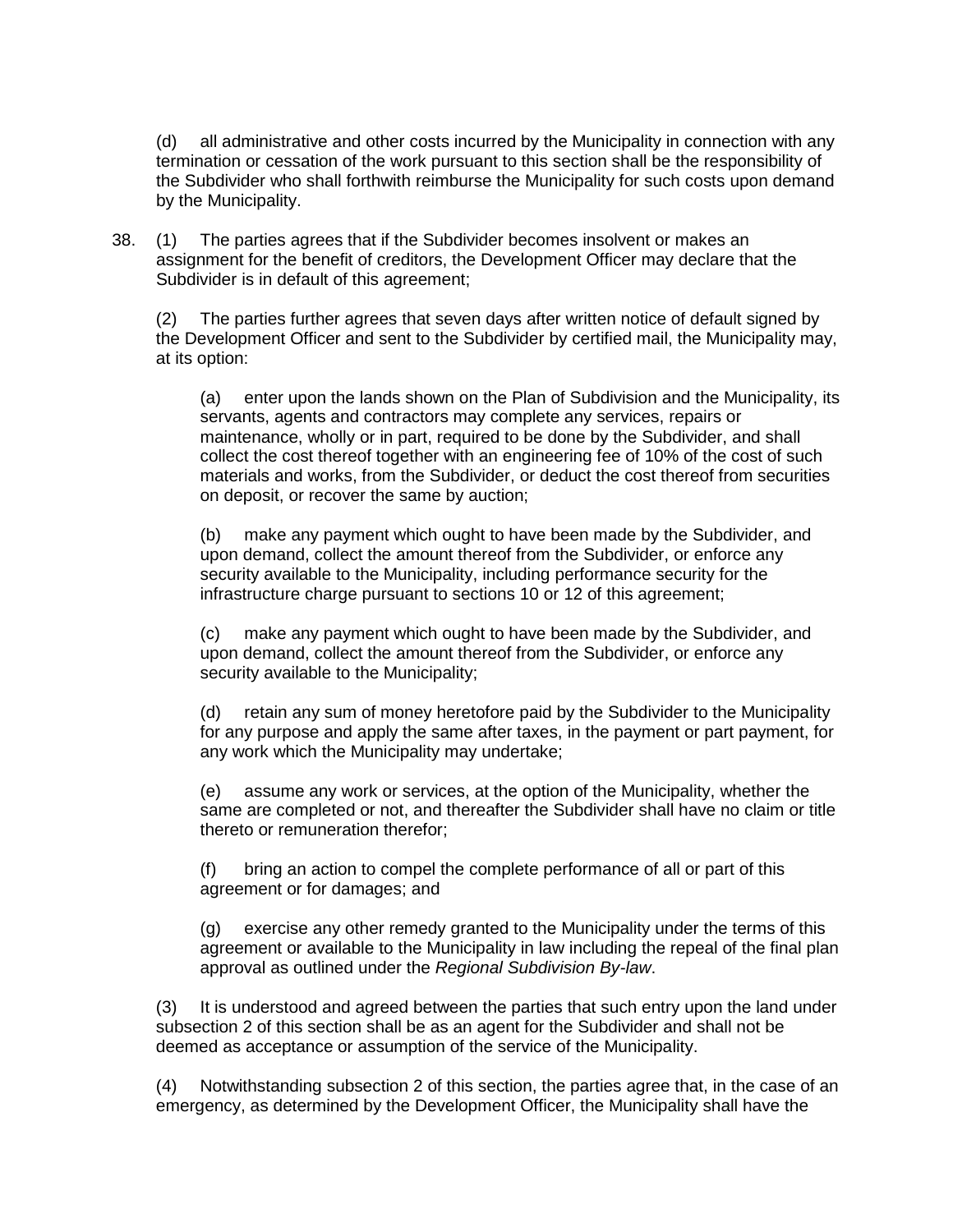(d) all administrative and other costs incurred by the Municipality in connection with any termination or cessation of the work pursuant to this section shall be the responsibility of the Subdivider who shall forthwith reimburse the Municipality for such costs upon demand by the Municipality.

38. (1) The parties agrees that if the Subdivider becomes insolvent or makes an assignment for the benefit of creditors, the Development Officer may declare that the Subdivider is in default of this agreement;

(2) The parties further agrees that seven days after written notice of default signed by the Development Officer and sent to the Subdivider by certified mail, the Municipality may, at its option:

(a) enter upon the lands shown on the Plan of Subdivision and the Municipality, its servants, agents and contractors may complete any services, repairs or maintenance, wholly or in part, required to be done by the Subdivider, and shall collect the cost thereof together with an engineering fee of 10% of the cost of such materials and works, from the Subdivider, or deduct the cost thereof from securities on deposit, or recover the same by auction;

(b) make any payment which ought to have been made by the Subdivider, and upon demand, collect the amount thereof from the Subdivider, or enforce any security available to the Municipality, including performance security for the infrastructure charge pursuant to sections 10 or 12 of this agreement;

(c) make any payment which ought to have been made by the Subdivider, and upon demand, collect the amount thereof from the Subdivider, or enforce any security available to the Municipality;

(d) retain any sum of money heretofore paid by the Subdivider to the Municipality for any purpose and apply the same after taxes, in the payment or part payment, for any work which the Municipality may undertake;

(e) assume any work or services, at the option of the Municipality, whether the same are completed or not, and thereafter the Subdivider shall have no claim or title thereto or remuneration therefor;

(f) bring an action to compel the complete performance of all or part of this agreement or for damages; and

(g) exercise any other remedy granted to the Municipality under the terms of this agreement or available to the Municipality in law including the repeal of the final plan approval as outlined under the *Regional Subdivision By-law*.

(3) It is understood and agreed between the parties that such entry upon the land under subsection 2 of this section shall be as an agent for the Subdivider and shall not be deemed as acceptance or assumption of the service of the Municipality.

(4) Notwithstanding subsection 2 of this section, the parties agree that, in the case of an emergency, as determined by the Development Officer, the Municipality shall have the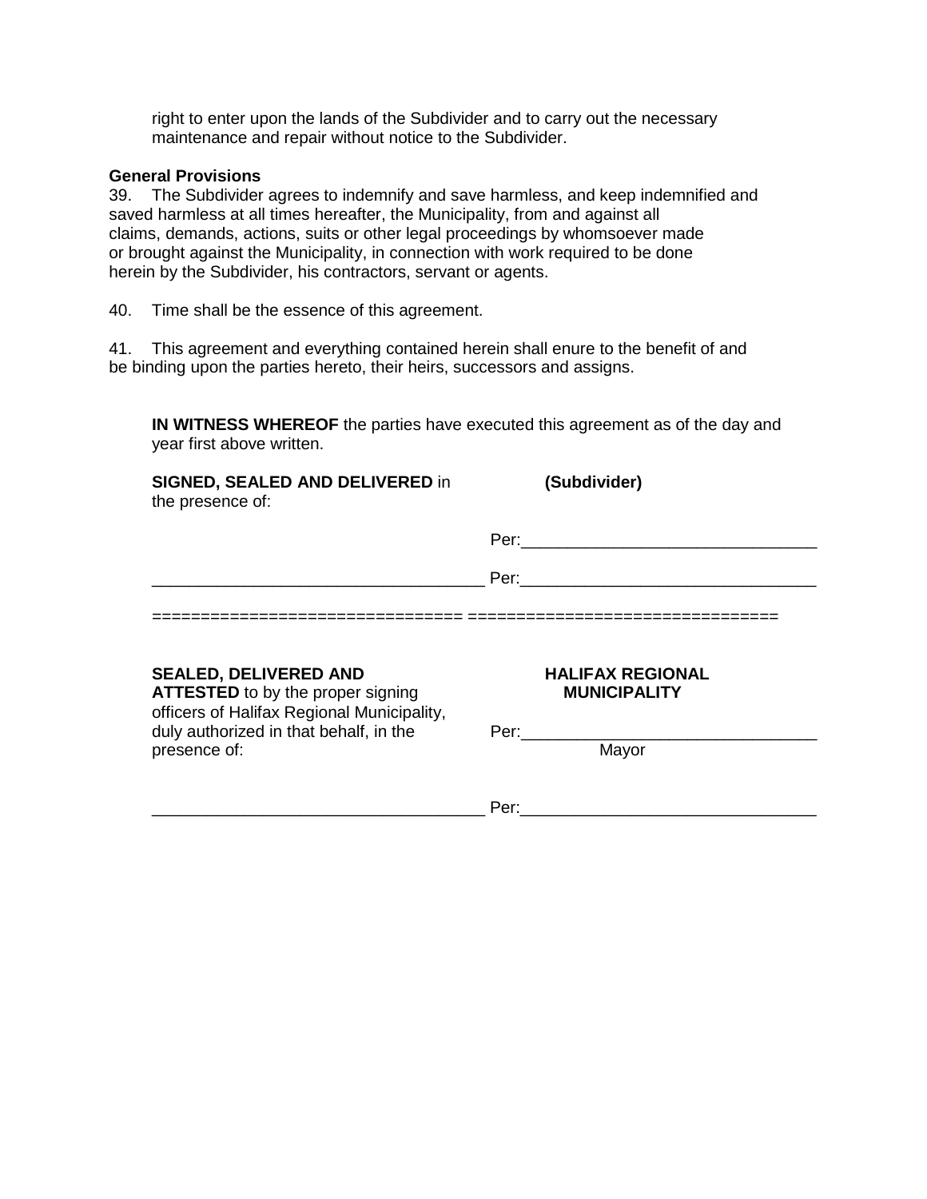right to enter upon the lands of the Subdivider and to carry out the necessary maintenance and repair without notice to the Subdivider.

**General Provisions**

39. The Subdivider agrees to indemnify and save harmless, and keep indemnified and saved harmless at all times hereafter, the Municipality, from and against all claims, demands, actions, suits or other legal proceedings by whomsoever made or brought against the Municipality, in connection with work required to be done herein by the Subdivider, his contractors, servant or agents.

40. Time shall be the essence of this agreement.

41. This agreement and everything contained herein shall enure to the benefit of and be binding upon the parties hereto, their heirs, successors and assigns.

**IN WITNESS WHEREOF** the parties have executed this agreement as of the day and year first above written.

**SIGNED, SEALED AND DELIVERED** in the presence of:

**(Subdivider)**

Per:________________________________

___________________________________ Per:________________________________

============================== ===============================

**SEALED, DELIVERED AND ATTESTED** to by the proper signing officers of Halifax Regional Municipality, duly authorized in that behalf, in the presence of:

**HALIFAX REGIONAL MUNICIPALITY**

Per:________________________________
Mayor

___________________________________ Per:________________________________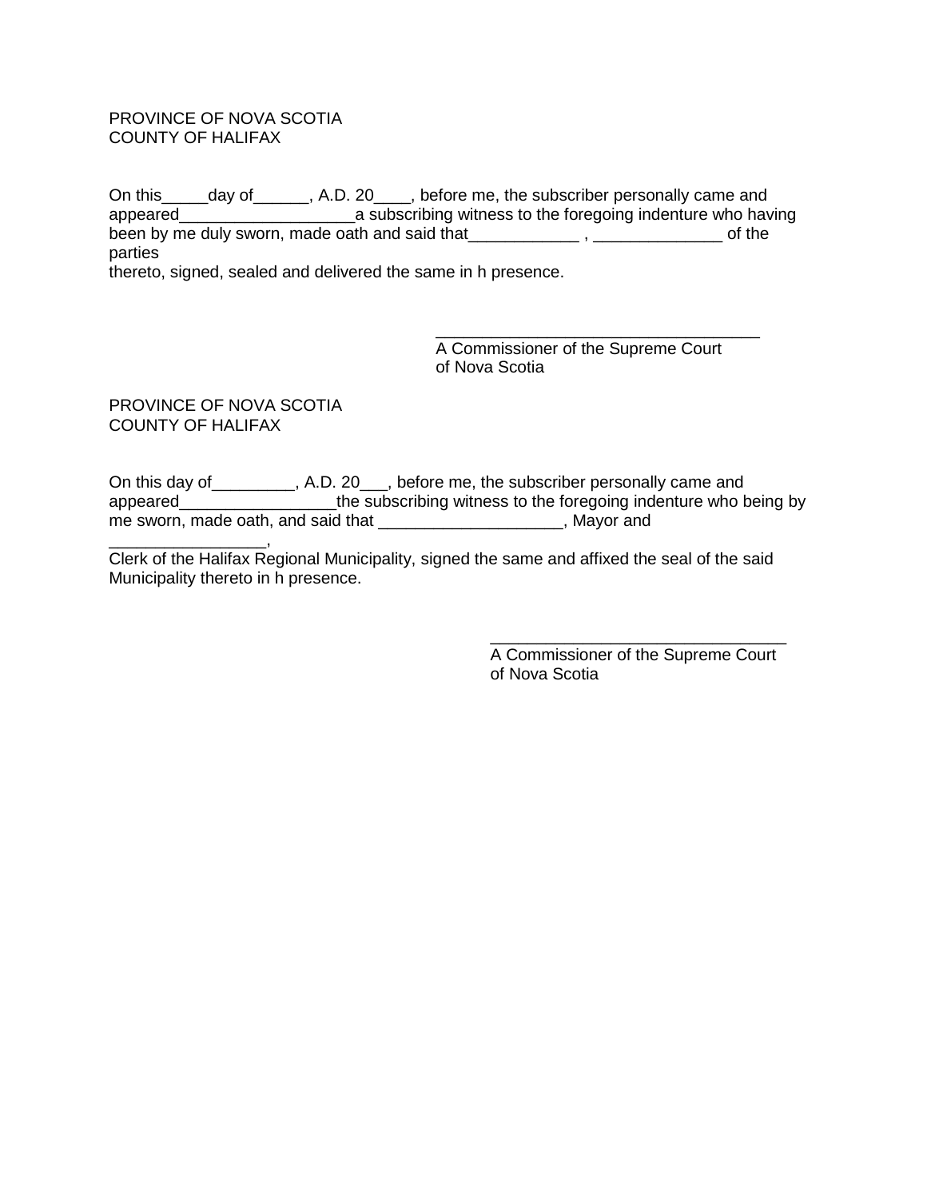PROVINCE OF NOVA SCOTIA
COUNTY OF HALIFAX

On this_____day of______, A.D. 20____, before me, the subscriber personally came and appeared___________________a subscribing witness to the foregoing indenture who having been by me duly sworn, made oath and said that____________ , ______________ of the parties
thereto, signed, sealed and delivered the same in h presence.

___________________________________
A Commissioner of the Supreme Court
of Nova Scotia

PROVINCE OF NOVA SCOTIA
COUNTY OF HALIFAX

On this day of_________, A.D. 20___, before me, the subscriber personally came and appeared_________________the subscribing witness to the foregoing indenture who being by me sworn, made oath, and said that ____________________, Mayor and
_________________,
Clerk of the Halifax Regional Municipality, signed the same and affixed the seal of the said Municipality thereto in h presence.

________________________________
A Commissioner of the Supreme Court
of Nova Scotia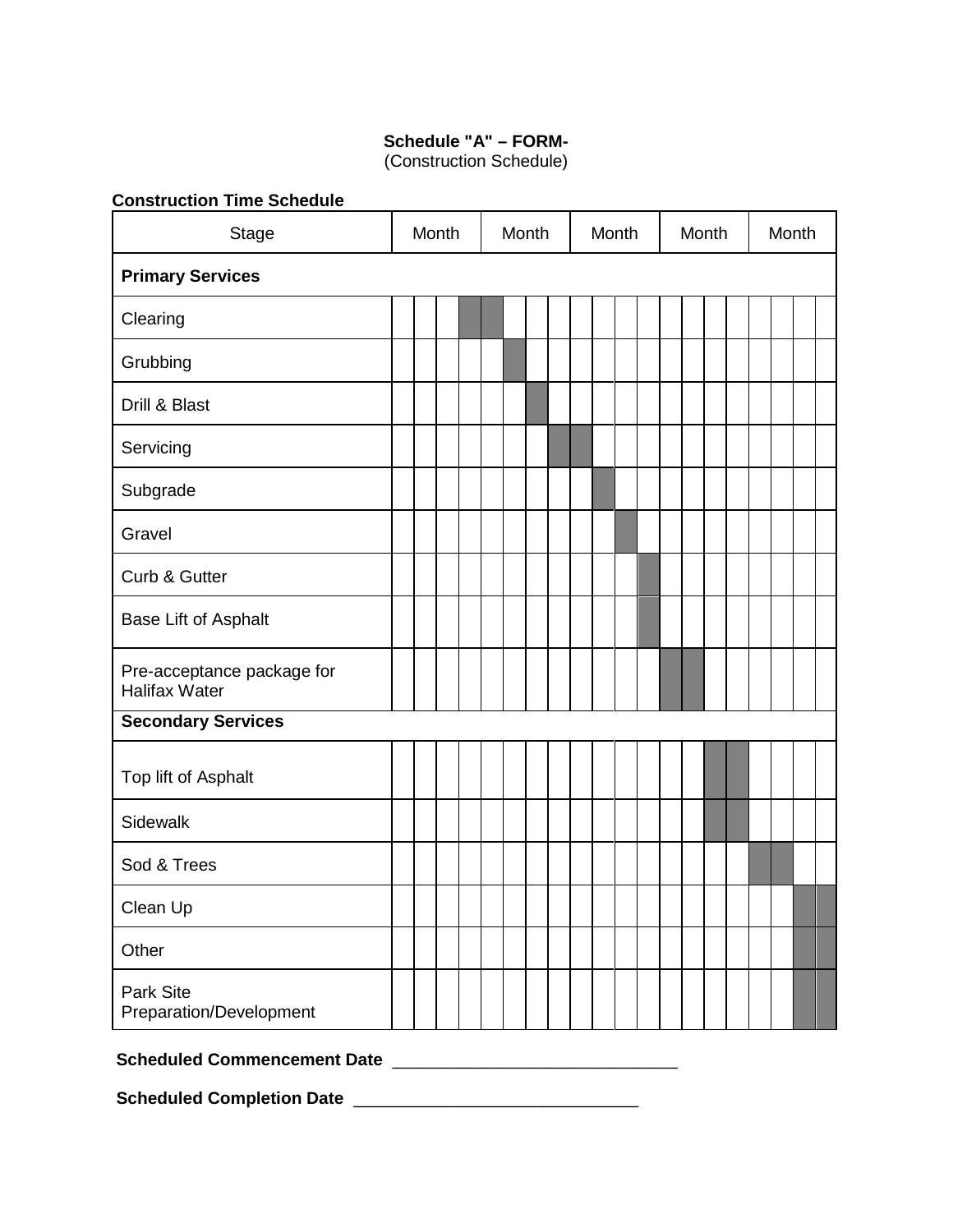**Schedule "A" – FORM-**
(Construction Schedule)

**Construction Time Schedule**

| Stage | Month | | | | Month | | | | Month | | | | Month | | | | Month | | | |
|---|---|---|---|---|---|---|---|---|---|---|---|---|---|---|---|---|---|---|---|---|
| **Primary Services** | | | | | | | | | | | | | | | | | | | | |
| Clearing | | | | ■ | ■ | | | | | | | | | | | | | | | |
| Grubbing | | | | | | ■ | | | | | | | | | | | | | | |
| Drill & Blast | | | | | | | ■ | | | | | | | | | | | | | |
| Servicing | | | | | | | | ■ | ■ | | | | | | | | | | | |
| Subgrade | | | | | | | | | | ■ | | | | | | | | | | |
| Gravel | | | | | | | | | | | ■ | | | | | | | | | |
| Curb & Gutter | | | | | | | | | | | | ■ | | | | | | | | |
| Base Lift of Asphalt | | | | | | | | | | | | ■ | | | | | | | | |
| Pre-acceptance package for Halifax Water | | | | | | | | | | | | | ■ | ■ | | | | | | |
| **Secondary Services** | | | | | | | | | | | | | | | | | | | | |
| Top lift of Asphalt | | | | | | | | | | | | | | | ■ | ■ | | | | |
| Sidewalk | | | | | | | | | | | | | | | ■ | ■ | | | | |
| Sod & Trees | | | | | | | | | | | | | | | | | ■ | ■ | | |
| Clean Up | | | | | | | | | | | | | | | | | | | ■ | ■ |
| Other | | | | | | | | | | | | | | | | | | | ■ | ■ |
| Park Site Preparation/Development | | | | | | | | | | | | | | | | | | | ■ | ■ |

**Scheduled Commencement Date** ______________________________

**Scheduled Completion Date** ______________________________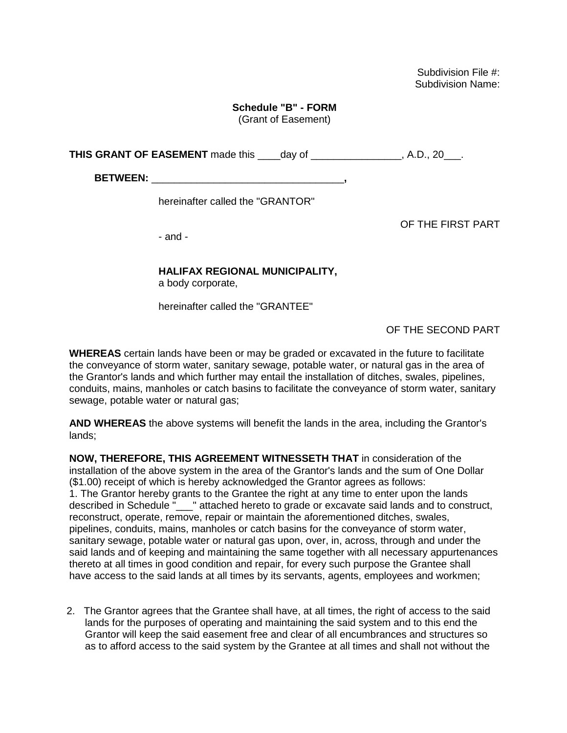Subdivision File #:
Subdivision Name:

**Schedule "B" - FORM**
(Grant of Easement)

**THIS GRANT OF EASEMENT** made this ____day of ________________, A.D., 20___.

**BETWEEN: __________________________________,**

hereinafter called the "GRANTOR"

OF THE FIRST PART

- and -

**HALIFAX REGIONAL MUNICIPALITY,**
a body corporate,

hereinafter called the "GRANTEE"

OF THE SECOND PART

**WHEREAS** certain lands have been or may be graded or excavated in the future to facilitate the conveyance of storm water, sanitary sewage, potable water, or natural gas in the area of the Grantor's lands and which further may entail the installation of ditches, swales, pipelines, conduits, mains, manholes or catch basins to facilitate the conveyance of storm water, sanitary sewage, potable water or natural gas;

**AND WHEREAS** the above systems will benefit the lands in the area, including the Grantor's lands;

**NOW, THEREFORE, THIS AGREEMENT WITNESSETH THAT** in consideration of the installation of the above system in the area of the Grantor's lands and the sum of One Dollar ($1.00) receipt of which is hereby acknowledged the Grantor agrees as follows:

1. The Grantor hereby grants to the Grantee the right at any time to enter upon the lands described in Schedule "___" attached hereto to grade or excavate said lands and to construct, reconstruct, operate, remove, repair or maintain the aforementioned ditches, swales, pipelines, conduits, mains, manholes or catch basins for the conveyance of storm water, sanitary sewage, potable water or natural gas upon, over, in, across, through and under the said lands and of keeping and maintaining the same together with all necessary appurtenances thereto at all times in good condition and repair, for every such purpose the Grantee shall have access to the said lands at all times by its servants, agents, employees and workmen;

2. The Grantor agrees that the Grantee shall have, at all times, the right of access to the said lands for the purposes of operating and maintaining the said system and to this end the Grantor will keep the said easement free and clear of all encumbrances and structures so as to afford access to the said system by the Grantee at all times and shall not without the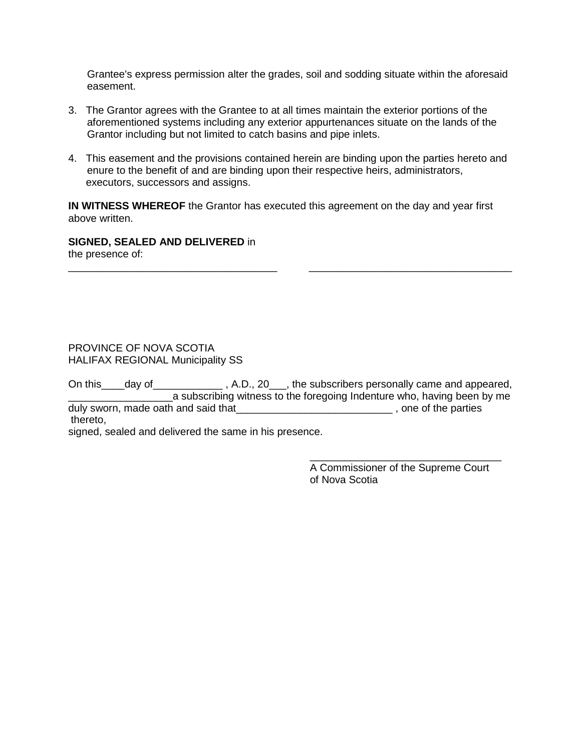Grantee's express permission alter the grades, soil and sodding situate within the aforesaid easement.

3. The Grantor agrees with the Grantee to at all times maintain the exterior portions of the aforementioned systems including any exterior appurtenances situate on the lands of the Grantor including but not limited to catch basins and pipe inlets.

4. This easement and the provisions contained herein are binding upon the parties hereto and enure to the benefit of and are binding upon their respective heirs, administrators, executors, successors and assigns.

**IN WITNESS WHEREOF** the Grantor has executed this agreement on the day and year first above written.

**SIGNED, SEALED AND DELIVERED** in
the presence of:

____________________________________ ____________________________________

PROVINCE OF NOVA SCOTIA
HALIFAX REGIONAL Municipality SS

On this____day of____________ , A.D., 20___, the subscribers personally came and appeared, __________________a subscribing witness to the foregoing Indenture who, having been by me duly sworn, made oath and said that___________________________ , one of the parties thereto,
signed, sealed and delivered the same in his presence.

________________________________
A Commissioner of the Supreme Court
of Nova Scotia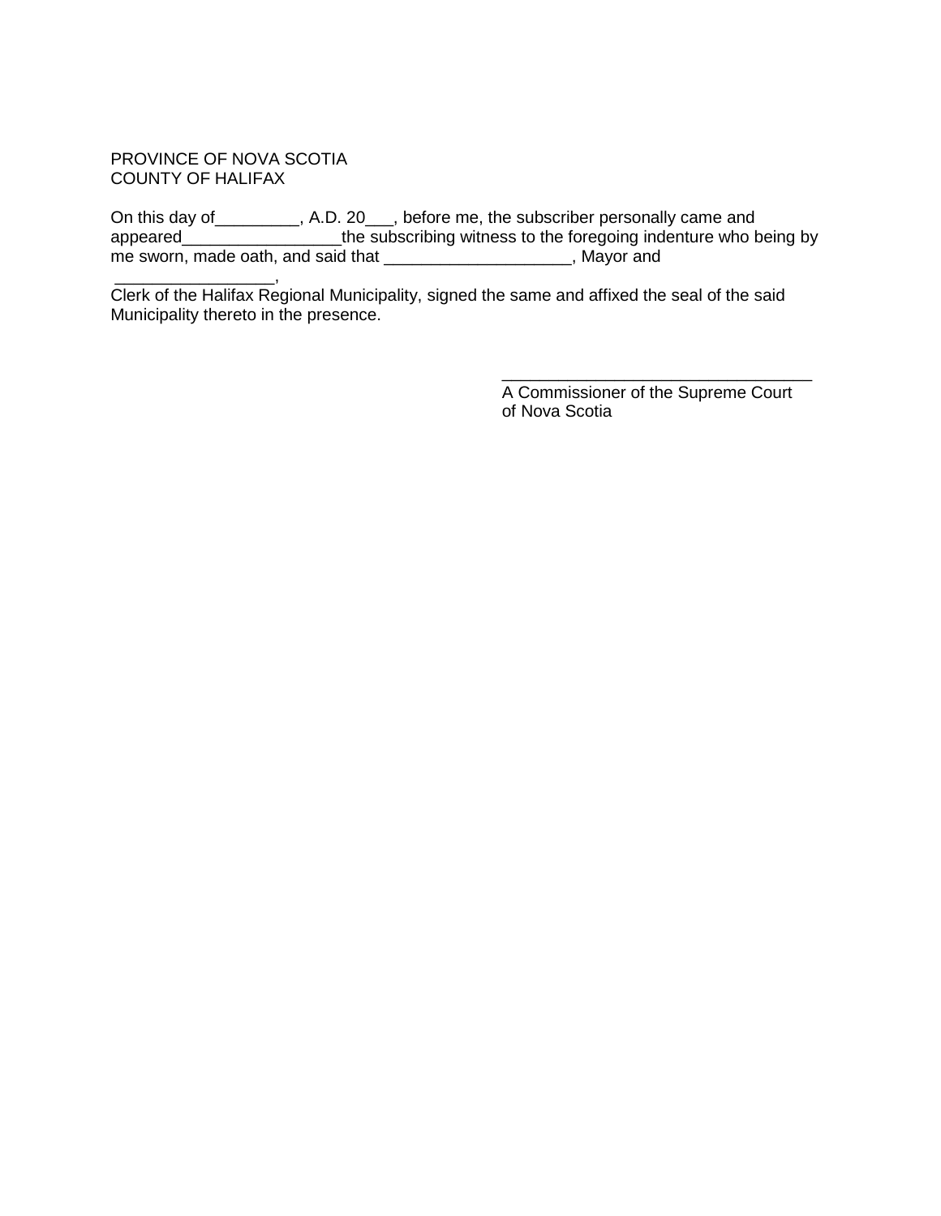PROVINCE OF NOVA SCOTIA
COUNTY OF HALIFAX

On this day of_________, A.D. 20___, before me, the subscriber personally came and appeared_________________the subscribing witness to the foregoing indenture who being by me sworn, made oath, and said that ____________________, Mayor and _________________, Clerk of the Halifax Regional Municipality, signed the same and affixed the seal of the said Municipality thereto in the presence.

_________________________________
A Commissioner of the Supreme Court of Nova Scotia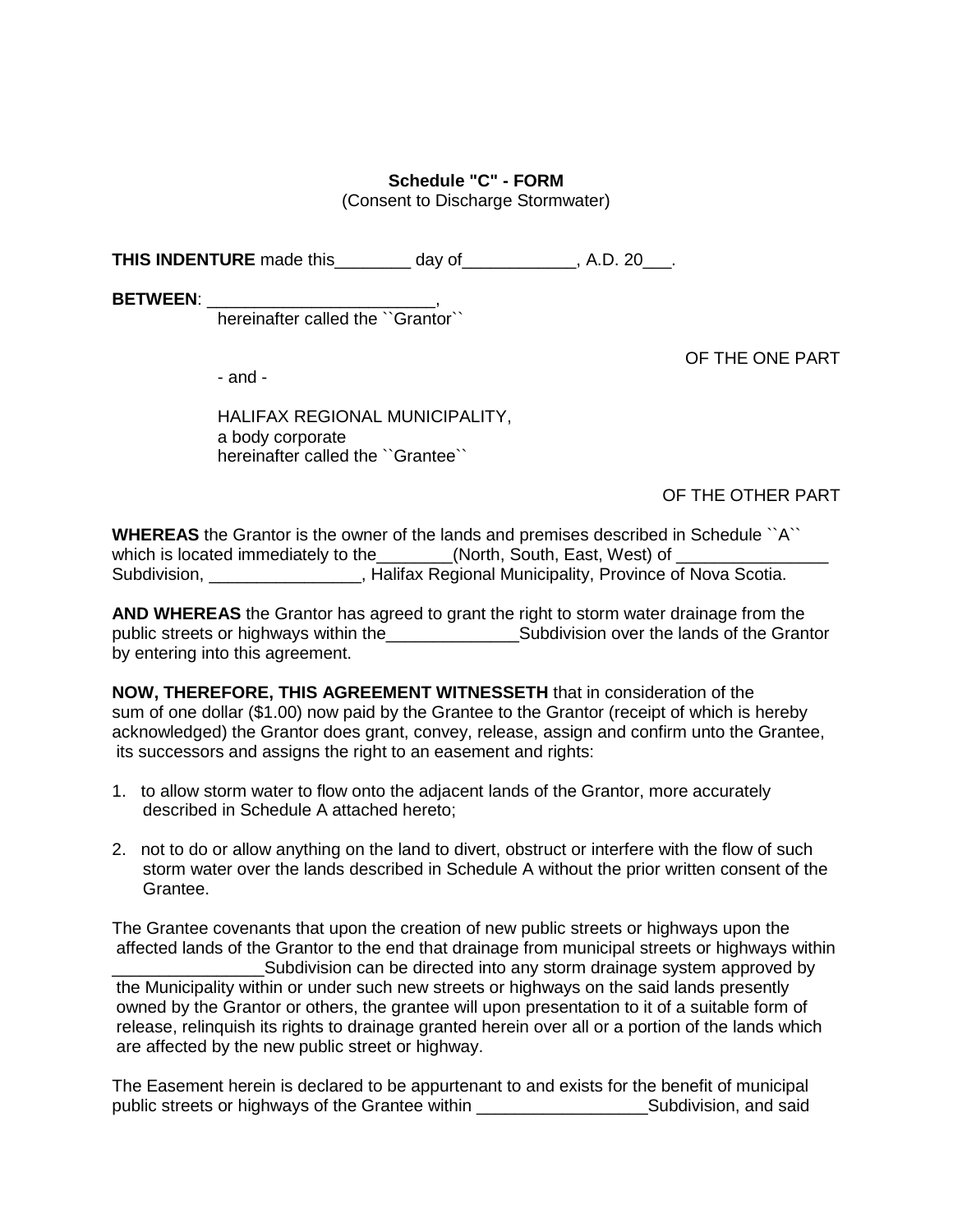**Schedule "C" - FORM**
(Consent to Discharge Stormwater)

**THIS INDENTURE** made this________ day of____________, A.D. 20___.

**BETWEEN**: ________________________,
hereinafter called the ``Grantor``

OF THE ONE PART

- and -

HALIFAX REGIONAL MUNICIPALITY,
a body corporate
hereinafter called the ``Grantee``

OF THE OTHER PART

**WHEREAS** the Grantor is the owner of the lands and premises described in Schedule ``A`` which is located immediately to the________(North, South, East, West) of ________________ Subdivision, ________________, Halifax Regional Municipality, Province of Nova Scotia.

**AND WHEREAS** the Grantor has agreed to grant the right to storm water drainage from the public streets or highways within the______________Subdivision over the lands of the Grantor by entering into this agreement.

**NOW, THEREFORE, THIS AGREEMENT WITNESSETH** that in consideration of the sum of one dollar ($1.00) now paid by the Grantee to the Grantor (receipt of which is hereby acknowledged) the Grantor does grant, convey, release, assign and confirm unto the Grantee, its successors and assigns the right to an easement and rights:

1. to allow storm water to flow onto the adjacent lands of the Grantor, more accurately described in Schedule A attached hereto;

2. not to do or allow anything on the land to divert, obstruct or interfere with the flow of such storm water over the lands described in Schedule A without the prior written consent of the Grantee.

The Grantee covenants that upon the creation of new public streets or highways upon the affected lands of the Grantor to the end that drainage from municipal streets or highways within ________________Subdivision can be directed into any storm drainage system approved by the Municipality within or under such new streets or highways on the said lands presently owned by the Grantor or others, the grantee will upon presentation to it of a suitable form of release, relinquish its rights to drainage granted herein over all or a portion of the lands which are affected by the new public street or highway.

The Easement herein is declared to be appurtenant to and exists for the benefit of municipal public streets or highways of the Grantee within __________________Subdivision, and said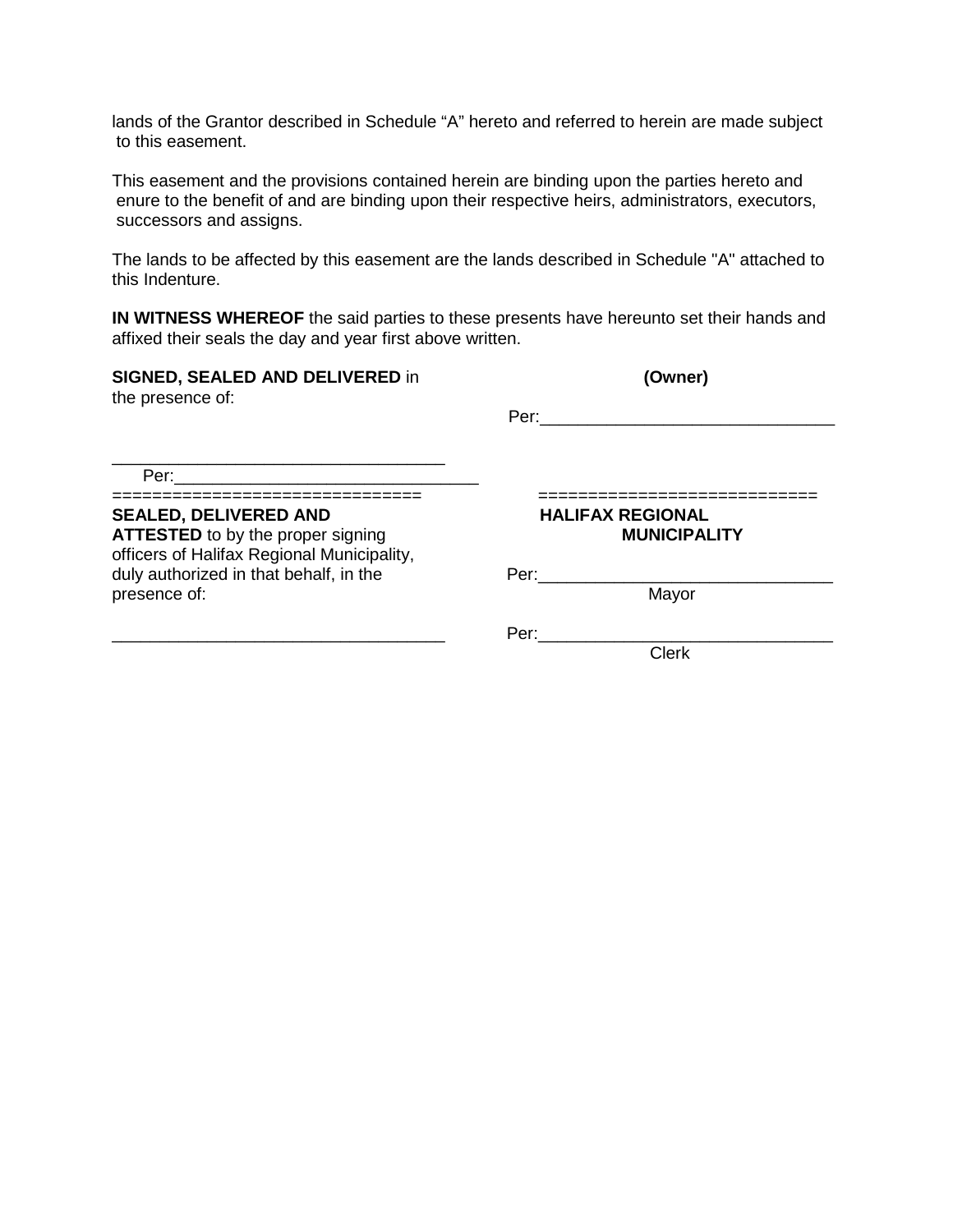lands of the Grantor described in Schedule “A” hereto and referred to herein are made subject to this easement.

This easement and the provisions contained herein are binding upon the parties hereto and enure to the benefit of and are binding upon their respective heirs, administrators, executors, successors and assigns.

The lands to be affected by this easement are the lands described in Schedule "A" attached to this Indenture.

**IN WITNESS WHEREOF** the said parties to these presents have hereunto set their hands and affixed their seals the day and year first above written.

**SIGNED, SEALED AND DELIVERED** in the presence of:

**(Owner)**

Per:_______________________________

___________________________________

Per:_______________________________

==============================

**SEALED, DELIVERED AND ATTESTED** to by the proper signing officers of Halifax Regional Municipality, duly authorized in that behalf, in the presence of:

___________________________________

==========================

**HALIFAX REGIONAL MUNICIPALITY**

Per:_______________________________
Mayor

Per:_______________________________
Clerk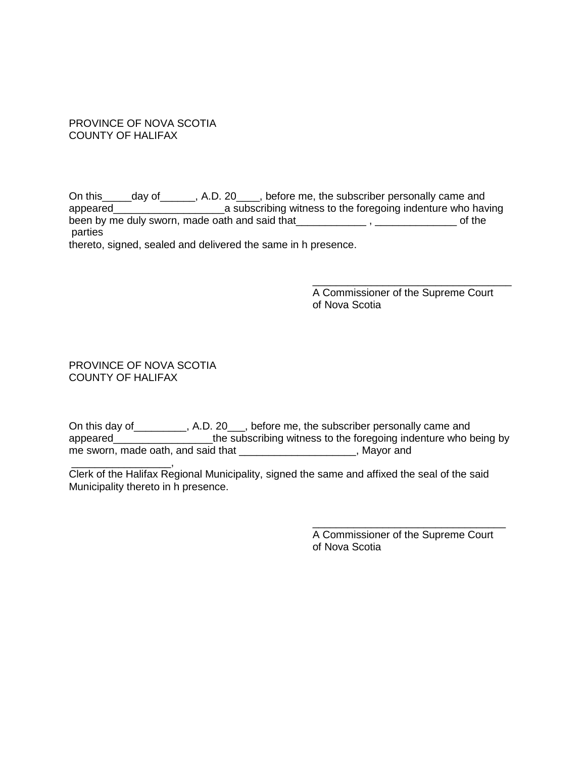PROVINCE OF NOVA SCOTIA
COUNTY OF HALIFAX

On this_____day of______, A.D. 20____, before me, the subscriber personally came and appeared___________________a subscribing witness to the foregoing indenture who having been by me duly sworn, made oath and said that____________ , ______________ of the parties
thereto, signed, sealed and delivered the same in h presence.

___________________________________
A Commissioner of the Supreme Court
of Nova Scotia

PROVINCE OF NOVA SCOTIA
COUNTY OF HALIFAX

On this day of_________, A.D. 20___, before me, the subscriber personally came and appeared_________________the subscribing witness to the foregoing indenture who being by me sworn, made oath, and said that ____________________, Mayor and
_________________,
Clerk of the Halifax Regional Municipality, signed the same and affixed the seal of the said Municipality thereto in h presence.

__________________________________
A Commissioner of the Supreme Court
of Nova Scotia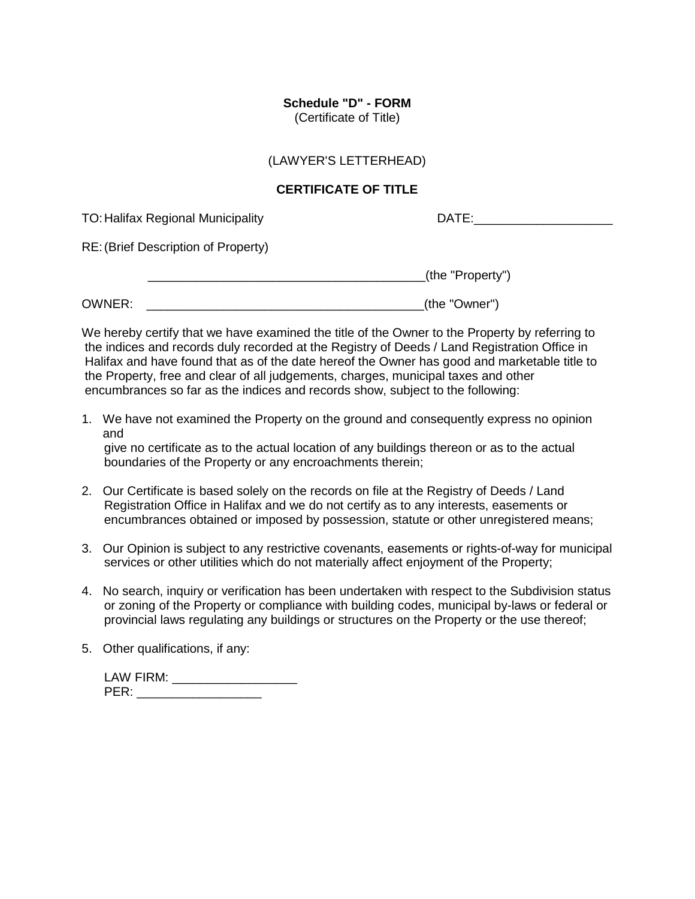**Schedule "D" - FORM**
(Certificate of Title)

(LAWYER'S LETTERHEAD)

**CERTIFICATE OF TITLE**

TO: Halifax Regional Municipality DATE:____________________

RE: (Brief Description of Property)

________________________________________(the "Property")

OWNER: ________________________________________(the "Owner")

We hereby certify that we have examined the title of the Owner to the Property by referring to the indices and records duly recorded at the Registry of Deeds / Land Registration Office in Halifax and have found that as of the date hereof the Owner has good and marketable title to the Property, free and clear of all judgements, charges, municipal taxes and other encumbrances so far as the indices and records show, subject to the following:

1. We have not examined the Property on the ground and consequently express no opinion and give no certificate as to the actual location of any buildings thereon or as to the actual boundaries of the Property or any encroachments therein;

2. Our Certificate is based solely on the records on file at the Registry of Deeds / Land Registration Office in Halifax and we do not certify as to any interests, easements or encumbrances obtained or imposed by possession, statute or other unregistered means;

3. Our Opinion is subject to any restrictive covenants, easements or rights-of-way for municipal services or other utilities which do not materially affect enjoyment of the Property;

4. No search, inquiry or verification has been undertaken with respect to the Subdivision status or zoning of the Property or compliance with building codes, municipal by-laws or federal or provincial laws regulating any buildings or structures on the Property or the use thereof;

5. Other qualifications, if any:

   LAW FIRM: __________________
   PER: __________________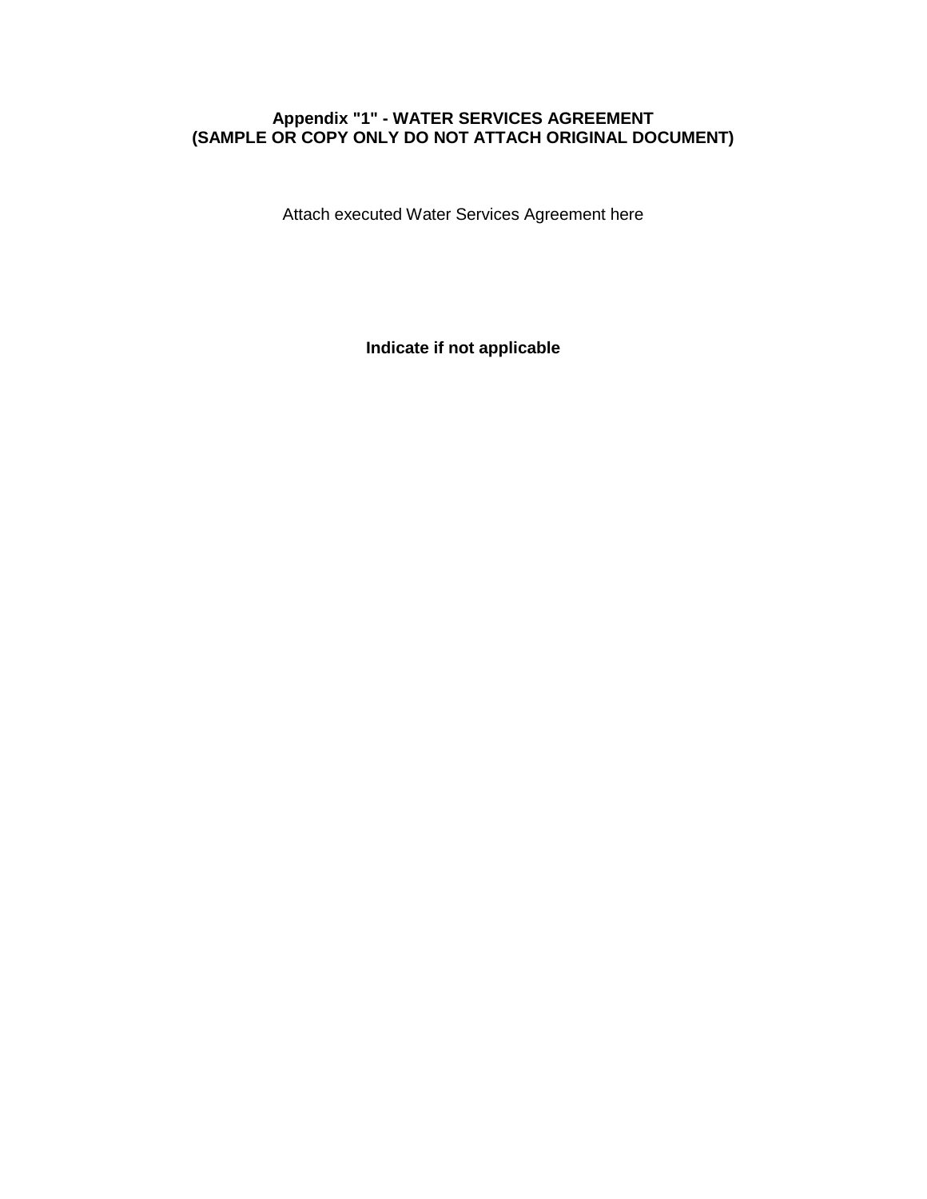**Appendix "1" - WATER SERVICES AGREEMENT (SAMPLE OR COPY ONLY DO NOT ATTACH ORIGINAL DOCUMENT)**

Attach executed Water Services Agreement here

**Indicate if not applicable**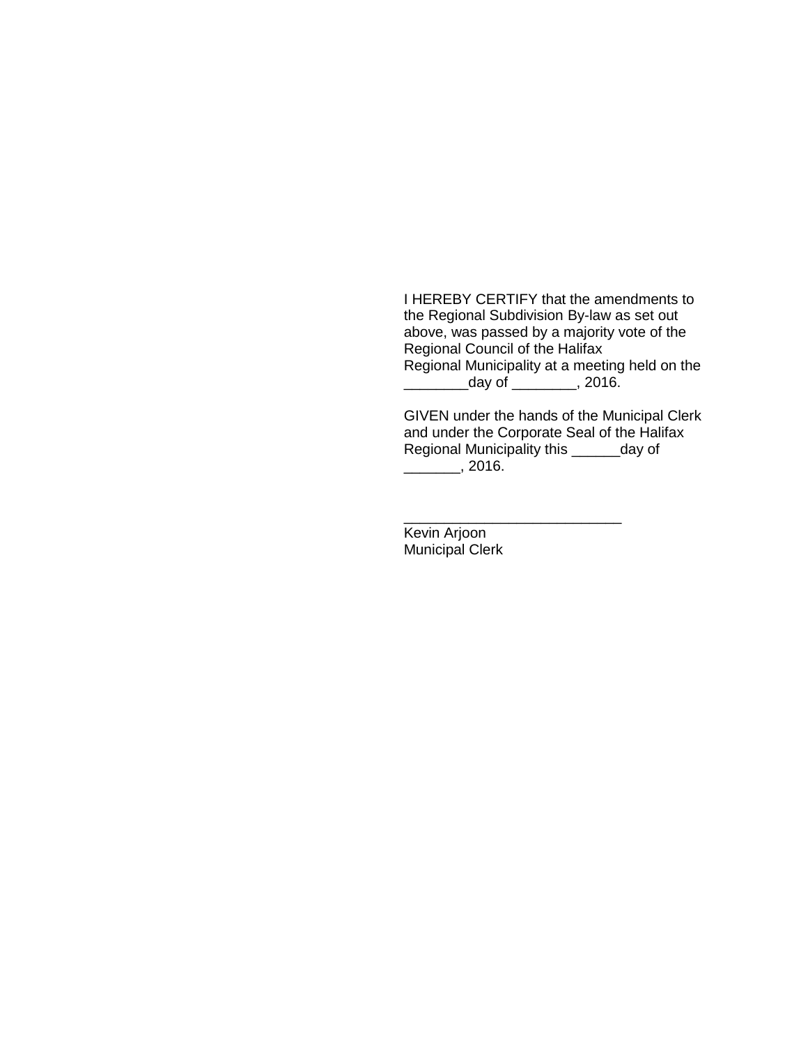I HEREBY CERTIFY that the amendments to the Regional Subdivision By-law as set out above, was passed by a majority vote of the Regional Council of the Halifax Regional Municipality at a meeting held on the ________day of ________, 2016.

GIVEN under the hands of the Municipal Clerk and under the Corporate Seal of the Halifax Regional Municipality this ______day of _______, 2016.

___________________________
Kevin Arjoon
Municipal Clerk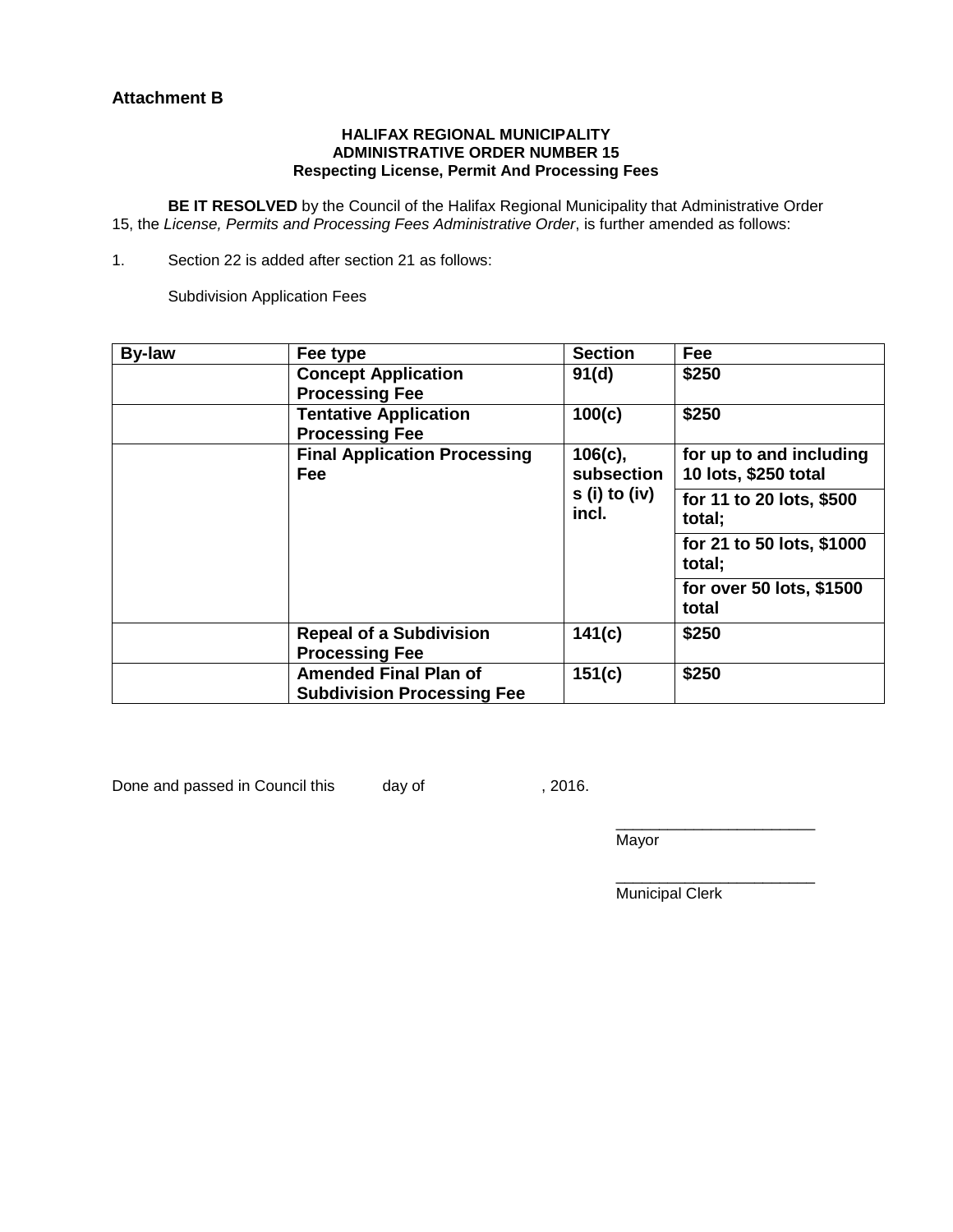**Attachment B**

**HALIFAX REGIONAL MUNICIPALITY**
**ADMINISTRATIVE ORDER NUMBER 15**
**Respecting License, Permit And Processing Fees**

**BE IT RESOLVED** by the Council of the Halifax Regional Municipality that Administrative Order 15, the *License, Permits and Processing Fees Administrative Order*, is further amended as follows:

1. Section 22 is added after section 21 as follows:

Subdivision Application Fees

| By-law | Fee type | Section | Fee |
|---|---|---|---|
| | **Concept Application Processing Fee** | **91(d)** | **$250** |
| | **Tentative Application Processing Fee** | **100(c)** | **$250** |
| | **Final Application Processing Fee** | **106(c), subsections (i) to (iv) incl.** | **for up to and including 10 lots, $250 total** |
| | | | **for 11 to 20 lots, $500 total;** |
| | | | **for 21 to 50 lots, $1000 total;** |
| | | | **for over 50 lots, $1500 total** |
| | **Repeal of a Subdivision Processing Fee** | **141(c)** | **$250** |
| | **Amended Final Plan of Subdivision Processing Fee** | **151(c)** | **$250** |

Done and passed in Council this day of , 2016.

\_\_\_\_\_\_\_\_\_\_\_\_\_\_\_\_\_\_\_\_\_\_\_
Mayor

\_\_\_\_\_\_\_\_\_\_\_\_\_\_\_\_\_\_\_\_\_\_\_
Municipal Clerk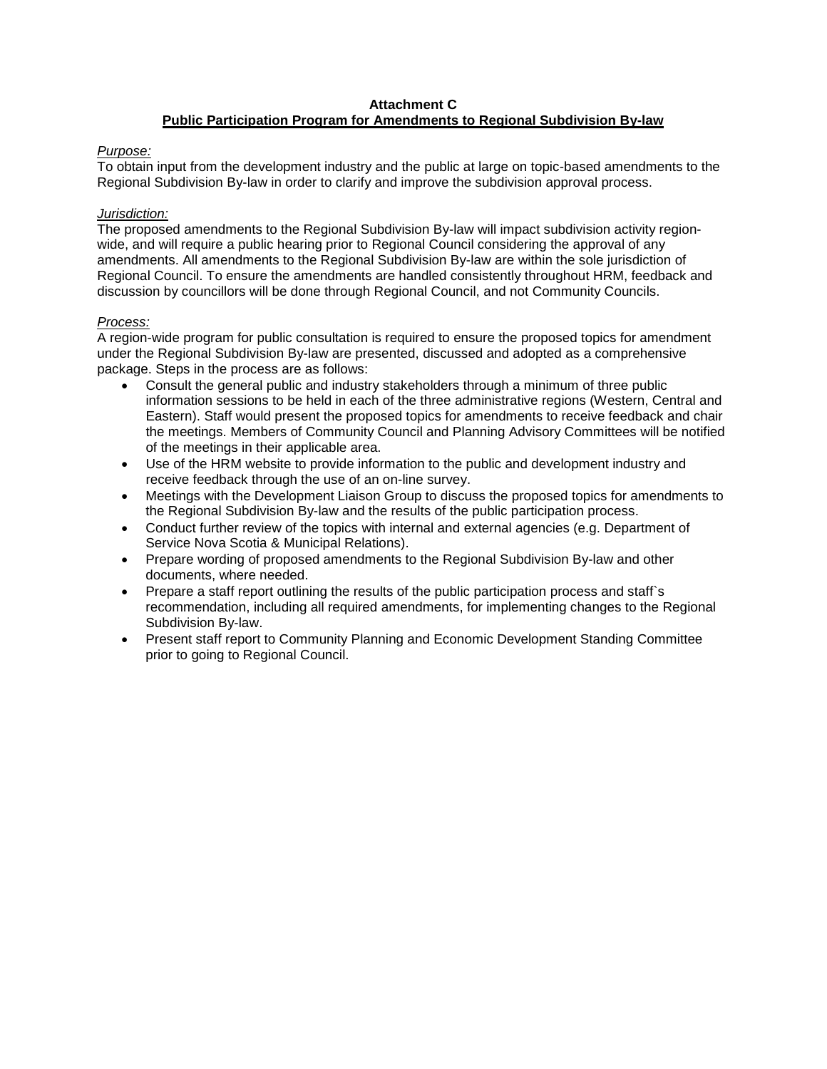**Attachment C**

**Public Participation Program for Amendments to Regional Subdivision By-law**

*Purpose:*

To obtain input from the development industry and the public at large on topic-based amendments to the Regional Subdivision By-law in order to clarify and improve the subdivision approval process.

*Jurisdiction:*

The proposed amendments to the Regional Subdivision By-law will impact subdivision activity region-wide, and will require a public hearing prior to Regional Council considering the approval of any amendments. All amendments to the Regional Subdivision By-law are within the sole jurisdiction of Regional Council. To ensure the amendments are handled consistently throughout HRM, feedback and discussion by councillors will be done through Regional Council, and not Community Councils.

*Process:*

A region-wide program for public consultation is required to ensure the proposed topics for amendment under the Regional Subdivision By-law are presented, discussed and adopted as a comprehensive package. Steps in the process are as follows:

- Consult the general public and industry stakeholders through a minimum of three public information sessions to be held in each of the three administrative regions (Western, Central and Eastern). Staff would present the proposed topics for amendments to receive feedback and chair the meetings. Members of Community Council and Planning Advisory Committees will be notified of the meetings in their applicable area.
- Use of the HRM website to provide information to the public and development industry and receive feedback through the use of an on-line survey.
- Meetings with the Development Liaison Group to discuss the proposed topics for amendments to the Regional Subdivision By-law and the results of the public participation process.
- Conduct further review of the topics with internal and external agencies (e.g. Department of Service Nova Scotia & Municipal Relations).
- Prepare wording of proposed amendments to the Regional Subdivision By-law and other documents, where needed.
- Prepare a staff report outlining the results of the public participation process and staff`s recommendation, including all required amendments, for implementing changes to the Regional Subdivision By-law.
- Present staff report to Community Planning and Economic Development Standing Committee prior to going to Regional Council.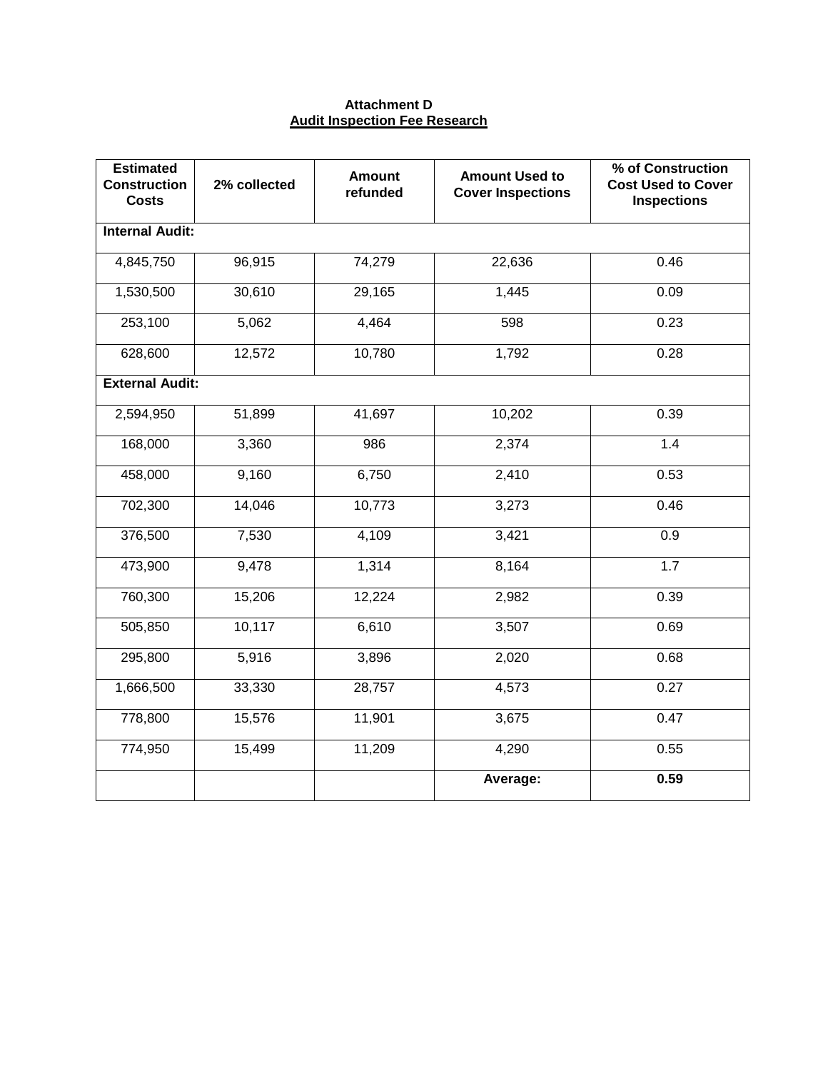**Attachment D**

**Audit Inspection Fee Research**

| Estimated Construction Costs | 2% collected | Amount refunded | Amount Used to Cover Inspections | % of Construction Cost Used to Cover Inspections |
|---|---|---|---|---|
| **Internal Audit:** | | | | |
| 4,845,750 | 96,915 | 74,279 | 22,636 | 0.46 |
| 1,530,500 | 30,610 | 29,165 | 1,445 | 0.09 |
| 253,100 | 5,062 | 4,464 | 598 | 0.23 |
| 628,600 | 12,572 | 10,780 | 1,792 | 0.28 |
| **External Audit:** | | | | |
| 2,594,950 | 51,899 | 41,697 | 10,202 | 0.39 |
| 168,000 | 3,360 | 986 | 2,374 | 1.4 |
| 458,000 | 9,160 | 6,750 | 2,410 | 0.53 |
| 702,300 | 14,046 | 10,773 | 3,273 | 0.46 |
| 376,500 | 7,530 | 4,109 | 3,421 | 0.9 |
| 473,900 | 9,478 | 1,314 | 8,164 | 1.7 |
| 760,300 | 15,206 | 12,224 | 2,982 | 0.39 |
| 505,850 | 10,117 | 6,610 | 3,507 | 0.69 |
| 295,800 | 5,916 | 3,896 | 2,020 | 0.68 |
| 1,666,500 | 33,330 | 28,757 | 4,573 | 0.27 |
| 778,800 | 15,576 | 11,901 | 3,675 | 0.47 |
| 774,950 | 15,499 | 11,209 | 4,290 | 0.55 |
| | | | **Average:** | **0.59** |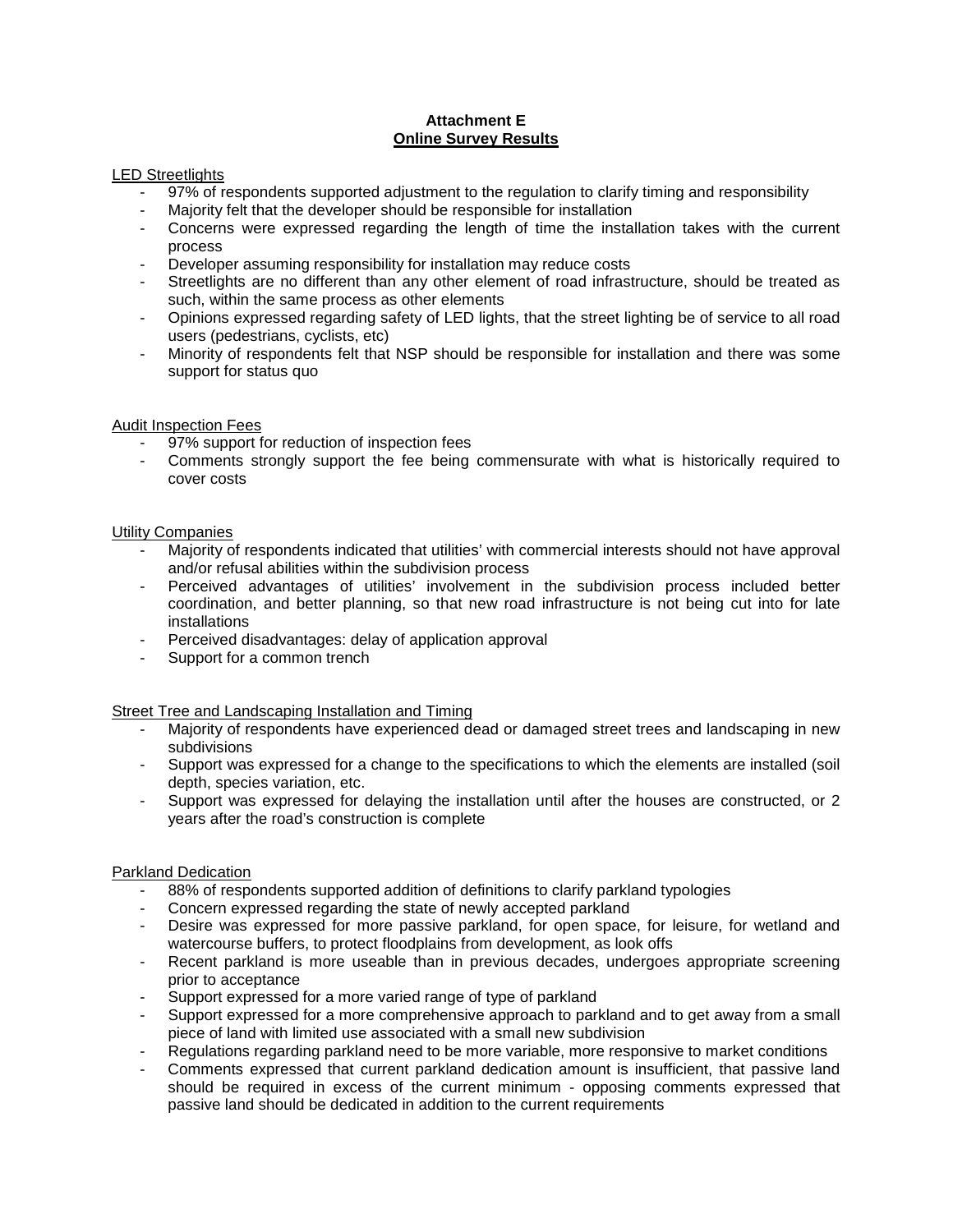**Attachment E**
**Online Survey Results**

LED Streetlights

- 97% of respondents supported adjustment to the regulation to clarify timing and responsibility
- Majority felt that the developer should be responsible for installation
- Concerns were expressed regarding the length of time the installation takes with the current process
- Developer assuming responsibility for installation may reduce costs
- Streetlights are no different than any other element of road infrastructure, should be treated as such, within the same process as other elements
- Opinions expressed regarding safety of LED lights, that the street lighting be of service to all road users (pedestrians, cyclists, etc)
- Minority of respondents felt that NSP should be responsible for installation and there was some support for status quo

Audit Inspection Fees

- 97% support for reduction of inspection fees
- Comments strongly support the fee being commensurate with what is historically required to cover costs

Utility Companies

- Majority of respondents indicated that utilities' with commercial interests should not have approval and/or refusal abilities within the subdivision process
- Perceived advantages of utilities' involvement in the subdivision process included better coordination, and better planning, so that new road infrastructure is not being cut into for late installations
- Perceived disadvantages: delay of application approval
- Support for a common trench

Street Tree and Landscaping Installation and Timing

- Majority of respondents have experienced dead or damaged street trees and landscaping in new subdivisions
- Support was expressed for a change to the specifications to which the elements are installed (soil depth, species variation, etc.
- Support was expressed for delaying the installation until after the houses are constructed, or 2 years after the road's construction is complete

Parkland Dedication

- 88% of respondents supported addition of definitions to clarify parkland typologies
- Concern expressed regarding the state of newly accepted parkland
- Desire was expressed for more passive parkland, for open space, for leisure, for wetland and watercourse buffers, to protect floodplains from development, as look offs
- Recent parkland is more useable than in previous decades, undergoes appropriate screening prior to acceptance
- Support expressed for a more varied range of type of parkland
- Support expressed for a more comprehensive approach to parkland and to get away from a small piece of land with limited use associated with a small new subdivision
- Regulations regarding parkland need to be more variable, more responsive to market conditions
- Comments expressed that current parkland dedication amount is insufficient, that passive land should be required in excess of the current minimum - opposing comments expressed that passive land should be dedicated in addition to the current requirements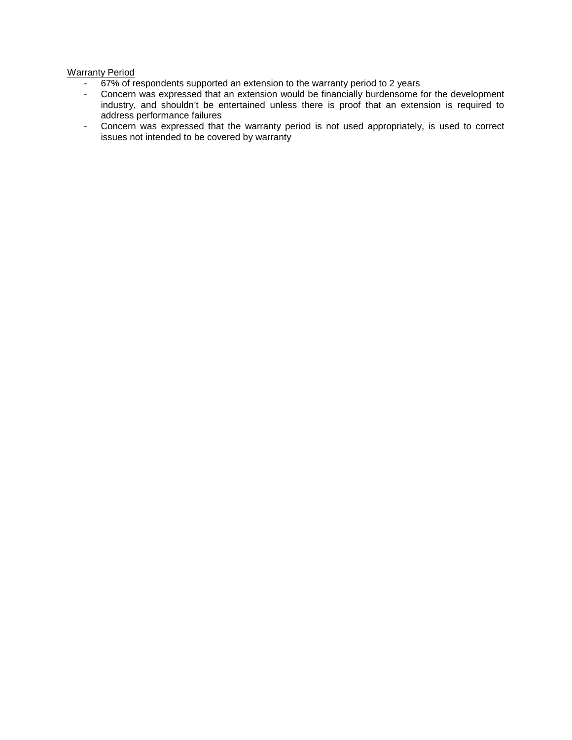<u>Warranty Period</u>

- 67% of respondents supported an extension to the warranty period to 2 years
- Concern was expressed that an extension would be financially burdensome for the development industry, and shouldn't be entertained unless there is proof that an extension is required to address performance failures
- Concern was expressed that the warranty period is not used appropriately, is used to correct issues not intended to be covered by warranty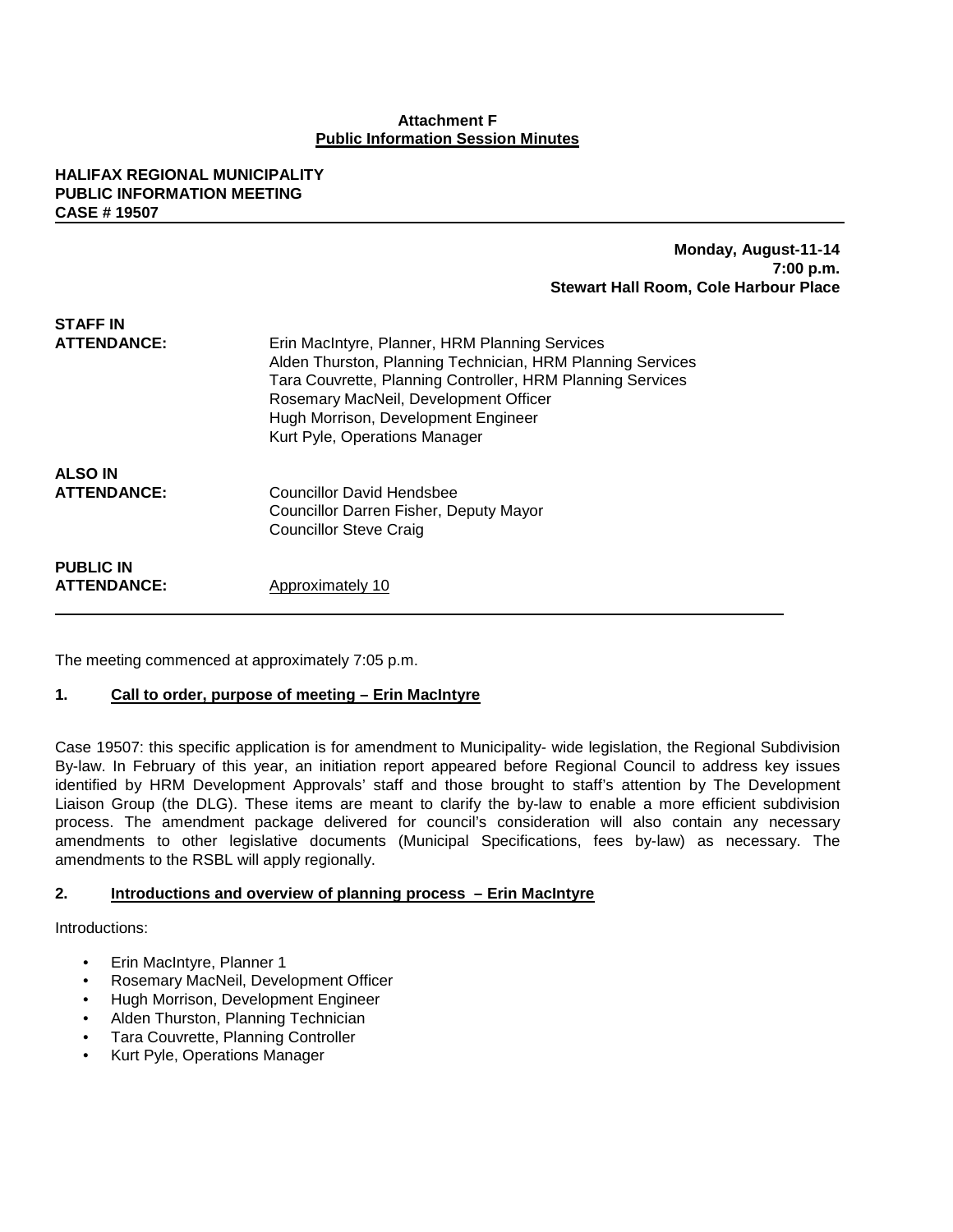**Attachment F**
**Public Information Session Minutes**

**HALIFAX REGIONAL MUNICIPALITY**
**PUBLIC INFORMATION MEETING**
**CASE # 19507**

**Monday, August-11-14**
**7:00 p.m.**
**Stewart Hall Room, Cole Harbour Place**

**STAFF IN ATTENDANCE:**
Erin MacIntyre, Planner, HRM Planning Services
Alden Thurston, Planning Technician, HRM Planning Services
Tara Couvrette, Planning Controller, HRM Planning Services
Rosemary MacNeil, Development Officer
Hugh Morrison, Development Engineer
Kurt Pyle, Operations Manager

**ALSO IN ATTENDANCE:**
Councillor David Hendsbee
Councillor Darren Fisher, Deputy Mayor
Councillor Steve Craig

**PUBLIC IN ATTENDANCE:**
Approximately 10

---

The meeting commenced at approximately 7:05 p.m.

**1. Call to order, purpose of meeting – Erin MacIntyre**

Case 19507: this specific application is for amendment to Municipality- wide legislation, the Regional Subdivision By-law. In February of this year, an initiation report appeared before Regional Council to address key issues identified by HRM Development Approvals' staff and those brought to staff's attention by The Development Liaison Group (the DLG). These items are meant to clarify the by-law to enable a more efficient subdivision process. The amendment package delivered for council's consideration will also contain any necessary amendments to other legislative documents (Municipal Specifications, fees by-law) as necessary. The amendments to the RSBL will apply regionally.

**2. Introductions and overview of planning process – Erin MacIntyre**

Introductions:

- Erin MacIntyre, Planner 1
- Rosemary MacNeil, Development Officer
- Hugh Morrison, Development Engineer
- Alden Thurston, Planning Technician
- Tara Couvrette, Planning Controller
- Kurt Pyle, Operations Manager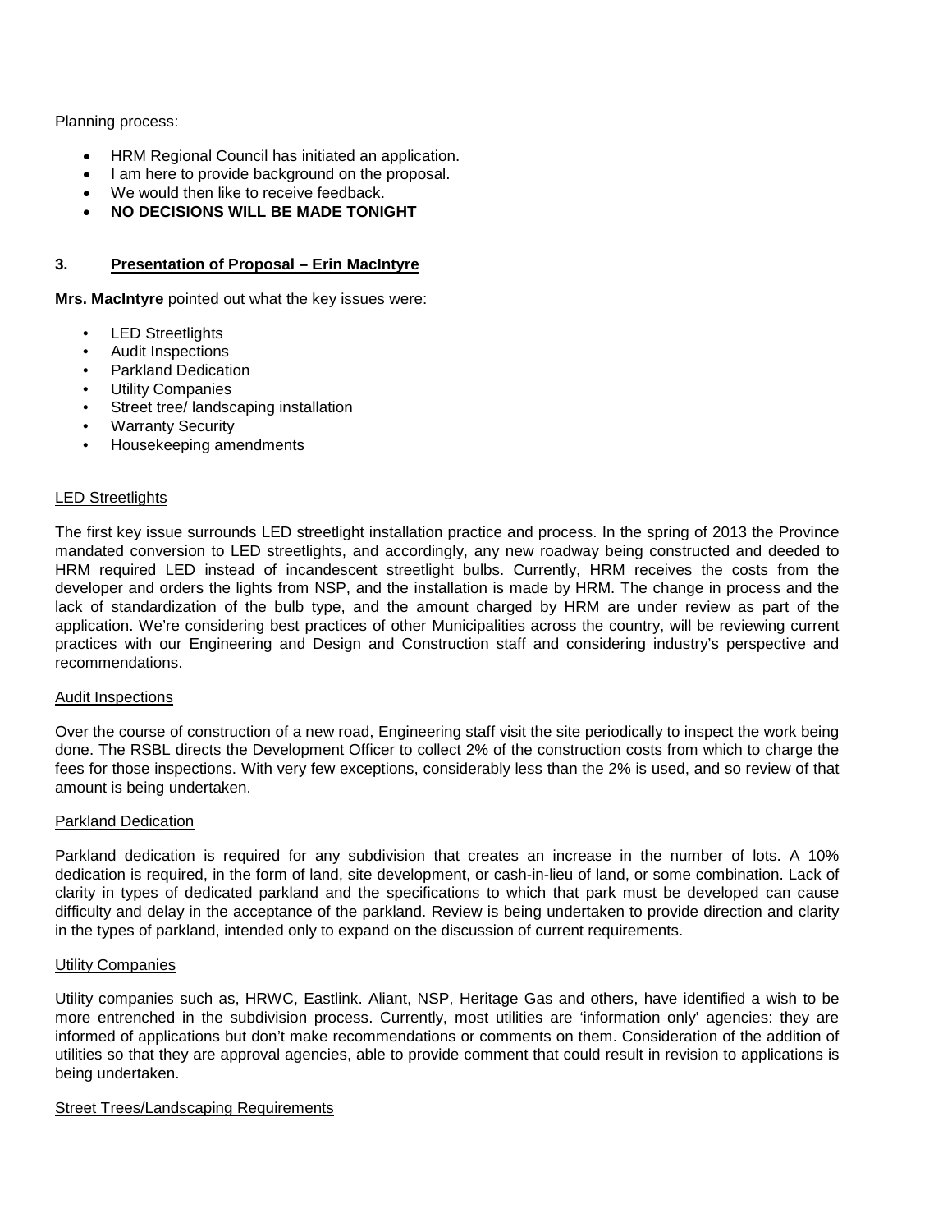Planning process:

- HRM Regional Council has initiated an application.
- I am here to provide background on the proposal.
- We would then like to receive feedback.
- **NO DECISIONS WILL BE MADE TONIGHT**

## 3. Presentation of Proposal – Erin MacIntyre

**Mrs. MacIntyre** pointed out what the key issues were:

- LED Streetlights
- Audit Inspections
- Parkland Dedication
- Utility Companies
- Street tree/ landscaping installation
- Warranty Security
- Housekeeping amendments

### LED Streetlights

The first key issue surrounds LED streetlight installation practice and process. In the spring of 2013 the Province mandated conversion to LED streetlights, and accordingly, any new roadway being constructed and deeded to HRM required LED instead of incandescent streetlight bulbs. Currently, HRM receives the costs from the developer and orders the lights from NSP, and the installation is made by HRM. The change in process and the lack of standardization of the bulb type, and the amount charged by HRM are under review as part of the application. We're considering best practices of other Municipalities across the country, will be reviewing current practices with our Engineering and Design and Construction staff and considering industry's perspective and recommendations.

### Audit Inspections

Over the course of construction of a new road, Engineering staff visit the site periodically to inspect the work being done. The RSBL directs the Development Officer to collect 2% of the construction costs from which to charge the fees for those inspections. With very few exceptions, considerably less than the 2% is used, and so review of that amount is being undertaken.

### Parkland Dedication

Parkland dedication is required for any subdivision that creates an increase in the number of lots. A 10% dedication is required, in the form of land, site development, or cash-in-lieu of land, or some combination. Lack of clarity in types of dedicated parkland and the specifications to which that park must be developed can cause difficulty and delay in the acceptance of the parkland. Review is being undertaken to provide direction and clarity in the types of parkland, intended only to expand on the discussion of current requirements.

### Utility Companies

Utility companies such as, HRWC, Eastlink. Aliant, NSP, Heritage Gas and others, have identified a wish to be more entrenched in the subdivision process. Currently, most utilities are 'information only' agencies: they are informed of applications but don't make recommendations or comments on them. Consideration of the addition of utilities so that they are approval agencies, able to provide comment that could result in revision to applications is being undertaken.

### Street Trees/Landscaping Requirements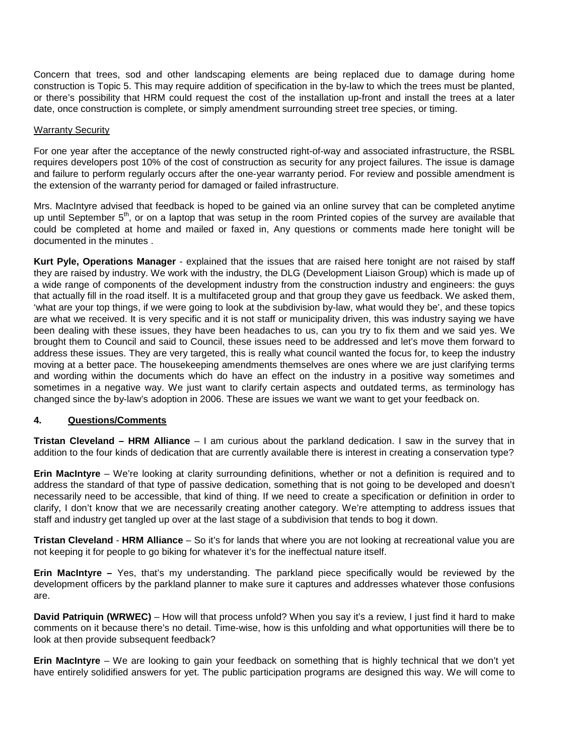Concern that trees, sod and other landscaping elements are being replaced due to damage during home construction is Topic 5. This may require addition of specification in the by-law to which the trees must be planted, or there's possibility that HRM could request the cost of the installation up-front and install the trees at a later date, once construction is complete, or simply amendment surrounding street tree species, or timing.

Warranty Security

For one year after the acceptance of the newly constructed right-of-way and associated infrastructure, the RSBL requires developers post 10% of the cost of construction as security for any project failures. The issue is damage and failure to perform regularly occurs after the one-year warranty period. For review and possible amendment is the extension of the warranty period for damaged or failed infrastructure.

Mrs. MacIntyre advised that feedback is hoped to be gained via an online survey that can be completed anytime up until September 5th, or on a laptop that was setup in the room Printed copies of the survey are available that could be completed at home and mailed or faxed in, Any questions or comments made here tonight will be documented in the minutes .

**Kurt Pyle, Operations Manager** - explained that the issues that are raised here tonight are not raised by staff they are raised by industry. We work with the industry, the DLG (Development Liaison Group) which is made up of a wide range of components of the development industry from the construction industry and engineers: the guys that actually fill in the road itself. It is a multifaceted group and that group they gave us feedback. We asked them, 'what are your top things, if we were going to look at the subdivision by-law, what would they be', and these topics are what we received. It is very specific and it is not staff or municipality driven, this was industry saying we have been dealing with these issues, they have been headaches to us, can you try to fix them and we said yes. We brought them to Council and said to Council, these issues need to be addressed and let's move them forward to address these issues. They are very targeted, this is really what council wanted the focus for, to keep the industry moving at a better pace. The housekeeping amendments themselves are ones where we are just clarifying terms and wording within the documents which do have an effect on the industry in a positive way sometimes and sometimes in a negative way. We just want to clarify certain aspects and outdated terms, as terminology has changed since the by-law's adoption in 2006. These are issues we want we want to get your feedback on.

**4. Questions/Comments**

**Tristan Cleveland – HRM Alliance** – I am curious about the parkland dedication. I saw in the survey that in addition to the four kinds of dedication that are currently available there is interest in creating a conservation type?

**Erin MacIntyre** – We're looking at clarity surrounding definitions, whether or not a definition is required and to address the standard of that type of passive dedication, something that is not going to be developed and doesn't necessarily need to be accessible, that kind of thing. If we need to create a specification or definition in order to clarify, I don't know that we are necessarily creating another category. We're attempting to address issues that staff and industry get tangled up over at the last stage of a subdivision that tends to bog it down.

**Tristan Cleveland** - **HRM Alliance** – So it's for lands that where you are not looking at recreational value you are not keeping it for people to go biking for whatever it's for the ineffectual nature itself.

**Erin MacIntyre –** Yes, that's my understanding. The parkland piece specifically would be reviewed by the development officers by the parkland planner to make sure it captures and addresses whatever those confusions are.

**David Patriquin (WRWEC)** – How will that process unfold? When you say it's a review, I just find it hard to make comments on it because there's no detail. Time-wise, how is this unfolding and what opportunities will there be to look at then provide subsequent feedback?

**Erin MacIntyre** – We are looking to gain your feedback on something that is highly technical that we don't yet have entirely solidified answers for yet. The public participation programs are designed this way. We will come to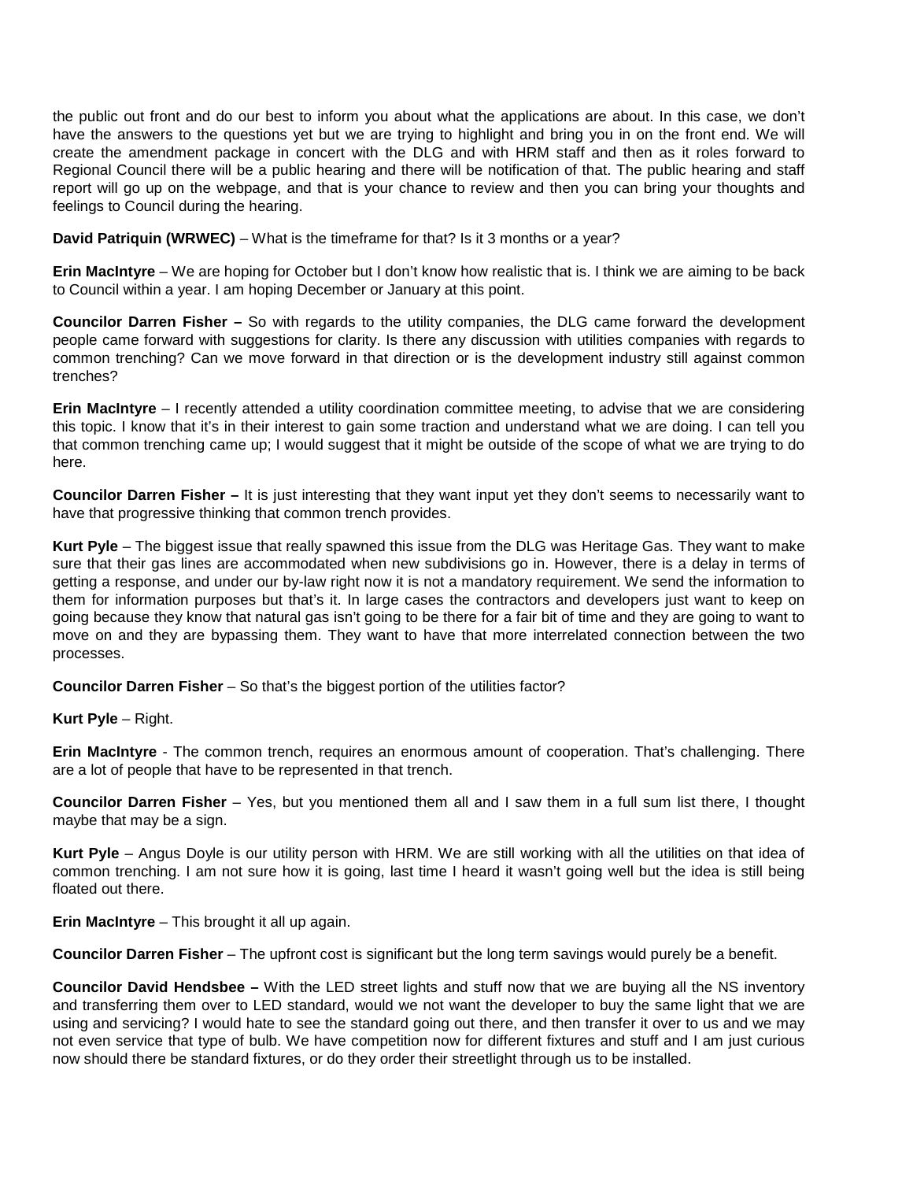the public out front and do our best to inform you about what the applications are about. In this case, we don't have the answers to the questions yet but we are trying to highlight and bring you in on the front end. We will create the amendment package in concert with the DLG and with HRM staff and then as it roles forward to Regional Council there will be a public hearing and there will be notification of that. The public hearing and staff report will go up on the webpage, and that is your chance to review and then you can bring your thoughts and feelings to Council during the hearing.

**David Patriquin (WRWEC)** – What is the timeframe for that? Is it 3 months or a year?

**Erin MacIntyre** – We are hoping for October but I don't know how realistic that is. I think we are aiming to be back to Council within a year. I am hoping December or January at this point.

**Councilor Darren Fisher –** So with regards to the utility companies, the DLG came forward the development people came forward with suggestions for clarity. Is there any discussion with utilities companies with regards to common trenching? Can we move forward in that direction or is the development industry still against common trenches?

**Erin MacIntyre** – I recently attended a utility coordination committee meeting, to advise that we are considering this topic. I know that it's in their interest to gain some traction and understand what we are doing. I can tell you that common trenching came up; I would suggest that it might be outside of the scope of what we are trying to do here.

**Councilor Darren Fisher –** It is just interesting that they want input yet they don't seems to necessarily want to have that progressive thinking that common trench provides.

**Kurt Pyle** – The biggest issue that really spawned this issue from the DLG was Heritage Gas. They want to make sure that their gas lines are accommodated when new subdivisions go in. However, there is a delay in terms of getting a response, and under our by-law right now it is not a mandatory requirement. We send the information to them for information purposes but that's it. In large cases the contractors and developers just want to keep on going because they know that natural gas isn't going to be there for a fair bit of time and they are going to want to move on and they are bypassing them. They want to have that more interrelated connection between the two processes.

**Councilor Darren Fisher** – So that's the biggest portion of the utilities factor?

**Kurt Pyle** – Right.

**Erin MacIntyre** - The common trench, requires an enormous amount of cooperation. That's challenging. There are a lot of people that have to be represented in that trench.

**Councilor Darren Fisher** – Yes, but you mentioned them all and I saw them in a full sum list there, I thought maybe that may be a sign.

**Kurt Pyle** – Angus Doyle is our utility person with HRM. We are still working with all the utilities on that idea of common trenching. I am not sure how it is going, last time I heard it wasn't going well but the idea is still being floated out there.

**Erin MacIntyre** – This brought it all up again.

**Councilor Darren Fisher** – The upfront cost is significant but the long term savings would purely be a benefit.

**Councilor David Hendsbee –** With the LED street lights and stuff now that we are buying all the NS inventory and transferring them over to LED standard, would we not want the developer to buy the same light that we are using and servicing? I would hate to see the standard going out there, and then transfer it over to us and we may not even service that type of bulb. We have competition now for different fixtures and stuff and I am just curious now should there be standard fixtures, or do they order their streetlight through us to be installed.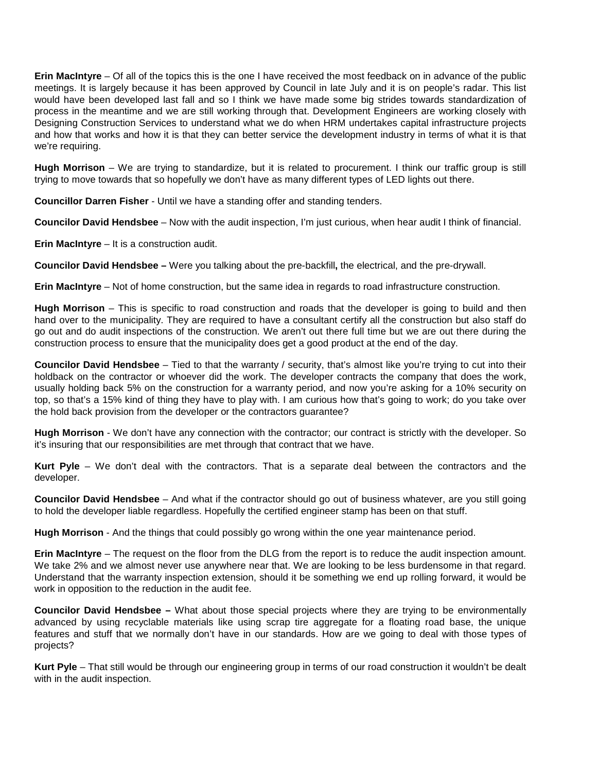**Erin MacIntyre** – Of all of the topics this is the one I have received the most feedback on in advance of the public meetings. It is largely because it has been approved by Council in late July and it is on people's radar. This list would have been developed last fall and so I think we have made some big strides towards standardization of process in the meantime and we are still working through that. Development Engineers are working closely with Designing Construction Services to understand what we do when HRM undertakes capital infrastructure projects and how that works and how it is that they can better service the development industry in terms of what it is that we're requiring.

**Hugh Morrison** – We are trying to standardize, but it is related to procurement. I think our traffic group is still trying to move towards that so hopefully we don't have as many different types of LED lights out there.

**Councillor Darren Fisher** - Until we have a standing offer and standing tenders.

**Councilor David Hendsbee** – Now with the audit inspection, I'm just curious, when hear audit I think of financial.

**Erin MacIntyre** – It is a construction audit.

**Councilor David Hendsbee –** Were you talking about the pre-backfill**,** the electrical, and the pre-drywall.

**Erin MacIntyre** – Not of home construction, but the same idea in regards to road infrastructure construction.

**Hugh Morrison** – This is specific to road construction and roads that the developer is going to build and then hand over to the municipality. They are required to have a consultant certify all the construction but also staff do go out and do audit inspections of the construction. We aren't out there full time but we are out there during the construction process to ensure that the municipality does get a good product at the end of the day.

**Councilor David Hendsbee** – Tied to that the warranty / security, that's almost like you're trying to cut into their holdback on the contractor or whoever did the work. The developer contracts the company that does the work, usually holding back 5% on the construction for a warranty period, and now you're asking for a 10% security on top, so that's a 15% kind of thing they have to play with. I am curious how that's going to work; do you take over the hold back provision from the developer or the contractors guarantee?

**Hugh Morrison** - We don't have any connection with the contractor; our contract is strictly with the developer. So it's insuring that our responsibilities are met through that contract that we have.

**Kurt Pyle** – We don't deal with the contractors. That is a separate deal between the contractors and the developer.

**Councilor David Hendsbee** – And what if the contractor should go out of business whatever, are you still going to hold the developer liable regardless. Hopefully the certified engineer stamp has been on that stuff.

**Hugh Morrison** - And the things that could possibly go wrong within the one year maintenance period.

**Erin MacIntyre** – The request on the floor from the DLG from the report is to reduce the audit inspection amount. We take 2% and we almost never use anywhere near that. We are looking to be less burdensome in that regard. Understand that the warranty inspection extension, should it be something we end up rolling forward, it would be work in opposition to the reduction in the audit fee.

**Councilor David Hendsbee –** What about those special projects where they are trying to be environmentally advanced by using recyclable materials like using scrap tire aggregate for a floating road base, the unique features and stuff that we normally don't have in our standards. How are we going to deal with those types of projects?

**Kurt Pyle** – That still would be through our engineering group in terms of our road construction it wouldn't be dealt with in the audit inspection.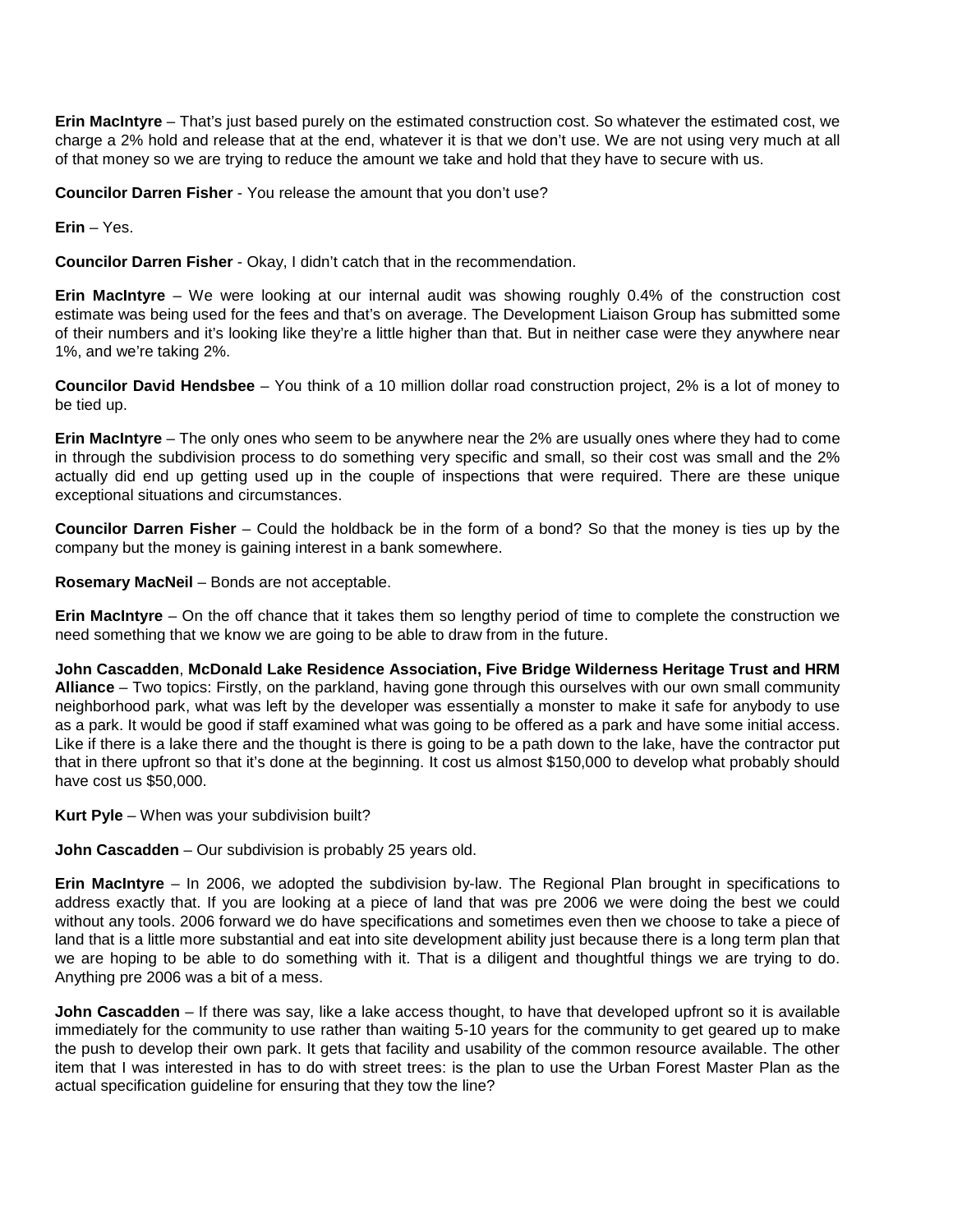**Erin MacIntyre** – That's just based purely on the estimated construction cost. So whatever the estimated cost, we charge a 2% hold and release that at the end, whatever it is that we don't use. We are not using very much at all of that money so we are trying to reduce the amount we take and hold that they have to secure with us.

**Councilor Darren Fisher** - You release the amount that you don't use?

**Erin** – Yes.

**Councilor Darren Fisher** - Okay, I didn't catch that in the recommendation.

**Erin MacIntyre** – We were looking at our internal audit was showing roughly 0.4% of the construction cost estimate was being used for the fees and that's on average. The Development Liaison Group has submitted some of their numbers and it's looking like they're a little higher than that. But in neither case were they anywhere near 1%, and we're taking 2%.

**Councilor David Hendsbee** – You think of a 10 million dollar road construction project, 2% is a lot of money to be tied up.

**Erin MacIntyre** – The only ones who seem to be anywhere near the 2% are usually ones where they had to come in through the subdivision process to do something very specific and small, so their cost was small and the 2% actually did end up getting used up in the couple of inspections that were required. There are these unique exceptional situations and circumstances.

**Councilor Darren Fisher** – Could the holdback be in the form of a bond? So that the money is ties up by the company but the money is gaining interest in a bank somewhere.

**Rosemary MacNeil** – Bonds are not acceptable.

**Erin MacIntyre** – On the off chance that it takes them so lengthy period of time to complete the construction we need something that we know we are going to be able to draw from in the future.

**John Cascadden**, **McDonald Lake Residence Association, Five Bridge Wilderness Heritage Trust and HRM Alliance** – Two topics: Firstly, on the parkland, having gone through this ourselves with our own small community neighborhood park, what was left by the developer was essentially a monster to make it safe for anybody to use as a park. It would be good if staff examined what was going to be offered as a park and have some initial access. Like if there is a lake there and the thought is there is going to be a path down to the lake, have the contractor put that in there upfront so that it's done at the beginning. It cost us almost $150,000 to develop what probably should have cost us $50,000.

**Kurt Pyle** – When was your subdivision built?

**John Cascadden** – Our subdivision is probably 25 years old.

**Erin MacIntyre** – In 2006, we adopted the subdivision by-law. The Regional Plan brought in specifications to address exactly that. If you are looking at a piece of land that was pre 2006 we were doing the best we could without any tools. 2006 forward we do have specifications and sometimes even then we choose to take a piece of land that is a little more substantial and eat into site development ability just because there is a long term plan that we are hoping to be able to do something with it. That is a diligent and thoughtful things we are trying to do. Anything pre 2006 was a bit of a mess.

**John Cascadden** – If there was say, like a lake access thought, to have that developed upfront so it is available immediately for the community to use rather than waiting 5-10 years for the community to get geared up to make the push to develop their own park. It gets that facility and usability of the common resource available. The other item that I was interested in has to do with street trees: is the plan to use the Urban Forest Master Plan as the actual specification guideline for ensuring that they tow the line?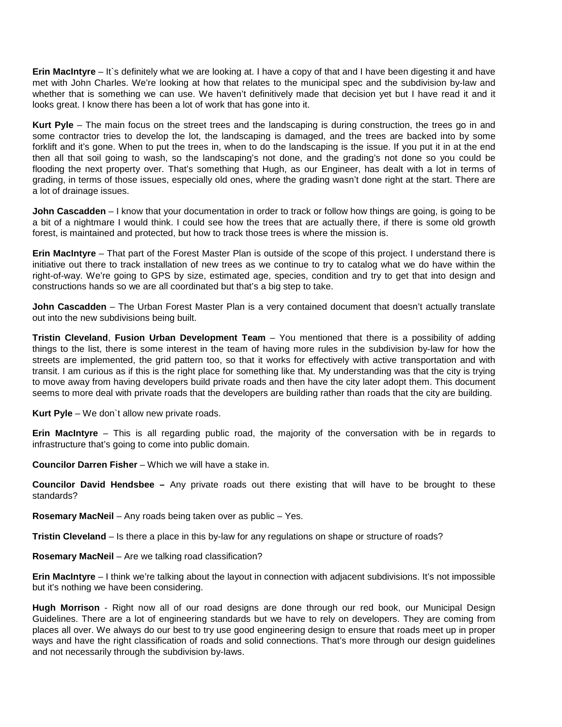**Erin MacIntyre** – It`s definitely what we are looking at. I have a copy of that and I have been digesting it and have met with John Charles. We're looking at how that relates to the municipal spec and the subdivision by-law and whether that is something we can use. We haven't definitively made that decision yet but I have read it and it looks great. I know there has been a lot of work that has gone into it.

**Kurt Pyle** – The main focus on the street trees and the landscaping is during construction, the trees go in and some contractor tries to develop the lot, the landscaping is damaged, and the trees are backed into by some forklift and it's gone. When to put the trees in, when to do the landscaping is the issue. If you put it in at the end then all that soil going to wash, so the landscaping's not done, and the grading's not done so you could be flooding the next property over. That's something that Hugh, as our Engineer, has dealt with a lot in terms of grading, in terms of those issues, especially old ones, where the grading wasn't done right at the start. There are a lot of drainage issues.

**John Cascadden** – I know that your documentation in order to track or follow how things are going, is going to be a bit of a nightmare I would think. I could see how the trees that are actually there, if there is some old growth forest, is maintained and protected, but how to track those trees is where the mission is.

**Erin MacIntyre** – That part of the Forest Master Plan is outside of the scope of this project. I understand there is initiative out there to track installation of new trees as we continue to try to catalog what we do have within the right-of-way. We're going to GPS by size, estimated age, species, condition and try to get that into design and constructions hands so we are all coordinated but that's a big step to take.

**John Cascadden** – The Urban Forest Master Plan is a very contained document that doesn't actually translate out into the new subdivisions being built.

**Tristin Cleveland**, **Fusion Urban Development Team** – You mentioned that there is a possibility of adding things to the list, there is some interest in the team of having more rules in the subdivision by-law for how the streets are implemented, the grid pattern too, so that it works for effectively with active transportation and with transit. I am curious as if this is the right place for something like that. My understanding was that the city is trying to move away from having developers build private roads and then have the city later adopt them. This document seems to more deal with private roads that the developers are building rather than roads that the city are building.

**Kurt Pyle** – We don`t allow new private roads.

**Erin MacIntyre** – This is all regarding public road, the majority of the conversation with be in regards to infrastructure that's going to come into public domain.

**Councilor Darren Fisher** – Which we will have a stake in.

**Councilor David Hendsbee –** Any private roads out there existing that will have to be brought to these standards?

**Rosemary MacNeil** – Any roads being taken over as public – Yes.

**Tristin Cleveland** – Is there a place in this by-law for any regulations on shape or structure of roads?

**Rosemary MacNeil** – Are we talking road classification?

**Erin MacIntyre** – I think we're talking about the layout in connection with adjacent subdivisions. It's not impossible but it's nothing we have been considering.

**Hugh Morrison** - Right now all of our road designs are done through our red book, our Municipal Design Guidelines. There are a lot of engineering standards but we have to rely on developers. They are coming from places all over. We always do our best to try use good engineering design to ensure that roads meet up in proper ways and have the right classification of roads and solid connections. That's more through our design guidelines and not necessarily through the subdivision by-laws.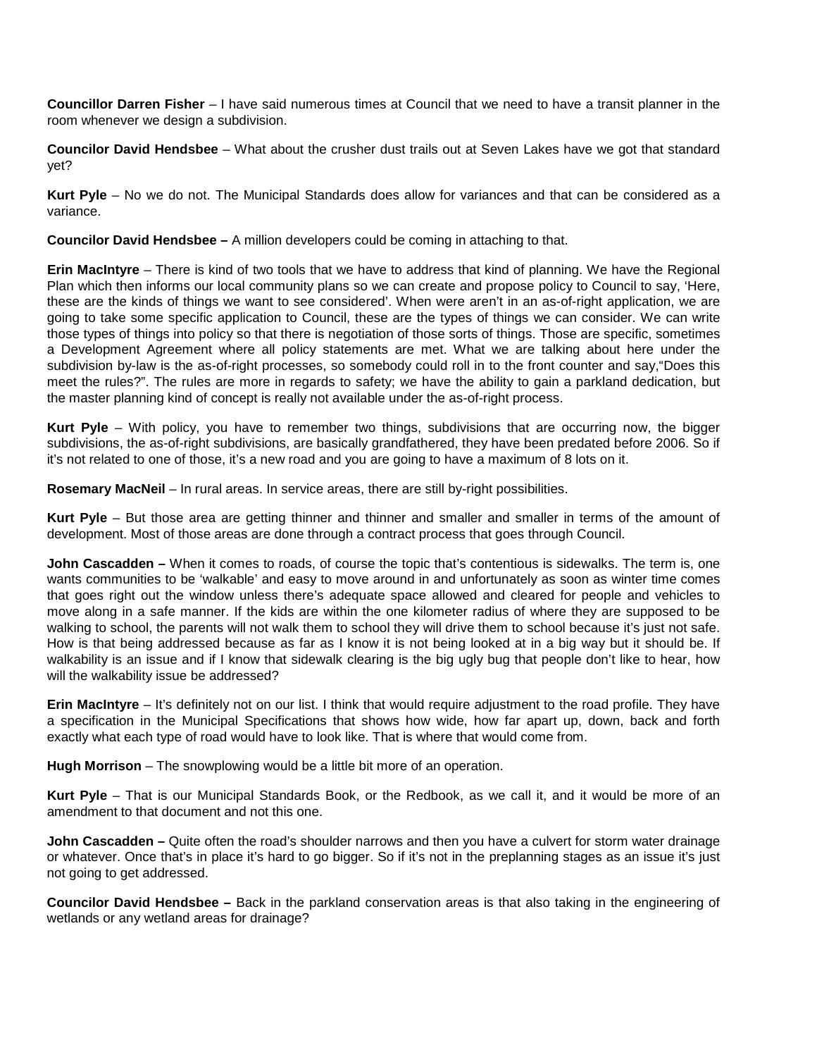**Councillor Darren Fisher** – I have said numerous times at Council that we need to have a transit planner in the room whenever we design a subdivision.

**Councilor David Hendsbee** – What about the crusher dust trails out at Seven Lakes have we got that standard yet?

**Kurt Pyle** – No we do not. The Municipal Standards does allow for variances and that can be considered as a variance.

**Councilor David Hendsbee –** A million developers could be coming in attaching to that.

**Erin MacIntyre** – There is kind of two tools that we have to address that kind of planning. We have the Regional Plan which then informs our local community plans so we can create and propose policy to Council to say, 'Here, these are the kinds of things we want to see considered'. When were aren't in an as-of-right application, we are going to take some specific application to Council, these are the types of things we can consider. We can write those types of things into policy so that there is negotiation of those sorts of things. Those are specific, sometimes a Development Agreement where all policy statements are met. What we are talking about here under the subdivision by-law is the as-of-right processes, so somebody could roll in to the front counter and say,"Does this meet the rules?". The rules are more in regards to safety; we have the ability to gain a parkland dedication, but the master planning kind of concept is really not available under the as-of-right process.

**Kurt Pyle** – With policy, you have to remember two things, subdivisions that are occurring now, the bigger subdivisions, the as-of-right subdivisions, are basically grandfathered, they have been predated before 2006. So if it's not related to one of those, it's a new road and you are going to have a maximum of 8 lots on it.

**Rosemary MacNeil** – In rural areas. In service areas, there are still by-right possibilities.

**Kurt Pyle** – But those area are getting thinner and thinner and smaller and smaller in terms of the amount of development. Most of those areas are done through a contract process that goes through Council.

**John Cascadden –** When it comes to roads, of course the topic that's contentious is sidewalks. The term is, one wants communities to be 'walkable' and easy to move around in and unfortunately as soon as winter time comes that goes right out the window unless there's adequate space allowed and cleared for people and vehicles to move along in a safe manner. If the kids are within the one kilometer radius of where they are supposed to be walking to school, the parents will not walk them to school they will drive them to school because it's just not safe. How is that being addressed because as far as I know it is not being looked at in a big way but it should be. If walkability is an issue and if I know that sidewalk clearing is the big ugly bug that people don't like to hear, how will the walkability issue be addressed?

**Erin MacIntyre** – It's definitely not on our list. I think that would require adjustment to the road profile. They have a specification in the Municipal Specifications that shows how wide, how far apart up, down, back and forth exactly what each type of road would have to look like. That is where that would come from.

**Hugh Morrison** – The snowplowing would be a little bit more of an operation.

**Kurt Pyle** – That is our Municipal Standards Book, or the Redbook, as we call it, and it would be more of an amendment to that document and not this one.

**John Cascadden –** Quite often the road's shoulder narrows and then you have a culvert for storm water drainage or whatever. Once that's in place it's hard to go bigger. So if it's not in the preplanning stages as an issue it's just not going to get addressed.

**Councilor David Hendsbee –** Back in the parkland conservation areas is that also taking in the engineering of wetlands or any wetland areas for drainage?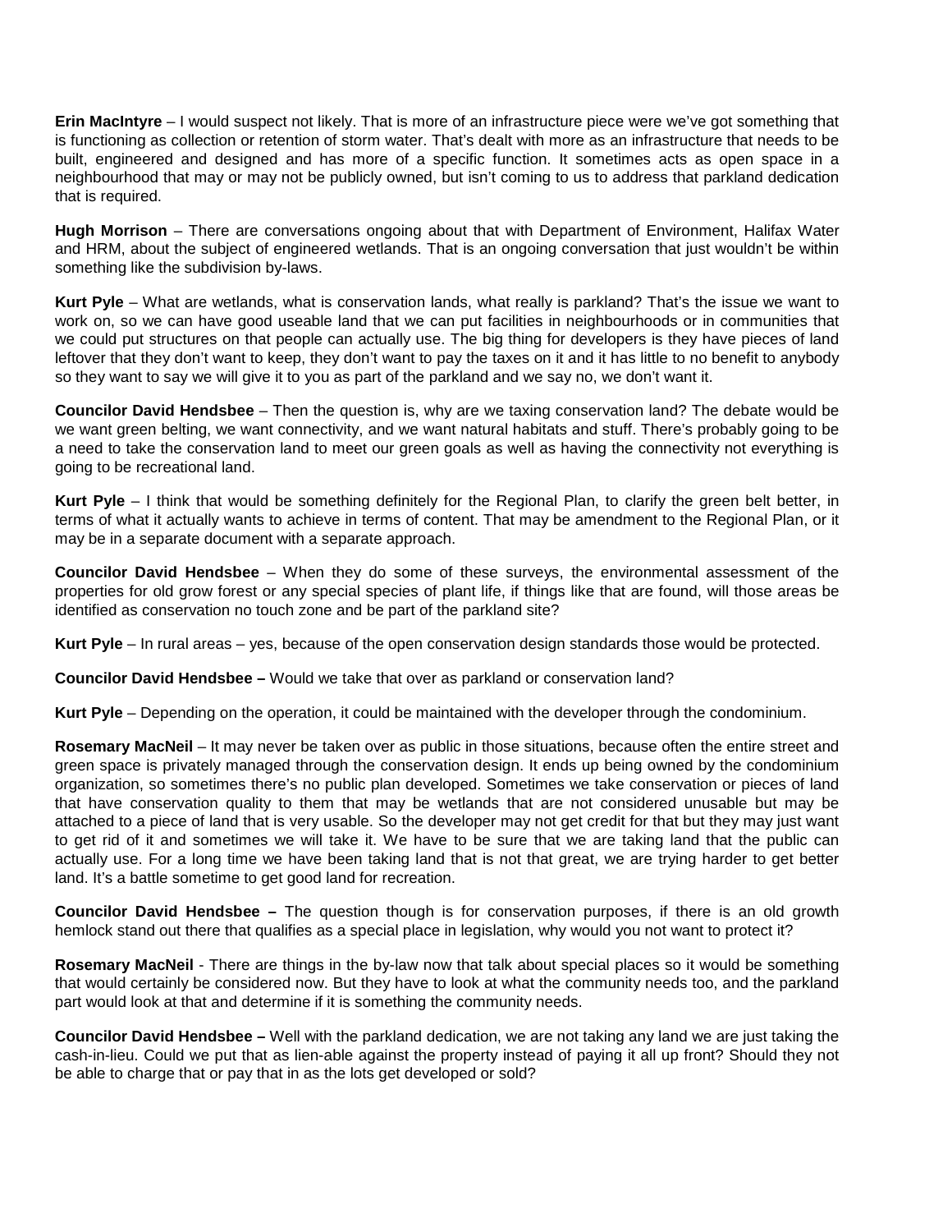**Erin MacIntyre** – I would suspect not likely. That is more of an infrastructure piece were we've got something that is functioning as collection or retention of storm water. That's dealt with more as an infrastructure that needs to be built, engineered and designed and has more of a specific function. It sometimes acts as open space in a neighbourhood that may or may not be publicly owned, but isn't coming to us to address that parkland dedication that is required.

**Hugh Morrison** – There are conversations ongoing about that with Department of Environment, Halifax Water and HRM, about the subject of engineered wetlands. That is an ongoing conversation that just wouldn't be within something like the subdivision by-laws.

**Kurt Pyle** – What are wetlands, what is conservation lands, what really is parkland? That's the issue we want to work on, so we can have good useable land that we can put facilities in neighbourhoods or in communities that we could put structures on that people can actually use. The big thing for developers is they have pieces of land leftover that they don't want to keep, they don't want to pay the taxes on it and it has little to no benefit to anybody so they want to say we will give it to you as part of the parkland and we say no, we don't want it.

**Councilor David Hendsbee** – Then the question is, why are we taxing conservation land? The debate would be we want green belting, we want connectivity, and we want natural habitats and stuff. There's probably going to be a need to take the conservation land to meet our green goals as well as having the connectivity not everything is going to be recreational land.

**Kurt Pyle** – I think that would be something definitely for the Regional Plan, to clarify the green belt better, in terms of what it actually wants to achieve in terms of content. That may be amendment to the Regional Plan, or it may be in a separate document with a separate approach.

**Councilor David Hendsbee** – When they do some of these surveys, the environmental assessment of the properties for old grow forest or any special species of plant life, if things like that are found, will those areas be identified as conservation no touch zone and be part of the parkland site?

**Kurt Pyle** – In rural areas – yes, because of the open conservation design standards those would be protected.

**Councilor David Hendsbee –** Would we take that over as parkland or conservation land?

**Kurt Pyle** – Depending on the operation, it could be maintained with the developer through the condominium.

**Rosemary MacNeil** – It may never be taken over as public in those situations, because often the entire street and green space is privately managed through the conservation design. It ends up being owned by the condominium organization, so sometimes there's no public plan developed. Sometimes we take conservation or pieces of land that have conservation quality to them that may be wetlands that are not considered unusable but may be attached to a piece of land that is very usable. So the developer may not get credit for that but they may just want to get rid of it and sometimes we will take it. We have to be sure that we are taking land that the public can actually use. For a long time we have been taking land that is not that great, we are trying harder to get better land. It's a battle sometime to get good land for recreation.

**Councilor David Hendsbee –** The question though is for conservation purposes, if there is an old growth hemlock stand out there that qualifies as a special place in legislation, why would you not want to protect it?

**Rosemary MacNeil** - There are things in the by-law now that talk about special places so it would be something that would certainly be considered now. But they have to look at what the community needs too, and the parkland part would look at that and determine if it is something the community needs.

**Councilor David Hendsbee –** Well with the parkland dedication, we are not taking any land we are just taking the cash-in-lieu. Could we put that as lien-able against the property instead of paying it all up front? Should they not be able to charge that or pay that in as the lots get developed or sold?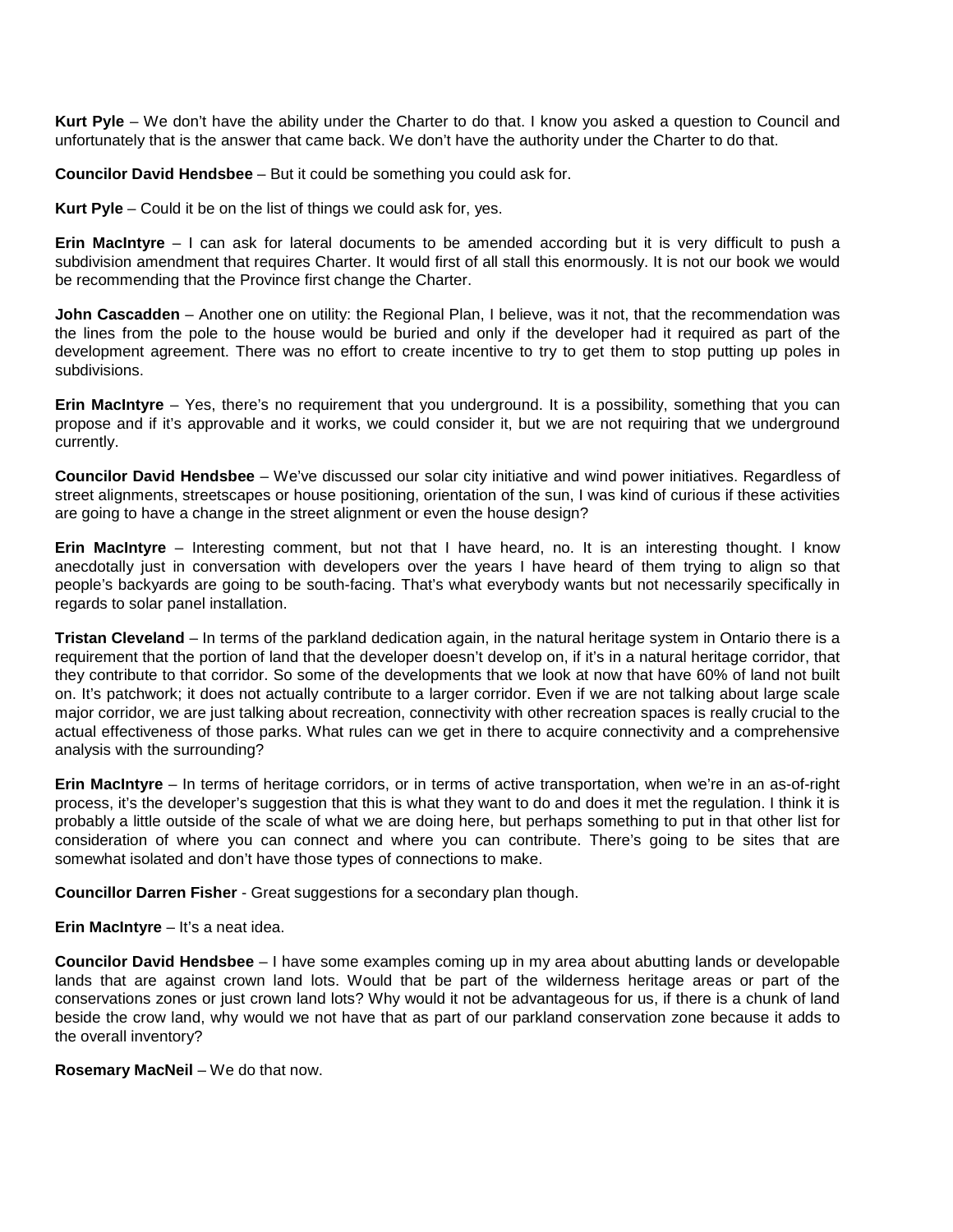**Kurt Pyle** – We don't have the ability under the Charter to do that. I know you asked a question to Council and unfortunately that is the answer that came back. We don't have the authority under the Charter to do that.

**Councilor David Hendsbee** – But it could be something you could ask for.

**Kurt Pyle** – Could it be on the list of things we could ask for, yes.

**Erin MacIntyre** – I can ask for lateral documents to be amended according but it is very difficult to push a subdivision amendment that requires Charter. It would first of all stall this enormously. It is not our book we would be recommending that the Province first change the Charter.

**John Cascadden** – Another one on utility: the Regional Plan, I believe, was it not, that the recommendation was the lines from the pole to the house would be buried and only if the developer had it required as part of the development agreement. There was no effort to create incentive to try to get them to stop putting up poles in subdivisions.

**Erin MacIntyre** – Yes, there's no requirement that you underground. It is a possibility, something that you can propose and if it's approvable and it works, we could consider it, but we are not requiring that we underground currently.

**Councilor David Hendsbee** – We've discussed our solar city initiative and wind power initiatives. Regardless of street alignments, streetscapes or house positioning, orientation of the sun, I was kind of curious if these activities are going to have a change in the street alignment or even the house design?

**Erin MacIntyre** – Interesting comment, but not that I have heard, no. It is an interesting thought. I know anecdotally just in conversation with developers over the years I have heard of them trying to align so that people's backyards are going to be south-facing. That's what everybody wants but not necessarily specifically in regards to solar panel installation.

**Tristan Cleveland** – In terms of the parkland dedication again, in the natural heritage system in Ontario there is a requirement that the portion of land that the developer doesn't develop on, if it's in a natural heritage corridor, that they contribute to that corridor. So some of the developments that we look at now that have 60% of land not built on. It's patchwork; it does not actually contribute to a larger corridor. Even if we are not talking about large scale major corridor, we are just talking about recreation, connectivity with other recreation spaces is really crucial to the actual effectiveness of those parks. What rules can we get in there to acquire connectivity and a comprehensive analysis with the surrounding?

**Erin MacIntyre** – In terms of heritage corridors, or in terms of active transportation, when we're in an as-of-right process, it's the developer's suggestion that this is what they want to do and does it met the regulation. I think it is probably a little outside of the scale of what we are doing here, but perhaps something to put in that other list for consideration of where you can connect and where you can contribute. There's going to be sites that are somewhat isolated and don't have those types of connections to make.

**Councillor Darren Fisher** - Great suggestions for a secondary plan though.

**Erin MacIntyre** – It's a neat idea.

**Councilor David Hendsbee** – I have some examples coming up in my area about abutting lands or developable lands that are against crown land lots. Would that be part of the wilderness heritage areas or part of the conservations zones or just crown land lots? Why would it not be advantageous for us, if there is a chunk of land beside the crow land, why would we not have that as part of our parkland conservation zone because it adds to the overall inventory?

**Rosemary MacNeil** – We do that now.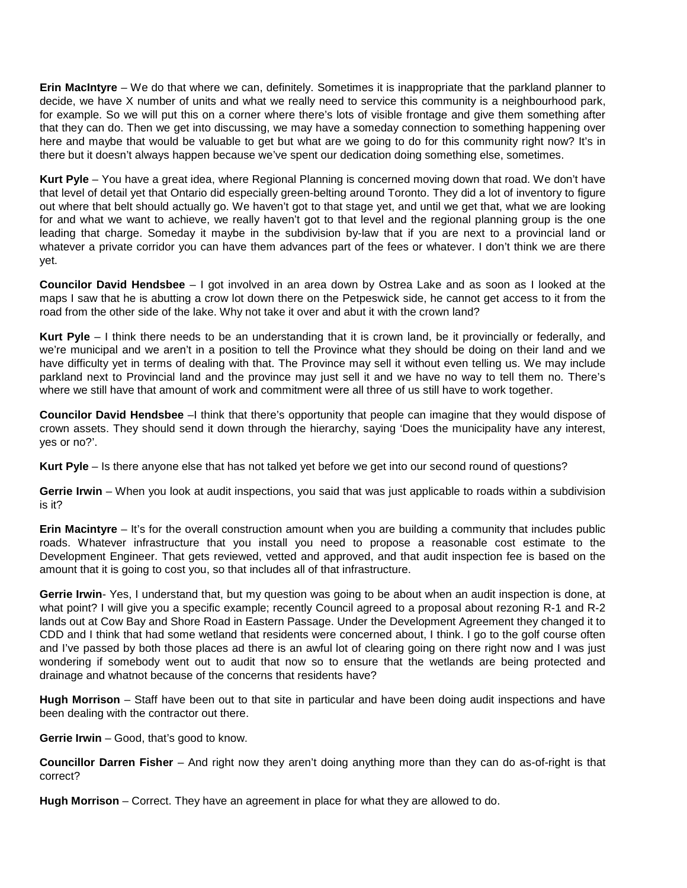**Erin MacIntyre** – We do that where we can, definitely. Sometimes it is inappropriate that the parkland planner to decide, we have X number of units and what we really need to service this community is a neighbourhood park, for example. So we will put this on a corner where there's lots of visible frontage and give them something after that they can do. Then we get into discussing, we may have a someday connection to something happening over here and maybe that would be valuable to get but what are we going to do for this community right now? It's in there but it doesn't always happen because we've spent our dedication doing something else, sometimes.

**Kurt Pyle** – You have a great idea, where Regional Planning is concerned moving down that road. We don't have that level of detail yet that Ontario did especially green-belting around Toronto. They did a lot of inventory to figure out where that belt should actually go. We haven't got to that stage yet, and until we get that, what we are looking for and what we want to achieve, we really haven't got to that level and the regional planning group is the one leading that charge. Someday it maybe in the subdivision by-law that if you are next to a provincial land or whatever a private corridor you can have them advances part of the fees or whatever. I don't think we are there yet.

**Councilor David Hendsbee** – I got involved in an area down by Ostrea Lake and as soon as I looked at the maps I saw that he is abutting a crow lot down there on the Petpeswick side, he cannot get access to it from the road from the other side of the lake. Why not take it over and abut it with the crown land?

**Kurt Pyle** – I think there needs to be an understanding that it is crown land, be it provincially or federally, and we're municipal and we aren't in a position to tell the Province what they should be doing on their land and we have difficulty yet in terms of dealing with that. The Province may sell it without even telling us. We may include parkland next to Provincial land and the province may just sell it and we have no way to tell them no. There's where we still have that amount of work and commitment were all three of us still have to work together.

**Councilor David Hendsbee** –I think that there's opportunity that people can imagine that they would dispose of crown assets. They should send it down through the hierarchy, saying 'Does the municipality have any interest, yes or no?'.

**Kurt Pyle** – Is there anyone else that has not talked yet before we get into our second round of questions?

**Gerrie Irwin** – When you look at audit inspections, you said that was just applicable to roads within a subdivision is it?

**Erin Macintyre** – It's for the overall construction amount when you are building a community that includes public roads. Whatever infrastructure that you install you need to propose a reasonable cost estimate to the Development Engineer. That gets reviewed, vetted and approved, and that audit inspection fee is based on the amount that it is going to cost you, so that includes all of that infrastructure.

**Gerrie Irwin**- Yes, I understand that, but my question was going to be about when an audit inspection is done, at what point? I will give you a specific example; recently Council agreed to a proposal about rezoning R-1 and R-2 lands out at Cow Bay and Shore Road in Eastern Passage. Under the Development Agreement they changed it to CDD and I think that had some wetland that residents were concerned about, I think. I go to the golf course often and I've passed by both those places ad there is an awful lot of clearing going on there right now and I was just wondering if somebody went out to audit that now so to ensure that the wetlands are being protected and drainage and whatnot because of the concerns that residents have?

**Hugh Morrison** – Staff have been out to that site in particular and have been doing audit inspections and have been dealing with the contractor out there.

**Gerrie Irwin** – Good, that's good to know.

**Councillor Darren Fisher** – And right now they aren't doing anything more than they can do as-of-right is that correct?

**Hugh Morrison** – Correct. They have an agreement in place for what they are allowed to do.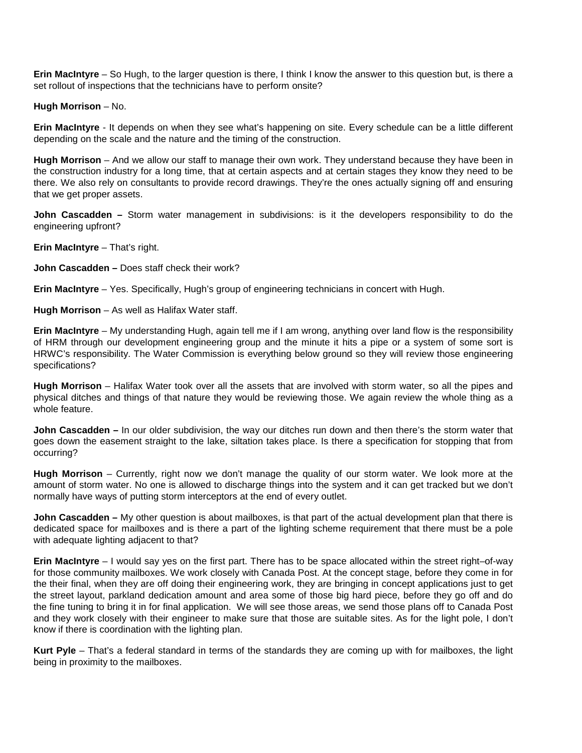**Erin MacIntyre** – So Hugh, to the larger question is there, I think I know the answer to this question but, is there a set rollout of inspections that the technicians have to perform onsite?

**Hugh Morrison** – No.

**Erin MacIntyre** - It depends on when they see what's happening on site. Every schedule can be a little different depending on the scale and the nature and the timing of the construction.

**Hugh Morrison** – And we allow our staff to manage their own work. They understand because they have been in the construction industry for a long time, that at certain aspects and at certain stages they know they need to be there. We also rely on consultants to provide record drawings. They're the ones actually signing off and ensuring that we get proper assets.

**John Cascadden –** Storm water management in subdivisions: is it the developers responsibility to do the engineering upfront?

**Erin MacIntyre** – That's right.

**John Cascadden –** Does staff check their work?

**Erin MacIntyre** – Yes. Specifically, Hugh's group of engineering technicians in concert with Hugh.

**Hugh Morrison** – As well as Halifax Water staff.

**Erin MacIntyre** – My understanding Hugh, again tell me if I am wrong, anything over land flow is the responsibility of HRM through our development engineering group and the minute it hits a pipe or a system of some sort is HRWC's responsibility. The Water Commission is everything below ground so they will review those engineering specifications?

**Hugh Morrison** – Halifax Water took over all the assets that are involved with storm water, so all the pipes and physical ditches and things of that nature they would be reviewing those. We again review the whole thing as a whole feature.

**John Cascadden –** In our older subdivision, the way our ditches run down and then there's the storm water that goes down the easement straight to the lake, siltation takes place. Is there a specification for stopping that from occurring?

**Hugh Morrison** – Currently, right now we don't manage the quality of our storm water. We look more at the amount of storm water. No one is allowed to discharge things into the system and it can get tracked but we don't normally have ways of putting storm interceptors at the end of every outlet.

**John Cascadden –** My other question is about mailboxes, is that part of the actual development plan that there is dedicated space for mailboxes and is there a part of the lighting scheme requirement that there must be a pole with adequate lighting adjacent to that?

**Erin MacIntyre** – I would say yes on the first part. There has to be space allocated within the street right–of-way for those community mailboxes. We work closely with Canada Post. At the concept stage, before they come in for the their final, when they are off doing their engineering work, they are bringing in concept applications just to get the street layout, parkland dedication amount and area some of those big hard piece, before they go off and do the fine tuning to bring it in for final application. We will see those areas, we send those plans off to Canada Post and they work closely with their engineer to make sure that those are suitable sites. As for the light pole, I don't know if there is coordination with the lighting plan.

**Kurt Pyle** – That's a federal standard in terms of the standards they are coming up with for mailboxes, the light being in proximity to the mailboxes.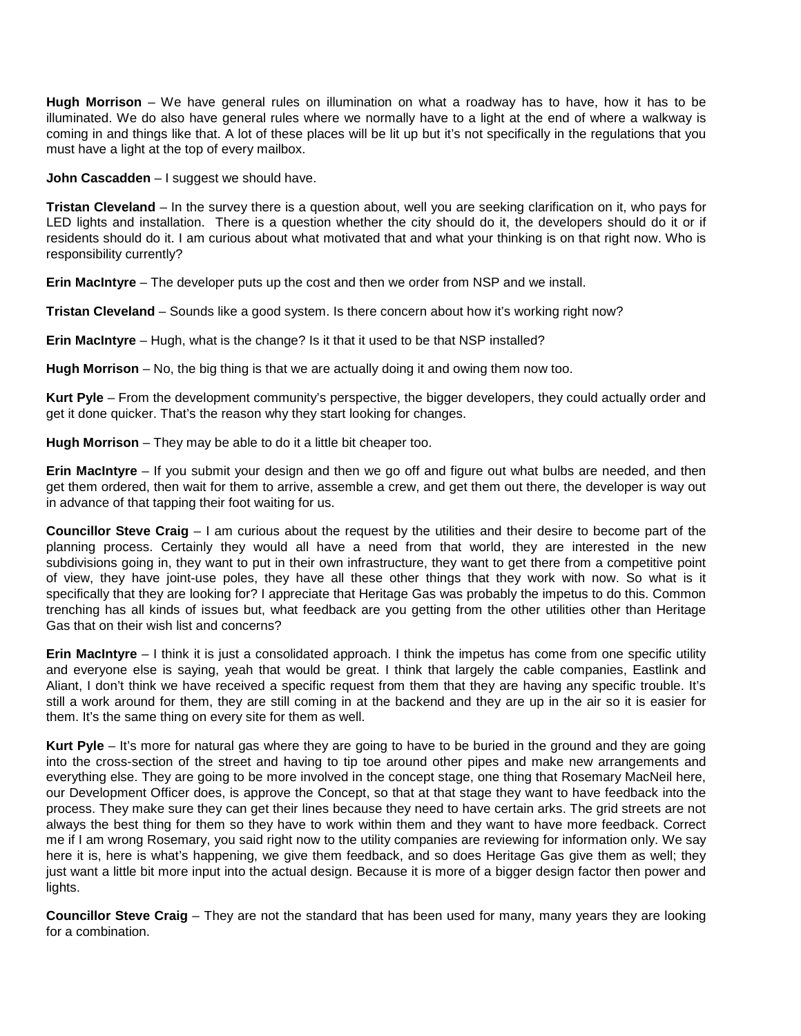**Hugh Morrison** – We have general rules on illumination on what a roadway has to have, how it has to be illuminated. We do also have general rules where we normally have to a light at the end of where a walkway is coming in and things like that. A lot of these places will be lit up but it's not specifically in the regulations that you must have a light at the top of every mailbox.

**John Cascadden** – I suggest we should have.

**Tristan Cleveland** – In the survey there is a question about, well you are seeking clarification on it, who pays for LED lights and installation. There is a question whether the city should do it, the developers should do it or if residents should do it. I am curious about what motivated that and what your thinking is on that right now. Who is responsibility currently?

**Erin MacIntyre** – The developer puts up the cost and then we order from NSP and we install.

**Tristan Cleveland** – Sounds like a good system. Is there concern about how it's working right now?

**Erin MacIntyre** – Hugh, what is the change? Is it that it used to be that NSP installed?

**Hugh Morrison** – No, the big thing is that we are actually doing it and owing them now too.

**Kurt Pyle** – From the development community's perspective, the bigger developers, they could actually order and get it done quicker. That's the reason why they start looking for changes.

**Hugh Morrison** – They may be able to do it a little bit cheaper too.

**Erin MacIntyre** – If you submit your design and then we go off and figure out what bulbs are needed, and then get them ordered, then wait for them to arrive, assemble a crew, and get them out there, the developer is way out in advance of that tapping their foot waiting for us.

**Councillor Steve Craig** – I am curious about the request by the utilities and their desire to become part of the planning process. Certainly they would all have a need from that world, they are interested in the new subdivisions going in, they want to put in their own infrastructure, they want to get there from a competitive point of view, they have joint-use poles, they have all these other things that they work with now. So what is it specifically that they are looking for? I appreciate that Heritage Gas was probably the impetus to do this. Common trenching has all kinds of issues but, what feedback are you getting from the other utilities other than Heritage Gas that on their wish list and concerns?

**Erin MacIntyre** – I think it is just a consolidated approach. I think the impetus has come from one specific utility and everyone else is saying, yeah that would be great. I think that largely the cable companies, Eastlink and Aliant, I don't think we have received a specific request from them that they are having any specific trouble. It's still a work around for them, they are still coming in at the backend and they are up in the air so it is easier for them. It's the same thing on every site for them as well.

**Kurt Pyle** – It's more for natural gas where they are going to have to be buried in the ground and they are going into the cross-section of the street and having to tip toe around other pipes and make new arrangements and everything else. They are going to be more involved in the concept stage, one thing that Rosemary MacNeil here, our Development Officer does, is approve the Concept, so that at that stage they want to have feedback into the process. They make sure they can get their lines because they need to have certain arks. The grid streets are not always the best thing for them so they have to work within them and they want to have more feedback. Correct me if I am wrong Rosemary, you said right now to the utility companies are reviewing for information only. We say here it is, here is what's happening, we give them feedback, and so does Heritage Gas give them as well; they just want a little bit more input into the actual design. Because it is more of a bigger design factor then power and lights.

**Councillor Steve Craig** – They are not the standard that has been used for many, many years they are looking for a combination.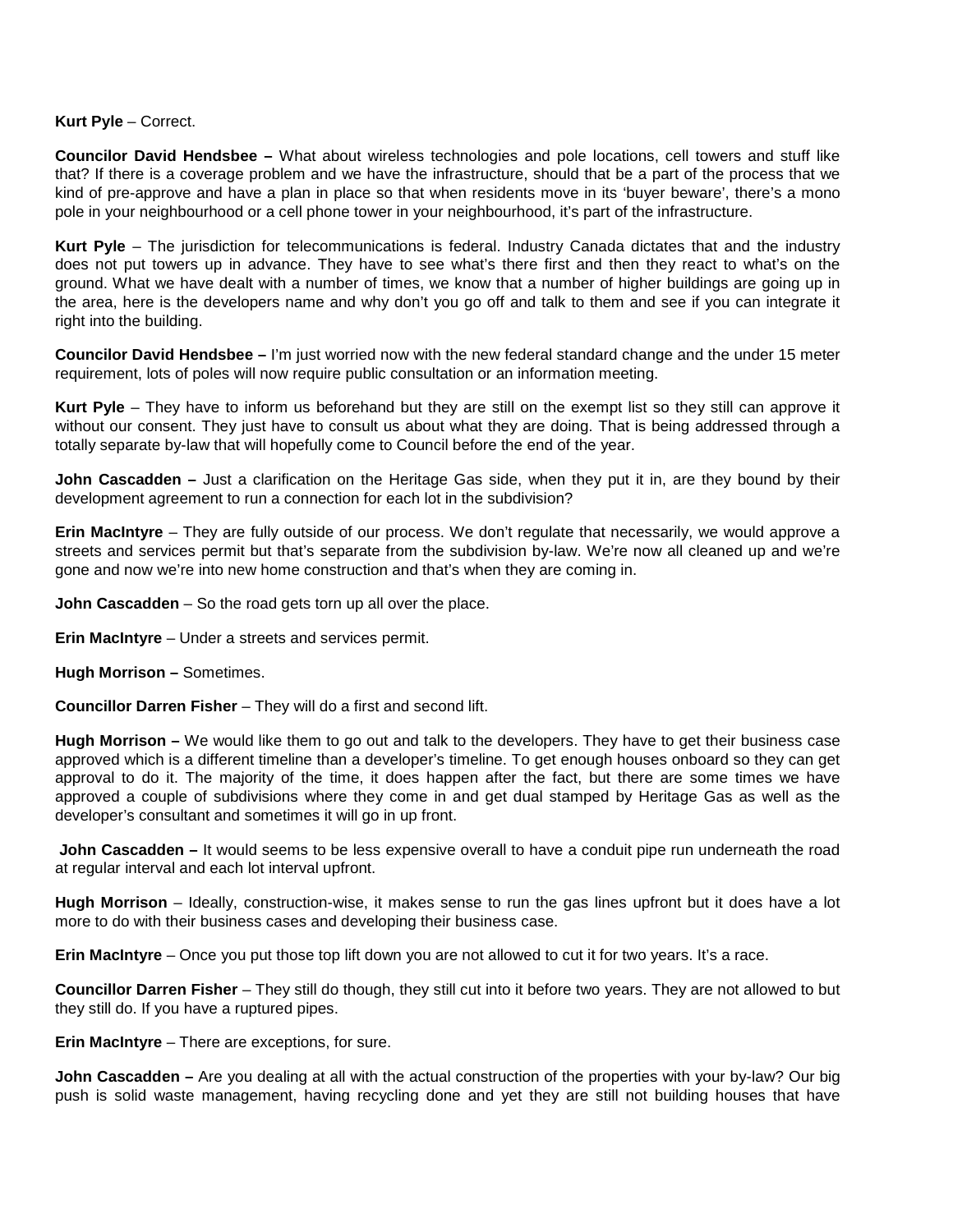**Kurt Pyle** – Correct.

**Councilor David Hendsbee –** What about wireless technologies and pole locations, cell towers and stuff like that? If there is a coverage problem and we have the infrastructure, should that be a part of the process that we kind of pre-approve and have a plan in place so that when residents move in its 'buyer beware', there's a mono pole in your neighbourhood or a cell phone tower in your neighbourhood, it's part of the infrastructure.

**Kurt Pyle** – The jurisdiction for telecommunications is federal. Industry Canada dictates that and the industry does not put towers up in advance. They have to see what's there first and then they react to what's on the ground. What we have dealt with a number of times, we know that a number of higher buildings are going up in the area, here is the developers name and why don't you go off and talk to them and see if you can integrate it right into the building.

**Councilor David Hendsbee –** I'm just worried now with the new federal standard change and the under 15 meter requirement, lots of poles will now require public consultation or an information meeting.

**Kurt Pyle** – They have to inform us beforehand but they are still on the exempt list so they still can approve it without our consent. They just have to consult us about what they are doing. That is being addressed through a totally separate by-law that will hopefully come to Council before the end of the year.

**John Cascadden –** Just a clarification on the Heritage Gas side, when they put it in, are they bound by their development agreement to run a connection for each lot in the subdivision?

**Erin MacIntyre** – They are fully outside of our process. We don't regulate that necessarily, we would approve a streets and services permit but that's separate from the subdivision by-law. We're now all cleaned up and we're gone and now we're into new home construction and that's when they are coming in.

**John Cascadden** – So the road gets torn up all over the place.

**Erin MacIntyre** – Under a streets and services permit.

**Hugh Morrison –** Sometimes.

**Councillor Darren Fisher** – They will do a first and second lift.

**Hugh Morrison –** We would like them to go out and talk to the developers. They have to get their business case approved which is a different timeline than a developer's timeline. To get enough houses onboard so they can get approval to do it. The majority of the time, it does happen after the fact, but there are some times we have approved a couple of subdivisions where they come in and get dual stamped by Heritage Gas as well as the developer's consultant and sometimes it will go in up front.

**John Cascadden –** It would seems to be less expensive overall to have a conduit pipe run underneath the road at regular interval and each lot interval upfront.

**Hugh Morrison** – Ideally, construction-wise, it makes sense to run the gas lines upfront but it does have a lot more to do with their business cases and developing their business case.

**Erin MacIntyre** – Once you put those top lift down you are not allowed to cut it for two years. It's a race.

**Councillor Darren Fisher** – They still do though, they still cut into it before two years. They are not allowed to but they still do. If you have a ruptured pipes.

**Erin MacIntyre** – There are exceptions, for sure.

**John Cascadden –** Are you dealing at all with the actual construction of the properties with your by-law? Our big push is solid waste management, having recycling done and yet they are still not building houses that have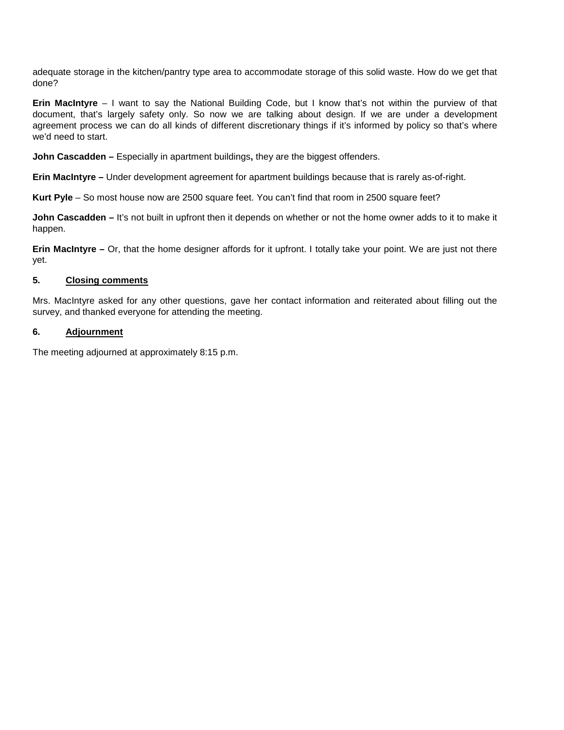adequate storage in the kitchen/pantry type area to accommodate storage of this solid waste. How do we get that done?

**Erin MacIntyre** – I want to say the National Building Code, but I know that's not within the purview of that document, that's largely safety only. So now we are talking about design. If we are under a development agreement process we can do all kinds of different discretionary things if it's informed by policy so that's where we'd need to start.

**John Cascadden –** Especially in apartment buildings**,** they are the biggest offenders.

**Erin MacIntyre –** Under development agreement for apartment buildings because that is rarely as-of-right.

**Kurt Pyle** – So most house now are 2500 square feet. You can't find that room in 2500 square feet?

**John Cascadden –** It's not built in upfront then it depends on whether or not the home owner adds to it to make it happen.

**Erin MacIntyre –** Or, that the home designer affords for it upfront. I totally take your point. We are just not there yet.

**5. Closing comments**

Mrs. MacIntyre asked for any other questions, gave her contact information and reiterated about filling out the survey, and thanked everyone for attending the meeting.

**6. Adjournment**

The meeting adjourned at approximately 8:15 p.m.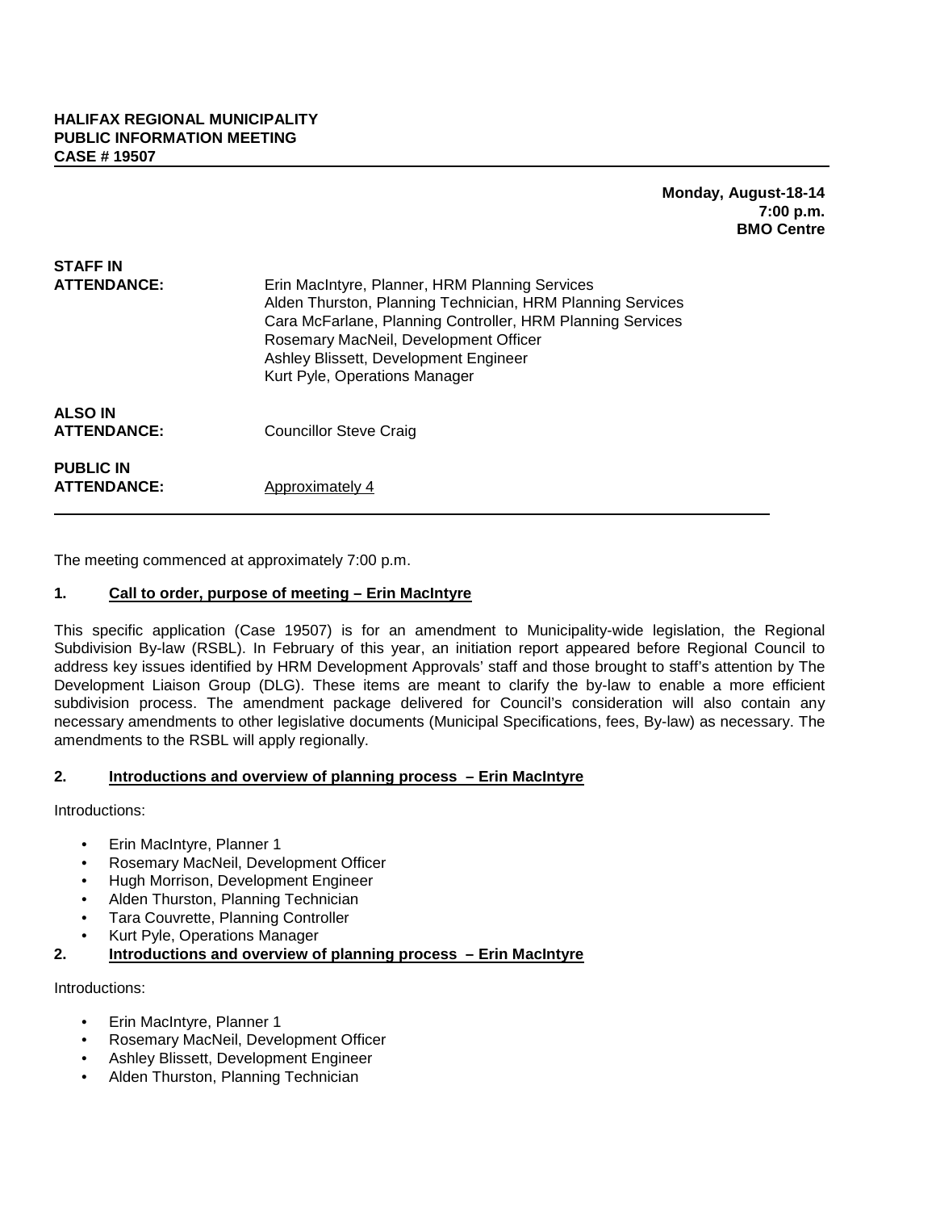**HALIFAX REGIONAL MUNICIPALITY**
**PUBLIC INFORMATION MEETING**
**CASE # 19507**

**Monday, August-18-14**
**7:00 p.m.**
**BMO Centre**

| | |
|---|---|
| **STAFF IN ATTENDANCE:** | Erin MacIntyre, Planner, HRM Planning Services<br>Alden Thurston, Planning Technician, HRM Planning Services<br>Cara McFarlane, Planning Controller, HRM Planning Services<br>Rosemary MacNeil, Development Officer<br>Ashley Blissett, Development Engineer<br>Kurt Pyle, Operations Manager |
| **ALSO IN ATTENDANCE:** | Councillor Steve Craig |
| **PUBLIC IN ATTENDANCE:** | Approximately 4 |

The meeting commenced at approximately 7:00 p.m.

### 1. Call to order, purpose of meeting – Erin MacIntyre

This specific application (Case 19507) is for an amendment to Municipality-wide legislation, the Regional Subdivision By-law (RSBL). In February of this year, an initiation report appeared before Regional Council to address key issues identified by HRM Development Approvals' staff and those brought to staff's attention by The Development Liaison Group (DLG). These items are meant to clarify the by-law to enable a more efficient subdivision process. The amendment package delivered for Council's consideration will also contain any necessary amendments to other legislative documents (Municipal Specifications, fees, By-law) as necessary. The amendments to the RSBL will apply regionally.

### 2. Introductions and overview of planning process – Erin MacIntyre

Introductions:

- Erin MacIntyre, Planner 1
- Rosemary MacNeil, Development Officer
- Hugh Morrison, Development Engineer
- Alden Thurston, Planning Technician
- Tara Couvrette, Planning Controller
- Kurt Pyle, Operations Manager

### 2. Introductions and overview of planning process – Erin MacIntyre

Introductions:

- Erin MacIntyre, Planner 1
- Rosemary MacNeil, Development Officer
- Ashley Blissett, Development Engineer
- Alden Thurston, Planning Technician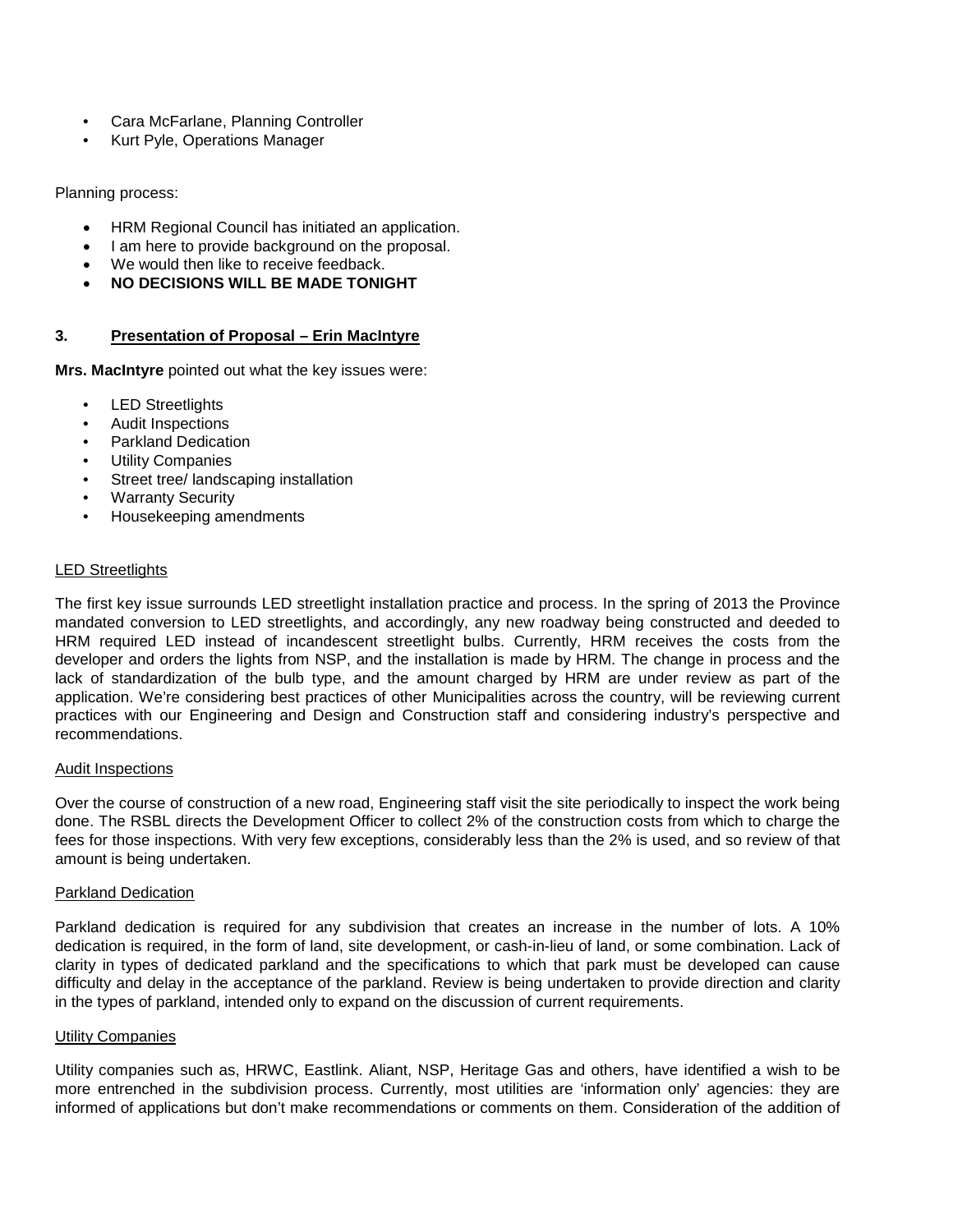- Cara McFarlane, Planning Controller
- Kurt Pyle, Operations Manager

Planning process:

- HRM Regional Council has initiated an application.
- I am here to provide background on the proposal.
- We would then like to receive feedback.
- **NO DECISIONS WILL BE MADE TONIGHT**

### 3. Presentation of Proposal – Erin MacIntyre

**Mrs. MacIntyre** pointed out what the key issues were:

- LED Streetlights
- Audit Inspections
- Parkland Dedication
- Utility Companies
- Street tree/ landscaping installation
- Warranty Security
- Housekeeping amendments

LED Streetlights

The first key issue surrounds LED streetlight installation practice and process. In the spring of 2013 the Province mandated conversion to LED streetlights, and accordingly, any new roadway being constructed and deeded to HRM required LED instead of incandescent streetlight bulbs. Currently, HRM receives the costs from the developer and orders the lights from NSP, and the installation is made by HRM. The change in process and the lack of standardization of the bulb type, and the amount charged by HRM are under review as part of the application. We're considering best practices of other Municipalities across the country, will be reviewing current practices with our Engineering and Design and Construction staff and considering industry's perspective and recommendations.

Audit Inspections

Over the course of construction of a new road, Engineering staff visit the site periodically to inspect the work being done. The RSBL directs the Development Officer to collect 2% of the construction costs from which to charge the fees for those inspections. With very few exceptions, considerably less than the 2% is used, and so review of that amount is being undertaken.

Parkland Dedication

Parkland dedication is required for any subdivision that creates an increase in the number of lots. A 10% dedication is required, in the form of land, site development, or cash-in-lieu of land, or some combination. Lack of clarity in types of dedicated parkland and the specifications to which that park must be developed can cause difficulty and delay in the acceptance of the parkland. Review is being undertaken to provide direction and clarity in the types of parkland, intended only to expand on the discussion of current requirements.

Utility Companies

Utility companies such as, HRWC, Eastlink. Aliant, NSP, Heritage Gas and others, have identified a wish to be more entrenched in the subdivision process. Currently, most utilities are 'information only' agencies: they are informed of applications but don't make recommendations or comments on them. Consideration of the addition of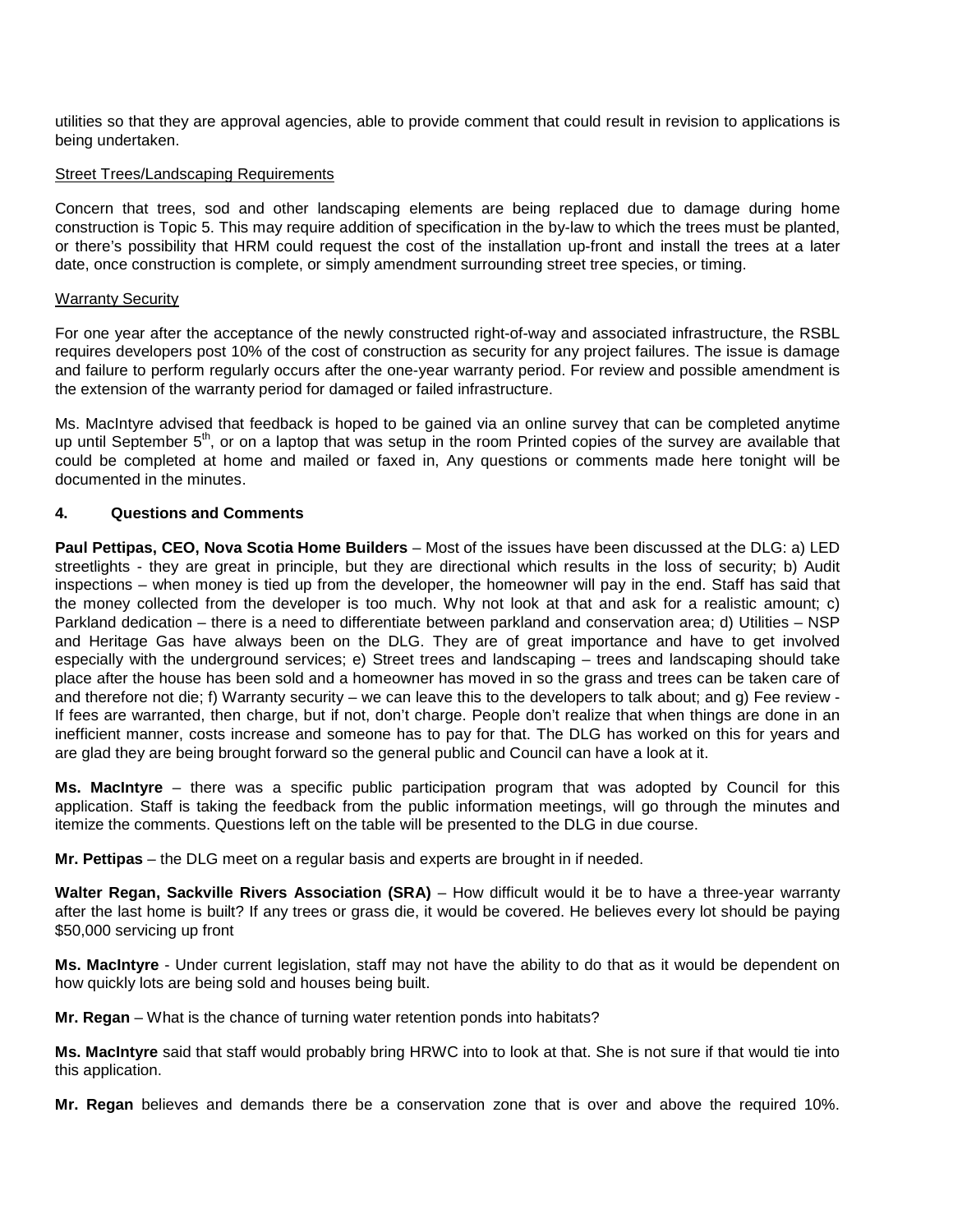utilities so that they are approval agencies, able to provide comment that could result in revision to applications is being undertaken.

Street Trees/Landscaping Requirements

Concern that trees, sod and other landscaping elements are being replaced due to damage during home construction is Topic 5. This may require addition of specification in the by-law to which the trees must be planted, or there's possibility that HRM could request the cost of the installation up-front and install the trees at a later date, once construction is complete, or simply amendment surrounding street tree species, or timing.

Warranty Security

For one year after the acceptance of the newly constructed right-of-way and associated infrastructure, the RSBL requires developers post 10% of the cost of construction as security for any project failures. The issue is damage and failure to perform regularly occurs after the one-year warranty period. For review and possible amendment is the extension of the warranty period for damaged or failed infrastructure.

Ms. MacIntyre advised that feedback is hoped to be gained via an online survey that can be completed anytime up until September 5th, or on a laptop that was setup in the room Printed copies of the survey are available that could be completed at home and mailed or faxed in, Any questions or comments made here tonight will be documented in the minutes.

**4. Questions and Comments**

**Paul Pettipas, CEO, Nova Scotia Home Builders** – Most of the issues have been discussed at the DLG: a) LED streetlights - they are great in principle, but they are directional which results in the loss of security; b) Audit inspections – when money is tied up from the developer, the homeowner will pay in the end. Staff has said that the money collected from the developer is too much. Why not look at that and ask for a realistic amount; c) Parkland dedication – there is a need to differentiate between parkland and conservation area; d) Utilities – NSP and Heritage Gas have always been on the DLG. They are of great importance and have to get involved especially with the underground services; e) Street trees and landscaping – trees and landscaping should take place after the house has been sold and a homeowner has moved in so the grass and trees can be taken care of and therefore not die; f) Warranty security – we can leave this to the developers to talk about; and g) Fee review - If fees are warranted, then charge, but if not, don't charge. People don't realize that when things are done in an inefficient manner, costs increase and someone has to pay for that. The DLG has worked on this for years and are glad they are being brought forward so the general public and Council can have a look at it.

**Ms. MacIntyre** – there was a specific public participation program that was adopted by Council for this application. Staff is taking the feedback from the public information meetings, will go through the minutes and itemize the comments. Questions left on the table will be presented to the DLG in due course.

**Mr. Pettipas** – the DLG meet on a regular basis and experts are brought in if needed.

**Walter Regan, Sackville Rivers Association (SRA)** – How difficult would it be to have a three-year warranty after the last home is built? If any trees or grass die, it would be covered. He believes every lot should be paying $50,000 servicing up front

**Ms. MacIntyre** - Under current legislation, staff may not have the ability to do that as it would be dependent on how quickly lots are being sold and houses being built.

**Mr. Regan** – What is the chance of turning water retention ponds into habitats?

**Ms. MacIntyre** said that staff would probably bring HRWC into to look at that. She is not sure if that would tie into this application.

**Mr. Regan** believes and demands there be a conservation zone that is over and above the required 10%.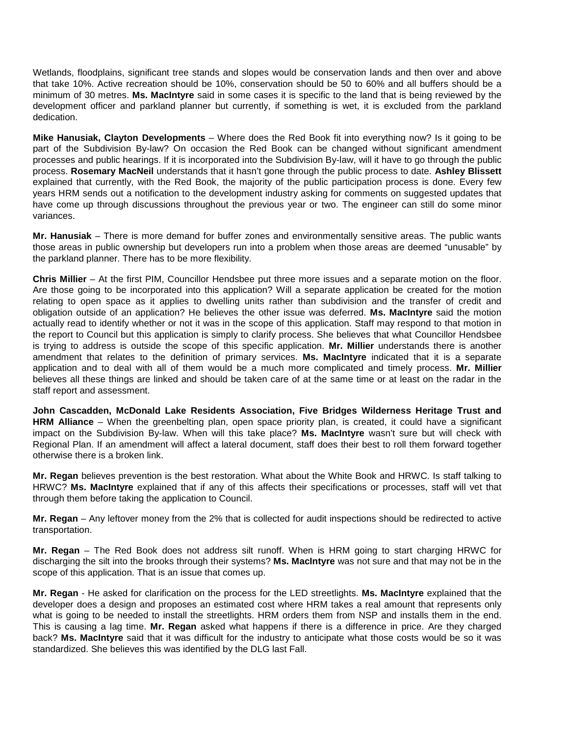Wetlands, floodplains, significant tree stands and slopes would be conservation lands and then over and above that take 10%. Active recreation should be 10%, conservation should be 50 to 60% and all buffers should be a minimum of 30 metres. **Ms. MacIntyre** said in some cases it is specific to the land that is being reviewed by the development officer and parkland planner but currently, if something is wet, it is excluded from the parkland dedication.

**Mike Hanusiak, Clayton Developments** – Where does the Red Book fit into everything now? Is it going to be part of the Subdivision By-law? On occasion the Red Book can be changed without significant amendment processes and public hearings. If it is incorporated into the Subdivision By-law, will it have to go through the public process. **Rosemary MacNeil** understands that it hasn't gone through the public process to date. **Ashley Blissett** explained that currently, with the Red Book, the majority of the public participation process is done. Every few years HRM sends out a notification to the development industry asking for comments on suggested updates that have come up through discussions throughout the previous year or two. The engineer can still do some minor variances.

**Mr. Hanusiak** – There is more demand for buffer zones and environmentally sensitive areas. The public wants those areas in public ownership but developers run into a problem when those areas are deemed "unusable" by the parkland planner. There has to be more flexibility.

**Chris Millier** – At the first PIM, Councillor Hendsbee put three more issues and a separate motion on the floor. Are those going to be incorporated into this application? Will a separate application be created for the motion relating to open space as it applies to dwelling units rather than subdivision and the transfer of credit and obligation outside of an application? He believes the other issue was deferred. **Ms. MacIntyre** said the motion actually read to identify whether or not it was in the scope of this application. Staff may respond to that motion in the report to Council but this application is simply to clarify process. She believes that what Councillor Hendsbee is trying to address is outside the scope of this specific application. **Mr. Millier** understands there is another amendment that relates to the definition of primary services. **Ms. MacIntyre** indicated that it is a separate application and to deal with all of them would be a much more complicated and timely process. **Mr. Millier** believes all these things are linked and should be taken care of at the same time or at least on the radar in the staff report and assessment.

**John Cascadden, McDonald Lake Residents Association, Five Bridges Wilderness Heritage Trust and HRM Alliance** – When the greenbelting plan, open space priority plan, is created, it could have a significant impact on the Subdivision By-law. When will this take place? **Ms. MacIntyre** wasn't sure but will check with Regional Plan. If an amendment will affect a lateral document, staff does their best to roll them forward together otherwise there is a broken link.

**Mr. Regan** believes prevention is the best restoration. What about the White Book and HRWC. Is staff talking to HRWC? **Ms. MacIntyre** explained that if any of this affects their specifications or processes, staff will vet that through them before taking the application to Council.

**Mr. Regan** – Any leftover money from the 2% that is collected for audit inspections should be redirected to active transportation.

**Mr. Regan** – The Red Book does not address silt runoff. When is HRM going to start charging HRWC for discharging the silt into the brooks through their systems? **Ms. MacIntyre** was not sure and that may not be in the scope of this application. That is an issue that comes up.

**Mr. Regan** - He asked for clarification on the process for the LED streetlights. **Ms. MacIntyre** explained that the developer does a design and proposes an estimated cost where HRM takes a real amount that represents only what is going to be needed to install the streetlights. HRM orders them from NSP and installs them in the end. This is causing a lag time. **Mr. Regan** asked what happens if there is a difference in price. Are they charged back? **Ms. MacIntyre** said that it was difficult for the industry to anticipate what those costs would be so it was standardized. She believes this was identified by the DLG last Fall.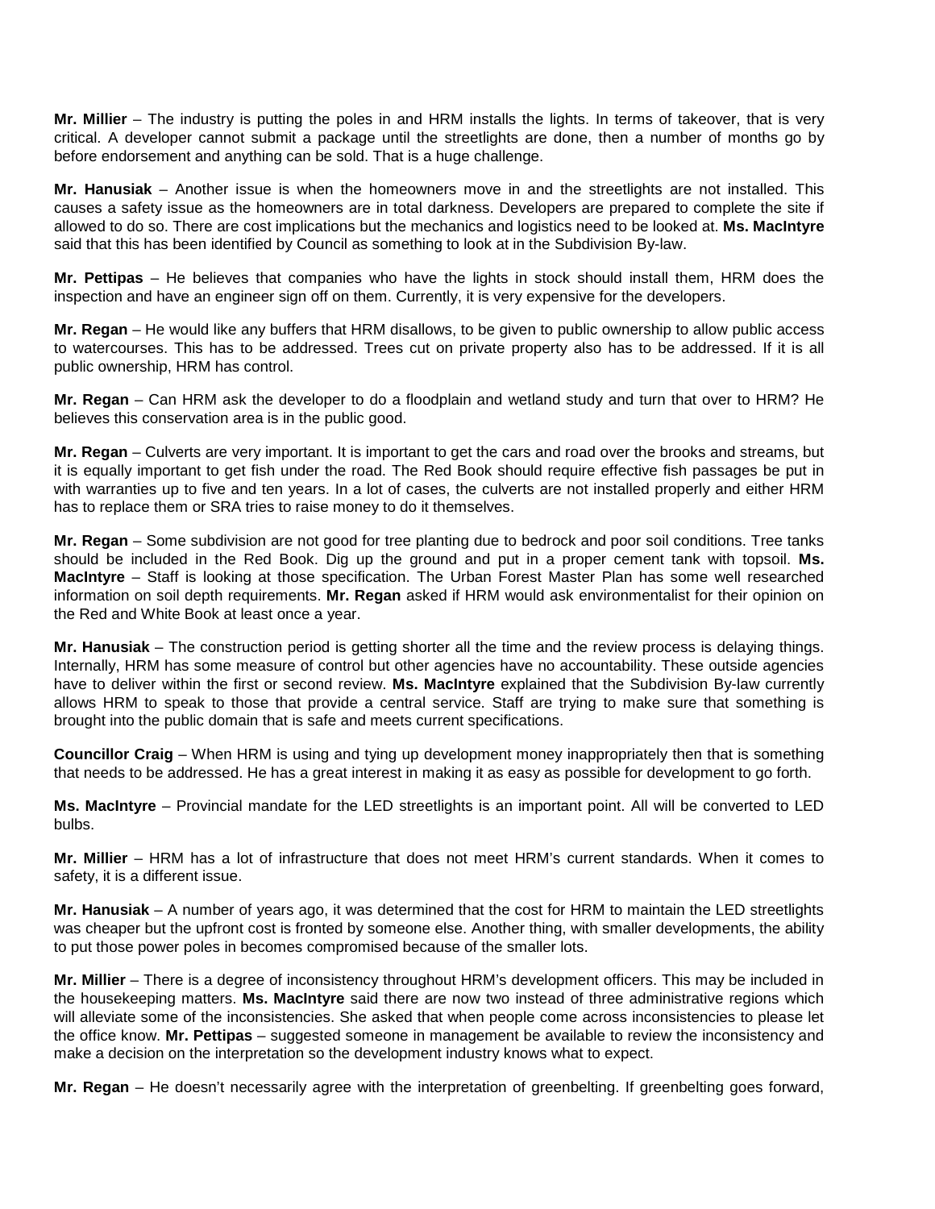**Mr. Millier** – The industry is putting the poles in and HRM installs the lights. In terms of takeover, that is very critical. A developer cannot submit a package until the streetlights are done, then a number of months go by before endorsement and anything can be sold. That is a huge challenge.

**Mr. Hanusiak** – Another issue is when the homeowners move in and the streetlights are not installed. This causes a safety issue as the homeowners are in total darkness. Developers are prepared to complete the site if allowed to do so. There are cost implications but the mechanics and logistics need to be looked at. **Ms. MacIntyre** said that this has been identified by Council as something to look at in the Subdivision By-law.

**Mr. Pettipas** – He believes that companies who have the lights in stock should install them, HRM does the inspection and have an engineer sign off on them. Currently, it is very expensive for the developers.

**Mr. Regan** – He would like any buffers that HRM disallows, to be given to public ownership to allow public access to watercourses. This has to be addressed. Trees cut on private property also has to be addressed. If it is all public ownership, HRM has control.

**Mr. Regan** – Can HRM ask the developer to do a floodplain and wetland study and turn that over to HRM? He believes this conservation area is in the public good.

**Mr. Regan** – Culverts are very important. It is important to get the cars and road over the brooks and streams, but it is equally important to get fish under the road. The Red Book should require effective fish passages be put in with warranties up to five and ten years. In a lot of cases, the culverts are not installed properly and either HRM has to replace them or SRA tries to raise money to do it themselves.

**Mr. Regan** – Some subdivision are not good for tree planting due to bedrock and poor soil conditions. Tree tanks should be included in the Red Book. Dig up the ground and put in a proper cement tank with topsoil. **Ms. MacIntyre** – Staff is looking at those specification. The Urban Forest Master Plan has some well researched information on soil depth requirements. **Mr. Regan** asked if HRM would ask environmentalist for their opinion on the Red and White Book at least once a year.

**Mr. Hanusiak** – The construction period is getting shorter all the time and the review process is delaying things. Internally, HRM has some measure of control but other agencies have no accountability. These outside agencies have to deliver within the first or second review. **Ms. MacIntyre** explained that the Subdivision By-law currently allows HRM to speak to those that provide a central service. Staff are trying to make sure that something is brought into the public domain that is safe and meets current specifications.

**Councillor Craig** – When HRM is using and tying up development money inappropriately then that is something that needs to be addressed. He has a great interest in making it as easy as possible for development to go forth.

**Ms. MacIntyre** – Provincial mandate for the LED streetlights is an important point. All will be converted to LED bulbs.

**Mr. Millier** – HRM has a lot of infrastructure that does not meet HRM's current standards. When it comes to safety, it is a different issue.

**Mr. Hanusiak** – A number of years ago, it was determined that the cost for HRM to maintain the LED streetlights was cheaper but the upfront cost is fronted by someone else. Another thing, with smaller developments, the ability to put those power poles in becomes compromised because of the smaller lots.

**Mr. Millier** – There is a degree of inconsistency throughout HRM's development officers. This may be included in the housekeeping matters. **Ms. MacIntyre** said there are now two instead of three administrative regions which will alleviate some of the inconsistencies. She asked that when people come across inconsistencies to please let the office know. **Mr. Pettipas** – suggested someone in management be available to review the inconsistency and make a decision on the interpretation so the development industry knows what to expect.

**Mr. Regan** – He doesn't necessarily agree with the interpretation of greenbelting. If greenbelting goes forward,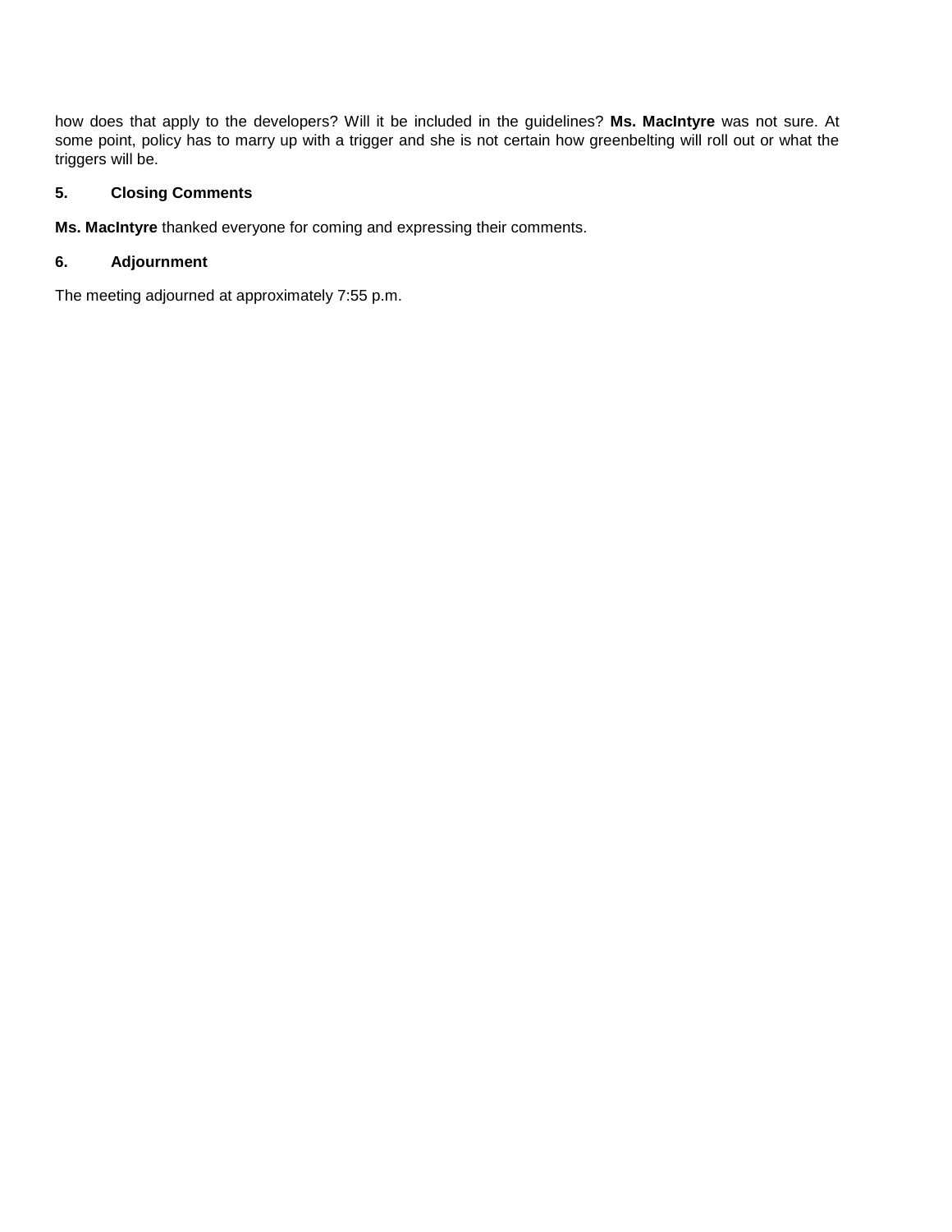how does that apply to the developers? Will it be included in the guidelines? **Ms. MacIntyre** was not sure. At some point, policy has to marry up with a trigger and she is not certain how greenbelting will roll out or what the triggers will be.

## 5. Closing Comments

**Ms. MacIntyre** thanked everyone for coming and expressing their comments.

## 6. Adjournment

The meeting adjourned at approximately 7:55 p.m.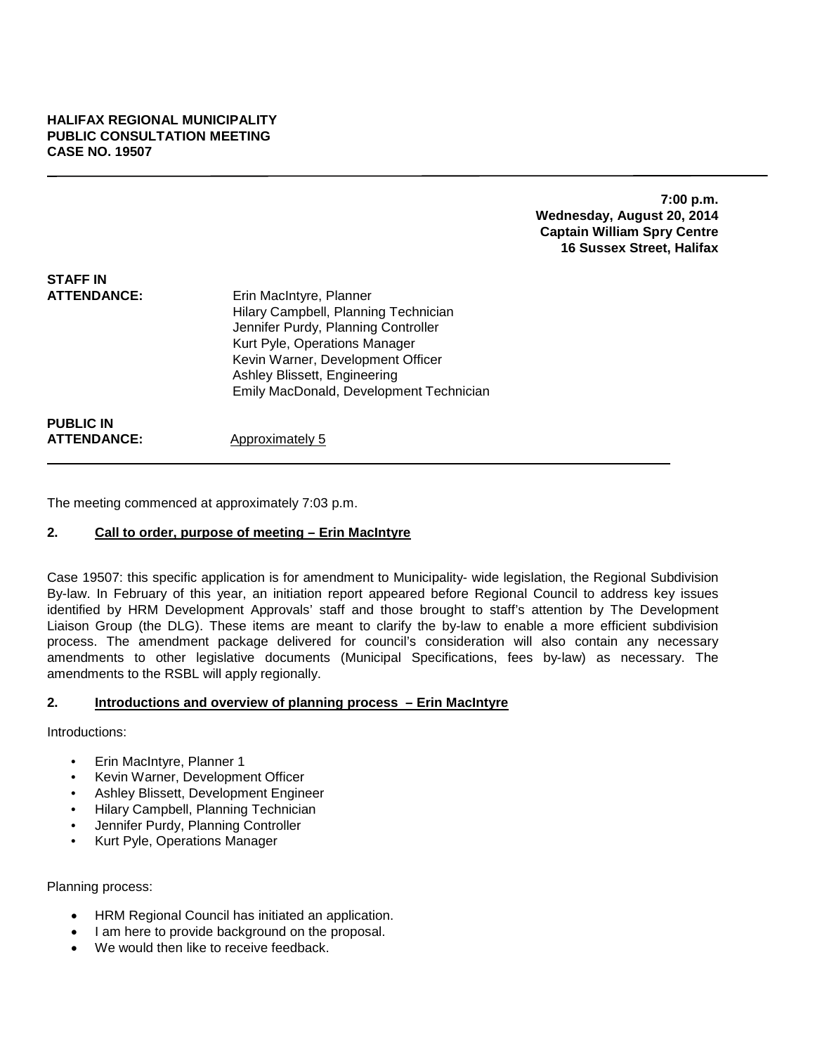**HALIFAX REGIONAL MUNICIPALITY**
**PUBLIC CONSULTATION MEETING**
**CASE NO. 19507**

---

**7:00 p.m.**
**Wednesday, August 20, 2014**
**Captain William Spry Centre**
**16 Sussex Street, Halifax**

**STAFF IN ATTENDANCE:**

Erin MacIntyre, Planner
Hilary Campbell, Planning Technician
Jennifer Purdy, Planning Controller
Kurt Pyle, Operations Manager
Kevin Warner, Development Officer
Ashley Blissett, Engineering
Emily MacDonald, Development Technician

**PUBLIC IN ATTENDANCE:** Approximately 5

---

The meeting commenced at approximately 7:03 p.m.

**2. Call to order, purpose of meeting – Erin MacIntyre**

Case 19507: this specific application is for amendment to Municipality- wide legislation, the Regional Subdivision By-law. In February of this year, an initiation report appeared before Regional Council to address key issues identified by HRM Development Approvals' staff and those brought to staff's attention by The Development Liaison Group (the DLG). These items are meant to clarify the by-law to enable a more efficient subdivision process. The amendment package delivered for council's consideration will also contain any necessary amendments to other legislative documents (Municipal Specifications, fees by-law) as necessary. The amendments to the RSBL will apply regionally.

**2. Introductions and overview of planning process – Erin MacIntyre**

Introductions:

- Erin MacIntyre, Planner 1
- Kevin Warner, Development Officer
- Ashley Blissett, Development Engineer
- Hilary Campbell, Planning Technician
- Jennifer Purdy, Planning Controller
- Kurt Pyle, Operations Manager

Planning process:

- HRM Regional Council has initiated an application.
- I am here to provide background on the proposal.
- We would then like to receive feedback.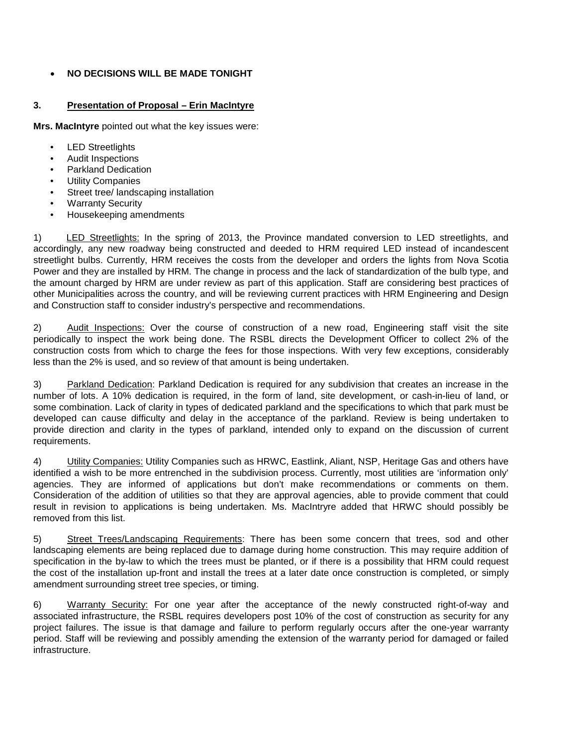- **NO DECISIONS WILL BE MADE TONIGHT**

**3. Presentation of Proposal – Erin MacIntyre**

**Mrs. MacIntyre** pointed out what the key issues were:

- LED Streetlights
- Audit Inspections
- Parkland Dedication
- Utility Companies
- Street tree/ landscaping installation
- Warranty Security
- Housekeeping amendments

1) LED Streetlights: In the spring of 2013, the Province mandated conversion to LED streetlights, and accordingly, any new roadway being constructed and deeded to HRM required LED instead of incandescent streetlight bulbs. Currently, HRM receives the costs from the developer and orders the lights from Nova Scotia Power and they are installed by HRM. The change in process and the lack of standardization of the bulb type, and the amount charged by HRM are under review as part of this application. Staff are considering best practices of other Municipalities across the country, and will be reviewing current practices with HRM Engineering and Design and Construction staff to consider industry's perspective and recommendations.

2) Audit Inspections: Over the course of construction of a new road, Engineering staff visit the site periodically to inspect the work being done. The RSBL directs the Development Officer to collect 2% of the construction costs from which to charge the fees for those inspections. With very few exceptions, considerably less than the 2% is used, and so review of that amount is being undertaken.

3) Parkland Dedication: Parkland Dedication is required for any subdivision that creates an increase in the number of lots. A 10% dedication is required, in the form of land, site development, or cash-in-lieu of land, or some combination. Lack of clarity in types of dedicated parkland and the specifications to which that park must be developed can cause difficulty and delay in the acceptance of the parkland. Review is being undertaken to provide direction and clarity in the types of parkland, intended only to expand on the discussion of current requirements.

4) Utility Companies: Utility Companies such as HRWC, Eastlink, Aliant, NSP, Heritage Gas and others have identified a wish to be more entrenched in the subdivision process. Currently, most utilities are 'information only' agencies. They are informed of applications but don't make recommendations or comments on them. Consideration of the addition of utilities so that they are approval agencies, able to provide comment that could result in revision to applications is being undertaken. Ms. MacIntryre added that HRWC should possibly be removed from this list.

5) Street Trees/Landscaping Requirements: There has been some concern that trees, sod and other landscaping elements are being replaced due to damage during home construction. This may require addition of specification in the by-law to which the trees must be planted, or if there is a possibility that HRM could request the cost of the installation up-front and install the trees at a later date once construction is completed, or simply amendment surrounding street tree species, or timing.

6) Warranty Security: For one year after the acceptance of the newly constructed right-of-way and associated infrastructure, the RSBL requires developers post 10% of the cost of construction as security for any project failures. The issue is that damage and failure to perform regularly occurs after the one-year warranty period. Staff will be reviewing and possibly amending the extension of the warranty period for damaged or failed infrastructure.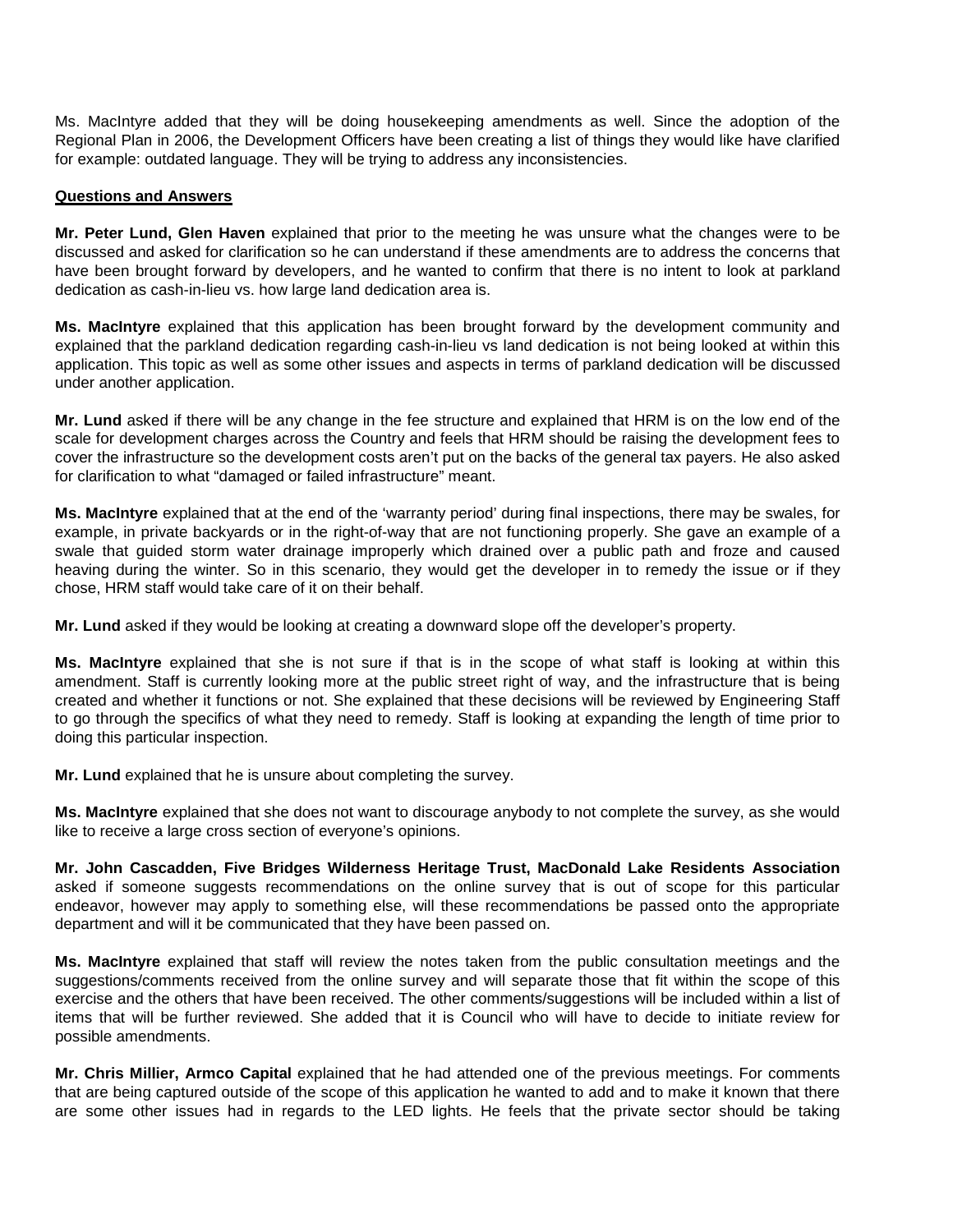Ms. MacIntyre added that they will be doing housekeeping amendments as well. Since the adoption of the Regional Plan in 2006, the Development Officers have been creating a list of things they would like have clarified for example: outdated language. They will be trying to address any inconsistencies.

**Questions and Answers**

**Mr. Peter Lund, Glen Haven** explained that prior to the meeting he was unsure what the changes were to be discussed and asked for clarification so he can understand if these amendments are to address the concerns that have been brought forward by developers, and he wanted to confirm that there is no intent to look at parkland dedication as cash-in-lieu vs. how large land dedication area is.

**Ms. MacIntyre** explained that this application has been brought forward by the development community and explained that the parkland dedication regarding cash-in-lieu vs land dedication is not being looked at within this application. This topic as well as some other issues and aspects in terms of parkland dedication will be discussed under another application.

**Mr. Lund** asked if there will be any change in the fee structure and explained that HRM is on the low end of the scale for development charges across the Country and feels that HRM should be raising the development fees to cover the infrastructure so the development costs aren't put on the backs of the general tax payers. He also asked for clarification to what "damaged or failed infrastructure" meant.

**Ms. MacIntyre** explained that at the end of the 'warranty period' during final inspections, there may be swales, for example, in private backyards or in the right-of-way that are not functioning properly. She gave an example of a swale that guided storm water drainage improperly which drained over a public path and froze and caused heaving during the winter. So in this scenario, they would get the developer in to remedy the issue or if they chose, HRM staff would take care of it on their behalf.

**Mr. Lund** asked if they would be looking at creating a downward slope off the developer's property.

**Ms. MacIntyre** explained that she is not sure if that is in the scope of what staff is looking at within this amendment. Staff is currently looking more at the public street right of way, and the infrastructure that is being created and whether it functions or not. She explained that these decisions will be reviewed by Engineering Staff to go through the specifics of what they need to remedy. Staff is looking at expanding the length of time prior to doing this particular inspection.

**Mr. Lund** explained that he is unsure about completing the survey.

**Ms. MacIntyre** explained that she does not want to discourage anybody to not complete the survey, as she would like to receive a large cross section of everyone's opinions.

**Mr. John Cascadden, Five Bridges Wilderness Heritage Trust, MacDonald Lake Residents Association** asked if someone suggests recommendations on the online survey that is out of scope for this particular endeavor, however may apply to something else, will these recommendations be passed onto the appropriate department and will it be communicated that they have been passed on.

**Ms. MacIntyre** explained that staff will review the notes taken from the public consultation meetings and the suggestions/comments received from the online survey and will separate those that fit within the scope of this exercise and the others that have been received. The other comments/suggestions will be included within a list of items that will be further reviewed. She added that it is Council who will have to decide to initiate review for possible amendments.

**Mr. Chris Millier, Armco Capital** explained that he had attended one of the previous meetings. For comments that are being captured outside of the scope of this application he wanted to add and to make it known that there are some other issues had in regards to the LED lights. He feels that the private sector should be taking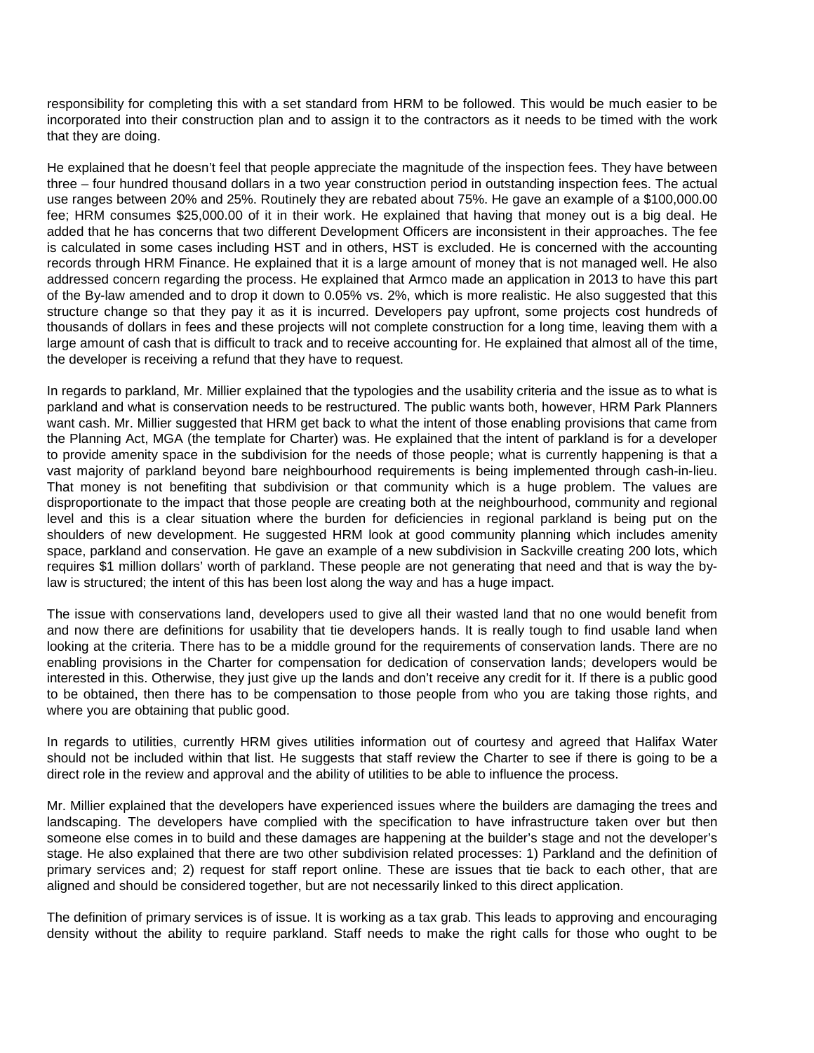responsibility for completing this with a set standard from HRM to be followed. This would be much easier to be incorporated into their construction plan and to assign it to the contractors as it needs to be timed with the work that they are doing.

He explained that he doesn't feel that people appreciate the magnitude of the inspection fees. They have between three – four hundred thousand dollars in a two year construction period in outstanding inspection fees. The actual use ranges between 20% and 25%. Routinely they are rebated about 75%. He gave an example of a $100,000.00 fee; HRM consumes $25,000.00 of it in their work. He explained that having that money out is a big deal. He added that he has concerns that two different Development Officers are inconsistent in their approaches. The fee is calculated in some cases including HST and in others, HST is excluded. He is concerned with the accounting records through HRM Finance. He explained that it is a large amount of money that is not managed well. He also addressed concern regarding the process. He explained that Armco made an application in 2013 to have this part of the By-law amended and to drop it down to 0.05% vs. 2%, which is more realistic. He also suggested that this structure change so that they pay it as it is incurred. Developers pay upfront, some projects cost hundreds of thousands of dollars in fees and these projects will not complete construction for a long time, leaving them with a large amount of cash that is difficult to track and to receive accounting for. He explained that almost all of the time, the developer is receiving a refund that they have to request.

In regards to parkland, Mr. Millier explained that the typologies and the usability criteria and the issue as to what is parkland and what is conservation needs to be restructured. The public wants both, however, HRM Park Planners want cash. Mr. Millier suggested that HRM get back to what the intent of those enabling provisions that came from the Planning Act, MGA (the template for Charter) was. He explained that the intent of parkland is for a developer to provide amenity space in the subdivision for the needs of those people; what is currently happening is that a vast majority of parkland beyond bare neighbourhood requirements is being implemented through cash-in-lieu. That money is not benefiting that subdivision or that community which is a huge problem. The values are disproportionate to the impact that those people are creating both at the neighbourhood, community and regional level and this is a clear situation where the burden for deficiencies in regional parkland is being put on the shoulders of new development. He suggested HRM look at good community planning which includes amenity space, parkland and conservation. He gave an example of a new subdivision in Sackville creating 200 lots, which requires $1 million dollars' worth of parkland. These people are not generating that need and that is way the by-law is structured; the intent of this has been lost along the way and has a huge impact.

The issue with conservations land, developers used to give all their wasted land that no one would benefit from and now there are definitions for usability that tie developers hands. It is really tough to find usable land when looking at the criteria. There has to be a middle ground for the requirements of conservation lands. There are no enabling provisions in the Charter for compensation for dedication of conservation lands; developers would be interested in this. Otherwise, they just give up the lands and don't receive any credit for it. If there is a public good to be obtained, then there has to be compensation to those people from who you are taking those rights, and where you are obtaining that public good.

In regards to utilities, currently HRM gives utilities information out of courtesy and agreed that Halifax Water should not be included within that list. He suggests that staff review the Charter to see if there is going to be a direct role in the review and approval and the ability of utilities to be able to influence the process.

Mr. Millier explained that the developers have experienced issues where the builders are damaging the trees and landscaping. The developers have complied with the specification to have infrastructure taken over but then someone else comes in to build and these damages are happening at the builder's stage and not the developer's stage. He also explained that there are two other subdivision related processes: 1) Parkland and the definition of primary services and; 2) request for staff report online. These are issues that tie back to each other, that are aligned and should be considered together, but are not necessarily linked to this direct application.

The definition of primary services is of issue. It is working as a tax grab. This leads to approving and encouraging density without the ability to require parkland. Staff needs to make the right calls for those who ought to be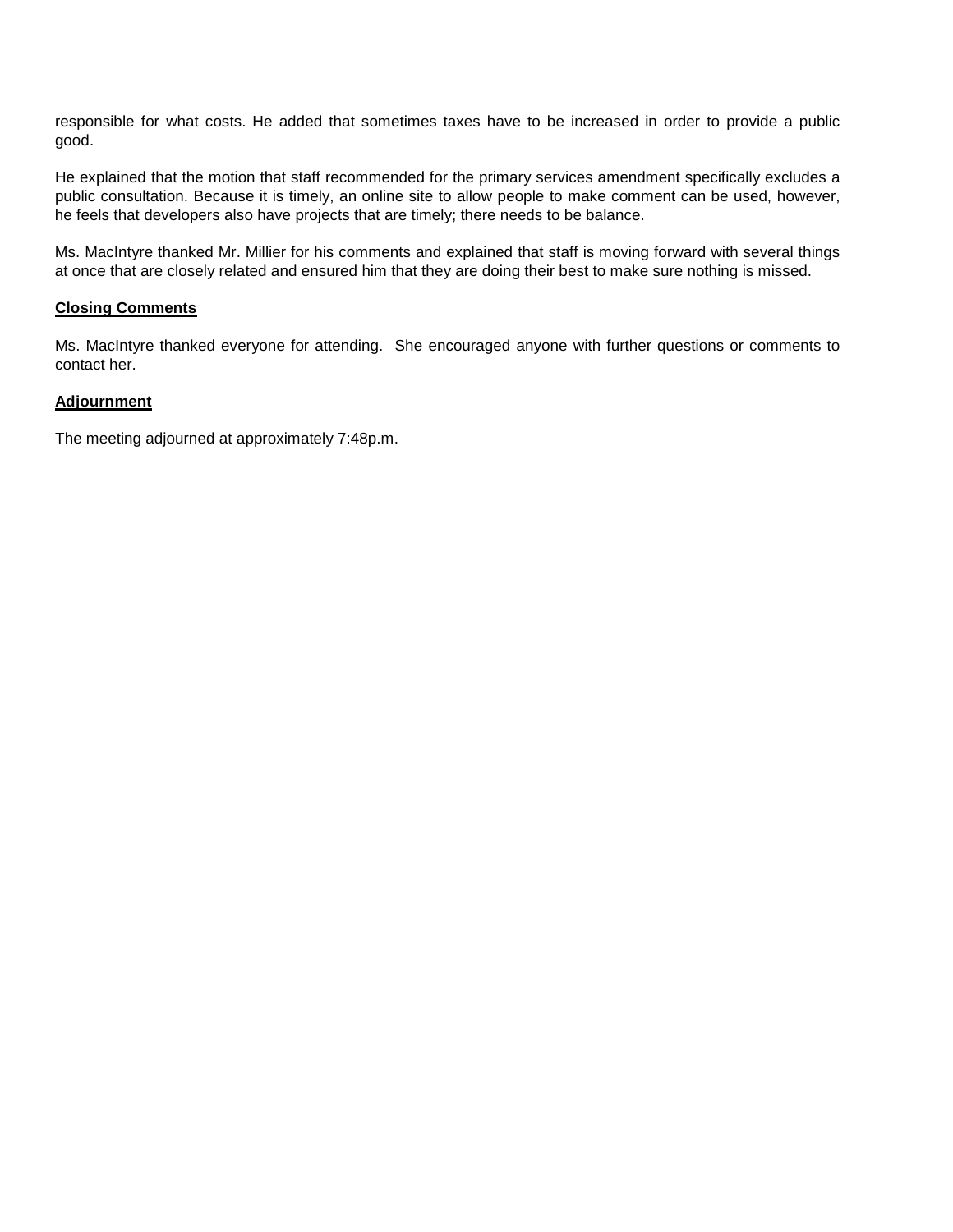responsible for what costs. He added that sometimes taxes have to be increased in order to provide a public good.

He explained that the motion that staff recommended for the primary services amendment specifically excludes a public consultation. Because it is timely, an online site to allow people to make comment can be used, however, he feels that developers also have projects that are timely; there needs to be balance.

Ms. MacIntyre thanked Mr. Millier for his comments and explained that staff is moving forward with several things at once that are closely related and ensured him that they are doing their best to make sure nothing is missed.

**Closing Comments**

Ms. MacIntyre thanked everyone for attending. She encouraged anyone with further questions or comments to contact her.

**Adjournment**

The meeting adjourned at approximately 7:48p.m.